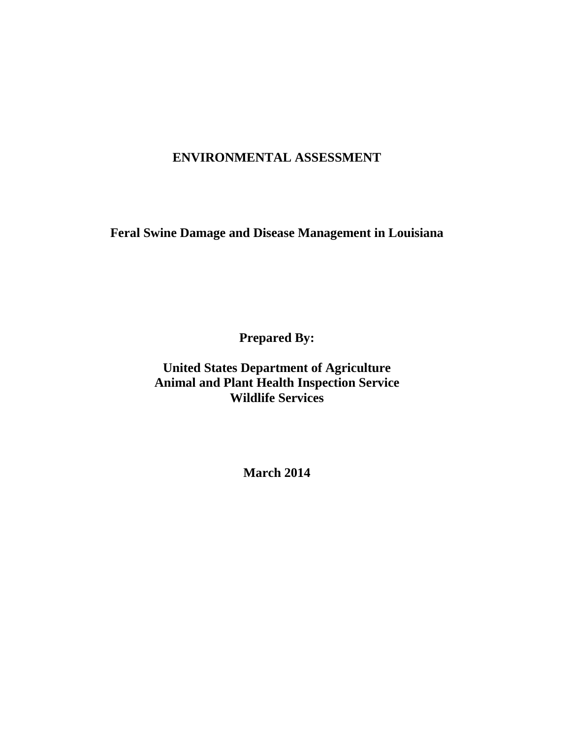# ENVIRONMENTAL ASSESSMENT

## Feral Swine Damage and Disease Management in Louisiana

**Prepared By:**

**United States Department of Agriculture**
**Animal and Plant Health Inspection Service**
**Wildlife Services**

**March 2014**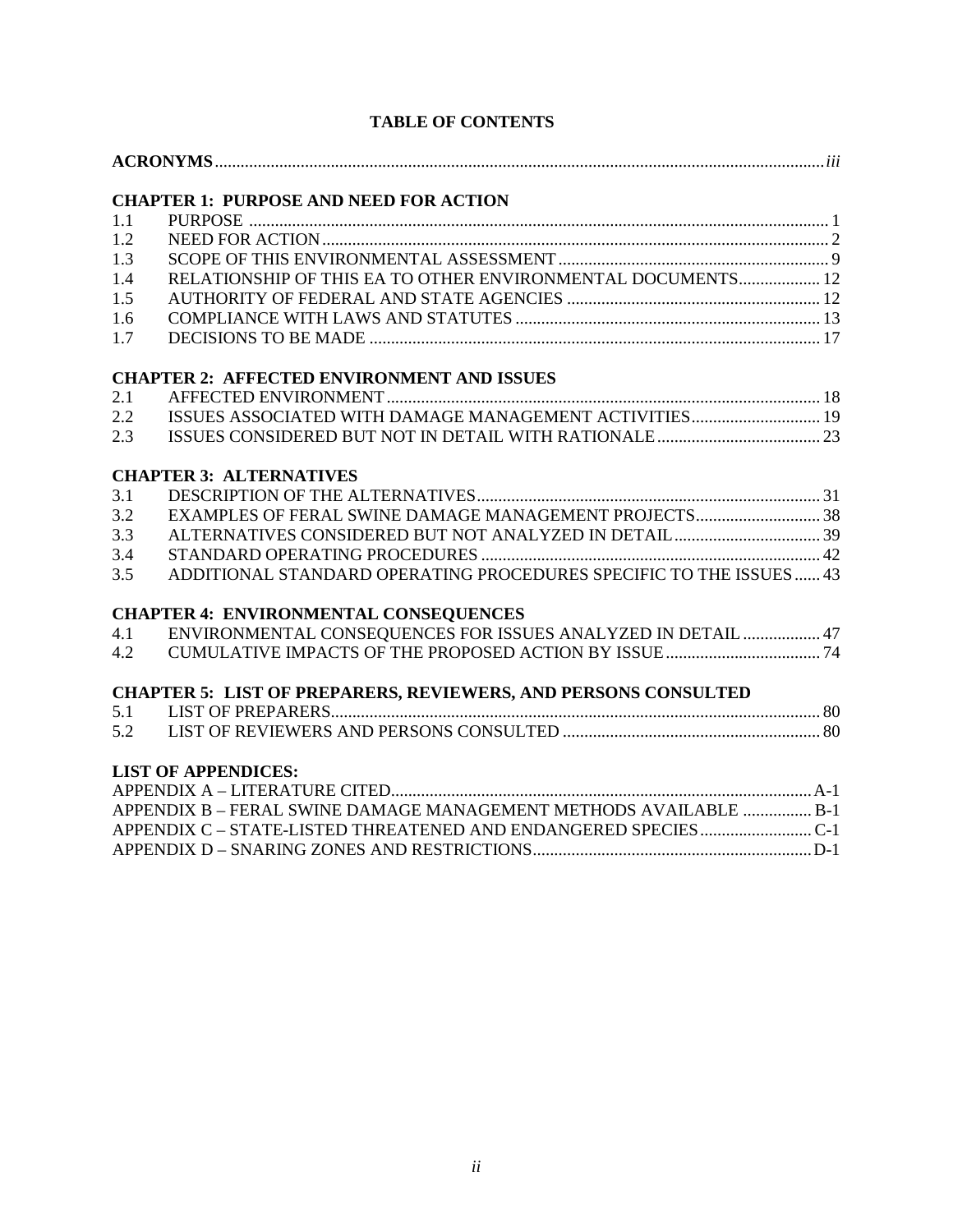# TABLE OF CONTENTS

**ACRONYMS** ........ *iii*

**CHAPTER 1: PURPOSE AND NEED FOR ACTION**

| | | |
|---|---|---|
| 1.1 | PURPOSE | 1 |
| 1.2 | NEED FOR ACTION | 2 |
| 1.3 | SCOPE OF THIS ENVIRONMENTAL ASSESSMENT | 9 |
| 1.4 | RELATIONSHIP OF THIS EA TO OTHER ENVIRONMENTAL DOCUMENTS | 12 |
| 1.5 | AUTHORITY OF FEDERAL AND STATE AGENCIES | 12 |
| 1.6 | COMPLIANCE WITH LAWS AND STATUTES | 13 |
| 1.7 | DECISIONS TO BE MADE | 17 |

**CHAPTER 2: AFFECTED ENVIRONMENT AND ISSUES**

| | | |
|---|---|---|
| 2.1 | AFFECTED ENVIRONMENT | 18 |
| 2.2 | ISSUES ASSOCIATED WITH DAMAGE MANAGEMENT ACTIVITIES | 19 |
| 2.3 | ISSUES CONSIDERED BUT NOT IN DETAIL WITH RATIONALE | 23 |

**CHAPTER 3: ALTERNATIVES**

| | | |
|---|---|---|
| 3.1 | DESCRIPTION OF THE ALTERNATIVES | 31 |
| 3.2 | EXAMPLES OF FERAL SWINE DAMAGE MANAGEMENT PROJECTS | 38 |
| 3.3 | ALTERNATIVES CONSIDERED BUT NOT ANALYZED IN DETAIL | 39 |
| 3.4 | STANDARD OPERATING PROCEDURES | 42 |
| 3.5 | ADDITIONAL STANDARD OPERATING PROCEDURES SPECIFIC TO THE ISSUES | 43 |

**CHAPTER 4: ENVIRONMENTAL CONSEQUENCES**

| | | |
|---|---|---|
| 4.1 | ENVIRONMENTAL CONSEQUENCES FOR ISSUES ANALYZED IN DETAIL | 47 |
| 4.2 | CUMULATIVE IMPACTS OF THE PROPOSED ACTION BY ISSUE | 74 |

**CHAPTER 5: LIST OF PREPARERS, REVIEWERS, AND PERSONS CONSULTED**

| | | |
|---|---|---|
| 5.1 | LIST OF PREPARERS | 80 |
| 5.2 | LIST OF REVIEWERS AND PERSONS CONSULTED | 80 |

**LIST OF APPENDICES:**

| | |
|---|---|
| APPENDIX A – LITERATURE CITED | A-1 |
| APPENDIX B – FERAL SWINE DAMAGE MANAGEMENT METHODS AVAILABLE | B-1 |
| APPENDIX C – STATE-LISTED THREATENED AND ENDANGERED SPECIES | C-1 |
| APPENDIX D – SNARING ZONES AND RESTRICTIONS | D-1 |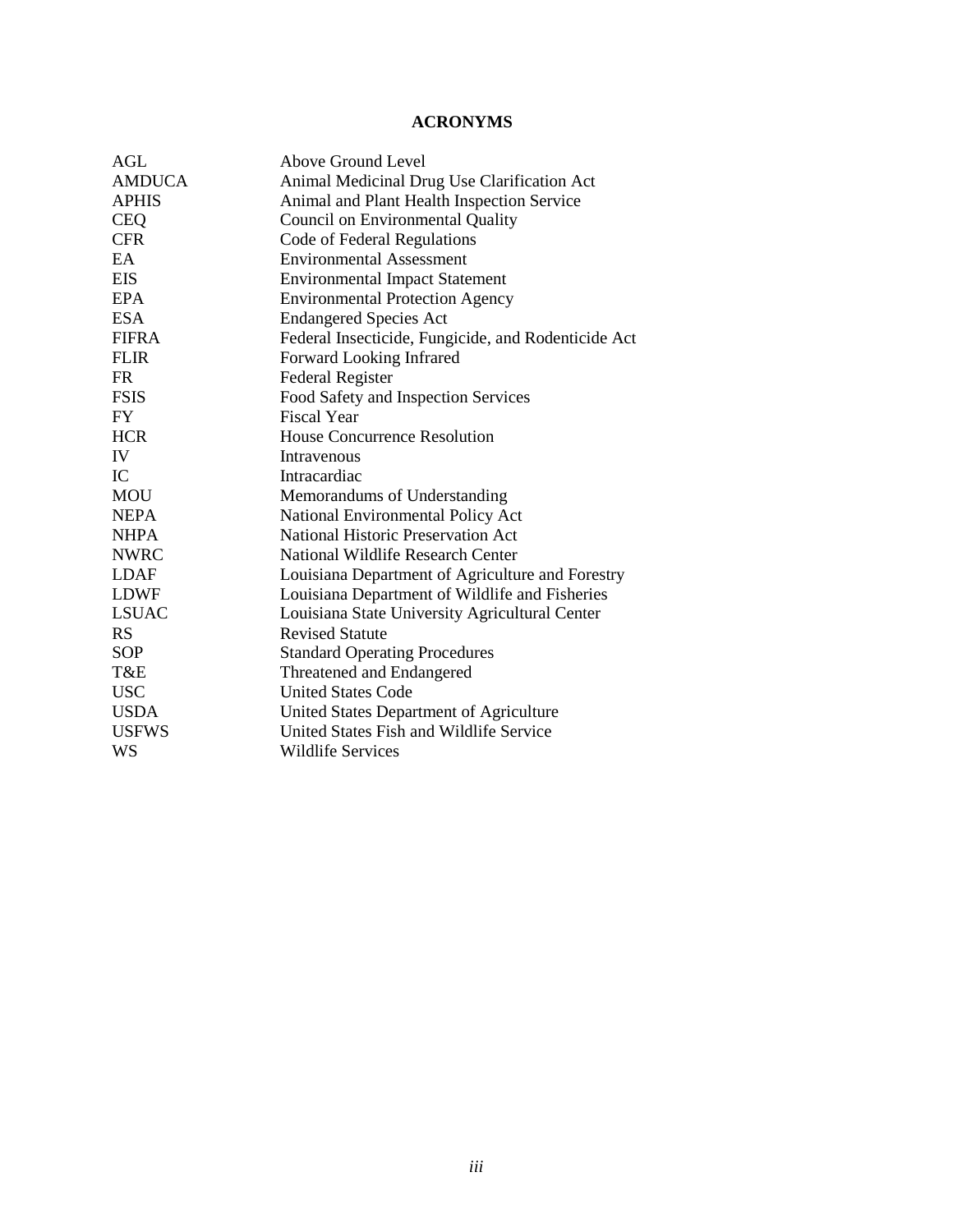## ACRONYMS

| | |
|---|---|
| AGL | Above Ground Level |
| AMDUCA | Animal Medicinal Drug Use Clarification Act |
| APHIS | Animal and Plant Health Inspection Service |
| CEQ | Council on Environmental Quality |
| CFR | Code of Federal Regulations |
| EA | Environmental Assessment |
| EIS | Environmental Impact Statement |
| EPA | Environmental Protection Agency |
| ESA | Endangered Species Act |
| FIFRA | Federal Insecticide, Fungicide, and Rodenticide Act |
| FLIR | Forward Looking Infrared |
| FR | Federal Register |
| FSIS | Food Safety and Inspection Services |
| FY | Fiscal Year |
| HCR | House Concurrence Resolution |
| IV | Intravenous |
| IC | Intracardiac |
| MOU | Memorandums of Understanding |
| NEPA | National Environmental Policy Act |
| NHPA | National Historic Preservation Act |
| NWRC | National Wildlife Research Center |
| LDAF | Louisiana Department of Agriculture and Forestry |
| LDWF | Louisiana Department of Wildlife and Fisheries |
| LSUAC | Louisiana State University Agricultural Center |
| RS | Revised Statute |
| SOP | Standard Operating Procedures |
| T&E | Threatened and Endangered |
| USC | United States Code |
| USDA | United States Department of Agriculture |
| USFWS | United States Fish and Wildlife Service |
| WS | Wildlife Services |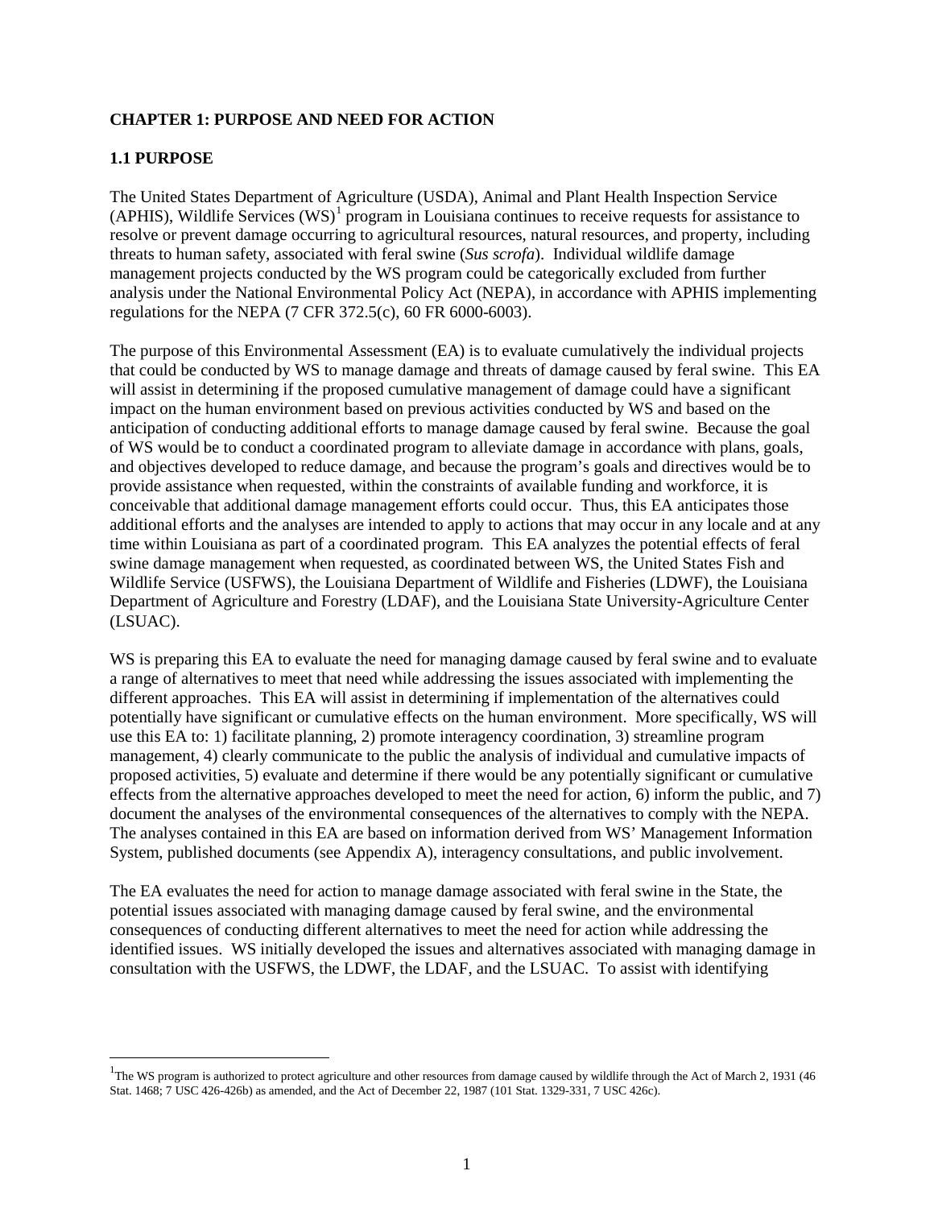## CHAPTER 1: PURPOSE AND NEED FOR ACTION

### 1.1 PURPOSE

The United States Department of Agriculture (USDA), Animal and Plant Health Inspection Service (APHIS), Wildlife Services (WS)[1] program in Louisiana continues to receive requests for assistance to resolve or prevent damage occurring to agricultural resources, natural resources, and property, including threats to human safety, associated with feral swine (*Sus scrofa*). Individual wildlife damage management projects conducted by the WS program could be categorically excluded from further analysis under the National Environmental Policy Act (NEPA), in accordance with APHIS implementing regulations for the NEPA (7 CFR 372.5(c), 60 FR 6000-6003).

The purpose of this Environmental Assessment (EA) is to evaluate cumulatively the individual projects that could be conducted by WS to manage damage and threats of damage caused by feral swine. This EA will assist in determining if the proposed cumulative management of damage could have a significant impact on the human environment based on previous activities conducted by WS and based on the anticipation of conducting additional efforts to manage damage caused by feral swine. Because the goal of WS would be to conduct a coordinated program to alleviate damage in accordance with plans, goals, and objectives developed to reduce damage, and because the program's goals and directives would be to provide assistance when requested, within the constraints of available funding and workforce, it is conceivable that additional damage management efforts could occur. Thus, this EA anticipates those additional efforts and the analyses are intended to apply to actions that may occur in any locale and at any time within Louisiana as part of a coordinated program. This EA analyzes the potential effects of feral swine damage management when requested, as coordinated between WS, the United States Fish and Wildlife Service (USFWS), the Louisiana Department of Wildlife and Fisheries (LDWF), the Louisiana Department of Agriculture and Forestry (LDAF), and the Louisiana State University-Agriculture Center (LSUAC).

WS is preparing this EA to evaluate the need for managing damage caused by feral swine and to evaluate a range of alternatives to meet that need while addressing the issues associated with implementing the different approaches. This EA will assist in determining if implementation of the alternatives could potentially have significant or cumulative effects on the human environment. More specifically, WS will use this EA to: 1) facilitate planning, 2) promote interagency coordination, 3) streamline program management, 4) clearly communicate to the public the analysis of individual and cumulative impacts of proposed activities, 5) evaluate and determine if there would be any potentially significant or cumulative effects from the alternative approaches developed to meet the need for action, 6) inform the public, and 7) document the analyses of the environmental consequences of the alternatives to comply with the NEPA. The analyses contained in this EA are based on information derived from WS' Management Information System, published documents (see Appendix A), interagency consultations, and public involvement.

The EA evaluates the need for action to manage damage associated with feral swine in the State, the potential issues associated with managing damage caused by feral swine, and the environmental consequences of conducting different alternatives to meet the need for action while addressing the identified issues. WS initially developed the issues and alternatives associated with managing damage in consultation with the USFWS, the LDWF, the LDAF, and the LSUAC. To assist with identifying

[1]The WS program is authorized to protect agriculture and other resources from damage caused by wildlife through the Act of March 2, 1931 (46 Stat. 1468; 7 USC 426-426b) as amended, and the Act of December 22, 1987 (101 Stat. 1329-331, 7 USC 426c).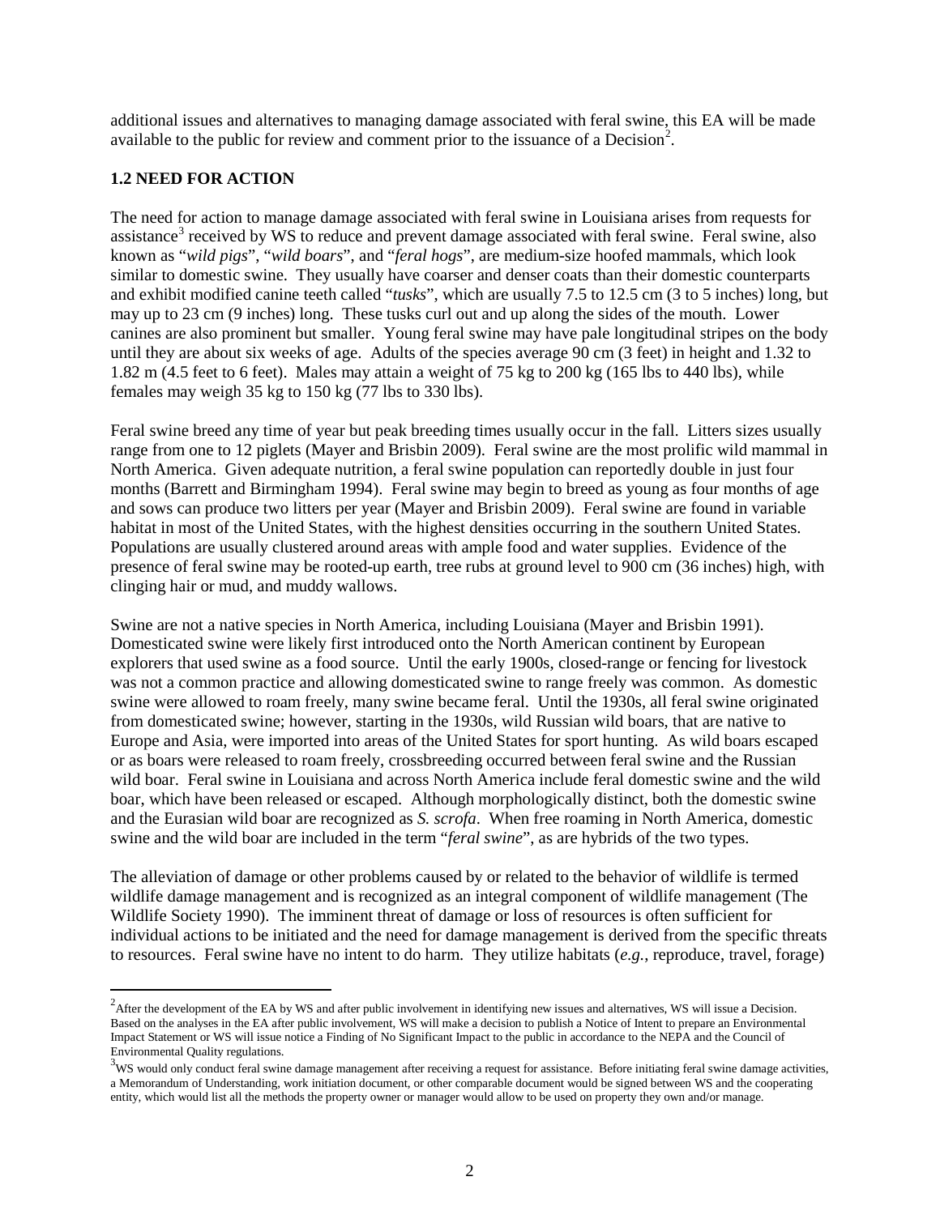additional issues and alternatives to managing damage associated with feral swine, this EA will be made available to the public for review and comment prior to the issuance of a Decision[2].

## 1.2 NEED FOR ACTION

The need for action to manage damage associated with feral swine in Louisiana arises from requests for assistance[3] received by WS to reduce and prevent damage associated with feral swine. Feral swine, also known as "*wild pigs*", "*wild boars*", and "*feral hogs*", are medium-size hoofed mammals, which look similar to domestic swine. They usually have coarser and denser coats than their domestic counterparts and exhibit modified canine teeth called "*tusks*", which are usually 7.5 to 12.5 cm (3 to 5 inches) long, but may up to 23 cm (9 inches) long. These tusks curl out and up along the sides of the mouth. Lower canines are also prominent but smaller. Young feral swine may have pale longitudinal stripes on the body until they are about six weeks of age. Adults of the species average 90 cm (3 feet) in height and 1.32 to 1.82 m (4.5 feet to 6 feet). Males may attain a weight of 75 kg to 200 kg (165 lbs to 440 lbs), while females may weigh 35 kg to 150 kg (77 lbs to 330 lbs).

Feral swine breed any time of year but peak breeding times usually occur in the fall. Litters sizes usually range from one to 12 piglets (Mayer and Brisbin 2009). Feral swine are the most prolific wild mammal in North America. Given adequate nutrition, a feral swine population can reportedly double in just four months (Barrett and Birmingham 1994). Feral swine may begin to breed as young as four months of age and sows can produce two litters per year (Mayer and Brisbin 2009). Feral swine are found in variable habitat in most of the United States, with the highest densities occurring in the southern United States. Populations are usually clustered around areas with ample food and water supplies. Evidence of the presence of feral swine may be rooted-up earth, tree rubs at ground level to 900 cm (36 inches) high, with clinging hair or mud, and muddy wallows.

Swine are not a native species in North America, including Louisiana (Mayer and Brisbin 1991). Domesticated swine were likely first introduced onto the North American continent by European explorers that used swine as a food source. Until the early 1900s, closed-range or fencing for livestock was not a common practice and allowing domesticated swine to range freely was common. As domestic swine were allowed to roam freely, many swine became feral. Until the 1930s, all feral swine originated from domesticated swine; however, starting in the 1930s, wild Russian wild boars, that are native to Europe and Asia, were imported into areas of the United States for sport hunting. As wild boars escaped or as boars were released to roam freely, crossbreeding occurred between feral swine and the Russian wild boar. Feral swine in Louisiana and across North America include feral domestic swine and the wild boar, which have been released or escaped. Although morphologically distinct, both the domestic swine and the Eurasian wild boar are recognized as *S. scrofa*. When free roaming in North America, domestic swine and the wild boar are included in the term "*feral swine*", as are hybrids of the two types.

The alleviation of damage or other problems caused by or related to the behavior of wildlife is termed wildlife damage management and is recognized as an integral component of wildlife management (The Wildlife Society 1990). The imminent threat of damage or loss of resources is often sufficient for individual actions to be initiated and the need for damage management is derived from the specific threats to resources. Feral swine have no intent to do harm. They utilize habitats (*e.g.*, reproduce, travel, forage)

[2] After the development of the EA by WS and after public involvement in identifying new issues and alternatives, WS will issue a Decision. Based on the analyses in the EA after public involvement, WS will make a decision to publish a Notice of Intent to prepare an Environmental Impact Statement or WS will issue notice a Finding of No Significant Impact to the public in accordance to the NEPA and the Council of Environmental Quality regulations.

[3] WS would only conduct feral swine damage management after receiving a request for assistance. Before initiating feral swine damage activities, a Memorandum of Understanding, work initiation document, or other comparable document would be signed between WS and the cooperating entity, which would list all the methods the property owner or manager would allow to be used on property they own and/or manage.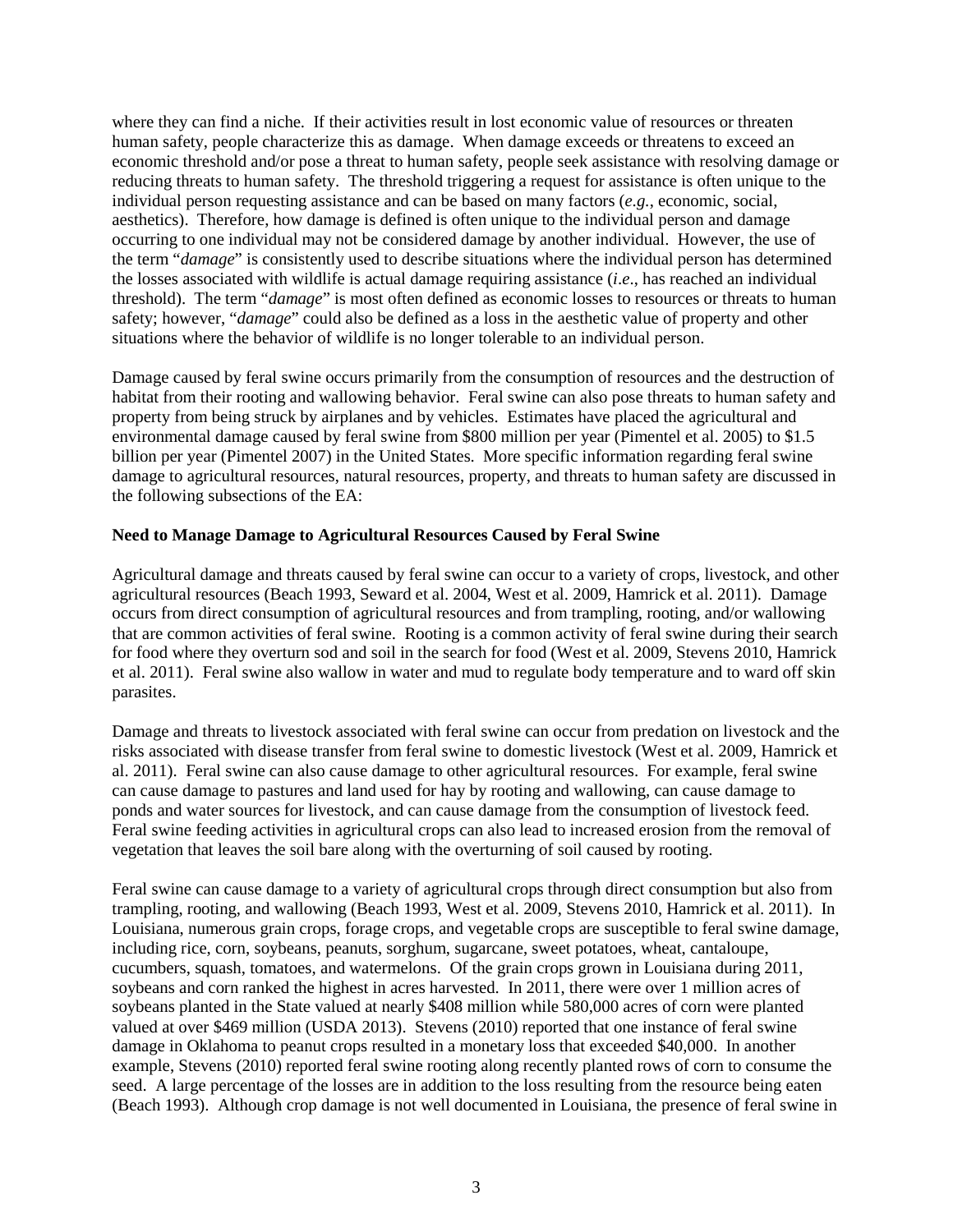where they can find a niche. If their activities result in lost economic value of resources or threaten human safety, people characterize this as damage. When damage exceeds or threatens to exceed an economic threshold and/or pose a threat to human safety, people seek assistance with resolving damage or reducing threats to human safety. The threshold triggering a request for assistance is often unique to the individual person requesting assistance and can be based on many factors (*e.g.*, economic, social, aesthetics). Therefore, how damage is defined is often unique to the individual person and damage occurring to one individual may not be considered damage by another individual. However, the use of the term "*damage*" is consistently used to describe situations where the individual person has determined the losses associated with wildlife is actual damage requiring assistance (*i.e*., has reached an individual threshold). The term "*damage*" is most often defined as economic losses to resources or threats to human safety; however, "*damage*" could also be defined as a loss in the aesthetic value of property and other situations where the behavior of wildlife is no longer tolerable to an individual person.

Damage caused by feral swine occurs primarily from the consumption of resources and the destruction of habitat from their rooting and wallowing behavior. Feral swine can also pose threats to human safety and property from being struck by airplanes and by vehicles. Estimates have placed the agricultural and environmental damage caused by feral swine from $800 million per year (Pimentel et al. 2005) to $1.5 billion per year (Pimentel 2007) in the United States. More specific information regarding feral swine damage to agricultural resources, natural resources, property, and threats to human safety are discussed in the following subsections of the EA:

**Need to Manage Damage to Agricultural Resources Caused by Feral Swine**

Agricultural damage and threats caused by feral swine can occur to a variety of crops, livestock, and other agricultural resources (Beach 1993, Seward et al. 2004, West et al. 2009, Hamrick et al. 2011). Damage occurs from direct consumption of agricultural resources and from trampling, rooting, and/or wallowing that are common activities of feral swine. Rooting is a common activity of feral swine during their search for food where they overturn sod and soil in the search for food (West et al. 2009, Stevens 2010, Hamrick et al. 2011). Feral swine also wallow in water and mud to regulate body temperature and to ward off skin parasites.

Damage and threats to livestock associated with feral swine can occur from predation on livestock and the risks associated with disease transfer from feral swine to domestic livestock (West et al. 2009, Hamrick et al. 2011). Feral swine can also cause damage to other agricultural resources. For example, feral swine can cause damage to pastures and land used for hay by rooting and wallowing, can cause damage to ponds and water sources for livestock, and can cause damage from the consumption of livestock feed. Feral swine feeding activities in agricultural crops can also lead to increased erosion from the removal of vegetation that leaves the soil bare along with the overturning of soil caused by rooting.

Feral swine can cause damage to a variety of agricultural crops through direct consumption but also from trampling, rooting, and wallowing (Beach 1993, West et al. 2009, Stevens 2010, Hamrick et al. 2011). In Louisiana, numerous grain crops, forage crops, and vegetable crops are susceptible to feral swine damage, including rice, corn, soybeans, peanuts, sorghum, sugarcane, sweet potatoes, wheat, cantaloupe, cucumbers, squash, tomatoes, and watermelons. Of the grain crops grown in Louisiana during 2011, soybeans and corn ranked the highest in acres harvested. In 2011, there were over 1 million acres of soybeans planted in the State valued at nearly $408 million while 580,000 acres of corn were planted valued at over $469 million (USDA 2013). Stevens (2010) reported that one instance of feral swine damage in Oklahoma to peanut crops resulted in a monetary loss that exceeded $40,000. In another example, Stevens (2010) reported feral swine rooting along recently planted rows of corn to consume the seed. A large percentage of the losses are in addition to the loss resulting from the resource being eaten (Beach 1993). Although crop damage is not well documented in Louisiana, the presence of feral swine in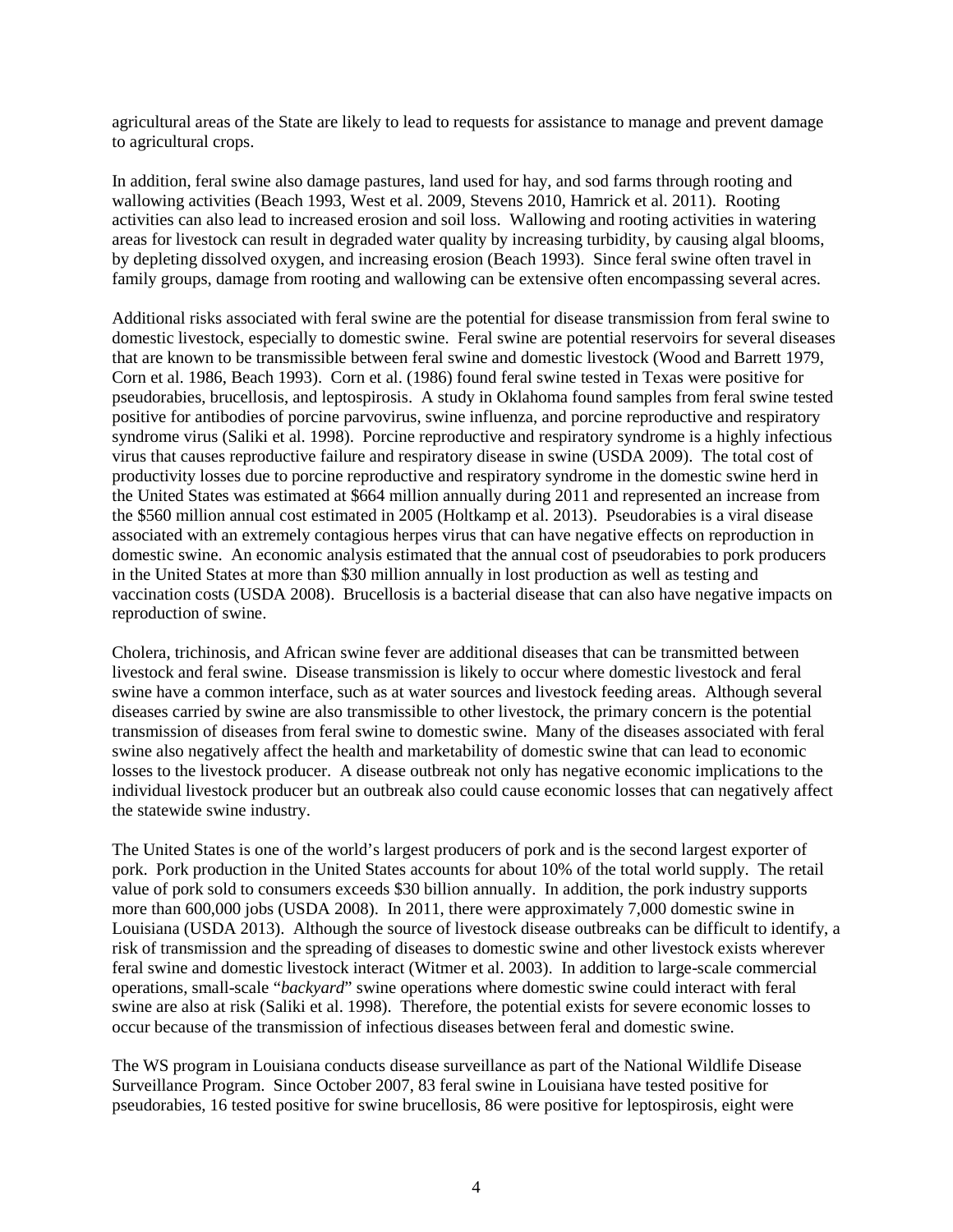agricultural areas of the State are likely to lead to requests for assistance to manage and prevent damage to agricultural crops.

In addition, feral swine also damage pastures, land used for hay, and sod farms through rooting and wallowing activities (Beach 1993, West et al. 2009, Stevens 2010, Hamrick et al. 2011). Rooting activities can also lead to increased erosion and soil loss. Wallowing and rooting activities in watering areas for livestock can result in degraded water quality by increasing turbidity, by causing algal blooms, by depleting dissolved oxygen, and increasing erosion (Beach 1993). Since feral swine often travel in family groups, damage from rooting and wallowing can be extensive often encompassing several acres.

Additional risks associated with feral swine are the potential for disease transmission from feral swine to domestic livestock, especially to domestic swine. Feral swine are potential reservoirs for several diseases that are known to be transmissible between feral swine and domestic livestock (Wood and Barrett 1979, Corn et al. 1986, Beach 1993). Corn et al. (1986) found feral swine tested in Texas were positive for pseudorabies, brucellosis, and leptospirosis. A study in Oklahoma found samples from feral swine tested positive for antibodies of porcine parvovirus, swine influenza, and porcine reproductive and respiratory syndrome virus (Saliki et al. 1998). Porcine reproductive and respiratory syndrome is a highly infectious virus that causes reproductive failure and respiratory disease in swine (USDA 2009). The total cost of productivity losses due to porcine reproductive and respiratory syndrome in the domestic swine herd in the United States was estimated at $664 million annually during 2011 and represented an increase from the $560 million annual cost estimated in 2005 (Holtkamp et al. 2013). Pseudorabies is a viral disease associated with an extremely contagious herpes virus that can have negative effects on reproduction in domestic swine. An economic analysis estimated that the annual cost of pseudorabies to pork producers in the United States at more than $30 million annually in lost production as well as testing and vaccination costs (USDA 2008). Brucellosis is a bacterial disease that can also have negative impacts on reproduction of swine.

Cholera, trichinosis, and African swine fever are additional diseases that can be transmitted between livestock and feral swine. Disease transmission is likely to occur where domestic livestock and feral swine have a common interface, such as at water sources and livestock feeding areas. Although several diseases carried by swine are also transmissible to other livestock, the primary concern is the potential transmission of diseases from feral swine to domestic swine. Many of the diseases associated with feral swine also negatively affect the health and marketability of domestic swine that can lead to economic losses to the livestock producer. A disease outbreak not only has negative economic implications to the individual livestock producer but an outbreak also could cause economic losses that can negatively affect the statewide swine industry.

The United States is one of the world's largest producers of pork and is the second largest exporter of pork. Pork production in the United States accounts for about 10% of the total world supply. The retail value of pork sold to consumers exceeds $30 billion annually. In addition, the pork industry supports more than 600,000 jobs (USDA 2008). In 2011, there were approximately 7,000 domestic swine in Louisiana (USDA 2013). Although the source of livestock disease outbreaks can be difficult to identify, a risk of transmission and the spreading of diseases to domestic swine and other livestock exists wherever feral swine and domestic livestock interact (Witmer et al. 2003). In addition to large-scale commercial operations, small-scale "*backyard*" swine operations where domestic swine could interact with feral swine are also at risk (Saliki et al. 1998). Therefore, the potential exists for severe economic losses to occur because of the transmission of infectious diseases between feral and domestic swine.

The WS program in Louisiana conducts disease surveillance as part of the National Wildlife Disease Surveillance Program. Since October 2007, 83 feral swine in Louisiana have tested positive for pseudorabies, 16 tested positive for swine brucellosis, 86 were positive for leptospirosis, eight were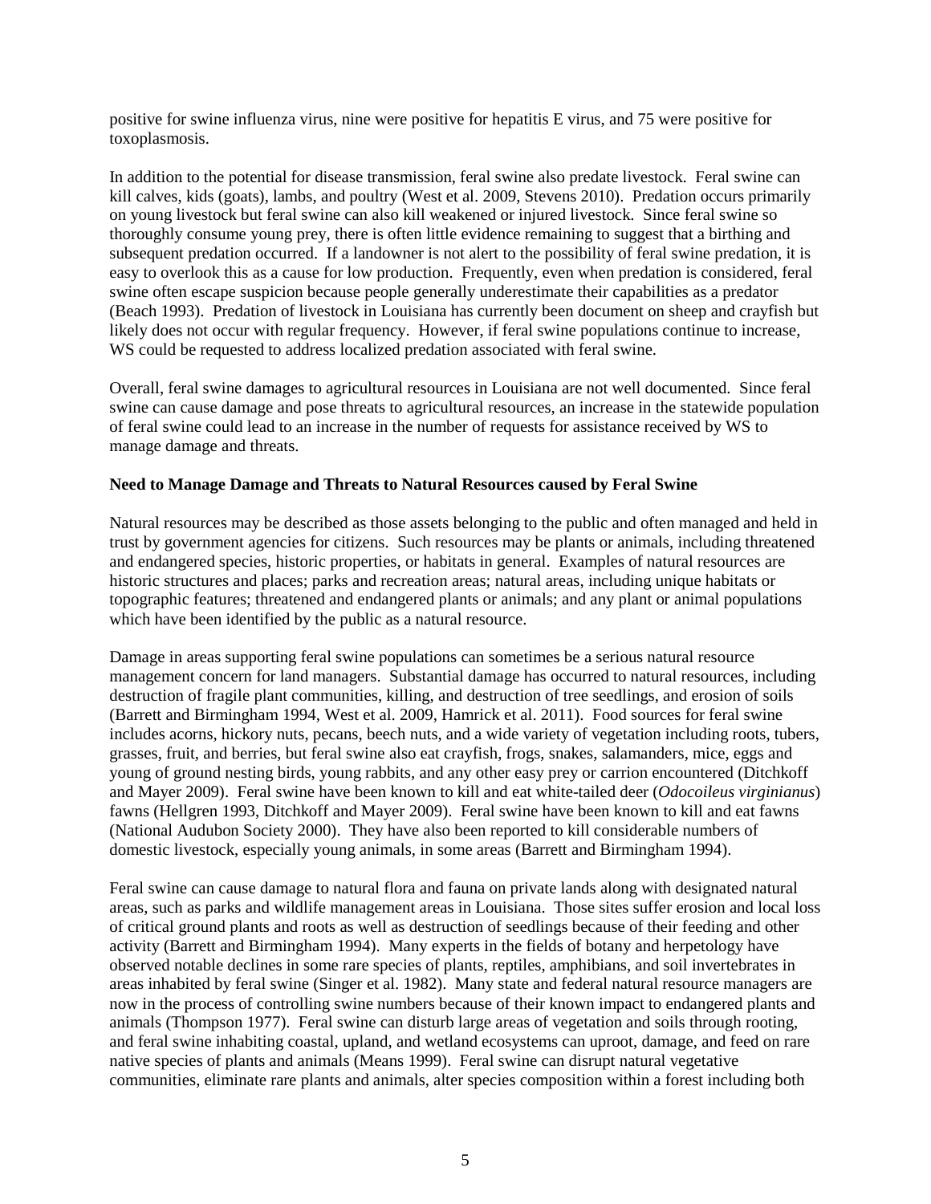positive for swine influenza virus, nine were positive for hepatitis E virus, and 75 were positive for toxoplasmosis.

In addition to the potential for disease transmission, feral swine also predate livestock. Feral swine can kill calves, kids (goats), lambs, and poultry (West et al. 2009, Stevens 2010). Predation occurs primarily on young livestock but feral swine can also kill weakened or injured livestock. Since feral swine so thoroughly consume young prey, there is often little evidence remaining to suggest that a birthing and subsequent predation occurred. If a landowner is not alert to the possibility of feral swine predation, it is easy to overlook this as a cause for low production. Frequently, even when predation is considered, feral swine often escape suspicion because people generally underestimate their capabilities as a predator (Beach 1993). Predation of livestock in Louisiana has currently been document on sheep and crayfish but likely does not occur with regular frequency. However, if feral swine populations continue to increase, WS could be requested to address localized predation associated with feral swine.

Overall, feral swine damages to agricultural resources in Louisiana are not well documented. Since feral swine can cause damage and pose threats to agricultural resources, an increase in the statewide population of feral swine could lead to an increase in the number of requests for assistance received by WS to manage damage and threats.

**Need to Manage Damage and Threats to Natural Resources caused by Feral Swine**

Natural resources may be described as those assets belonging to the public and often managed and held in trust by government agencies for citizens. Such resources may be plants or animals, including threatened and endangered species, historic properties, or habitats in general. Examples of natural resources are historic structures and places; parks and recreation areas; natural areas, including unique habitats or topographic features; threatened and endangered plants or animals; and any plant or animal populations which have been identified by the public as a natural resource.

Damage in areas supporting feral swine populations can sometimes be a serious natural resource management concern for land managers. Substantial damage has occurred to natural resources, including destruction of fragile plant communities, killing, and destruction of tree seedlings, and erosion of soils (Barrett and Birmingham 1994, West et al. 2009, Hamrick et al. 2011). Food sources for feral swine includes acorns, hickory nuts, pecans, beech nuts, and a wide variety of vegetation including roots, tubers, grasses, fruit, and berries, but feral swine also eat crayfish, frogs, snakes, salamanders, mice, eggs and young of ground nesting birds, young rabbits, and any other easy prey or carrion encountered (Ditchkoff and Mayer 2009). Feral swine have been known to kill and eat white-tailed deer (*Odocoileus virginianus*) fawns (Hellgren 1993, Ditchkoff and Mayer 2009). Feral swine have been known to kill and eat fawns (National Audubon Society 2000). They have also been reported to kill considerable numbers of domestic livestock, especially young animals, in some areas (Barrett and Birmingham 1994).

Feral swine can cause damage to natural flora and fauna on private lands along with designated natural areas, such as parks and wildlife management areas in Louisiana. Those sites suffer erosion and local loss of critical ground plants and roots as well as destruction of seedlings because of their feeding and other activity (Barrett and Birmingham 1994). Many experts in the fields of botany and herpetology have observed notable declines in some rare species of plants, reptiles, amphibians, and soil invertebrates in areas inhabited by feral swine (Singer et al. 1982). Many state and federal natural resource managers are now in the process of controlling swine numbers because of their known impact to endangered plants and animals (Thompson 1977). Feral swine can disturb large areas of vegetation and soils through rooting, and feral swine inhabiting coastal, upland, and wetland ecosystems can uproot, damage, and feed on rare native species of plants and animals (Means 1999). Feral swine can disrupt natural vegetative communities, eliminate rare plants and animals, alter species composition within a forest including both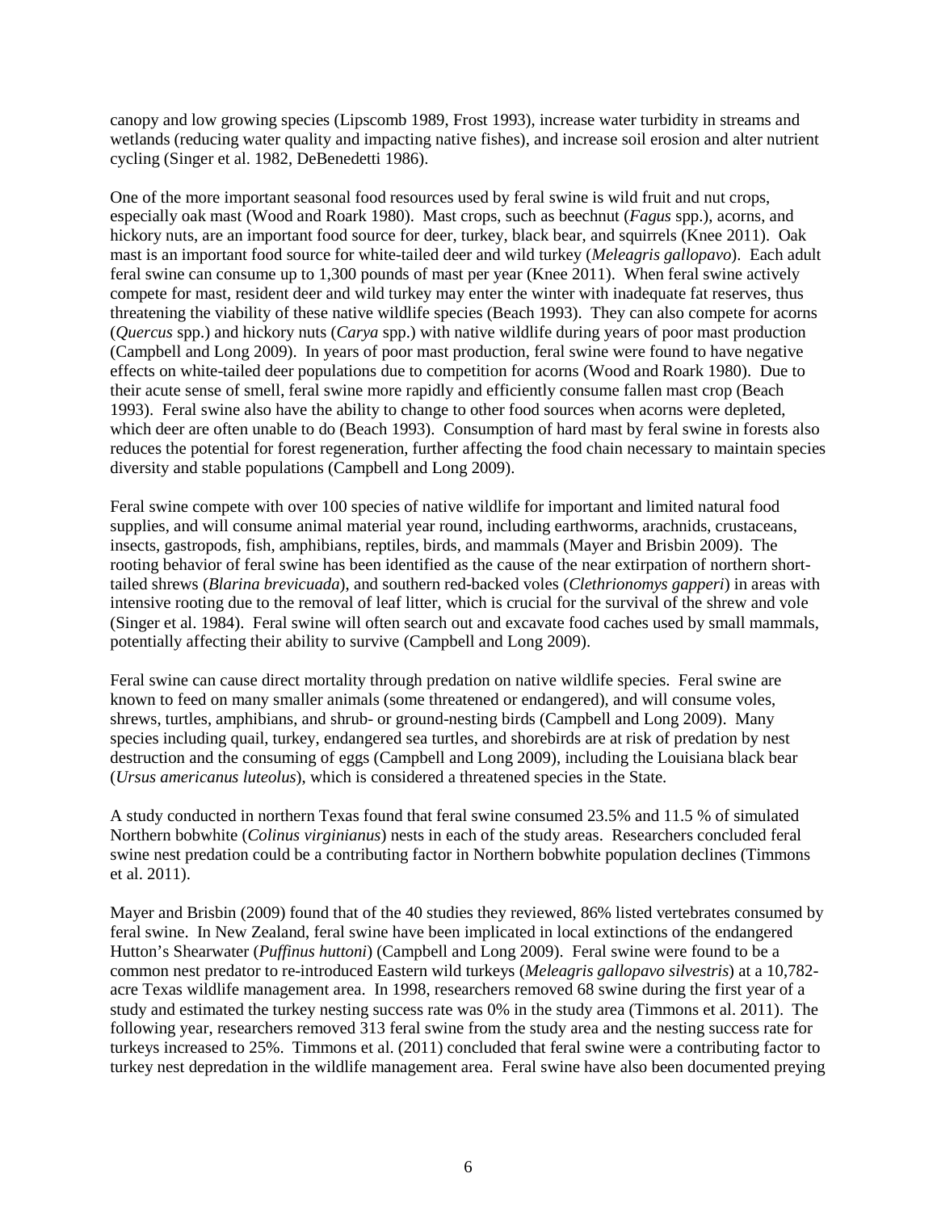canopy and low growing species (Lipscomb 1989, Frost 1993), increase water turbidity in streams and wetlands (reducing water quality and impacting native fishes), and increase soil erosion and alter nutrient cycling (Singer et al. 1982, DeBenedetti 1986).

One of the more important seasonal food resources used by feral swine is wild fruit and nut crops, especially oak mast (Wood and Roark 1980). Mast crops, such as beechnut (*Fagus* spp.), acorns, and hickory nuts, are an important food source for deer, turkey, black bear, and squirrels (Knee 2011). Oak mast is an important food source for white-tailed deer and wild turkey (*Meleagris gallopavo*). Each adult feral swine can consume up to 1,300 pounds of mast per year (Knee 2011). When feral swine actively compete for mast, resident deer and wild turkey may enter the winter with inadequate fat reserves, thus threatening the viability of these native wildlife species (Beach 1993). They can also compete for acorns (*Quercus* spp.) and hickory nuts (*Carya* spp.) with native wildlife during years of poor mast production (Campbell and Long 2009). In years of poor mast production, feral swine were found to have negative effects on white-tailed deer populations due to competition for acorns (Wood and Roark 1980). Due to their acute sense of smell, feral swine more rapidly and efficiently consume fallen mast crop (Beach 1993). Feral swine also have the ability to change to other food sources when acorns were depleted, which deer are often unable to do (Beach 1993). Consumption of hard mast by feral swine in forests also reduces the potential for forest regeneration, further affecting the food chain necessary to maintain species diversity and stable populations (Campbell and Long 2009).

Feral swine compete with over 100 species of native wildlife for important and limited natural food supplies, and will consume animal material year round, including earthworms, arachnids, crustaceans, insects, gastropods, fish, amphibians, reptiles, birds, and mammals (Mayer and Brisbin 2009). The rooting behavior of feral swine has been identified as the cause of the near extirpation of northern short-tailed shrews (*Blarina brevicuada*), and southern red-backed voles (*Clethrionomys gapperi*) in areas with intensive rooting due to the removal of leaf litter, which is crucial for the survival of the shrew and vole (Singer et al. 1984). Feral swine will often search out and excavate food caches used by small mammals, potentially affecting their ability to survive (Campbell and Long 2009).

Feral swine can cause direct mortality through predation on native wildlife species. Feral swine are known to feed on many smaller animals (some threatened or endangered), and will consume voles, shrews, turtles, amphibians, and shrub- or ground-nesting birds (Campbell and Long 2009). Many species including quail, turkey, endangered sea turtles, and shorebirds are at risk of predation by nest destruction and the consuming of eggs (Campbell and Long 2009), including the Louisiana black bear (*Ursus americanus luteolus*), which is considered a threatened species in the State.

A study conducted in northern Texas found that feral swine consumed 23.5% and 11.5 % of simulated Northern bobwhite (*Colinus virginianus*) nests in each of the study areas. Researchers concluded feral swine nest predation could be a contributing factor in Northern bobwhite population declines (Timmons et al. 2011).

Mayer and Brisbin (2009) found that of the 40 studies they reviewed, 86% listed vertebrates consumed by feral swine. In New Zealand, feral swine have been implicated in local extinctions of the endangered Hutton's Shearwater (*Puffinus huttoni*) (Campbell and Long 2009). Feral swine were found to be a common nest predator to re-introduced Eastern wild turkeys (*Meleagris gallopavo silvestris*) at a 10,782-acre Texas wildlife management area. In 1998, researchers removed 68 swine during the first year of a study and estimated the turkey nesting success rate was 0% in the study area (Timmons et al. 2011). The following year, researchers removed 313 feral swine from the study area and the nesting success rate for turkeys increased to 25%. Timmons et al. (2011) concluded that feral swine were a contributing factor to turkey nest depredation in the wildlife management area. Feral swine have also been documented preying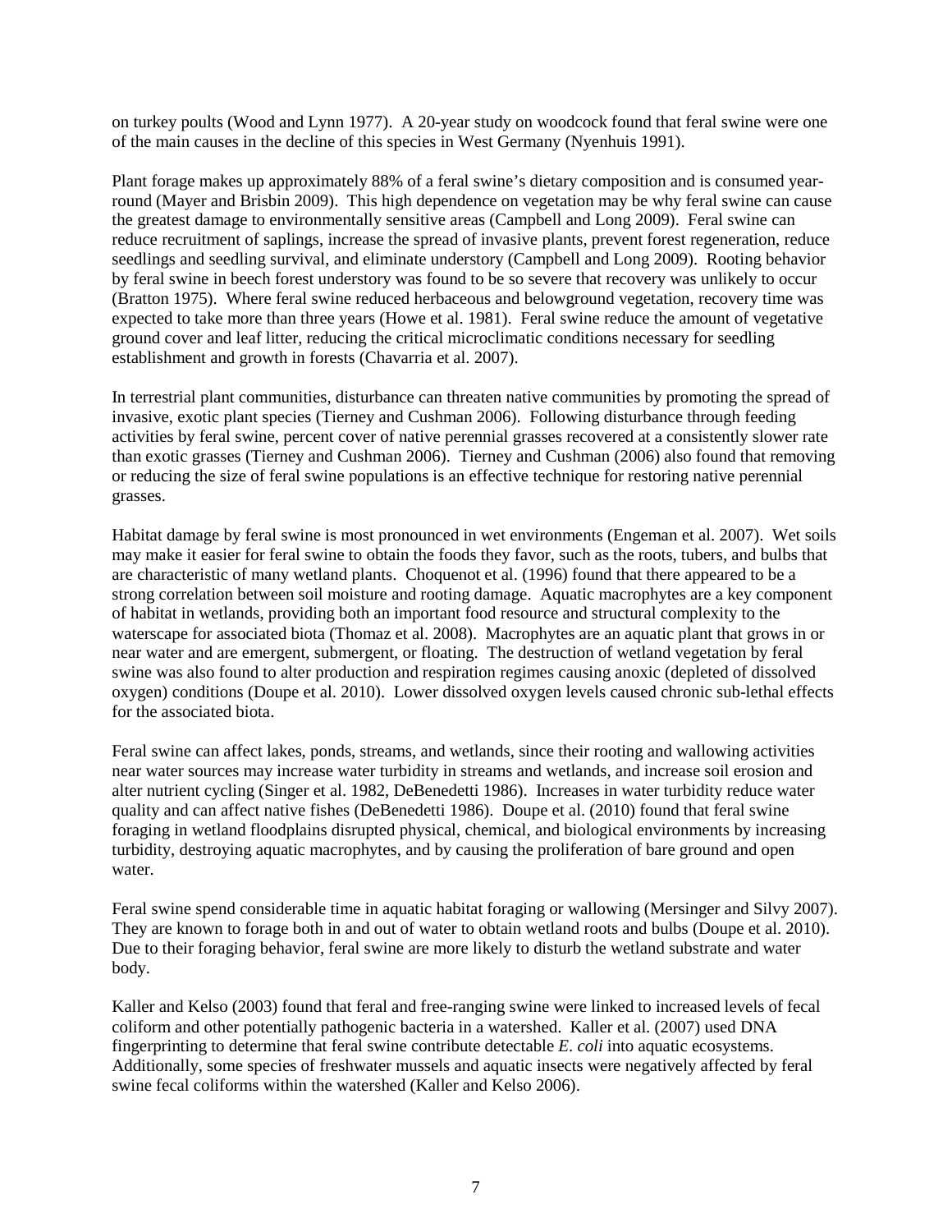on turkey poults (Wood and Lynn 1977). A 20-year study on woodcock found that feral swine were one of the main causes in the decline of this species in West Germany (Nyenhuis 1991).

Plant forage makes up approximately 88% of a feral swine's dietary composition and is consumed year-round (Mayer and Brisbin 2009). This high dependence on vegetation may be why feral swine can cause the greatest damage to environmentally sensitive areas (Campbell and Long 2009). Feral swine can reduce recruitment of saplings, increase the spread of invasive plants, prevent forest regeneration, reduce seedlings and seedling survival, and eliminate understory (Campbell and Long 2009). Rooting behavior by feral swine in beech forest understory was found to be so severe that recovery was unlikely to occur (Bratton 1975). Where feral swine reduced herbaceous and belowground vegetation, recovery time was expected to take more than three years (Howe et al. 1981). Feral swine reduce the amount of vegetative ground cover and leaf litter, reducing the critical microclimatic conditions necessary for seedling establishment and growth in forests (Chavarria et al. 2007).

In terrestrial plant communities, disturbance can threaten native communities by promoting the spread of invasive, exotic plant species (Tierney and Cushman 2006). Following disturbance through feeding activities by feral swine, percent cover of native perennial grasses recovered at a consistently slower rate than exotic grasses (Tierney and Cushman 2006). Tierney and Cushman (2006) also found that removing or reducing the size of feral swine populations is an effective technique for restoring native perennial grasses.

Habitat damage by feral swine is most pronounced in wet environments (Engeman et al. 2007). Wet soils may make it easier for feral swine to obtain the foods they favor, such as the roots, tubers, and bulbs that are characteristic of many wetland plants. Choquenot et al. (1996) found that there appeared to be a strong correlation between soil moisture and rooting damage. Aquatic macrophytes are a key component of habitat in wetlands, providing both an important food resource and structural complexity to the waterscape for associated biota (Thomaz et al. 2008). Macrophytes are an aquatic plant that grows in or near water and are emergent, submergent, or floating. The destruction of wetland vegetation by feral swine was also found to alter production and respiration regimes causing anoxic (depleted of dissolved oxygen) conditions (Doupe et al. 2010). Lower dissolved oxygen levels caused chronic sub-lethal effects for the associated biota.

Feral swine can affect lakes, ponds, streams, and wetlands, since their rooting and wallowing activities near water sources may increase water turbidity in streams and wetlands, and increase soil erosion and alter nutrient cycling (Singer et al. 1982, DeBenedetti 1986). Increases in water turbidity reduce water quality and can affect native fishes (DeBenedetti 1986). Doupe et al. (2010) found that feral swine foraging in wetland floodplains disrupted physical, chemical, and biological environments by increasing turbidity, destroying aquatic macrophytes, and by causing the proliferation of bare ground and open water.

Feral swine spend considerable time in aquatic habitat foraging or wallowing (Mersinger and Silvy 2007). They are known to forage both in and out of water to obtain wetland roots and bulbs (Doupe et al. 2010). Due to their foraging behavior, feral swine are more likely to disturb the wetland substrate and water body.

Kaller and Kelso (2003) found that feral and free-ranging swine were linked to increased levels of fecal coliform and other potentially pathogenic bacteria in a watershed. Kaller et al. (2007) used DNA fingerprinting to determine that feral swine contribute detectable *E. coli* into aquatic ecosystems. Additionally, some species of freshwater mussels and aquatic insects were negatively affected by feral swine fecal coliforms within the watershed (Kaller and Kelso 2006).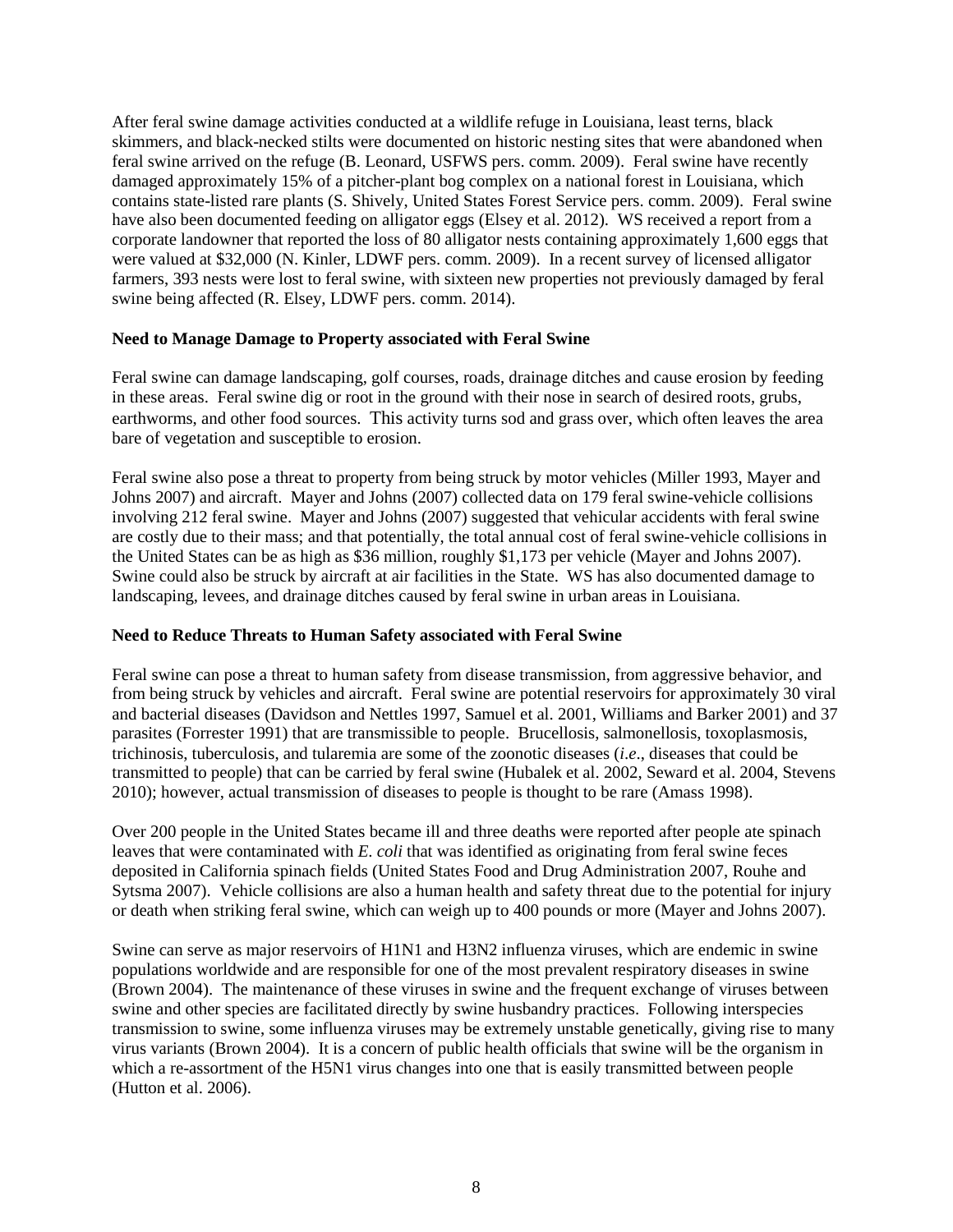After feral swine damage activities conducted at a wildlife refuge in Louisiana, least terns, black skimmers, and black-necked stilts were documented on historic nesting sites that were abandoned when feral swine arrived on the refuge (B. Leonard, USFWS pers. comm. 2009). Feral swine have recently damaged approximately 15% of a pitcher-plant bog complex on a national forest in Louisiana, which contains state-listed rare plants (S. Shively, United States Forest Service pers. comm. 2009). Feral swine have also been documented feeding on alligator eggs (Elsey et al. 2012). WS received a report from a corporate landowner that reported the loss of 80 alligator nests containing approximately 1,600 eggs that were valued at $32,000 (N. Kinler, LDWF pers. comm. 2009). In a recent survey of licensed alligator farmers, 393 nests were lost to feral swine, with sixteen new properties not previously damaged by feral swine being affected (R. Elsey, LDWF pers. comm. 2014).

**Need to Manage Damage to Property associated with Feral Swine**

Feral swine can damage landscaping, golf courses, roads, drainage ditches and cause erosion by feeding in these areas. Feral swine dig or root in the ground with their nose in search of desired roots, grubs, earthworms, and other food sources. This activity turns sod and grass over, which often leaves the area bare of vegetation and susceptible to erosion.

Feral swine also pose a threat to property from being struck by motor vehicles (Miller 1993, Mayer and Johns 2007) and aircraft. Mayer and Johns (2007) collected data on 179 feral swine-vehicle collisions involving 212 feral swine. Mayer and Johns (2007) suggested that vehicular accidents with feral swine are costly due to their mass; and that potentially, the total annual cost of feral swine-vehicle collisions in the United States can be as high as $36 million, roughly $1,173 per vehicle (Mayer and Johns 2007). Swine could also be struck by aircraft at air facilities in the State. WS has also documented damage to landscaping, levees, and drainage ditches caused by feral swine in urban areas in Louisiana.

**Need to Reduce Threats to Human Safety associated with Feral Swine**

Feral swine can pose a threat to human safety from disease transmission, from aggressive behavior, and from being struck by vehicles and aircraft. Feral swine are potential reservoirs for approximately 30 viral and bacterial diseases (Davidson and Nettles 1997, Samuel et al. 2001, Williams and Barker 2001) and 37 parasites (Forrester 1991) that are transmissible to people. Brucellosis, salmonellosis, toxoplasmosis, trichinosis, tuberculosis, and tularemia are some of the zoonotic diseases (*i.e*., diseases that could be transmitted to people) that can be carried by feral swine (Hubalek et al. 2002, Seward et al. 2004, Stevens 2010); however, actual transmission of diseases to people is thought to be rare (Amass 1998).

Over 200 people in the United States became ill and three deaths were reported after people ate spinach leaves that were contaminated with *E. coli* that was identified as originating from feral swine feces deposited in California spinach fields (United States Food and Drug Administration 2007, Rouhe and Sytsma 2007). Vehicle collisions are also a human health and safety threat due to the potential for injury or death when striking feral swine, which can weigh up to 400 pounds or more (Mayer and Johns 2007).

Swine can serve as major reservoirs of H1N1 and H3N2 influenza viruses, which are endemic in swine populations worldwide and are responsible for one of the most prevalent respiratory diseases in swine (Brown 2004). The maintenance of these viruses in swine and the frequent exchange of viruses between swine and other species are facilitated directly by swine husbandry practices. Following interspecies transmission to swine, some influenza viruses may be extremely unstable genetically, giving rise to many virus variants (Brown 2004). It is a concern of public health officials that swine will be the organism in which a re-assortment of the H5N1 virus changes into one that is easily transmitted between people (Hutton et al. 2006).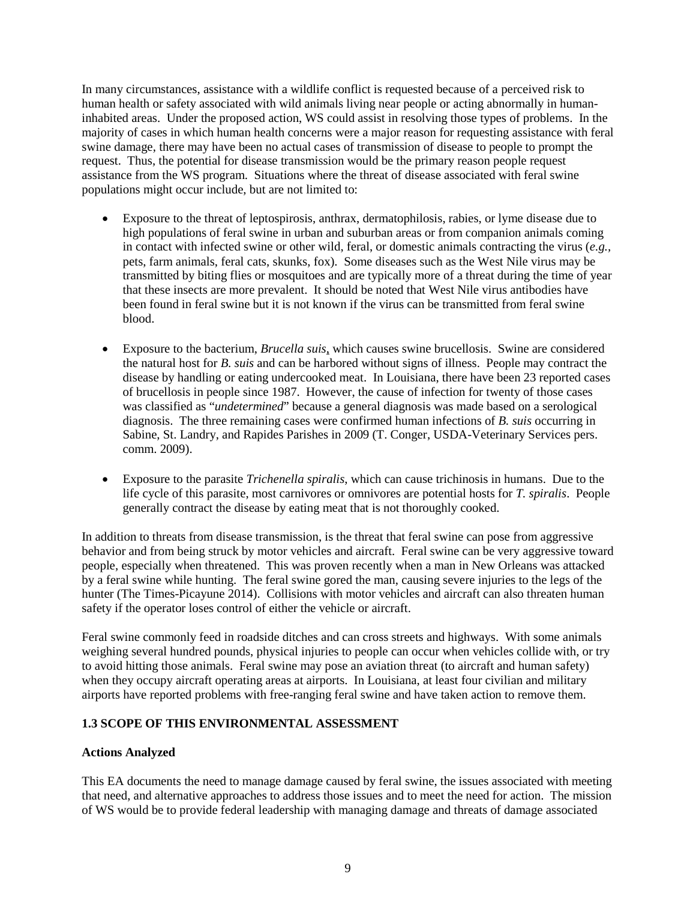In many circumstances, assistance with a wildlife conflict is requested because of a perceived risk to human health or safety associated with wild animals living near people or acting abnormally in human-inhabited areas. Under the proposed action, WS could assist in resolving those types of problems. In the majority of cases in which human health concerns were a major reason for requesting assistance with feral swine damage, there may have been no actual cases of transmission of disease to people to prompt the request. Thus, the potential for disease transmission would be the primary reason people request assistance from the WS program. Situations where the threat of disease associated with feral swine populations might occur include, but are not limited to:

- Exposure to the threat of leptospirosis, anthrax, dermatophilosis, rabies, or lyme disease due to high populations of feral swine in urban and suburban areas or from companion animals coming in contact with infected swine or other wild, feral, or domestic animals contracting the virus (*e.g.,* pets, farm animals, feral cats, skunks, fox). Some diseases such as the West Nile virus may be transmitted by biting flies or mosquitoes and are typically more of a threat during the time of year that these insects are more prevalent. It should be noted that West Nile virus antibodies have been found in feral swine but it is not known if the virus can be transmitted from feral swine blood.

- Exposure to the bacterium, *Brucella suis*, which causes swine brucellosis. Swine are considered the natural host for *B. suis* and can be harbored without signs of illness. People may contract the disease by handling or eating undercooked meat. In Louisiana, there have been 23 reported cases of brucellosis in people since 1987. However, the cause of infection for twenty of those cases was classified as "*undetermined*" because a general diagnosis was made based on a serological diagnosis. The three remaining cases were confirmed human infections of *B. suis* occurring in Sabine, St. Landry, and Rapides Parishes in 2009 (T. Conger, USDA-Veterinary Services pers. comm. 2009).

- Exposure to the parasite *Trichenella spiralis*, which can cause trichinosis in humans. Due to the life cycle of this parasite, most carnivores or omnivores are potential hosts for *T. spiralis*. People generally contract the disease by eating meat that is not thoroughly cooked.

In addition to threats from disease transmission, is the threat that feral swine can pose from aggressive behavior and from being struck by motor vehicles and aircraft. Feral swine can be very aggressive toward people, especially when threatened. This was proven recently when a man in New Orleans was attacked by a feral swine while hunting. The feral swine gored the man, causing severe injuries to the legs of the hunter (The Times-Picayune 2014). Collisions with motor vehicles and aircraft can also threaten human safety if the operator loses control of either the vehicle or aircraft.

Feral swine commonly feed in roadside ditches and can cross streets and highways. With some animals weighing several hundred pounds, physical injuries to people can occur when vehicles collide with, or try to avoid hitting those animals. Feral swine may pose an aviation threat (to aircraft and human safety) when they occupy aircraft operating areas at airports. In Louisiana, at least four civilian and military airports have reported problems with free-ranging feral swine and have taken action to remove them.

## 1.3 SCOPE OF THIS ENVIRONMENTAL ASSESSMENT

### Actions Analyzed

This EA documents the need to manage damage caused by feral swine, the issues associated with meeting that need, and alternative approaches to address those issues and to meet the need for action. The mission of WS would be to provide federal leadership with managing damage and threats of damage associated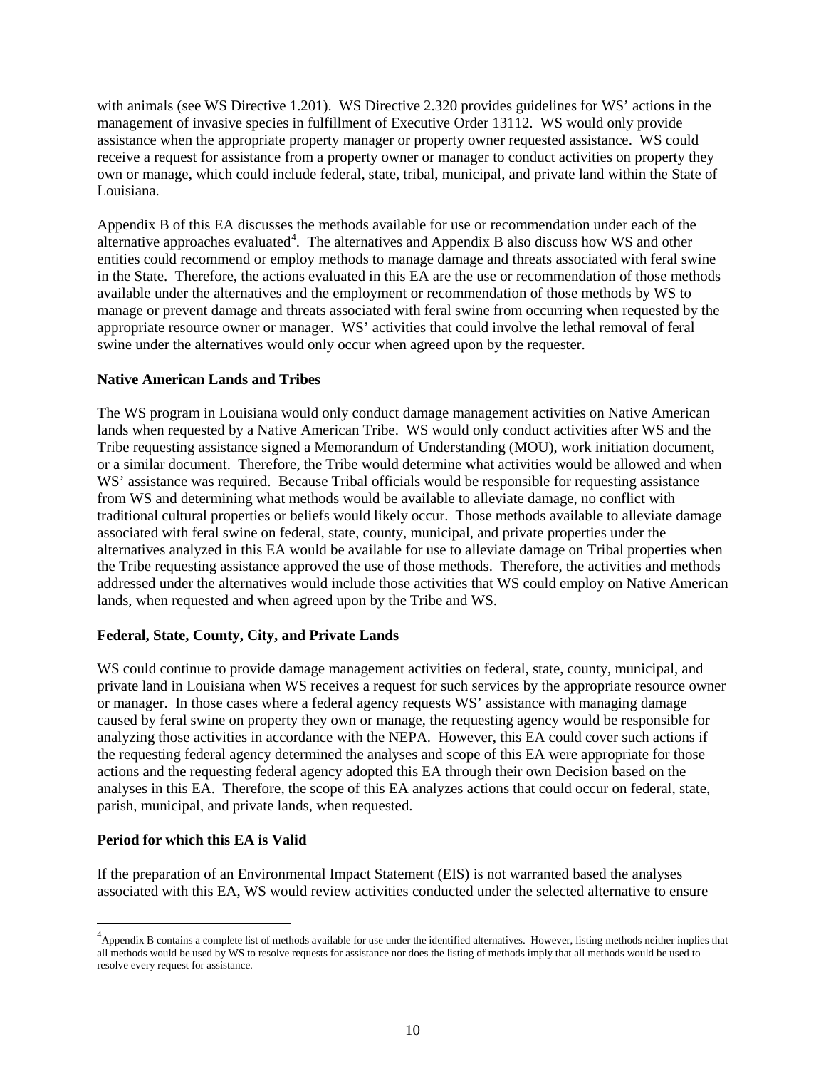with animals (see WS Directive 1.201). WS Directive 2.320 provides guidelines for WS' actions in the management of invasive species in fulfillment of Executive Order 13112. WS would only provide assistance when the appropriate property manager or property owner requested assistance. WS could receive a request for assistance from a property owner or manager to conduct activities on property they own or manage, which could include federal, state, tribal, municipal, and private land within the State of Louisiana.

Appendix B of this EA discusses the methods available for use or recommendation under each of the alternative approaches evaluated[4]. The alternatives and Appendix B also discuss how WS and other entities could recommend or employ methods to manage damage and threats associated with feral swine in the State. Therefore, the actions evaluated in this EA are the use or recommendation of those methods available under the alternatives and the employment or recommendation of those methods by WS to manage or prevent damage and threats associated with feral swine from occurring when requested by the appropriate resource owner or manager. WS' activities that could involve the lethal removal of feral swine under the alternatives would only occur when agreed upon by the requester.

**Native American Lands and Tribes**

The WS program in Louisiana would only conduct damage management activities on Native American lands when requested by a Native American Tribe. WS would only conduct activities after WS and the Tribe requesting assistance signed a Memorandum of Understanding (MOU), work initiation document, or a similar document. Therefore, the Tribe would determine what activities would be allowed and when WS' assistance was required. Because Tribal officials would be responsible for requesting assistance from WS and determining what methods would be available to alleviate damage, no conflict with traditional cultural properties or beliefs would likely occur. Those methods available to alleviate damage associated with feral swine on federal, state, county, municipal, and private properties under the alternatives analyzed in this EA would be available for use to alleviate damage on Tribal properties when the Tribe requesting assistance approved the use of those methods. Therefore, the activities and methods addressed under the alternatives would include those activities that WS could employ on Native American lands, when requested and when agreed upon by the Tribe and WS.

**Federal, State, County, City, and Private Lands**

WS could continue to provide damage management activities on federal, state, county, municipal, and private land in Louisiana when WS receives a request for such services by the appropriate resource owner or manager. In those cases where a federal agency requests WS' assistance with managing damage caused by feral swine on property they own or manage, the requesting agency would be responsible for analyzing those activities in accordance with the NEPA. However, this EA could cover such actions if the requesting federal agency determined the analyses and scope of this EA were appropriate for those actions and the requesting federal agency adopted this EA through their own Decision based on the analyses in this EA. Therefore, the scope of this EA analyzes actions that could occur on federal, state, parish, municipal, and private lands, when requested.

**Period for which this EA is Valid**

If the preparation of an Environmental Impact Statement (EIS) is not warranted based the analyses associated with this EA, WS would review activities conducted under the selected alternative to ensure

---

[4] Appendix B contains a complete list of methods available for use under the identified alternatives. However, listing methods neither implies that all methods would be used by WS to resolve requests for assistance nor does the listing of methods imply that all methods would be used to resolve every request for assistance.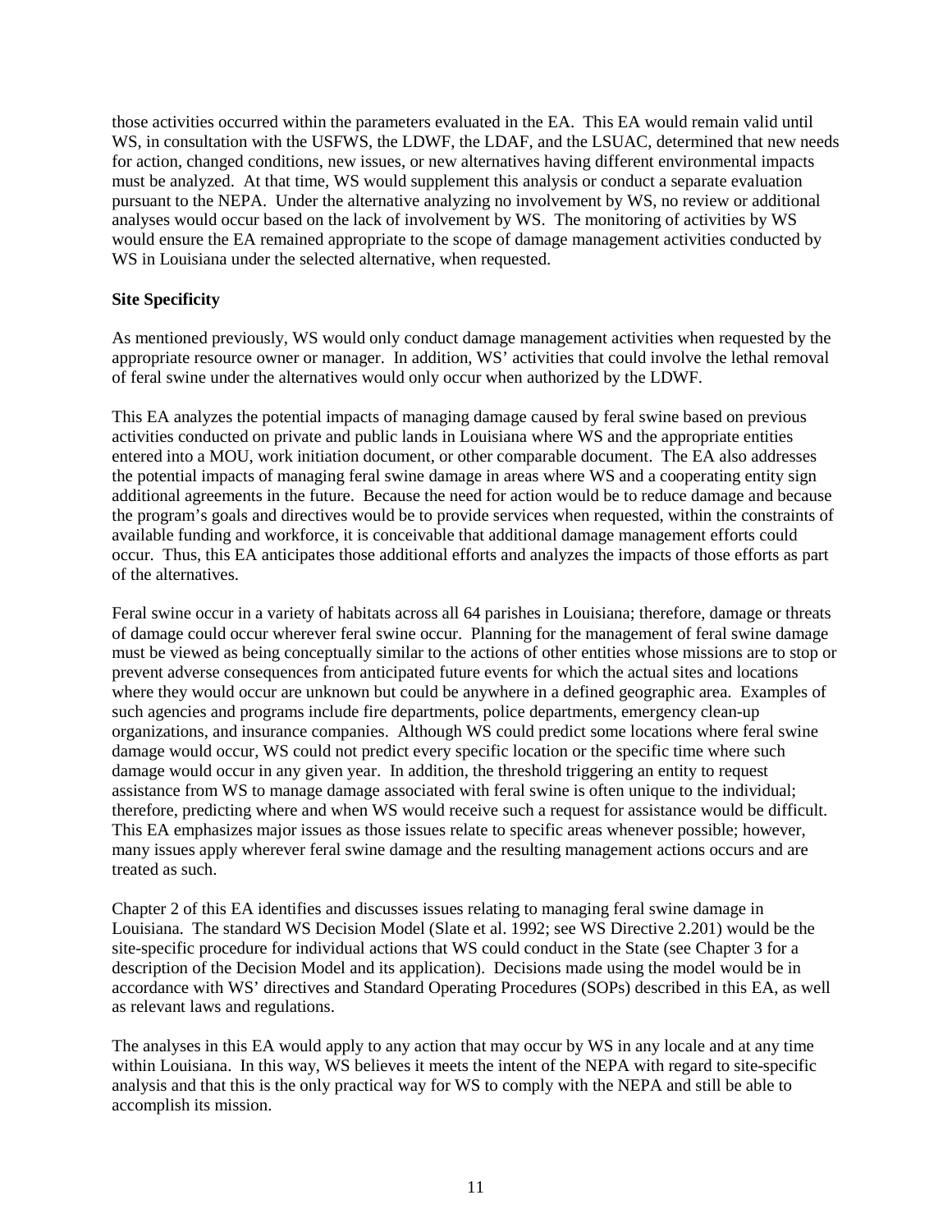those activities occurred within the parameters evaluated in the EA. This EA would remain valid until WS, in consultation with the USFWS, the LDWF, the LDAF, and the LSUAC, determined that new needs for action, changed conditions, new issues, or new alternatives having different environmental impacts must be analyzed. At that time, WS would supplement this analysis or conduct a separate evaluation pursuant to the NEPA. Under the alternative analyzing no involvement by WS, no review or additional analyses would occur based on the lack of involvement by WS. The monitoring of activities by WS would ensure the EA remained appropriate to the scope of damage management activities conducted by WS in Louisiana under the selected alternative, when requested.

**Site Specificity**

As mentioned previously, WS would only conduct damage management activities when requested by the appropriate resource owner or manager. In addition, WS' activities that could involve the lethal removal of feral swine under the alternatives would only occur when authorized by the LDWF.

This EA analyzes the potential impacts of managing damage caused by feral swine based on previous activities conducted on private and public lands in Louisiana where WS and the appropriate entities entered into a MOU, work initiation document, or other comparable document. The EA also addresses the potential impacts of managing feral swine damage in areas where WS and a cooperating entity sign additional agreements in the future. Because the need for action would be to reduce damage and because the program's goals and directives would be to provide services when requested, within the constraints of available funding and workforce, it is conceivable that additional damage management efforts could occur. Thus, this EA anticipates those additional efforts and analyzes the impacts of those efforts as part of the alternatives.

Feral swine occur in a variety of habitats across all 64 parishes in Louisiana; therefore, damage or threats of damage could occur wherever feral swine occur. Planning for the management of feral swine damage must be viewed as being conceptually similar to the actions of other entities whose missions are to stop or prevent adverse consequences from anticipated future events for which the actual sites and locations where they would occur are unknown but could be anywhere in a defined geographic area. Examples of such agencies and programs include fire departments, police departments, emergency clean-up organizations, and insurance companies. Although WS could predict some locations where feral swine damage would occur, WS could not predict every specific location or the specific time where such damage would occur in any given year. In addition, the threshold triggering an entity to request assistance from WS to manage damage associated with feral swine is often unique to the individual; therefore, predicting where and when WS would receive such a request for assistance would be difficult. This EA emphasizes major issues as those issues relate to specific areas whenever possible; however, many issues apply wherever feral swine damage and the resulting management actions occurs and are treated as such.

Chapter 2 of this EA identifies and discusses issues relating to managing feral swine damage in Louisiana. The standard WS Decision Model (Slate et al. 1992; see WS Directive 2.201) would be the site-specific procedure for individual actions that WS could conduct in the State (see Chapter 3 for a description of the Decision Model and its application). Decisions made using the model would be in accordance with WS' directives and Standard Operating Procedures (SOPs) described in this EA, as well as relevant laws and regulations.

The analyses in this EA would apply to any action that may occur by WS in any locale and at any time within Louisiana. In this way, WS believes it meets the intent of the NEPA with regard to site-specific analysis and that this is the only practical way for WS to comply with the NEPA and still be able to accomplish its mission.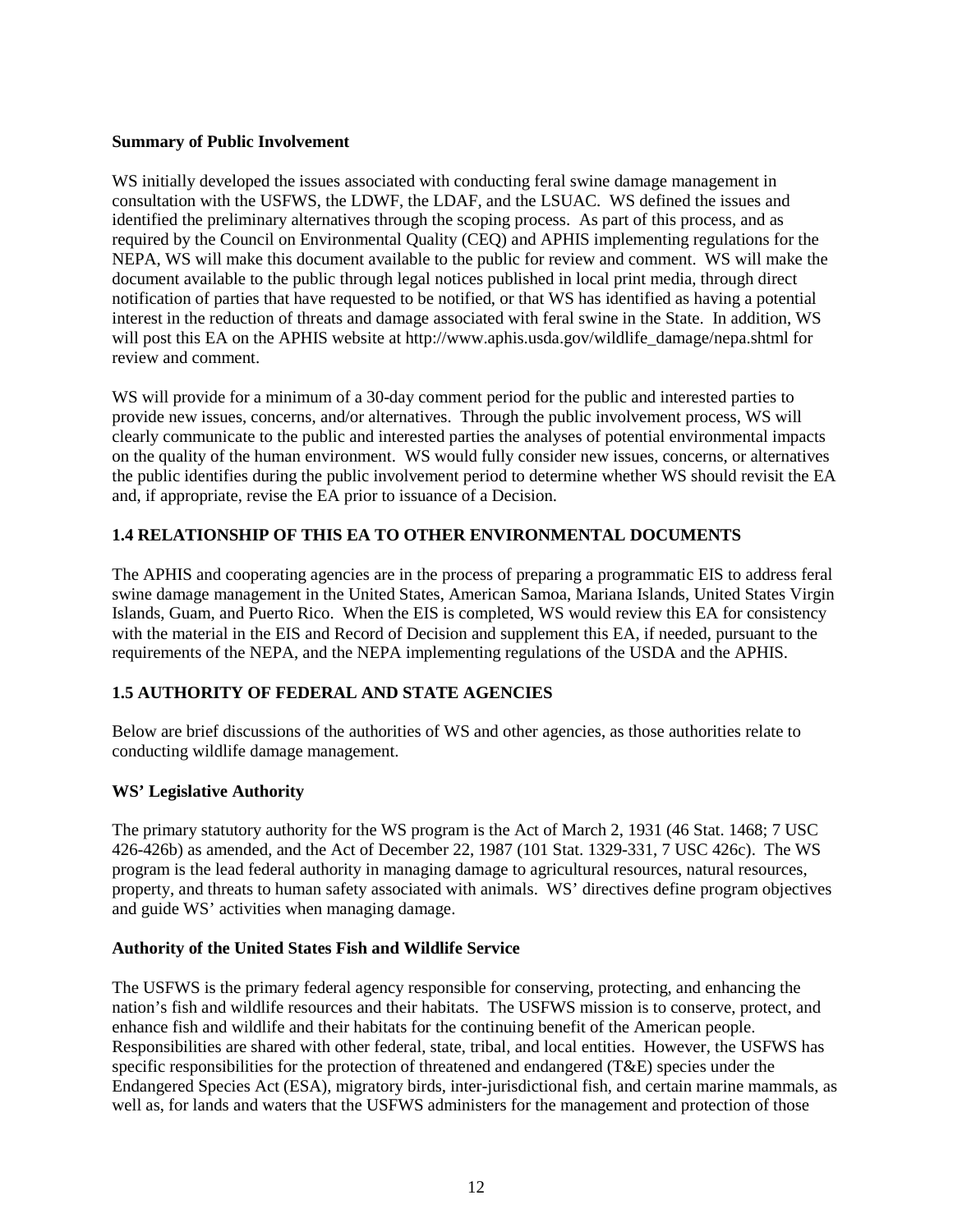**Summary of Public Involvement**

WS initially developed the issues associated with conducting feral swine damage management in consultation with the USFWS, the LDWF, the LDAF, and the LSUAC. WS defined the issues and identified the preliminary alternatives through the scoping process. As part of this process, and as required by the Council on Environmental Quality (CEQ) and APHIS implementing regulations for the NEPA, WS will make this document available to the public for review and comment. WS will make the document available to the public through legal notices published in local print media, through direct notification of parties that have requested to be notified, or that WS has identified as having a potential interest in the reduction of threats and damage associated with feral swine in the State. In addition, WS will post this EA on the APHIS website at http://www.aphis.usda.gov/wildlife_damage/nepa.shtml for review and comment.

WS will provide for a minimum of a 30-day comment period for the public and interested parties to provide new issues, concerns, and/or alternatives. Through the public involvement process, WS will clearly communicate to the public and interested parties the analyses of potential environmental impacts on the quality of the human environment. WS would fully consider new issues, concerns, or alternatives the public identifies during the public involvement period to determine whether WS should revisit the EA and, if appropriate, revise the EA prior to issuance of a Decision.

## 1.4 RELATIONSHIP OF THIS EA TO OTHER ENVIRONMENTAL DOCUMENTS

The APHIS and cooperating agencies are in the process of preparing a programmatic EIS to address feral swine damage management in the United States, American Samoa, Mariana Islands, United States Virgin Islands, Guam, and Puerto Rico. When the EIS is completed, WS would review this EA for consistency with the material in the EIS and Record of Decision and supplement this EA, if needed, pursuant to the requirements of the NEPA, and the NEPA implementing regulations of the USDA and the APHIS.

## 1.5 AUTHORITY OF FEDERAL AND STATE AGENCIES

Below are brief discussions of the authorities of WS and other agencies, as those authorities relate to conducting wildlife damage management.

**WS' Legislative Authority**

The primary statutory authority for the WS program is the Act of March 2, 1931 (46 Stat. 1468; 7 USC 426-426b) as amended, and the Act of December 22, 1987 (101 Stat. 1329-331, 7 USC 426c). The WS program is the lead federal authority in managing damage to agricultural resources, natural resources, property, and threats to human safety associated with animals. WS' directives define program objectives and guide WS' activities when managing damage.

**Authority of the United States Fish and Wildlife Service**

The USFWS is the primary federal agency responsible for conserving, protecting, and enhancing the nation's fish and wildlife resources and their habitats. The USFWS mission is to conserve, protect, and enhance fish and wildlife and their habitats for the continuing benefit of the American people. Responsibilities are shared with other federal, state, tribal, and local entities. However, the USFWS has specific responsibilities for the protection of threatened and endangered (T&E) species under the Endangered Species Act (ESA), migratory birds, inter-jurisdictional fish, and certain marine mammals, as well as, for lands and waters that the USFWS administers for the management and protection of those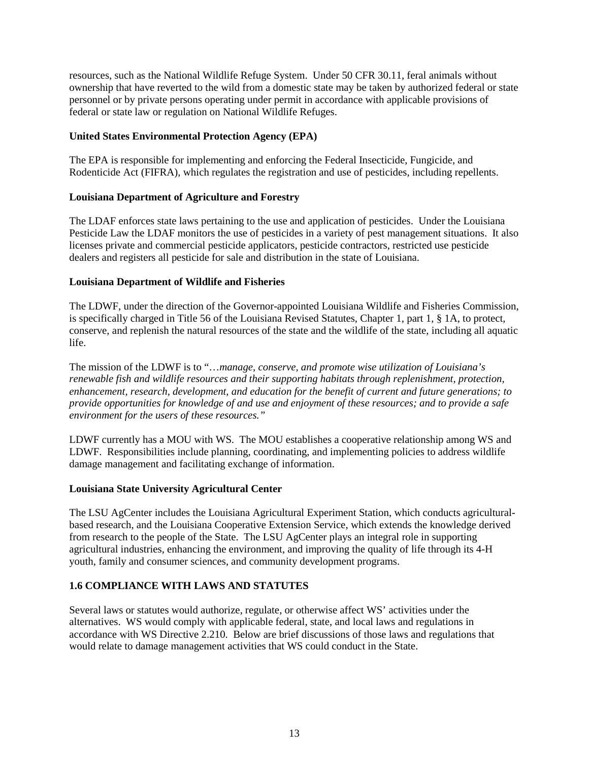resources, such as the National Wildlife Refuge System. Under 50 CFR 30.11, feral animals without ownership that have reverted to the wild from a domestic state may be taken by authorized federal or state personnel or by private persons operating under permit in accordance with applicable provisions of federal or state law or regulation on National Wildlife Refuges.

**United States Environmental Protection Agency (EPA)**

The EPA is responsible for implementing and enforcing the Federal Insecticide, Fungicide, and Rodenticide Act (FIFRA), which regulates the registration and use of pesticides, including repellents.

**Louisiana Department of Agriculture and Forestry**

The LDAF enforces state laws pertaining to the use and application of pesticides. Under the Louisiana Pesticide Law the LDAF monitors the use of pesticides in a variety of pest management situations. It also licenses private and commercial pesticide applicators, pesticide contractors, restricted use pesticide dealers and registers all pesticide for sale and distribution in the state of Louisiana.

**Louisiana Department of Wildlife and Fisheries**

The LDWF, under the direction of the Governor-appointed Louisiana Wildlife and Fisheries Commission, is specifically charged in Title 56 of the Louisiana Revised Statutes, Chapter 1, part 1, § 1A, to protect, conserve, and replenish the natural resources of the state and the wildlife of the state, including all aquatic life.

The mission of the LDWF is to "*…manage, conserve, and promote wise utilization of Louisiana's renewable fish and wildlife resources and their supporting habitats through replenishment, protection, enhancement, research, development, and education for the benefit of current and future generations; to provide opportunities for knowledge of and use and enjoyment of these resources; and to provide a safe environment for the users of these resources.*"

LDWF currently has a MOU with WS. The MOU establishes a cooperative relationship among WS and LDWF. Responsibilities include planning, coordinating, and implementing policies to address wildlife damage management and facilitating exchange of information.

**Louisiana State University Agricultural Center**

The LSU AgCenter includes the Louisiana Agricultural Experiment Station, which conducts agricultural-based research, and the Louisiana Cooperative Extension Service, which extends the knowledge derived from research to the people of the State. The LSU AgCenter plays an integral role in supporting agricultural industries, enhancing the environment, and improving the quality of life through its 4-H youth, family and consumer sciences, and community development programs.

## 1.6 COMPLIANCE WITH LAWS AND STATUTES

Several laws or statutes would authorize, regulate, or otherwise affect WS' activities under the alternatives. WS would comply with applicable federal, state, and local laws and regulations in accordance with WS Directive 2.210. Below are brief discussions of those laws and regulations that would relate to damage management activities that WS could conduct in the State.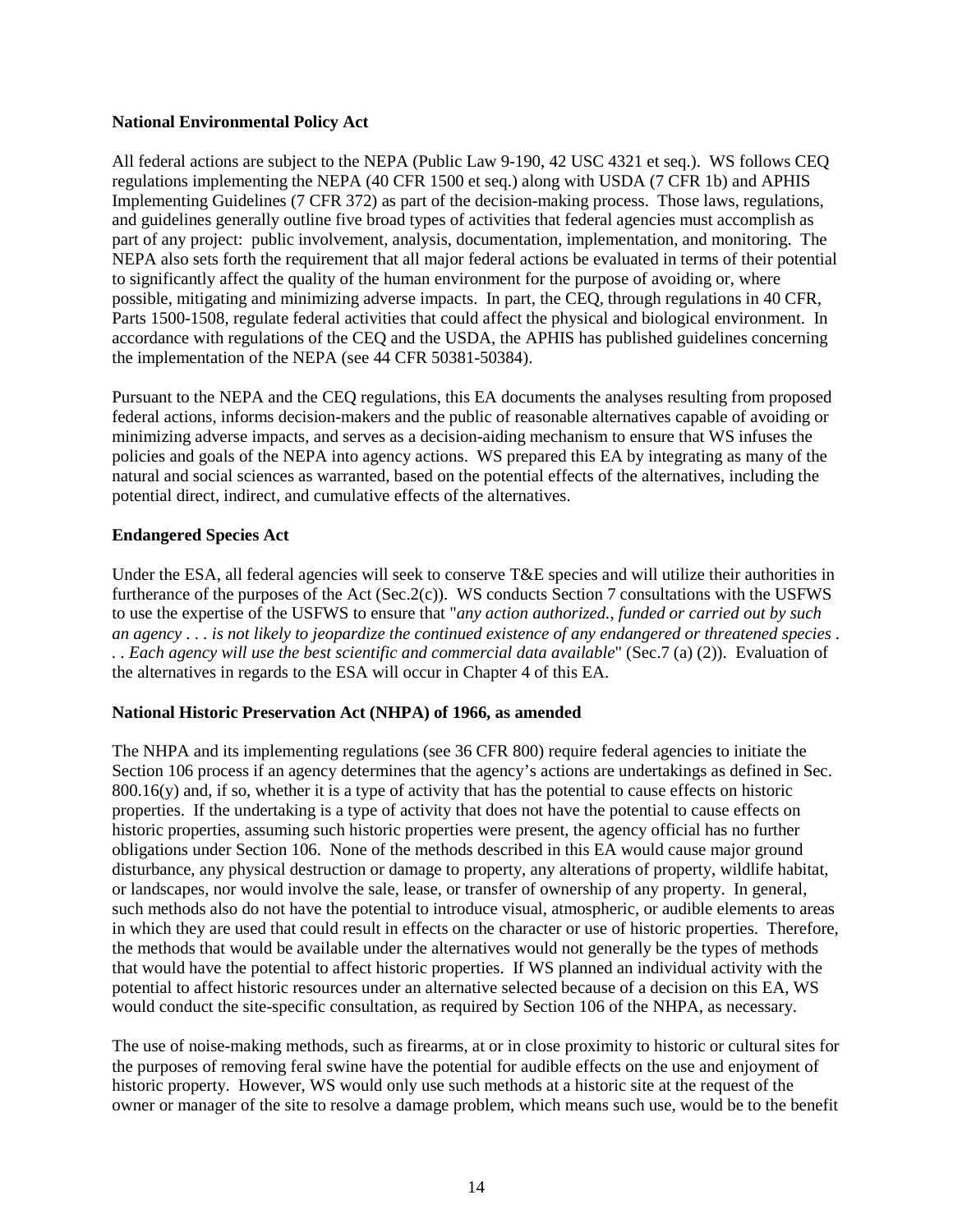**National Environmental Policy Act**

All federal actions are subject to the NEPA (Public Law 9-190, 42 USC 4321 et seq.). WS follows CEQ regulations implementing the NEPA (40 CFR 1500 et seq.) along with USDA (7 CFR 1b) and APHIS Implementing Guidelines (7 CFR 372) as part of the decision-making process. Those laws, regulations, and guidelines generally outline five broad types of activities that federal agencies must accomplish as part of any project: public involvement, analysis, documentation, implementation, and monitoring. The NEPA also sets forth the requirement that all major federal actions be evaluated in terms of their potential to significantly affect the quality of the human environment for the purpose of avoiding or, where possible, mitigating and minimizing adverse impacts. In part, the CEQ, through regulations in 40 CFR, Parts 1500-1508, regulate federal activities that could affect the physical and biological environment. In accordance with regulations of the CEQ and the USDA, the APHIS has published guidelines concerning the implementation of the NEPA (see 44 CFR 50381-50384).

Pursuant to the NEPA and the CEQ regulations, this EA documents the analyses resulting from proposed federal actions, informs decision-makers and the public of reasonable alternatives capable of avoiding or minimizing adverse impacts, and serves as a decision-aiding mechanism to ensure that WS infuses the policies and goals of the NEPA into agency actions. WS prepared this EA by integrating as many of the natural and social sciences as warranted, based on the potential effects of the alternatives, including the potential direct, indirect, and cumulative effects of the alternatives.

**Endangered Species Act**

Under the ESA, all federal agencies will seek to conserve T&E species and will utilize their authorities in furtherance of the purposes of the Act (Sec.2(c)). WS conducts Section 7 consultations with the USFWS to use the expertise of the USFWS to ensure that "*any action authorized., funded or carried out by such an agency . . . is not likely to jeopardize the continued existence of any endangered or threatened species . . . Each agency will use the best scientific and commercial data available*" (Sec.7 (a) (2)). Evaluation of the alternatives in regards to the ESA will occur in Chapter 4 of this EA.

**National Historic Preservation Act (NHPA) of 1966, as amended**

The NHPA and its implementing regulations (see 36 CFR 800) require federal agencies to initiate the Section 106 process if an agency determines that the agency's actions are undertakings as defined in Sec. 800.16(y) and, if so, whether it is a type of activity that has the potential to cause effects on historic properties. If the undertaking is a type of activity that does not have the potential to cause effects on historic properties, assuming such historic properties were present, the agency official has no further obligations under Section 106. None of the methods described in this EA would cause major ground disturbance, any physical destruction or damage to property, any alterations of property, wildlife habitat, or landscapes, nor would involve the sale, lease, or transfer of ownership of any property. In general, such methods also do not have the potential to introduce visual, atmospheric, or audible elements to areas in which they are used that could result in effects on the character or use of historic properties. Therefore, the methods that would be available under the alternatives would not generally be the types of methods that would have the potential to affect historic properties. If WS planned an individual activity with the potential to affect historic resources under an alternative selected because of a decision on this EA, WS would conduct the site-specific consultation, as required by Section 106 of the NHPA, as necessary.

The use of noise-making methods, such as firearms, at or in close proximity to historic or cultural sites for the purposes of removing feral swine have the potential for audible effects on the use and enjoyment of historic property. However, WS would only use such methods at a historic site at the request of the owner or manager of the site to resolve a damage problem, which means such use, would be to the benefit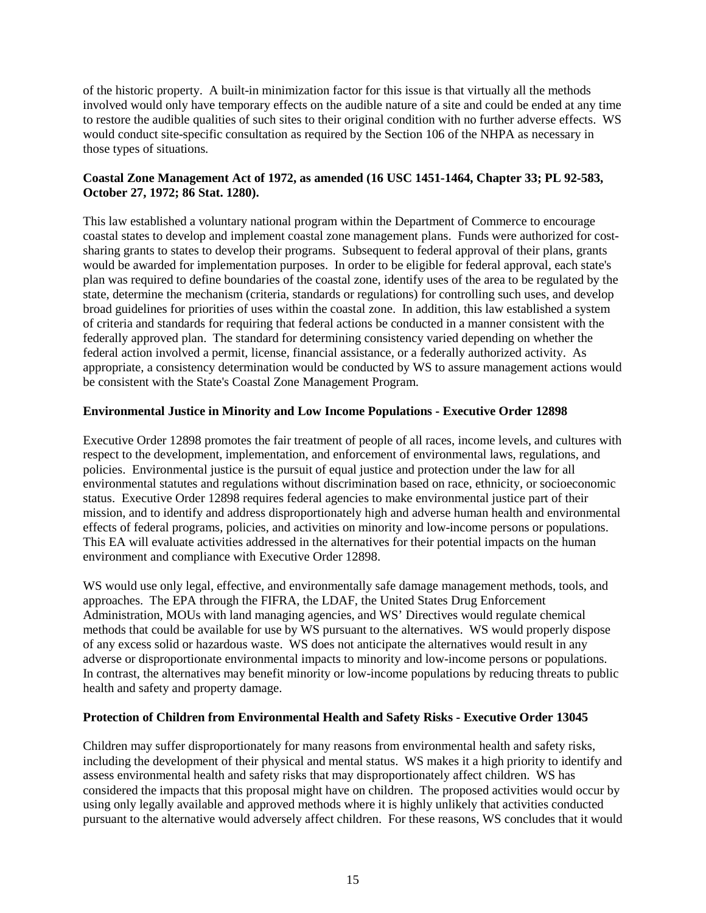of the historic property. A built-in minimization factor for this issue is that virtually all the methods involved would only have temporary effects on the audible nature of a site and could be ended at any time to restore the audible qualities of such sites to their original condition with no further adverse effects. WS would conduct site-specific consultation as required by the Section 106 of the NHPA as necessary in those types of situations.

**Coastal Zone Management Act of 1972, as amended (16 USC 1451-1464, Chapter 33; PL 92-583, October 27, 1972; 86 Stat. 1280).**

This law established a voluntary national program within the Department of Commerce to encourage coastal states to develop and implement coastal zone management plans. Funds were authorized for cost-sharing grants to states to develop their programs. Subsequent to federal approval of their plans, grants would be awarded for implementation purposes. In order to be eligible for federal approval, each state's plan was required to define boundaries of the coastal zone, identify uses of the area to be regulated by the state, determine the mechanism (criteria, standards or regulations) for controlling such uses, and develop broad guidelines for priorities of uses within the coastal zone. In addition, this law established a system of criteria and standards for requiring that federal actions be conducted in a manner consistent with the federally approved plan. The standard for determining consistency varied depending on whether the federal action involved a permit, license, financial assistance, or a federally authorized activity. As appropriate, a consistency determination would be conducted by WS to assure management actions would be consistent with the State's Coastal Zone Management Program.

**Environmental Justice in Minority and Low Income Populations - Executive Order 12898**

Executive Order 12898 promotes the fair treatment of people of all races, income levels, and cultures with respect to the development, implementation, and enforcement of environmental laws, regulations, and policies. Environmental justice is the pursuit of equal justice and protection under the law for all environmental statutes and regulations without discrimination based on race, ethnicity, or socioeconomic status. Executive Order 12898 requires federal agencies to make environmental justice part of their mission, and to identify and address disproportionately high and adverse human health and environmental effects of federal programs, policies, and activities on minority and low-income persons or populations. This EA will evaluate activities addressed in the alternatives for their potential impacts on the human environment and compliance with Executive Order 12898.

WS would use only legal, effective, and environmentally safe damage management methods, tools, and approaches. The EPA through the FIFRA, the LDAF, the United States Drug Enforcement Administration, MOUs with land managing agencies, and WS' Directives would regulate chemical methods that could be available for use by WS pursuant to the alternatives. WS would properly dispose of any excess solid or hazardous waste. WS does not anticipate the alternatives would result in any adverse or disproportionate environmental impacts to minority and low-income persons or populations. In contrast, the alternatives may benefit minority or low-income populations by reducing threats to public health and safety and property damage.

**Protection of Children from Environmental Health and Safety Risks - Executive Order 13045**

Children may suffer disproportionately for many reasons from environmental health and safety risks, including the development of their physical and mental status. WS makes it a high priority to identify and assess environmental health and safety risks that may disproportionately affect children. WS has considered the impacts that this proposal might have on children. The proposed activities would occur by using only legally available and approved methods where it is highly unlikely that activities conducted pursuant to the alternative would adversely affect children. For these reasons, WS concludes that it would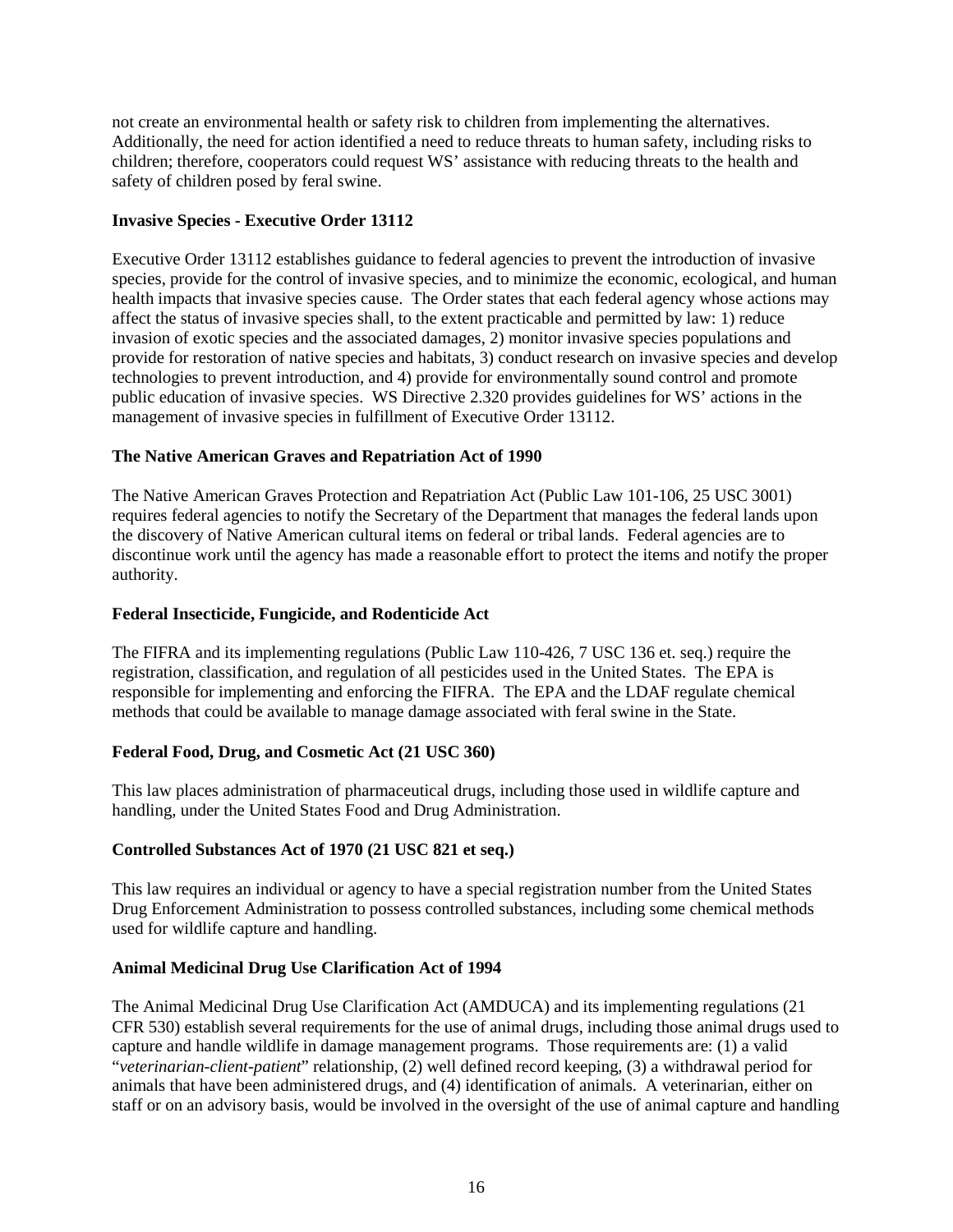not create an environmental health or safety risk to children from implementing the alternatives. Additionally, the need for action identified a need to reduce threats to human safety, including risks to children; therefore, cooperators could request WS' assistance with reducing threats to the health and safety of children posed by feral swine.

**Invasive Species - Executive Order 13112**

Executive Order 13112 establishes guidance to federal agencies to prevent the introduction of invasive species, provide for the control of invasive species, and to minimize the economic, ecological, and human health impacts that invasive species cause. The Order states that each federal agency whose actions may affect the status of invasive species shall, to the extent practicable and permitted by law: 1) reduce invasion of exotic species and the associated damages, 2) monitor invasive species populations and provide for restoration of native species and habitats, 3) conduct research on invasive species and develop technologies to prevent introduction, and 4) provide for environmentally sound control and promote public education of invasive species. WS Directive 2.320 provides guidelines for WS' actions in the management of invasive species in fulfillment of Executive Order 13112.

**The Native American Graves and Repatriation Act of 1990**

The Native American Graves Protection and Repatriation Act (Public Law 101-106, 25 USC 3001) requires federal agencies to notify the Secretary of the Department that manages the federal lands upon the discovery of Native American cultural items on federal or tribal lands. Federal agencies are to discontinue work until the agency has made a reasonable effort to protect the items and notify the proper authority.

**Federal Insecticide, Fungicide, and Rodenticide Act**

The FIFRA and its implementing regulations (Public Law 110-426, 7 USC 136 et. seq.) require the registration, classification, and regulation of all pesticides used in the United States. The EPA is responsible for implementing and enforcing the FIFRA. The EPA and the LDAF regulate chemical methods that could be available to manage damage associated with feral swine in the State.

**Federal Food, Drug, and Cosmetic Act (21 USC 360)**

This law places administration of pharmaceutical drugs, including those used in wildlife capture and handling, under the United States Food and Drug Administration.

**Controlled Substances Act of 1970 (21 USC 821 et seq.)**

This law requires an individual or agency to have a special registration number from the United States Drug Enforcement Administration to possess controlled substances, including some chemical methods used for wildlife capture and handling.

**Animal Medicinal Drug Use Clarification Act of 1994**

The Animal Medicinal Drug Use Clarification Act (AMDUCA) and its implementing regulations (21 CFR 530) establish several requirements for the use of animal drugs, including those animal drugs used to capture and handle wildlife in damage management programs. Those requirements are: (1) a valid "*veterinarian-client-patient*" relationship, (2) well defined record keeping, (3) a withdrawal period for animals that have been administered drugs, and (4) identification of animals. A veterinarian, either on staff or on an advisory basis, would be involved in the oversight of the use of animal capture and handling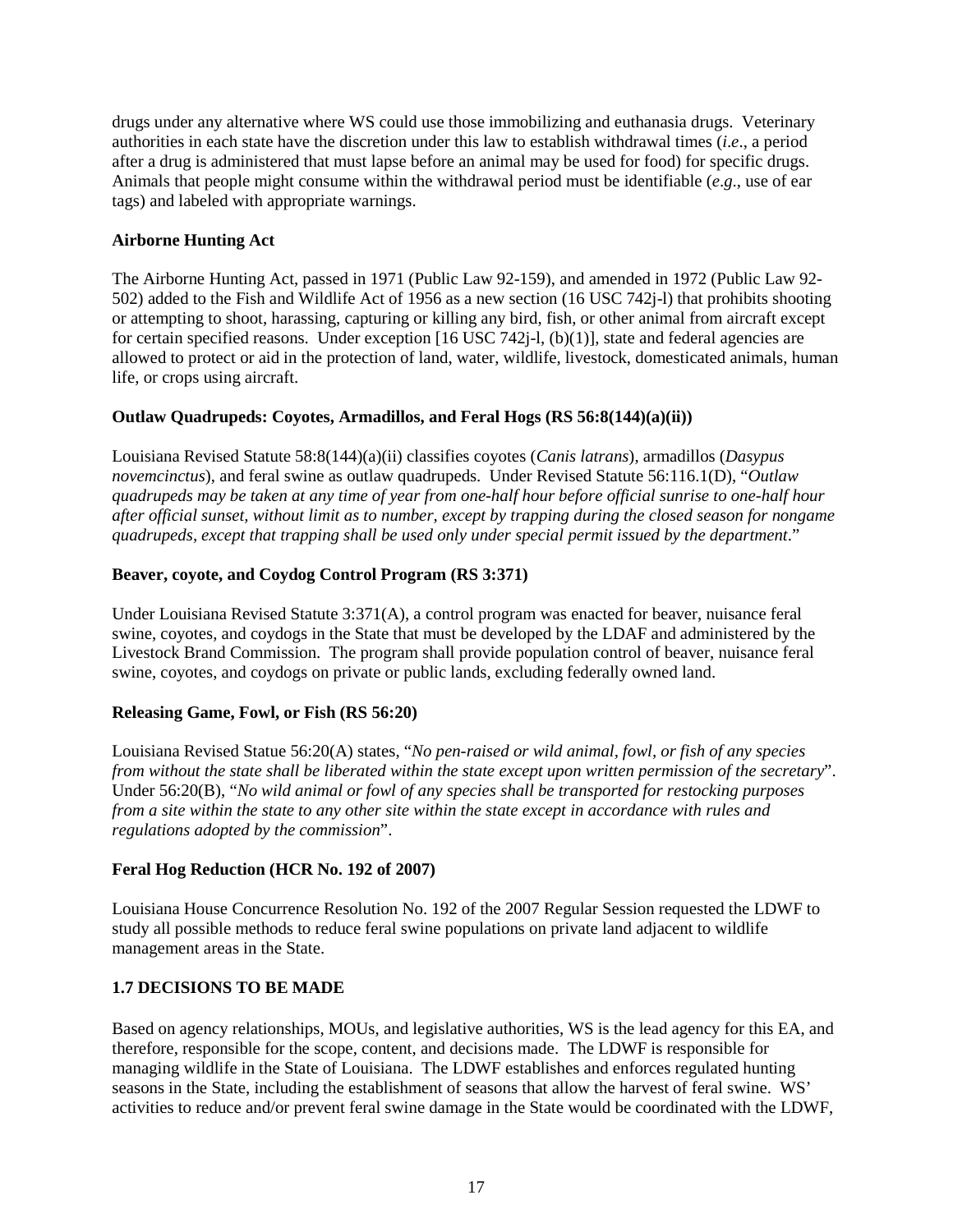drugs under any alternative where WS could use those immobilizing and euthanasia drugs. Veterinary authorities in each state have the discretion under this law to establish withdrawal times (*i.e*., a period after a drug is administered that must lapse before an animal may be used for food) for specific drugs. Animals that people might consume within the withdrawal period must be identifiable (*e.g*., use of ear tags) and labeled with appropriate warnings.

**Airborne Hunting Act**

The Airborne Hunting Act, passed in 1971 (Public Law 92-159), and amended in 1972 (Public Law 92-502) added to the Fish and Wildlife Act of 1956 as a new section (16 USC 742j-l) that prohibits shooting or attempting to shoot, harassing, capturing or killing any bird, fish, or other animal from aircraft except for certain specified reasons. Under exception [16 USC 742j-l, (b)(1)], state and federal agencies are allowed to protect or aid in the protection of land, water, wildlife, livestock, domesticated animals, human life, or crops using aircraft.

**Outlaw Quadrupeds: Coyotes, Armadillos, and Feral Hogs (RS 56:8(144)(a)(ii))**

Louisiana Revised Statute 58:8(144)(a)(ii) classifies coyotes (*Canis latrans*), armadillos (*Dasypus novemcinctus*), and feral swine as outlaw quadrupeds. Under Revised Statute 56:116.1(D), "*Outlaw quadrupeds may be taken at any time of year from one-half hour before official sunrise to one-half hour after official sunset, without limit as to number, except by trapping during the closed season for nongame quadrupeds, except that trapping shall be used only under special permit issued by the department*."

**Beaver, coyote, and Coydog Control Program (RS 3:371)**

Under Louisiana Revised Statute 3:371(A), a control program was enacted for beaver, nuisance feral swine, coyotes, and coydogs in the State that must be developed by the LDAF and administered by the Livestock Brand Commission. The program shall provide population control of beaver, nuisance feral swine, coyotes, and coydogs on private or public lands, excluding federally owned land.

**Releasing Game, Fowl, or Fish (RS 56:20)**

Louisiana Revised Statue 56:20(A) states, "*No pen-raised or wild animal, fowl, or fish of any species from without the state shall be liberated within the state except upon written permission of the secretary*". Under 56:20(B), "*No wild animal or fowl of any species shall be transported for restocking purposes from a site within the state to any other site within the state except in accordance with rules and regulations adopted by the commission*".

**Feral Hog Reduction (HCR No. 192 of 2007)**

Louisiana House Concurrence Resolution No. 192 of the 2007 Regular Session requested the LDWF to study all possible methods to reduce feral swine populations on private land adjacent to wildlife management areas in the State.

## 1.7 DECISIONS TO BE MADE

Based on agency relationships, MOUs, and legislative authorities, WS is the lead agency for this EA, and therefore, responsible for the scope, content, and decisions made. The LDWF is responsible for managing wildlife in the State of Louisiana. The LDWF establishes and enforces regulated hunting seasons in the State, including the establishment of seasons that allow the harvest of feral swine. WS' activities to reduce and/or prevent feral swine damage in the State would be coordinated with the LDWF,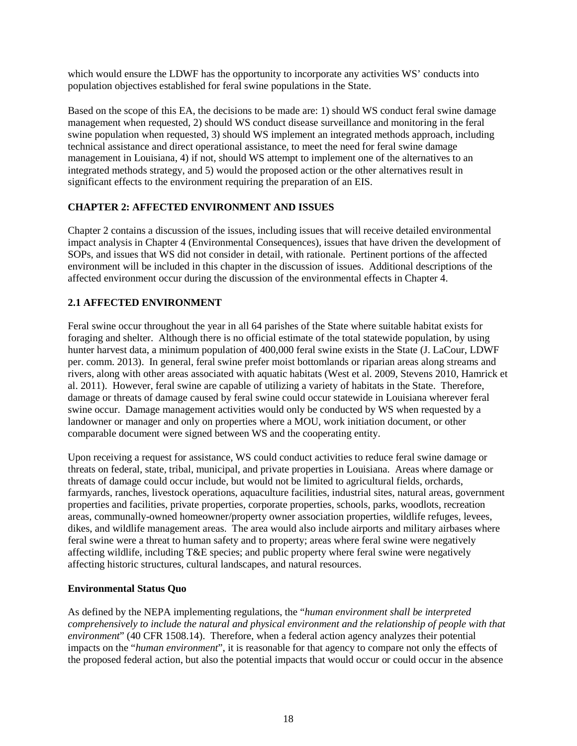which would ensure the LDWF has the opportunity to incorporate any activities WS' conducts into population objectives established for feral swine populations in the State.

Based on the scope of this EA, the decisions to be made are: 1) should WS conduct feral swine damage management when requested, 2) should WS conduct disease surveillance and monitoring in the feral swine population when requested, 3) should WS implement an integrated methods approach, including technical assistance and direct operational assistance, to meet the need for feral swine damage management in Louisiana, 4) if not, should WS attempt to implement one of the alternatives to an integrated methods strategy, and 5) would the proposed action or the other alternatives result in significant effects to the environment requiring the preparation of an EIS.

## CHAPTER 2: AFFECTED ENVIRONMENT AND ISSUES

Chapter 2 contains a discussion of the issues, including issues that will receive detailed environmental impact analysis in Chapter 4 (Environmental Consequences), issues that have driven the development of SOPs, and issues that WS did not consider in detail, with rationale. Pertinent portions of the affected environment will be included in this chapter in the discussion of issues. Additional descriptions of the affected environment occur during the discussion of the environmental effects in Chapter 4.

## 2.1 AFFECTED ENVIRONMENT

Feral swine occur throughout the year in all 64 parishes of the State where suitable habitat exists for foraging and shelter. Although there is no official estimate of the total statewide population, by using hunter harvest data, a minimum population of 400,000 feral swine exists in the State (J. LaCour, LDWF per. comm. 2013). In general, feral swine prefer moist bottomlands or riparian areas along streams and rivers, along with other areas associated with aquatic habitats (West et al. 2009, Stevens 2010, Hamrick et al. 2011). However, feral swine are capable of utilizing a variety of habitats in the State. Therefore, damage or threats of damage caused by feral swine could occur statewide in Louisiana wherever feral swine occur. Damage management activities would only be conducted by WS when requested by a landowner or manager and only on properties where a MOU, work initiation document, or other comparable document were signed between WS and the cooperating entity.

Upon receiving a request for assistance, WS could conduct activities to reduce feral swine damage or threats on federal, state, tribal, municipal, and private properties in Louisiana. Areas where damage or threats of damage could occur include, but would not be limited to agricultural fields, orchards, farmyards, ranches, livestock operations, aquaculture facilities, industrial sites, natural areas, government properties and facilities, private properties, corporate properties, schools, parks, woodlots, recreation areas, communally-owned homeowner/property owner association properties, wildlife refuges, levees, dikes, and wildlife management areas. The area would also include airports and military airbases where feral swine were a threat to human safety and to property; areas where feral swine were negatively affecting wildlife, including T&E species; and public property where feral swine were negatively affecting historic structures, cultural landscapes, and natural resources.

### Environmental Status Quo

As defined by the NEPA implementing regulations, the "*human environment shall be interpreted comprehensively to include the natural and physical environment and the relationship of people with that environment*" (40 CFR 1508.14). Therefore, when a federal action agency analyzes their potential impacts on the "*human environment*", it is reasonable for that agency to compare not only the effects of the proposed federal action, but also the potential impacts that would occur or could occur in the absence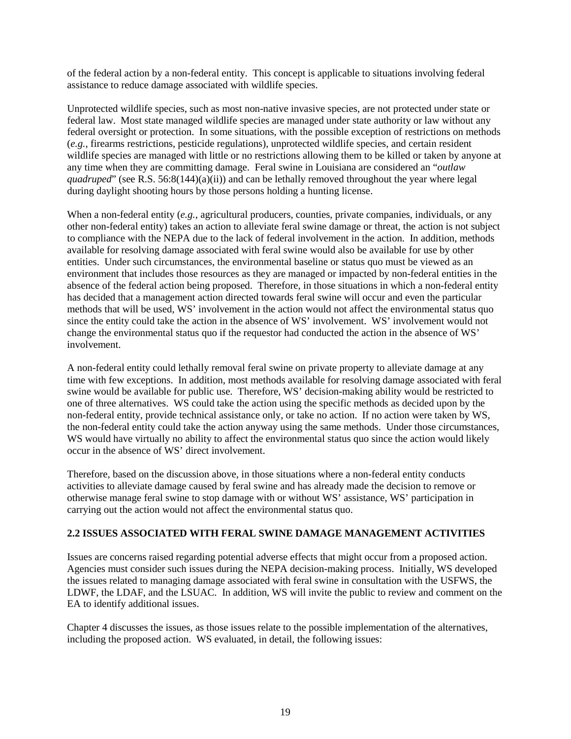of the federal action by a non-federal entity. This concept is applicable to situations involving federal assistance to reduce damage associated with wildlife species.

Unprotected wildlife species, such as most non-native invasive species, are not protected under state or federal law. Most state managed wildlife species are managed under state authority or law without any federal oversight or protection. In some situations, with the possible exception of restrictions on methods (*e.g.*, firearms restrictions, pesticide regulations), unprotected wildlife species, and certain resident wildlife species are managed with little or no restrictions allowing them to be killed or taken by anyone at any time when they are committing damage. Feral swine in Louisiana are considered an "*outlaw quadruped*" (see R.S. 56:8(144)(a)(ii)) and can be lethally removed throughout the year where legal during daylight shooting hours by those persons holding a hunting license.

When a non-federal entity (*e.g.*, agricultural producers, counties, private companies, individuals, or any other non-federal entity) takes an action to alleviate feral swine damage or threat, the action is not subject to compliance with the NEPA due to the lack of federal involvement in the action. In addition, methods available for resolving damage associated with feral swine would also be available for use by other entities. Under such circumstances, the environmental baseline or status quo must be viewed as an environment that includes those resources as they are managed or impacted by non-federal entities in the absence of the federal action being proposed. Therefore, in those situations in which a non-federal entity has decided that a management action directed towards feral swine will occur and even the particular methods that will be used, WS' involvement in the action would not affect the environmental status quo since the entity could take the action in the absence of WS' involvement. WS' involvement would not change the environmental status quo if the requestor had conducted the action in the absence of WS' involvement.

A non-federal entity could lethally removal feral swine on private property to alleviate damage at any time with few exceptions. In addition, most methods available for resolving damage associated with feral swine would be available for public use. Therefore, WS' decision-making ability would be restricted to one of three alternatives. WS could take the action using the specific methods as decided upon by the non-federal entity, provide technical assistance only, or take no action. If no action were taken by WS, the non-federal entity could take the action anyway using the same methods. Under those circumstances, WS would have virtually no ability to affect the environmental status quo since the action would likely occur in the absence of WS' direct involvement.

Therefore, based on the discussion above, in those situations where a non-federal entity conducts activities to alleviate damage caused by feral swine and has already made the decision to remove or otherwise manage feral swine to stop damage with or without WS' assistance, WS' participation in carrying out the action would not affect the environmental status quo.

## 2.2 ISSUES ASSOCIATED WITH FERAL SWINE DAMAGE MANAGEMENT ACTIVITIES

Issues are concerns raised regarding potential adverse effects that might occur from a proposed action. Agencies must consider such issues during the NEPA decision-making process. Initially, WS developed the issues related to managing damage associated with feral swine in consultation with the USFWS, the LDWF, the LDAF, and the LSUAC. In addition, WS will invite the public to review and comment on the EA to identify additional issues.

Chapter 4 discusses the issues, as those issues relate to the possible implementation of the alternatives, including the proposed action. WS evaluated, in detail, the following issues: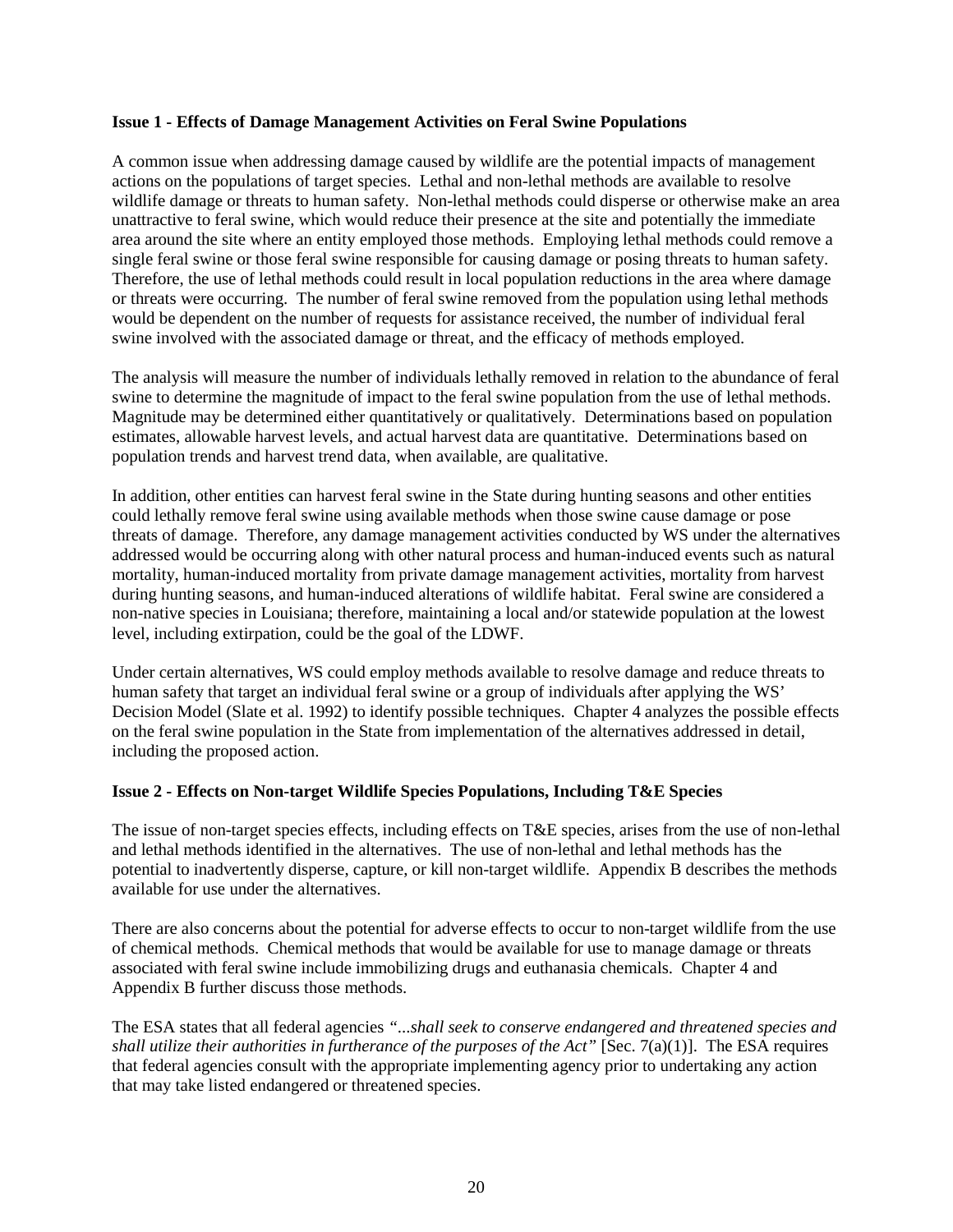**Issue 1 - Effects of Damage Management Activities on Feral Swine Populations**

A common issue when addressing damage caused by wildlife are the potential impacts of management actions on the populations of target species. Lethal and non-lethal methods are available to resolve wildlife damage or threats to human safety. Non-lethal methods could disperse or otherwise make an area unattractive to feral swine, which would reduce their presence at the site and potentially the immediate area around the site where an entity employed those methods. Employing lethal methods could remove a single feral swine or those feral swine responsible for causing damage or posing threats to human safety. Therefore, the use of lethal methods could result in local population reductions in the area where damage or threats were occurring. The number of feral swine removed from the population using lethal methods would be dependent on the number of requests for assistance received, the number of individual feral swine involved with the associated damage or threat, and the efficacy of methods employed.

The analysis will measure the number of individuals lethally removed in relation to the abundance of feral swine to determine the magnitude of impact to the feral swine population from the use of lethal methods. Magnitude may be determined either quantitatively or qualitatively. Determinations based on population estimates, allowable harvest levels, and actual harvest data are quantitative. Determinations based on population trends and harvest trend data, when available, are qualitative.

In addition, other entities can harvest feral swine in the State during hunting seasons and other entities could lethally remove feral swine using available methods when those swine cause damage or pose threats of damage. Therefore, any damage management activities conducted by WS under the alternatives addressed would be occurring along with other natural process and human-induced events such as natural mortality, human-induced mortality from private damage management activities, mortality from harvest during hunting seasons, and human-induced alterations of wildlife habitat. Feral swine are considered a non-native species in Louisiana; therefore, maintaining a local and/or statewide population at the lowest level, including extirpation, could be the goal of the LDWF.

Under certain alternatives, WS could employ methods available to resolve damage and reduce threats to human safety that target an individual feral swine or a group of individuals after applying the WS' Decision Model (Slate et al. 1992) to identify possible techniques. Chapter 4 analyzes the possible effects on the feral swine population in the State from implementation of the alternatives addressed in detail, including the proposed action.

**Issue 2 - Effects on Non-target Wildlife Species Populations, Including T&E Species**

The issue of non-target species effects, including effects on T&E species, arises from the use of non-lethal and lethal methods identified in the alternatives. The use of non-lethal and lethal methods has the potential to inadvertently disperse, capture, or kill non-target wildlife. Appendix B describes the methods available for use under the alternatives.

There are also concerns about the potential for adverse effects to occur to non-target wildlife from the use of chemical methods. Chemical methods that would be available for use to manage damage or threats associated with feral swine include immobilizing drugs and euthanasia chemicals. Chapter 4 and Appendix B further discuss those methods.

The ESA states that all federal agencies *"...shall seek to conserve endangered and threatened species and shall utilize their authorities in furtherance of the purposes of the Act"* [Sec. 7(a)(1)]. The ESA requires that federal agencies consult with the appropriate implementing agency prior to undertaking any action that may take listed endangered or threatened species.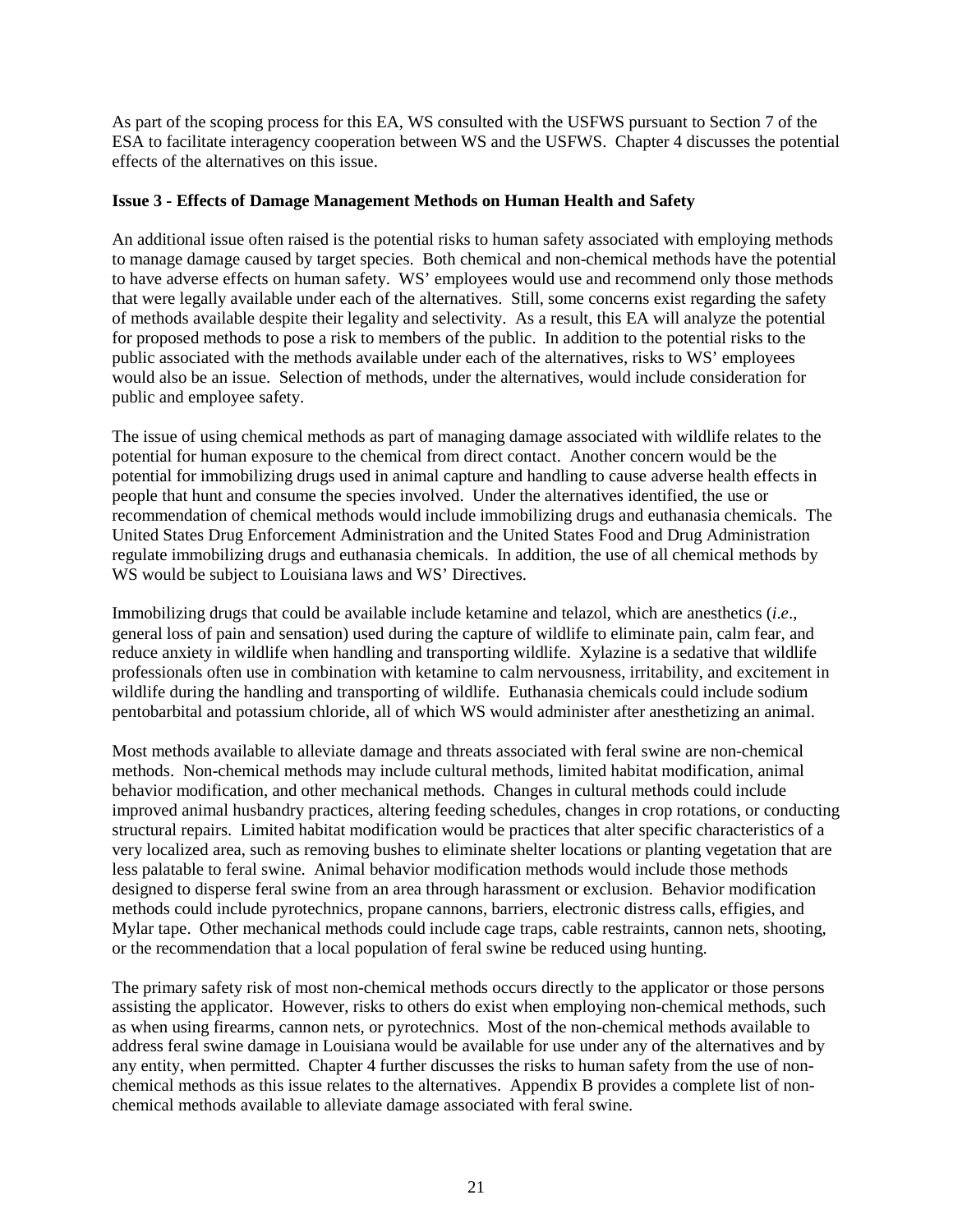As part of the scoping process for this EA, WS consulted with the USFWS pursuant to Section 7 of the ESA to facilitate interagency cooperation between WS and the USFWS. Chapter 4 discusses the potential effects of the alternatives on this issue.

**Issue 3 - Effects of Damage Management Methods on Human Health and Safety**

An additional issue often raised is the potential risks to human safety associated with employing methods to manage damage caused by target species. Both chemical and non-chemical methods have the potential to have adverse effects on human safety. WS' employees would use and recommend only those methods that were legally available under each of the alternatives. Still, some concerns exist regarding the safety of methods available despite their legality and selectivity. As a result, this EA will analyze the potential for proposed methods to pose a risk to members of the public. In addition to the potential risks to the public associated with the methods available under each of the alternatives, risks to WS' employees would also be an issue. Selection of methods, under the alternatives, would include consideration for public and employee safety.

The issue of using chemical methods as part of managing damage associated with wildlife relates to the potential for human exposure to the chemical from direct contact. Another concern would be the potential for immobilizing drugs used in animal capture and handling to cause adverse health effects in people that hunt and consume the species involved. Under the alternatives identified, the use or recommendation of chemical methods would include immobilizing drugs and euthanasia chemicals. The United States Drug Enforcement Administration and the United States Food and Drug Administration regulate immobilizing drugs and euthanasia chemicals. In addition, the use of all chemical methods by WS would be subject to Louisiana laws and WS' Directives.

Immobilizing drugs that could be available include ketamine and telazol, which are anesthetics (*i.e*., general loss of pain and sensation) used during the capture of wildlife to eliminate pain, calm fear, and reduce anxiety in wildlife when handling and transporting wildlife. Xylazine is a sedative that wildlife professionals often use in combination with ketamine to calm nervousness, irritability, and excitement in wildlife during the handling and transporting of wildlife. Euthanasia chemicals could include sodium pentobarbital and potassium chloride, all of which WS would administer after anesthetizing an animal.

Most methods available to alleviate damage and threats associated with feral swine are non-chemical methods. Non-chemical methods may include cultural methods, limited habitat modification, animal behavior modification, and other mechanical methods. Changes in cultural methods could include improved animal husbandry practices, altering feeding schedules, changes in crop rotations, or conducting structural repairs. Limited habitat modification would be practices that alter specific characteristics of a very localized area, such as removing bushes to eliminate shelter locations or planting vegetation that are less palatable to feral swine. Animal behavior modification methods would include those methods designed to disperse feral swine from an area through harassment or exclusion. Behavior modification methods could include pyrotechnics, propane cannons, barriers, electronic distress calls, effigies, and Mylar tape. Other mechanical methods could include cage traps, cable restraints, cannon nets, shooting, or the recommendation that a local population of feral swine be reduced using hunting.

The primary safety risk of most non-chemical methods occurs directly to the applicator or those persons assisting the applicator. However, risks to others do exist when employing non-chemical methods, such as when using firearms, cannon nets, or pyrotechnics. Most of the non-chemical methods available to address feral swine damage in Louisiana would be available for use under any of the alternatives and by any entity, when permitted. Chapter 4 further discusses the risks to human safety from the use of non-chemical methods as this issue relates to the alternatives. Appendix B provides a complete list of non-chemical methods available to alleviate damage associated with feral swine.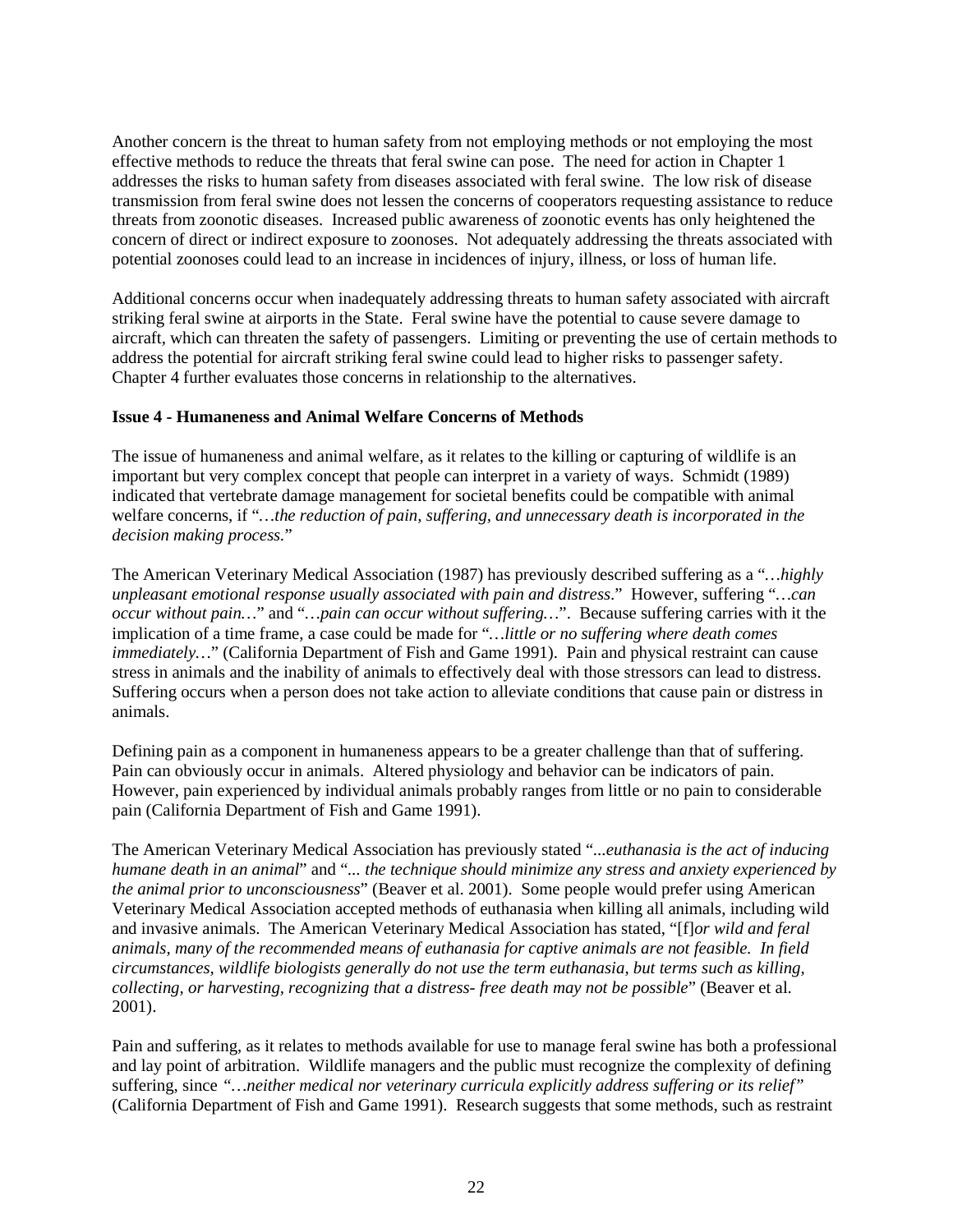Another concern is the threat to human safety from not employing methods or not employing the most effective methods to reduce the threats that feral swine can pose. The need for action in Chapter 1 addresses the risks to human safety from diseases associated with feral swine. The low risk of disease transmission from feral swine does not lessen the concerns of cooperators requesting assistance to reduce threats from zoonotic diseases. Increased public awareness of zoonotic events has only heightened the concern of direct or indirect exposure to zoonoses. Not adequately addressing the threats associated with potential zoonoses could lead to an increase in incidences of injury, illness, or loss of human life.

Additional concerns occur when inadequately addressing threats to human safety associated with aircraft striking feral swine at airports in the State. Feral swine have the potential to cause severe damage to aircraft, which can threaten the safety of passengers. Limiting or preventing the use of certain methods to address the potential for aircraft striking feral swine could lead to higher risks to passenger safety. Chapter 4 further evaluates those concerns in relationship to the alternatives.

**Issue 4 - Humaneness and Animal Welfare Concerns of Methods**

The issue of humaneness and animal welfare, as it relates to the killing or capturing of wildlife is an important but very complex concept that people can interpret in a variety of ways. Schmidt (1989) indicated that vertebrate damage management for societal benefits could be compatible with animal welfare concerns, if "*…the reduction of pain, suffering, and unnecessary death is incorporated in the decision making process.*"

The American Veterinary Medical Association (1987) has previously described suffering as a "*…highly unpleasant emotional response usually associated with pain and distress*." However, suffering "*…can occur without pain…*" and "*…pain can occur without suffering…*". Because suffering carries with it the implication of a time frame, a case could be made for "*…little or no suffering where death comes immediately…*" (California Department of Fish and Game 1991). Pain and physical restraint can cause stress in animals and the inability of animals to effectively deal with those stressors can lead to distress. Suffering occurs when a person does not take action to alleviate conditions that cause pain or distress in animals.

Defining pain as a component in humaneness appears to be a greater challenge than that of suffering. Pain can obviously occur in animals. Altered physiology and behavior can be indicators of pain. However, pain experienced by individual animals probably ranges from little or no pain to considerable pain (California Department of Fish and Game 1991).

The American Veterinary Medical Association has previously stated "*...euthanasia is the act of inducing humane death in an animal*" and "*... the technique should minimize any stress and anxiety experienced by the animal prior to unconsciousness*" (Beaver et al. 2001). Some people would prefer using American Veterinary Medical Association accepted methods of euthanasia when killing all animals, including wild and invasive animals. The American Veterinary Medical Association has stated, "[f]*or wild and feral animals, many of the recommended means of euthanasia for captive animals are not feasible. In field circumstances, wildlife biologists generally do not use the term euthanasia, but terms such as killing, collecting, or harvesting, recognizing that a distress- free death may not be possible*" (Beaver et al. 2001).

Pain and suffering, as it relates to methods available for use to manage feral swine has both a professional and lay point of arbitration. Wildlife managers and the public must recognize the complexity of defining suffering, since *"…neither medical nor veterinary curricula explicitly address suffering or its relief"* (California Department of Fish and Game 1991). Research suggests that some methods, such as restraint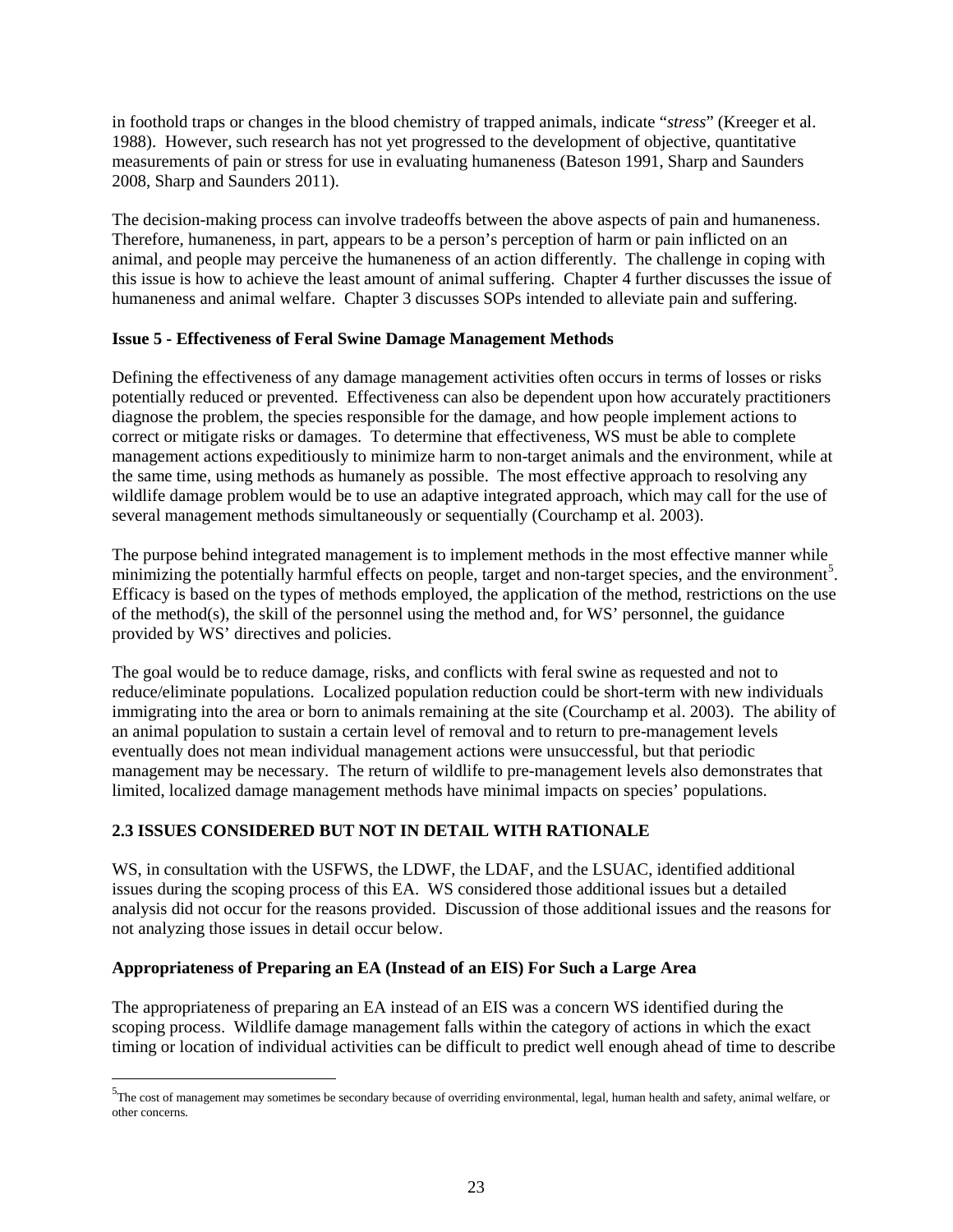in foothold traps or changes in the blood chemistry of trapped animals, indicate "*stress*" (Kreeger et al. 1988). However, such research has not yet progressed to the development of objective, quantitative measurements of pain or stress for use in evaluating humaneness (Bateson 1991, Sharp and Saunders 2008, Sharp and Saunders 2011).

The decision-making process can involve tradeoffs between the above aspects of pain and humaneness. Therefore, humaneness, in part, appears to be a person's perception of harm or pain inflicted on an animal, and people may perceive the humaneness of an action differently. The challenge in coping with this issue is how to achieve the least amount of animal suffering. Chapter 4 further discusses the issue of humaneness and animal welfare. Chapter 3 discusses SOPs intended to alleviate pain and suffering.

**Issue 5 - Effectiveness of Feral Swine Damage Management Methods**

Defining the effectiveness of any damage management activities often occurs in terms of losses or risks potentially reduced or prevented. Effectiveness can also be dependent upon how accurately practitioners diagnose the problem, the species responsible for the damage, and how people implement actions to correct or mitigate risks or damages. To determine that effectiveness, WS must be able to complete management actions expeditiously to minimize harm to non-target animals and the environment, while at the same time, using methods as humanely as possible. The most effective approach to resolving any wildlife damage problem would be to use an adaptive integrated approach, which may call for the use of several management methods simultaneously or sequentially (Courchamp et al. 2003).

The purpose behind integrated management is to implement methods in the most effective manner while minimizing the potentially harmful effects on people, target and non-target species, and the environment[5]. Efficacy is based on the types of methods employed, the application of the method, restrictions on the use of the method(s), the skill of the personnel using the method and, for WS' personnel, the guidance provided by WS' directives and policies.

The goal would be to reduce damage, risks, and conflicts with feral swine as requested and not to reduce/eliminate populations. Localized population reduction could be short-term with new individuals immigrating into the area or born to animals remaining at the site (Courchamp et al. 2003). The ability of an animal population to sustain a certain level of removal and to return to pre-management levels eventually does not mean individual management actions were unsuccessful, but that periodic management may be necessary. The return of wildlife to pre-management levels also demonstrates that limited, localized damage management methods have minimal impacts on species' populations.

## 2.3 ISSUES CONSIDERED BUT NOT IN DETAIL WITH RATIONALE

WS, in consultation with the USFWS, the LDWF, the LDAF, and the LSUAC, identified additional issues during the scoping process of this EA. WS considered those additional issues but a detailed analysis did not occur for the reasons provided. Discussion of those additional issues and the reasons for not analyzing those issues in detail occur below.

**Appropriateness of Preparing an EA (Instead of an EIS) For Such a Large Area**

The appropriateness of preparing an EA instead of an EIS was a concern WS identified during the scoping process. Wildlife damage management falls within the category of actions in which the exact timing or location of individual activities can be difficult to predict well enough ahead of time to describe

[5] The cost of management may sometimes be secondary because of overriding environmental, legal, human health and safety, animal welfare, or other concerns.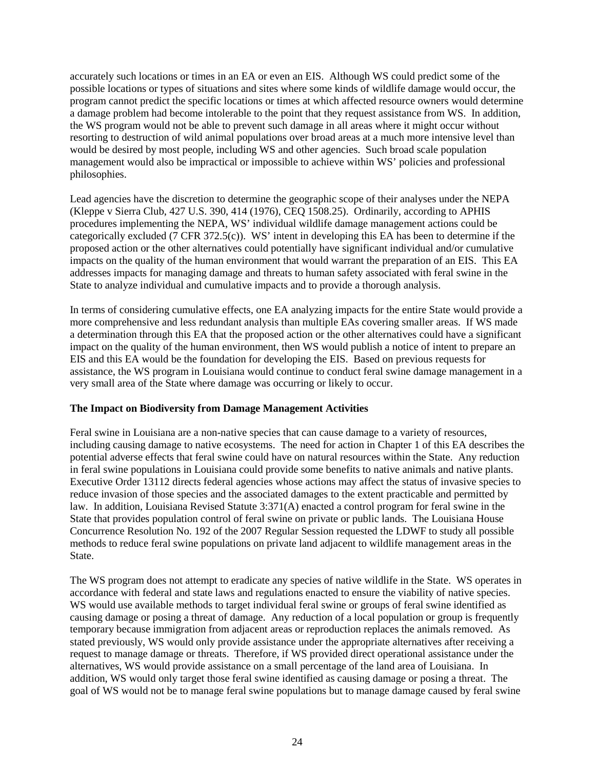accurately such locations or times in an EA or even an EIS. Although WS could predict some of the possible locations or types of situations and sites where some kinds of wildlife damage would occur, the program cannot predict the specific locations or times at which affected resource owners would determine a damage problem had become intolerable to the point that they request assistance from WS. In addition, the WS program would not be able to prevent such damage in all areas where it might occur without resorting to destruction of wild animal populations over broad areas at a much more intensive level than would be desired by most people, including WS and other agencies. Such broad scale population management would also be impractical or impossible to achieve within WS' policies and professional philosophies.

Lead agencies have the discretion to determine the geographic scope of their analyses under the NEPA (Kleppe v Sierra Club, 427 U.S. 390, 414 (1976), CEQ 1508.25). Ordinarily, according to APHIS procedures implementing the NEPA, WS' individual wildlife damage management actions could be categorically excluded (7 CFR 372.5(c)). WS' intent in developing this EA has been to determine if the proposed action or the other alternatives could potentially have significant individual and/or cumulative impacts on the quality of the human environment that would warrant the preparation of an EIS. This EA addresses impacts for managing damage and threats to human safety associated with feral swine in the State to analyze individual and cumulative impacts and to provide a thorough analysis.

In terms of considering cumulative effects, one EA analyzing impacts for the entire State would provide a more comprehensive and less redundant analysis than multiple EAs covering smaller areas. If WS made a determination through this EA that the proposed action or the other alternatives could have a significant impact on the quality of the human environment, then WS would publish a notice of intent to prepare an EIS and this EA would be the foundation for developing the EIS. Based on previous requests for assistance, the WS program in Louisiana would continue to conduct feral swine damage management in a very small area of the State where damage was occurring or likely to occur.

**The Impact on Biodiversity from Damage Management Activities**

Feral swine in Louisiana are a non-native species that can cause damage to a variety of resources, including causing damage to native ecosystems. The need for action in Chapter 1 of this EA describes the potential adverse effects that feral swine could have on natural resources within the State. Any reduction in feral swine populations in Louisiana could provide some benefits to native animals and native plants. Executive Order 13112 directs federal agencies whose actions may affect the status of invasive species to reduce invasion of those species and the associated damages to the extent practicable and permitted by law. In addition, Louisiana Revised Statute 3:371(A) enacted a control program for feral swine in the State that provides population control of feral swine on private or public lands. The Louisiana House Concurrence Resolution No. 192 of the 2007 Regular Session requested the LDWF to study all possible methods to reduce feral swine populations on private land adjacent to wildlife management areas in the State.

The WS program does not attempt to eradicate any species of native wildlife in the State. WS operates in accordance with federal and state laws and regulations enacted to ensure the viability of native species. WS would use available methods to target individual feral swine or groups of feral swine identified as causing damage or posing a threat of damage. Any reduction of a local population or group is frequently temporary because immigration from adjacent areas or reproduction replaces the animals removed. As stated previously, WS would only provide assistance under the appropriate alternatives after receiving a request to manage damage or threats. Therefore, if WS provided direct operational assistance under the alternatives, WS would provide assistance on a small percentage of the land area of Louisiana. In addition, WS would only target those feral swine identified as causing damage or posing a threat. The goal of WS would not be to manage feral swine populations but to manage damage caused by feral swine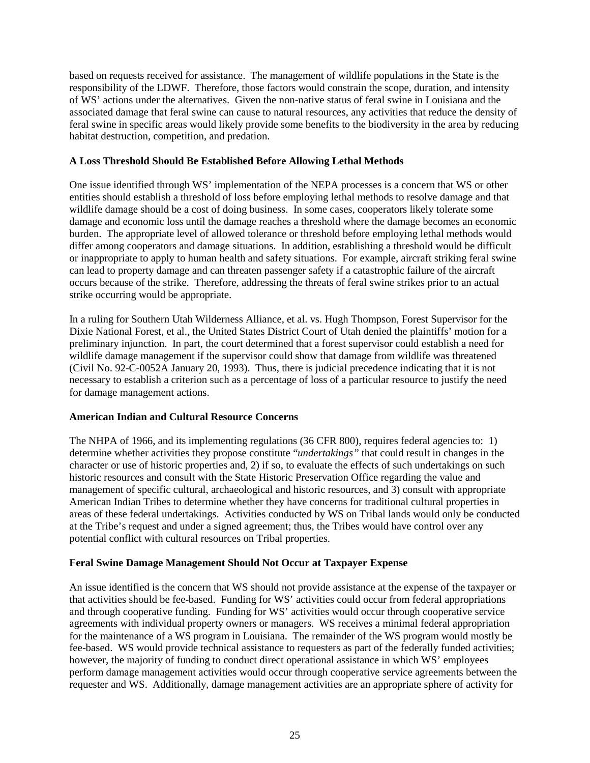based on requests received for assistance. The management of wildlife populations in the State is the responsibility of the LDWF. Therefore, those factors would constrain the scope, duration, and intensity of WS' actions under the alternatives. Given the non-native status of feral swine in Louisiana and the associated damage that feral swine can cause to natural resources, any activities that reduce the density of feral swine in specific areas would likely provide some benefits to the biodiversity in the area by reducing habitat destruction, competition, and predation.

**A Loss Threshold Should Be Established Before Allowing Lethal Methods**

One issue identified through WS' implementation of the NEPA processes is a concern that WS or other entities should establish a threshold of loss before employing lethal methods to resolve damage and that wildlife damage should be a cost of doing business. In some cases, cooperators likely tolerate some damage and economic loss until the damage reaches a threshold where the damage becomes an economic burden. The appropriate level of allowed tolerance or threshold before employing lethal methods would differ among cooperators and damage situations. In addition, establishing a threshold would be difficult or inappropriate to apply to human health and safety situations. For example, aircraft striking feral swine can lead to property damage and can threaten passenger safety if a catastrophic failure of the aircraft occurs because of the strike. Therefore, addressing the threats of feral swine strikes prior to an actual strike occurring would be appropriate.

In a ruling for Southern Utah Wilderness Alliance, et al. vs. Hugh Thompson, Forest Supervisor for the Dixie National Forest, et al., the United States District Court of Utah denied the plaintiffs' motion for a preliminary injunction. In part, the court determined that a forest supervisor could establish a need for wildlife damage management if the supervisor could show that damage from wildlife was threatened (Civil No. 92-C-0052A January 20, 1993). Thus, there is judicial precedence indicating that it is not necessary to establish a criterion such as a percentage of loss of a particular resource to justify the need for damage management actions.

**American Indian and Cultural Resource Concerns**

The NHPA of 1966, and its implementing regulations (36 CFR 800), requires federal agencies to: 1) determine whether activities they propose constitute "*undertakings"* that could result in changes in the character or use of historic properties and, 2) if so, to evaluate the effects of such undertakings on such historic resources and consult with the State Historic Preservation Office regarding the value and management of specific cultural, archaeological and historic resources, and 3) consult with appropriate American Indian Tribes to determine whether they have concerns for traditional cultural properties in areas of these federal undertakings. Activities conducted by WS on Tribal lands would only be conducted at the Tribe's request and under a signed agreement; thus, the Tribes would have control over any potential conflict with cultural resources on Tribal properties.

**Feral Swine Damage Management Should Not Occur at Taxpayer Expense**

An issue identified is the concern that WS should not provide assistance at the expense of the taxpayer or that activities should be fee-based. Funding for WS' activities could occur from federal appropriations and through cooperative funding. Funding for WS' activities would occur through cooperative service agreements with individual property owners or managers. WS receives a minimal federal appropriation for the maintenance of a WS program in Louisiana. The remainder of the WS program would mostly be fee-based. WS would provide technical assistance to requesters as part of the federally funded activities; however, the majority of funding to conduct direct operational assistance in which WS' employees perform damage management activities would occur through cooperative service agreements between the requester and WS. Additionally, damage management activities are an appropriate sphere of activity for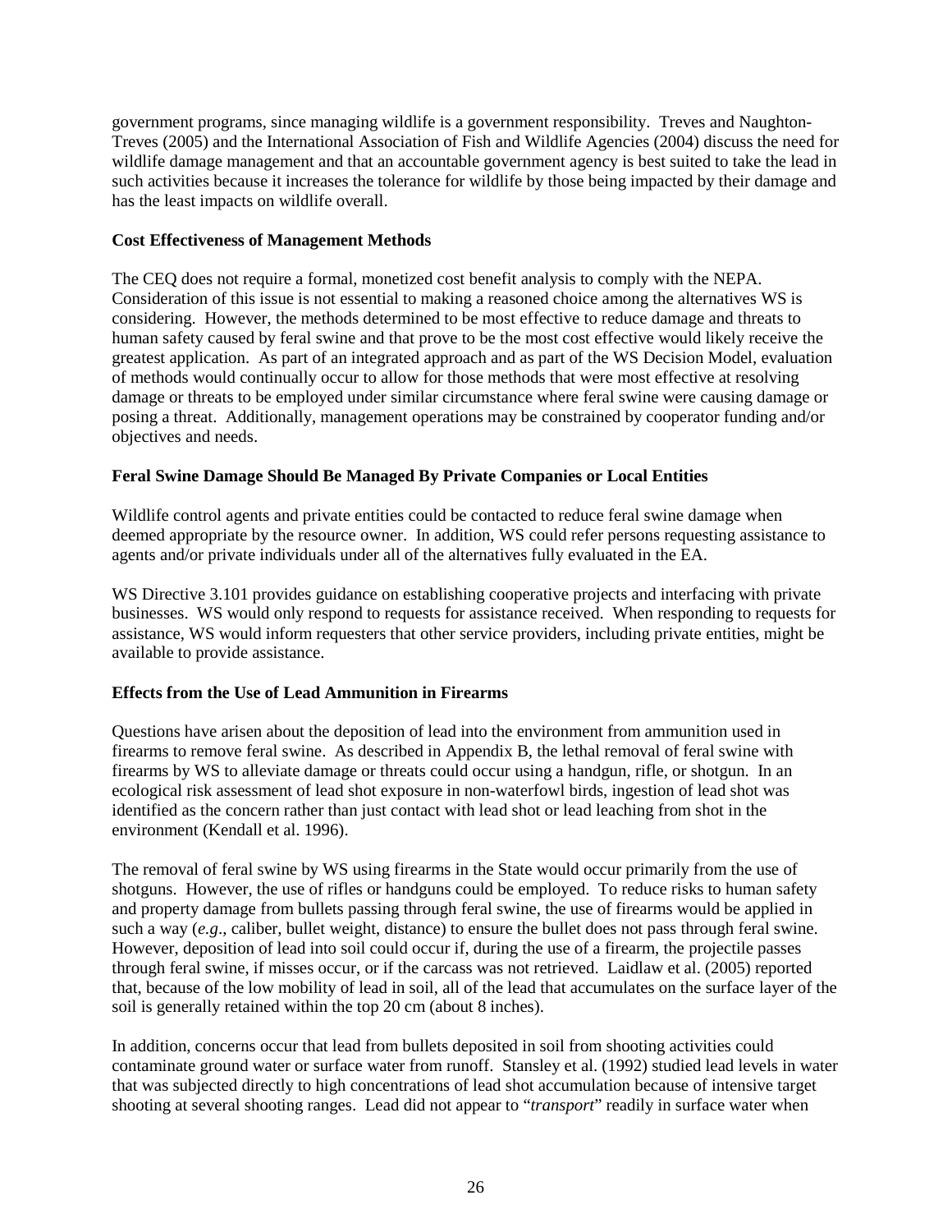government programs, since managing wildlife is a government responsibility. Treves and Naughton-Treves (2005) and the International Association of Fish and Wildlife Agencies (2004) discuss the need for wildlife damage management and that an accountable government agency is best suited to take the lead in such activities because it increases the tolerance for wildlife by those being impacted by their damage and has the least impacts on wildlife overall.

**Cost Effectiveness of Management Methods**

The CEQ does not require a formal, monetized cost benefit analysis to comply with the NEPA. Consideration of this issue is not essential to making a reasoned choice among the alternatives WS is considering. However, the methods determined to be most effective to reduce damage and threats to human safety caused by feral swine and that prove to be the most cost effective would likely receive the greatest application. As part of an integrated approach and as part of the WS Decision Model, evaluation of methods would continually occur to allow for those methods that were most effective at resolving damage or threats to be employed under similar circumstance where feral swine were causing damage or posing a threat. Additionally, management operations may be constrained by cooperator funding and/or objectives and needs.

**Feral Swine Damage Should Be Managed By Private Companies or Local Entities**

Wildlife control agents and private entities could be contacted to reduce feral swine damage when deemed appropriate by the resource owner. In addition, WS could refer persons requesting assistance to agents and/or private individuals under all of the alternatives fully evaluated in the EA.

WS Directive 3.101 provides guidance on establishing cooperative projects and interfacing with private businesses. WS would only respond to requests for assistance received. When responding to requests for assistance, WS would inform requesters that other service providers, including private entities, might be available to provide assistance.

**Effects from the Use of Lead Ammunition in Firearms**

Questions have arisen about the deposition of lead into the environment from ammunition used in firearms to remove feral swine. As described in Appendix B, the lethal removal of feral swine with firearms by WS to alleviate damage or threats could occur using a handgun, rifle, or shotgun. In an ecological risk assessment of lead shot exposure in non-waterfowl birds, ingestion of lead shot was identified as the concern rather than just contact with lead shot or lead leaching from shot in the environment (Kendall et al. 1996).

The removal of feral swine by WS using firearms in the State would occur primarily from the use of shotguns. However, the use of rifles or handguns could be employed. To reduce risks to human safety and property damage from bullets passing through feral swine, the use of firearms would be applied in such a way (*e.g*., caliber, bullet weight, distance) to ensure the bullet does not pass through feral swine. However, deposition of lead into soil could occur if, during the use of a firearm, the projectile passes through feral swine, if misses occur, or if the carcass was not retrieved. Laidlaw et al. (2005) reported that, because of the low mobility of lead in soil, all of the lead that accumulates on the surface layer of the soil is generally retained within the top 20 cm (about 8 inches).

In addition, concerns occur that lead from bullets deposited in soil from shooting activities could contaminate ground water or surface water from runoff. Stansley et al. (1992) studied lead levels in water that was subjected directly to high concentrations of lead shot accumulation because of intensive target shooting at several shooting ranges. Lead did not appear to "*transport*" readily in surface water when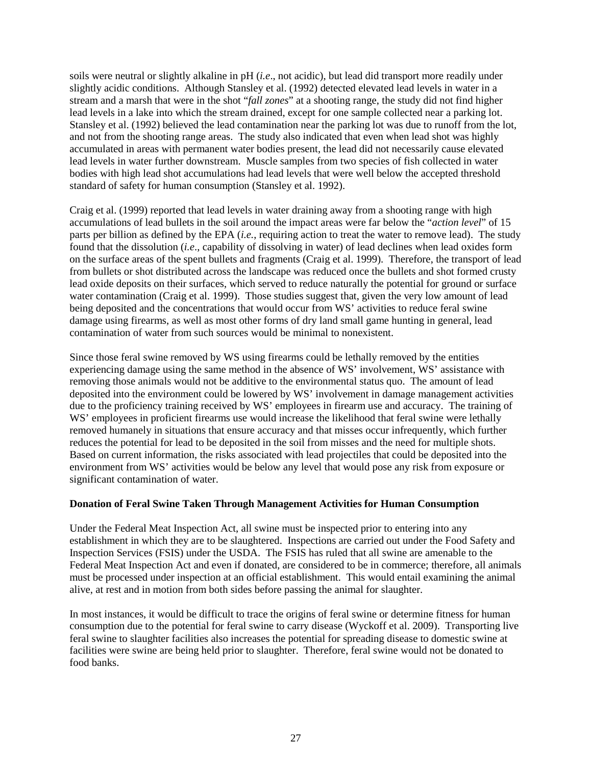soils were neutral or slightly alkaline in pH (*i.e*., not acidic), but lead did transport more readily under slightly acidic conditions. Although Stansley et al. (1992) detected elevated lead levels in water in a stream and a marsh that were in the shot "*fall zones*" at a shooting range, the study did not find higher lead levels in a lake into which the stream drained, except for one sample collected near a parking lot. Stansley et al. (1992) believed the lead contamination near the parking lot was due to runoff from the lot, and not from the shooting range areas. The study also indicated that even when lead shot was highly accumulated in areas with permanent water bodies present, the lead did not necessarily cause elevated lead levels in water further downstream. Muscle samples from two species of fish collected in water bodies with high lead shot accumulations had lead levels that were well below the accepted threshold standard of safety for human consumption (Stansley et al. 1992).

Craig et al. (1999) reported that lead levels in water draining away from a shooting range with high accumulations of lead bullets in the soil around the impact areas were far below the "*action level*" of 15 parts per billion as defined by the EPA (*i.e.,* requiring action to treat the water to remove lead). The study found that the dissolution (*i.e*., capability of dissolving in water) of lead declines when lead oxides form on the surface areas of the spent bullets and fragments (Craig et al. 1999). Therefore, the transport of lead from bullets or shot distributed across the landscape was reduced once the bullets and shot formed crusty lead oxide deposits on their surfaces, which served to reduce naturally the potential for ground or surface water contamination (Craig et al. 1999). Those studies suggest that, given the very low amount of lead being deposited and the concentrations that would occur from WS' activities to reduce feral swine damage using firearms, as well as most other forms of dry land small game hunting in general, lead contamination of water from such sources would be minimal to nonexistent.

Since those feral swine removed by WS using firearms could be lethally removed by the entities experiencing damage using the same method in the absence of WS' involvement, WS' assistance with removing those animals would not be additive to the environmental status quo. The amount of lead deposited into the environment could be lowered by WS' involvement in damage management activities due to the proficiency training received by WS' employees in firearm use and accuracy. The training of WS' employees in proficient firearms use would increase the likelihood that feral swine were lethally removed humanely in situations that ensure accuracy and that misses occur infrequently, which further reduces the potential for lead to be deposited in the soil from misses and the need for multiple shots. Based on current information, the risks associated with lead projectiles that could be deposited into the environment from WS' activities would be below any level that would pose any risk from exposure or significant contamination of water.

**Donation of Feral Swine Taken Through Management Activities for Human Consumption**

Under the Federal Meat Inspection Act, all swine must be inspected prior to entering into any establishment in which they are to be slaughtered. Inspections are carried out under the Food Safety and Inspection Services (FSIS) under the USDA. The FSIS has ruled that all swine are amenable to the Federal Meat Inspection Act and even if donated, are considered to be in commerce; therefore, all animals must be processed under inspection at an official establishment. This would entail examining the animal alive, at rest and in motion from both sides before passing the animal for slaughter.

In most instances, it would be difficult to trace the origins of feral swine or determine fitness for human consumption due to the potential for feral swine to carry disease (Wyckoff et al. 2009). Transporting live feral swine to slaughter facilities also increases the potential for spreading disease to domestic swine at facilities were swine are being held prior to slaughter. Therefore, feral swine would not be donated to food banks.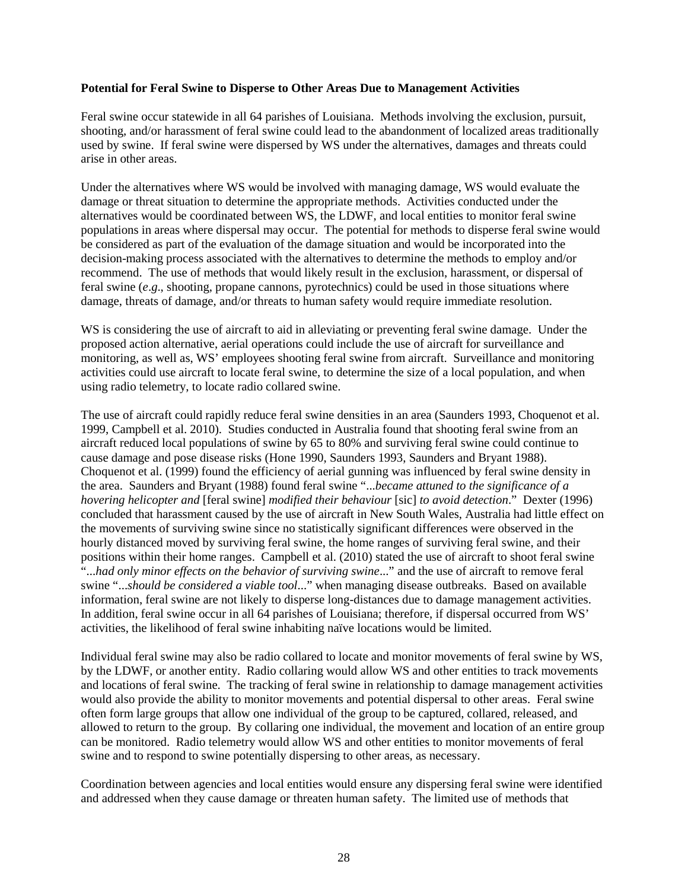**Potential for Feral Swine to Disperse to Other Areas Due to Management Activities**

Feral swine occur statewide in all 64 parishes of Louisiana. Methods involving the exclusion, pursuit, shooting, and/or harassment of feral swine could lead to the abandonment of localized areas traditionally used by swine. If feral swine were dispersed by WS under the alternatives, damages and threats could arise in other areas.

Under the alternatives where WS would be involved with managing damage, WS would evaluate the damage or threat situation to determine the appropriate methods. Activities conducted under the alternatives would be coordinated between WS, the LDWF, and local entities to monitor feral swine populations in areas where dispersal may occur. The potential for methods to disperse feral swine would be considered as part of the evaluation of the damage situation and would be incorporated into the decision-making process associated with the alternatives to determine the methods to employ and/or recommend. The use of methods that would likely result in the exclusion, harassment, or dispersal of feral swine (*e.g*., shooting, propane cannons, pyrotechnics) could be used in those situations where damage, threats of damage, and/or threats to human safety would require immediate resolution.

WS is considering the use of aircraft to aid in alleviating or preventing feral swine damage. Under the proposed action alternative, aerial operations could include the use of aircraft for surveillance and monitoring, as well as, WS' employees shooting feral swine from aircraft. Surveillance and monitoring activities could use aircraft to locate feral swine, to determine the size of a local population, and when using radio telemetry, to locate radio collared swine.

The use of aircraft could rapidly reduce feral swine densities in an area (Saunders 1993, Choquenot et al. 1999, Campbell et al. 2010). Studies conducted in Australia found that shooting feral swine from an aircraft reduced local populations of swine by 65 to 80% and surviving feral swine could continue to cause damage and pose disease risks (Hone 1990, Saunders 1993, Saunders and Bryant 1988). Choquenot et al. (1999) found the efficiency of aerial gunning was influenced by feral swine density in the area. Saunders and Bryant (1988) found feral swine "*...became attuned to the significance of a hovering helicopter and* [feral swine] *modified their behaviour* [sic] *to avoid detection*." Dexter (1996) concluded that harassment caused by the use of aircraft in New South Wales, Australia had little effect on the movements of surviving swine since no statistically significant differences were observed in the hourly distanced moved by surviving feral swine, the home ranges of surviving feral swine, and their positions within their home ranges. Campbell et al. (2010) stated the use of aircraft to shoot feral swine "*...had only minor effects on the behavior of surviving swine*..." and the use of aircraft to remove feral swine "*...should be considered a viable tool*..." when managing disease outbreaks. Based on available information, feral swine are not likely to disperse long-distances due to damage management activities. In addition, feral swine occur in all 64 parishes of Louisiana; therefore, if dispersal occurred from WS' activities, the likelihood of feral swine inhabiting naïve locations would be limited.

Individual feral swine may also be radio collared to locate and monitor movements of feral swine by WS, by the LDWF, or another entity. Radio collaring would allow WS and other entities to track movements and locations of feral swine. The tracking of feral swine in relationship to damage management activities would also provide the ability to monitor movements and potential dispersal to other areas. Feral swine often form large groups that allow one individual of the group to be captured, collared, released, and allowed to return to the group. By collaring one individual, the movement and location of an entire group can be monitored. Radio telemetry would allow WS and other entities to monitor movements of feral swine and to respond to swine potentially dispersing to other areas, as necessary.

Coordination between agencies and local entities would ensure any dispersing feral swine were identified and addressed when they cause damage or threaten human safety. The limited use of methods that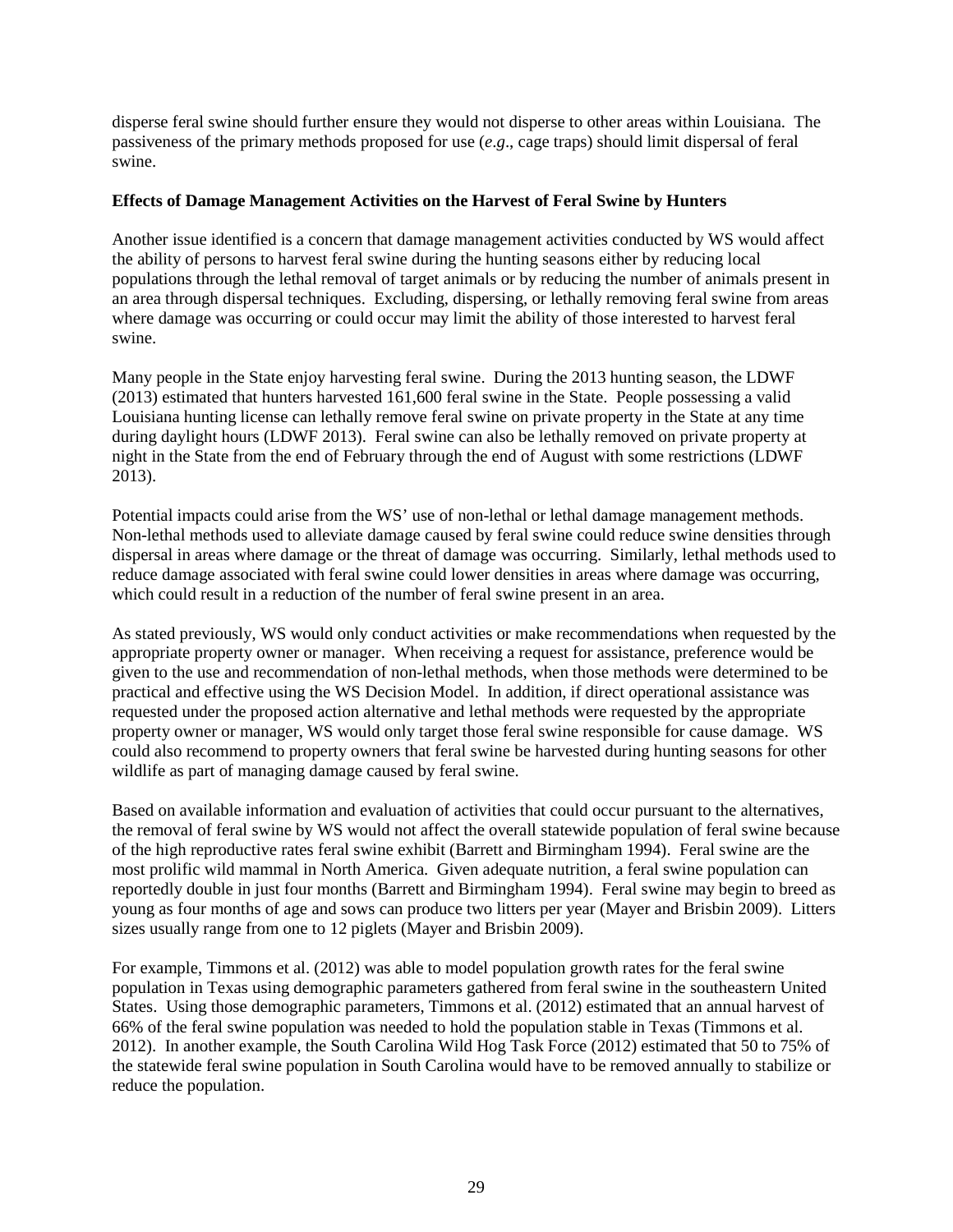disperse feral swine should further ensure they would not disperse to other areas within Louisiana. The passiveness of the primary methods proposed for use (*e.g*., cage traps) should limit dispersal of feral swine.

**Effects of Damage Management Activities on the Harvest of Feral Swine by Hunters**

Another issue identified is a concern that damage management activities conducted by WS would affect the ability of persons to harvest feral swine during the hunting seasons either by reducing local populations through the lethal removal of target animals or by reducing the number of animals present in an area through dispersal techniques. Excluding, dispersing, or lethally removing feral swine from areas where damage was occurring or could occur may limit the ability of those interested to harvest feral swine.

Many people in the State enjoy harvesting feral swine. During the 2013 hunting season, the LDWF (2013) estimated that hunters harvested 161,600 feral swine in the State. People possessing a valid Louisiana hunting license can lethally remove feral swine on private property in the State at any time during daylight hours (LDWF 2013). Feral swine can also be lethally removed on private property at night in the State from the end of February through the end of August with some restrictions (LDWF 2013).

Potential impacts could arise from the WS' use of non-lethal or lethal damage management methods. Non-lethal methods used to alleviate damage caused by feral swine could reduce swine densities through dispersal in areas where damage or the threat of damage was occurring. Similarly, lethal methods used to reduce damage associated with feral swine could lower densities in areas where damage was occurring, which could result in a reduction of the number of feral swine present in an area.

As stated previously, WS would only conduct activities or make recommendations when requested by the appropriate property owner or manager. When receiving a request for assistance, preference would be given to the use and recommendation of non-lethal methods, when those methods were determined to be practical and effective using the WS Decision Model. In addition, if direct operational assistance was requested under the proposed action alternative and lethal methods were requested by the appropriate property owner or manager, WS would only target those feral swine responsible for cause damage. WS could also recommend to property owners that feral swine be harvested during hunting seasons for other wildlife as part of managing damage caused by feral swine.

Based on available information and evaluation of activities that could occur pursuant to the alternatives, the removal of feral swine by WS would not affect the overall statewide population of feral swine because of the high reproductive rates feral swine exhibit (Barrett and Birmingham 1994). Feral swine are the most prolific wild mammal in North America. Given adequate nutrition, a feral swine population can reportedly double in just four months (Barrett and Birmingham 1994). Feral swine may begin to breed as young as four months of age and sows can produce two litters per year (Mayer and Brisbin 2009). Litters sizes usually range from one to 12 piglets (Mayer and Brisbin 2009).

For example, Timmons et al. (2012) was able to model population growth rates for the feral swine population in Texas using demographic parameters gathered from feral swine in the southeastern United States. Using those demographic parameters, Timmons et al. (2012) estimated that an annual harvest of 66% of the feral swine population was needed to hold the population stable in Texas (Timmons et al. 2012). In another example, the South Carolina Wild Hog Task Force (2012) estimated that 50 to 75% of the statewide feral swine population in South Carolina would have to be removed annually to stabilize or reduce the population.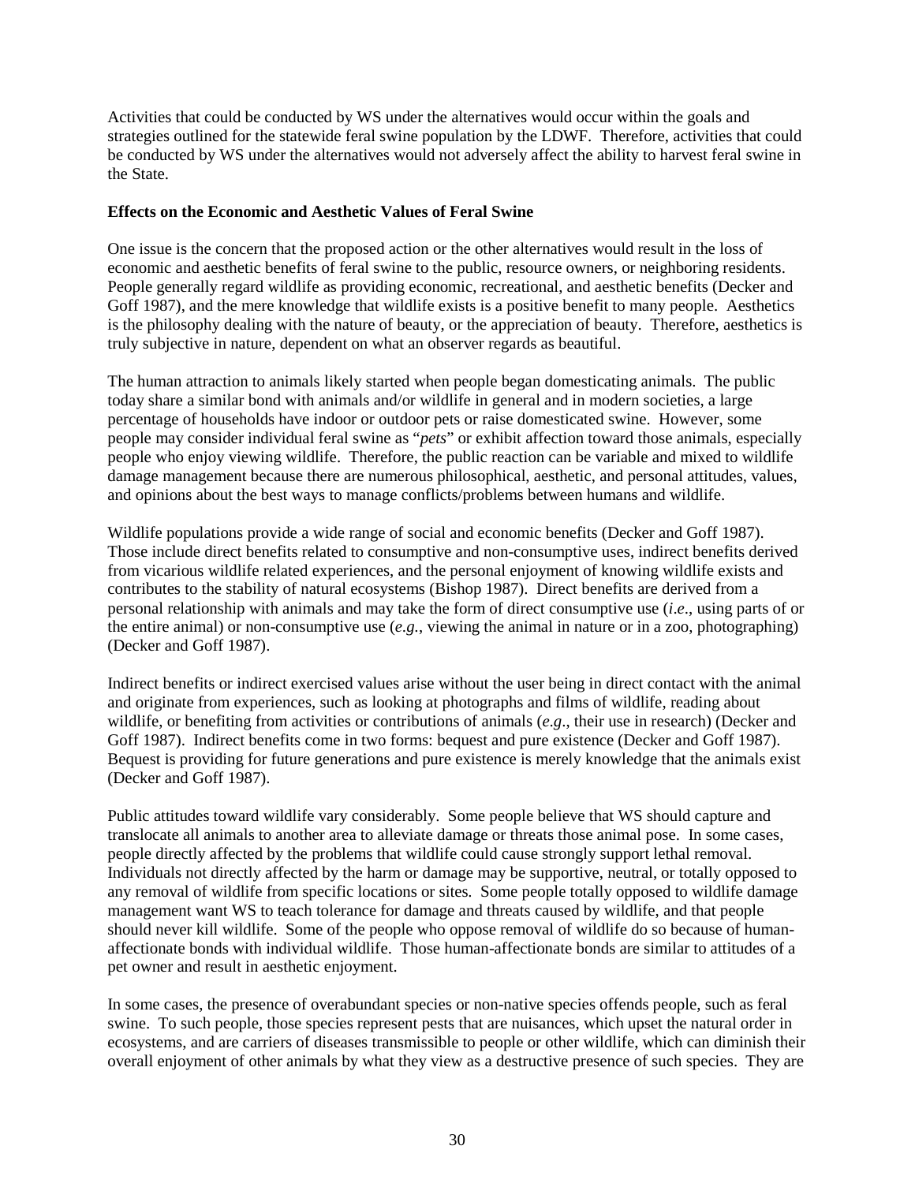Activities that could be conducted by WS under the alternatives would occur within the goals and strategies outlined for the statewide feral swine population by the LDWF. Therefore, activities that could be conducted by WS under the alternatives would not adversely affect the ability to harvest feral swine in the State.

**Effects on the Economic and Aesthetic Values of Feral Swine**

One issue is the concern that the proposed action or the other alternatives would result in the loss of economic and aesthetic benefits of feral swine to the public, resource owners, or neighboring residents. People generally regard wildlife as providing economic, recreational, and aesthetic benefits (Decker and Goff 1987), and the mere knowledge that wildlife exists is a positive benefit to many people. Aesthetics is the philosophy dealing with the nature of beauty, or the appreciation of beauty. Therefore, aesthetics is truly subjective in nature, dependent on what an observer regards as beautiful.

The human attraction to animals likely started when people began domesticating animals. The public today share a similar bond with animals and/or wildlife in general and in modern societies, a large percentage of households have indoor or outdoor pets or raise domesticated swine. However, some people may consider individual feral swine as "*pets*" or exhibit affection toward those animals, especially people who enjoy viewing wildlife. Therefore, the public reaction can be variable and mixed to wildlife damage management because there are numerous philosophical, aesthetic, and personal attitudes, values, and opinions about the best ways to manage conflicts/problems between humans and wildlife.

Wildlife populations provide a wide range of social and economic benefits (Decker and Goff 1987). Those include direct benefits related to consumptive and non-consumptive uses, indirect benefits derived from vicarious wildlife related experiences, and the personal enjoyment of knowing wildlife exists and contributes to the stability of natural ecosystems (Bishop 1987). Direct benefits are derived from a personal relationship with animals and may take the form of direct consumptive use (*i.e*., using parts of or the entire animal) or non-consumptive use (*e.g.*, viewing the animal in nature or in a zoo, photographing) (Decker and Goff 1987).

Indirect benefits or indirect exercised values arise without the user being in direct contact with the animal and originate from experiences, such as looking at photographs and films of wildlife, reading about wildlife, or benefiting from activities or contributions of animals (*e.g*., their use in research) (Decker and Goff 1987). Indirect benefits come in two forms: bequest and pure existence (Decker and Goff 1987). Bequest is providing for future generations and pure existence is merely knowledge that the animals exist (Decker and Goff 1987).

Public attitudes toward wildlife vary considerably. Some people believe that WS should capture and translocate all animals to another area to alleviate damage or threats those animal pose. In some cases, people directly affected by the problems that wildlife could cause strongly support lethal removal. Individuals not directly affected by the harm or damage may be supportive, neutral, or totally opposed to any removal of wildlife from specific locations or sites. Some people totally opposed to wildlife damage management want WS to teach tolerance for damage and threats caused by wildlife, and that people should never kill wildlife. Some of the people who oppose removal of wildlife do so because of human-affectionate bonds with individual wildlife. Those human-affectionate bonds are similar to attitudes of a pet owner and result in aesthetic enjoyment.

In some cases, the presence of overabundant species or non-native species offends people, such as feral swine. To such people, those species represent pests that are nuisances, which upset the natural order in ecosystems, and are carriers of diseases transmissible to people or other wildlife, which can diminish their overall enjoyment of other animals by what they view as a destructive presence of such species. They are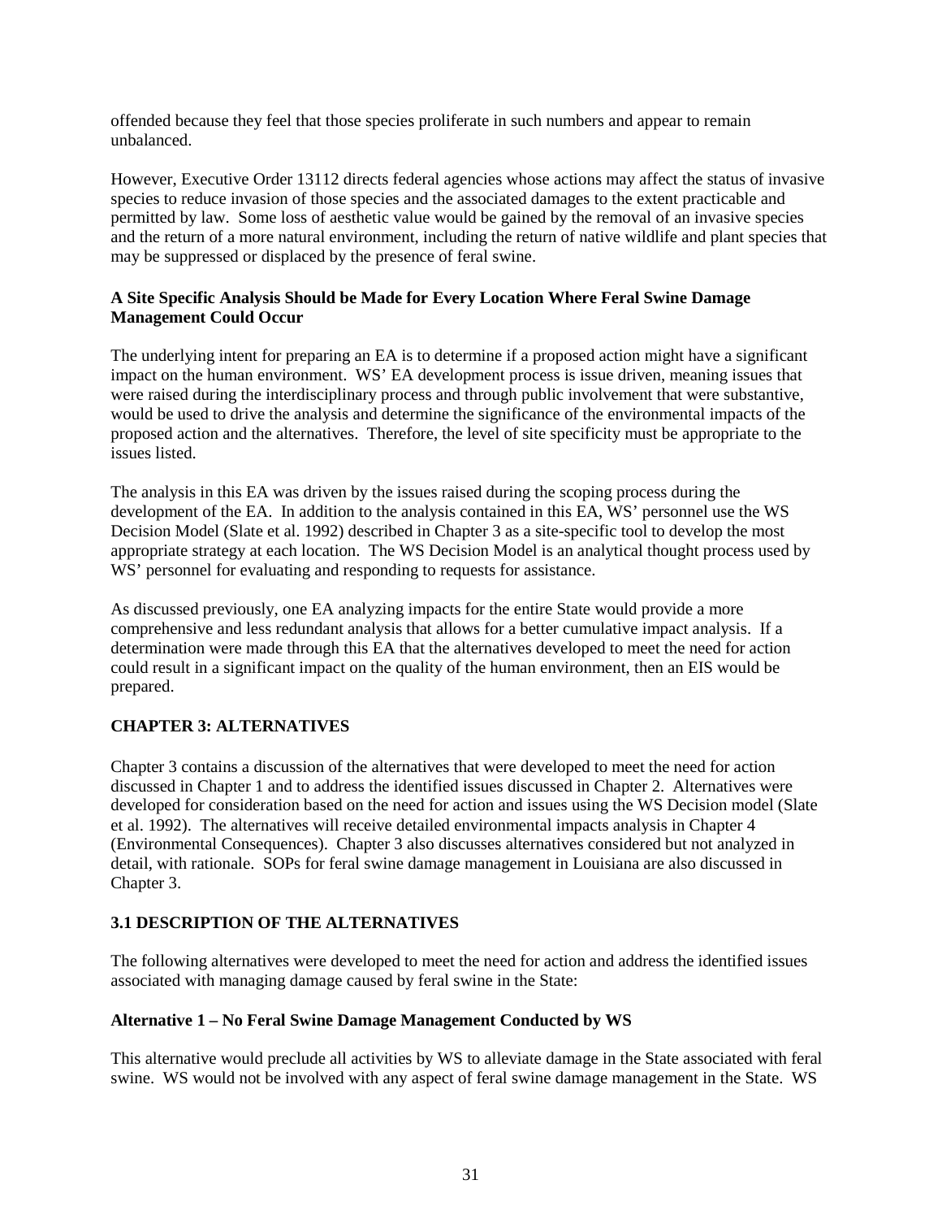offended because they feel that those species proliferate in such numbers and appear to remain unbalanced.

However, Executive Order 13112 directs federal agencies whose actions may affect the status of invasive species to reduce invasion of those species and the associated damages to the extent practicable and permitted by law. Some loss of aesthetic value would be gained by the removal of an invasive species and the return of a more natural environment, including the return of native wildlife and plant species that may be suppressed or displaced by the presence of feral swine.

**A Site Specific Analysis Should be Made for Every Location Where Feral Swine Damage Management Could Occur**

The underlying intent for preparing an EA is to determine if a proposed action might have a significant impact on the human environment. WS' EA development process is issue driven, meaning issues that were raised during the interdisciplinary process and through public involvement that were substantive, would be used to drive the analysis and determine the significance of the environmental impacts of the proposed action and the alternatives. Therefore, the level of site specificity must be appropriate to the issues listed.

The analysis in this EA was driven by the issues raised during the scoping process during the development of the EA. In addition to the analysis contained in this EA, WS' personnel use the WS Decision Model (Slate et al. 1992) described in Chapter 3 as a site-specific tool to develop the most appropriate strategy at each location. The WS Decision Model is an analytical thought process used by WS' personnel for evaluating and responding to requests for assistance.

As discussed previously, one EA analyzing impacts for the entire State would provide a more comprehensive and less redundant analysis that allows for a better cumulative impact analysis. If a determination were made through this EA that the alternatives developed to meet the need for action could result in a significant impact on the quality of the human environment, then an EIS would be prepared.

## CHAPTER 3: ALTERNATIVES

Chapter 3 contains a discussion of the alternatives that were developed to meet the need for action discussed in Chapter 1 and to address the identified issues discussed in Chapter 2. Alternatives were developed for consideration based on the need for action and issues using the WS Decision model (Slate et al. 1992). The alternatives will receive detailed environmental impacts analysis in Chapter 4 (Environmental Consequences). Chapter 3 also discusses alternatives considered but not analyzed in detail, with rationale. SOPs for feral swine damage management in Louisiana are also discussed in Chapter 3.

### 3.1 DESCRIPTION OF THE ALTERNATIVES

The following alternatives were developed to meet the need for action and address the identified issues associated with managing damage caused by feral swine in the State:

**Alternative 1 – No Feral Swine Damage Management Conducted by WS**

This alternative would preclude all activities by WS to alleviate damage in the State associated with feral swine. WS would not be involved with any aspect of feral swine damage management in the State. WS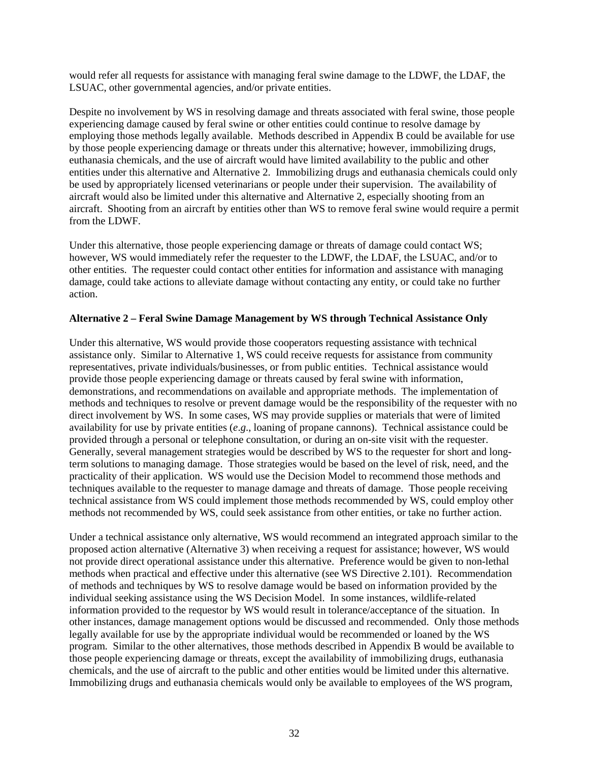would refer all requests for assistance with managing feral swine damage to the LDWF, the LDAF, the LSUAC, other governmental agencies, and/or private entities.

Despite no involvement by WS in resolving damage and threats associated with feral swine, those people experiencing damage caused by feral swine or other entities could continue to resolve damage by employing those methods legally available. Methods described in Appendix B could be available for use by those people experiencing damage or threats under this alternative; however, immobilizing drugs, euthanasia chemicals, and the use of aircraft would have limited availability to the public and other entities under this alternative and Alternative 2. Immobilizing drugs and euthanasia chemicals could only be used by appropriately licensed veterinarians or people under their supervision. The availability of aircraft would also be limited under this alternative and Alternative 2, especially shooting from an aircraft. Shooting from an aircraft by entities other than WS to remove feral swine would require a permit from the LDWF.

Under this alternative, those people experiencing damage or threats of damage could contact WS; however, WS would immediately refer the requester to the LDWF, the LDAF, the LSUAC, and/or to other entities. The requester could contact other entities for information and assistance with managing damage, could take actions to alleviate damage without contacting any entity, or could take no further action.

**Alternative 2 – Feral Swine Damage Management by WS through Technical Assistance Only**

Under this alternative, WS would provide those cooperators requesting assistance with technical assistance only. Similar to Alternative 1, WS could receive requests for assistance from community representatives, private individuals/businesses, or from public entities. Technical assistance would provide those people experiencing damage or threats caused by feral swine with information, demonstrations, and recommendations on available and appropriate methods. The implementation of methods and techniques to resolve or prevent damage would be the responsibility of the requester with no direct involvement by WS. In some cases, WS may provide supplies or materials that were of limited availability for use by private entities (*e.g*., loaning of propane cannons). Technical assistance could be provided through a personal or telephone consultation, or during an on-site visit with the requester. Generally, several management strategies would be described by WS to the requester for short and long-term solutions to managing damage. Those strategies would be based on the level of risk, need, and the practicality of their application. WS would use the Decision Model to recommend those methods and techniques available to the requester to manage damage and threats of damage. Those people receiving technical assistance from WS could implement those methods recommended by WS, could employ other methods not recommended by WS, could seek assistance from other entities, or take no further action.

Under a technical assistance only alternative, WS would recommend an integrated approach similar to the proposed action alternative (Alternative 3) when receiving a request for assistance; however, WS would not provide direct operational assistance under this alternative. Preference would be given to non-lethal methods when practical and effective under this alternative (see WS Directive 2.101). Recommendation of methods and techniques by WS to resolve damage would be based on information provided by the individual seeking assistance using the WS Decision Model. In some instances, wildlife-related information provided to the requestor by WS would result in tolerance/acceptance of the situation. In other instances, damage management options would be discussed and recommended. Only those methods legally available for use by the appropriate individual would be recommended or loaned by the WS program. Similar to the other alternatives, those methods described in Appendix B would be available to those people experiencing damage or threats, except the availability of immobilizing drugs, euthanasia chemicals, and the use of aircraft to the public and other entities would be limited under this alternative. Immobilizing drugs and euthanasia chemicals would only be available to employees of the WS program,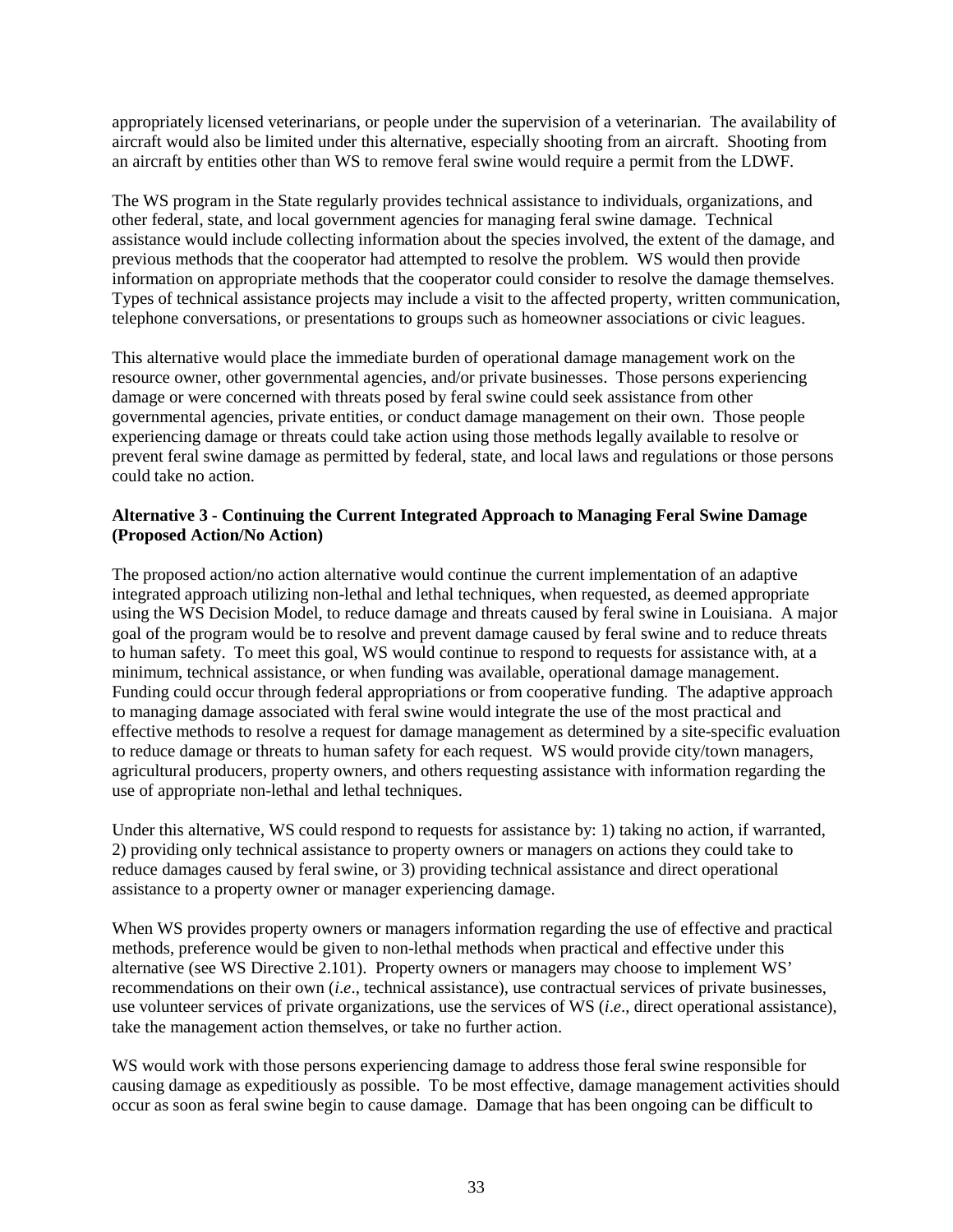appropriately licensed veterinarians, or people under the supervision of a veterinarian. The availability of aircraft would also be limited under this alternative, especially shooting from an aircraft. Shooting from an aircraft by entities other than WS to remove feral swine would require a permit from the LDWF.

The WS program in the State regularly provides technical assistance to individuals, organizations, and other federal, state, and local government agencies for managing feral swine damage. Technical assistance would include collecting information about the species involved, the extent of the damage, and previous methods that the cooperator had attempted to resolve the problem. WS would then provide information on appropriate methods that the cooperator could consider to resolve the damage themselves. Types of technical assistance projects may include a visit to the affected property, written communication, telephone conversations, or presentations to groups such as homeowner associations or civic leagues.

This alternative would place the immediate burden of operational damage management work on the resource owner, other governmental agencies, and/or private businesses. Those persons experiencing damage or were concerned with threats posed by feral swine could seek assistance from other governmental agencies, private entities, or conduct damage management on their own. Those people experiencing damage or threats could take action using those methods legally available to resolve or prevent feral swine damage as permitted by federal, state, and local laws and regulations or those persons could take no action.

**Alternative 3 - Continuing the Current Integrated Approach to Managing Feral Swine Damage (Proposed Action/No Action)**

The proposed action/no action alternative would continue the current implementation of an adaptive integrated approach utilizing non-lethal and lethal techniques, when requested, as deemed appropriate using the WS Decision Model, to reduce damage and threats caused by feral swine in Louisiana. A major goal of the program would be to resolve and prevent damage caused by feral swine and to reduce threats to human safety. To meet this goal, WS would continue to respond to requests for assistance with, at a minimum, technical assistance, or when funding was available, operational damage management. Funding could occur through federal appropriations or from cooperative funding. The adaptive approach to managing damage associated with feral swine would integrate the use of the most practical and effective methods to resolve a request for damage management as determined by a site-specific evaluation to reduce damage or threats to human safety for each request. WS would provide city/town managers, agricultural producers, property owners, and others requesting assistance with information regarding the use of appropriate non-lethal and lethal techniques.

Under this alternative, WS could respond to requests for assistance by: 1) taking no action, if warranted, 2) providing only technical assistance to property owners or managers on actions they could take to reduce damages caused by feral swine, or 3) providing technical assistance and direct operational assistance to a property owner or manager experiencing damage.

When WS provides property owners or managers information regarding the use of effective and practical methods, preference would be given to non-lethal methods when practical and effective under this alternative (see WS Directive 2.101). Property owners or managers may choose to implement WS' recommendations on their own (*i.e*., technical assistance), use contractual services of private businesses, use volunteer services of private organizations, use the services of WS (*i.e*., direct operational assistance), take the management action themselves, or take no further action.

WS would work with those persons experiencing damage to address those feral swine responsible for causing damage as expeditiously as possible. To be most effective, damage management activities should occur as soon as feral swine begin to cause damage. Damage that has been ongoing can be difficult to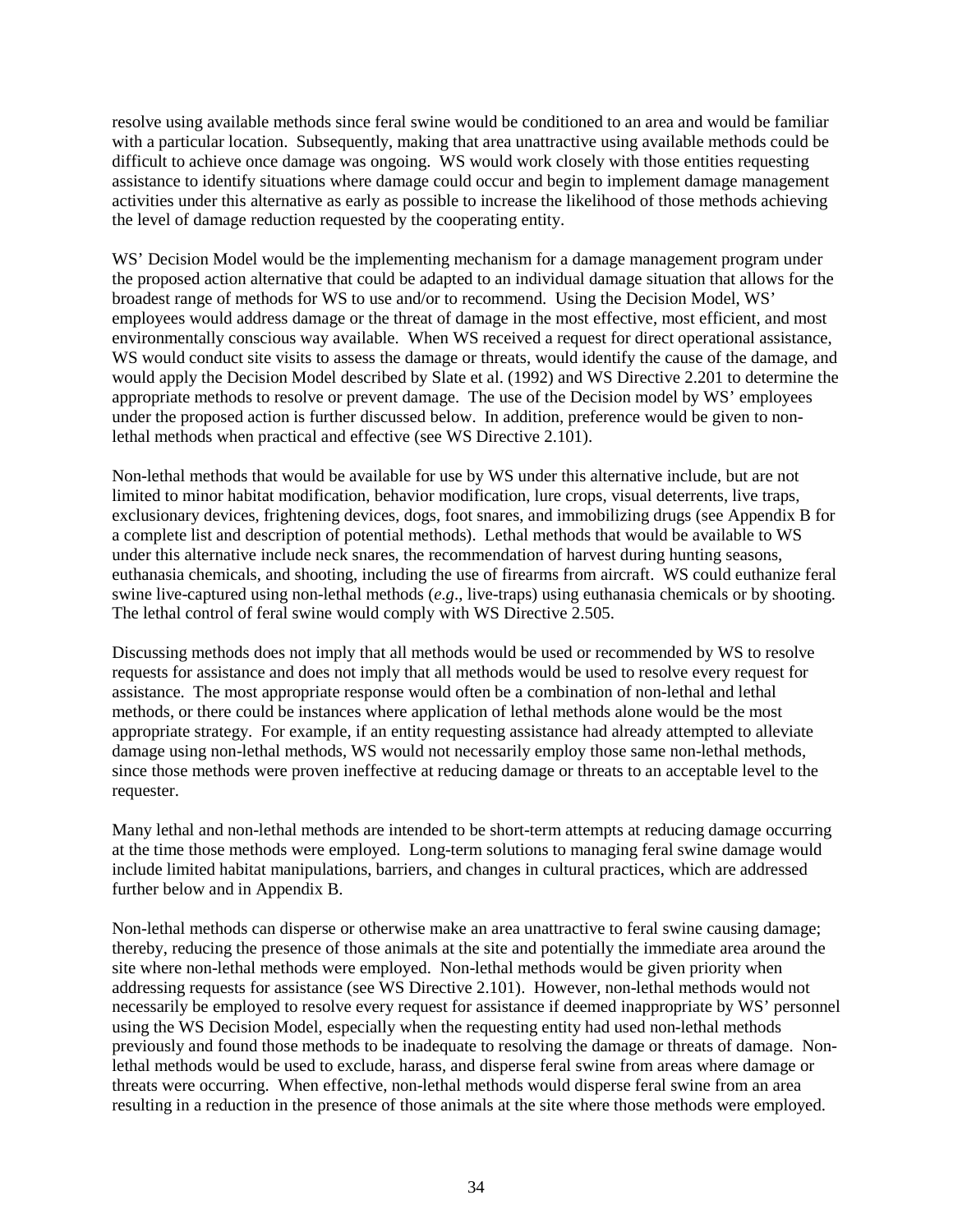resolve using available methods since feral swine would be conditioned to an area and would be familiar with a particular location. Subsequently, making that area unattractive using available methods could be difficult to achieve once damage was ongoing. WS would work closely with those entities requesting assistance to identify situations where damage could occur and begin to implement damage management activities under this alternative as early as possible to increase the likelihood of those methods achieving the level of damage reduction requested by the cooperating entity.

WS' Decision Model would be the implementing mechanism for a damage management program under the proposed action alternative that could be adapted to an individual damage situation that allows for the broadest range of methods for WS to use and/or to recommend. Using the Decision Model, WS' employees would address damage or the threat of damage in the most effective, most efficient, and most environmentally conscious way available. When WS received a request for direct operational assistance, WS would conduct site visits to assess the damage or threats, would identify the cause of the damage, and would apply the Decision Model described by Slate et al. (1992) and WS Directive 2.201 to determine the appropriate methods to resolve or prevent damage. The use of the Decision model by WS' employees under the proposed action is further discussed below. In addition, preference would be given to non-lethal methods when practical and effective (see WS Directive 2.101).

Non-lethal methods that would be available for use by WS under this alternative include, but are not limited to minor habitat modification, behavior modification, lure crops, visual deterrents, live traps, exclusionary devices, frightening devices, dogs, foot snares, and immobilizing drugs (see Appendix B for a complete list and description of potential methods). Lethal methods that would be available to WS under this alternative include neck snares, the recommendation of harvest during hunting seasons, euthanasia chemicals, and shooting, including the use of firearms from aircraft. WS could euthanize feral swine live-captured using non-lethal methods (*e.g*., live-traps) using euthanasia chemicals or by shooting. The lethal control of feral swine would comply with WS Directive 2.505.

Discussing methods does not imply that all methods would be used or recommended by WS to resolve requests for assistance and does not imply that all methods would be used to resolve every request for assistance. The most appropriate response would often be a combination of non-lethal and lethal methods, or there could be instances where application of lethal methods alone would be the most appropriate strategy. For example, if an entity requesting assistance had already attempted to alleviate damage using non-lethal methods, WS would not necessarily employ those same non-lethal methods, since those methods were proven ineffective at reducing damage or threats to an acceptable level to the requester.

Many lethal and non-lethal methods are intended to be short-term attempts at reducing damage occurring at the time those methods were employed. Long-term solutions to managing feral swine damage would include limited habitat manipulations, barriers, and changes in cultural practices, which are addressed further below and in Appendix B.

Non-lethal methods can disperse or otherwise make an area unattractive to feral swine causing damage; thereby, reducing the presence of those animals at the site and potentially the immediate area around the site where non-lethal methods were employed. Non-lethal methods would be given priority when addressing requests for assistance (see WS Directive 2.101). However, non-lethal methods would not necessarily be employed to resolve every request for assistance if deemed inappropriate by WS' personnel using the WS Decision Model, especially when the requesting entity had used non-lethal methods previously and found those methods to be inadequate to resolving the damage or threats of damage. Non-lethal methods would be used to exclude, harass, and disperse feral swine from areas where damage or threats were occurring. When effective, non-lethal methods would disperse feral swine from an area resulting in a reduction in the presence of those animals at the site where those methods were employed.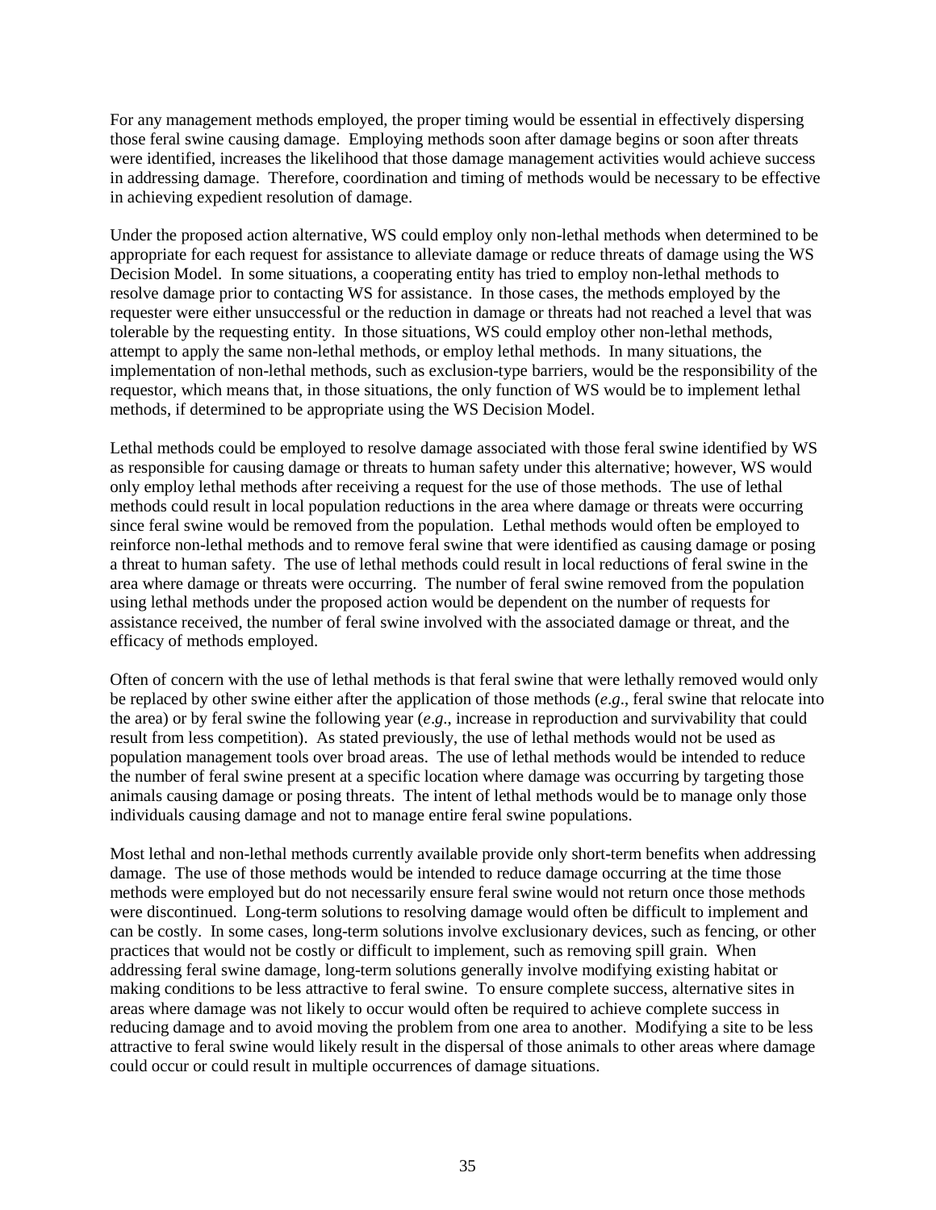For any management methods employed, the proper timing would be essential in effectively dispersing those feral swine causing damage. Employing methods soon after damage begins or soon after threats were identified, increases the likelihood that those damage management activities would achieve success in addressing damage. Therefore, coordination and timing of methods would be necessary to be effective in achieving expedient resolution of damage.

Under the proposed action alternative, WS could employ only non-lethal methods when determined to be appropriate for each request for assistance to alleviate damage or reduce threats of damage using the WS Decision Model. In some situations, a cooperating entity has tried to employ non-lethal methods to resolve damage prior to contacting WS for assistance. In those cases, the methods employed by the requester were either unsuccessful or the reduction in damage or threats had not reached a level that was tolerable by the requesting entity. In those situations, WS could employ other non-lethal methods, attempt to apply the same non-lethal methods, or employ lethal methods. In many situations, the implementation of non-lethal methods, such as exclusion-type barriers, would be the responsibility of the requestor, which means that, in those situations, the only function of WS would be to implement lethal methods, if determined to be appropriate using the WS Decision Model.

Lethal methods could be employed to resolve damage associated with those feral swine identified by WS as responsible for causing damage or threats to human safety under this alternative; however, WS would only employ lethal methods after receiving a request for the use of those methods. The use of lethal methods could result in local population reductions in the area where damage or threats were occurring since feral swine would be removed from the population. Lethal methods would often be employed to reinforce non-lethal methods and to remove feral swine that were identified as causing damage or posing a threat to human safety. The use of lethal methods could result in local reductions of feral swine in the area where damage or threats were occurring. The number of feral swine removed from the population using lethal methods under the proposed action would be dependent on the number of requests for assistance received, the number of feral swine involved with the associated damage or threat, and the efficacy of methods employed.

Often of concern with the use of lethal methods is that feral swine that were lethally removed would only be replaced by other swine either after the application of those methods (*e.g*., feral swine that relocate into the area) or by feral swine the following year (*e.g*., increase in reproduction and survivability that could result from less competition). As stated previously, the use of lethal methods would not be used as population management tools over broad areas. The use of lethal methods would be intended to reduce the number of feral swine present at a specific location where damage was occurring by targeting those animals causing damage or posing threats. The intent of lethal methods would be to manage only those individuals causing damage and not to manage entire feral swine populations.

Most lethal and non-lethal methods currently available provide only short-term benefits when addressing damage. The use of those methods would be intended to reduce damage occurring at the time those methods were employed but do not necessarily ensure feral swine would not return once those methods were discontinued. Long-term solutions to resolving damage would often be difficult to implement and can be costly. In some cases, long-term solutions involve exclusionary devices, such as fencing, or other practices that would not be costly or difficult to implement, such as removing spill grain. When addressing feral swine damage, long-term solutions generally involve modifying existing habitat or making conditions to be less attractive to feral swine. To ensure complete success, alternative sites in areas where damage was not likely to occur would often be required to achieve complete success in reducing damage and to avoid moving the problem from one area to another. Modifying a site to be less attractive to feral swine would likely result in the dispersal of those animals to other areas where damage could occur or could result in multiple occurrences of damage situations.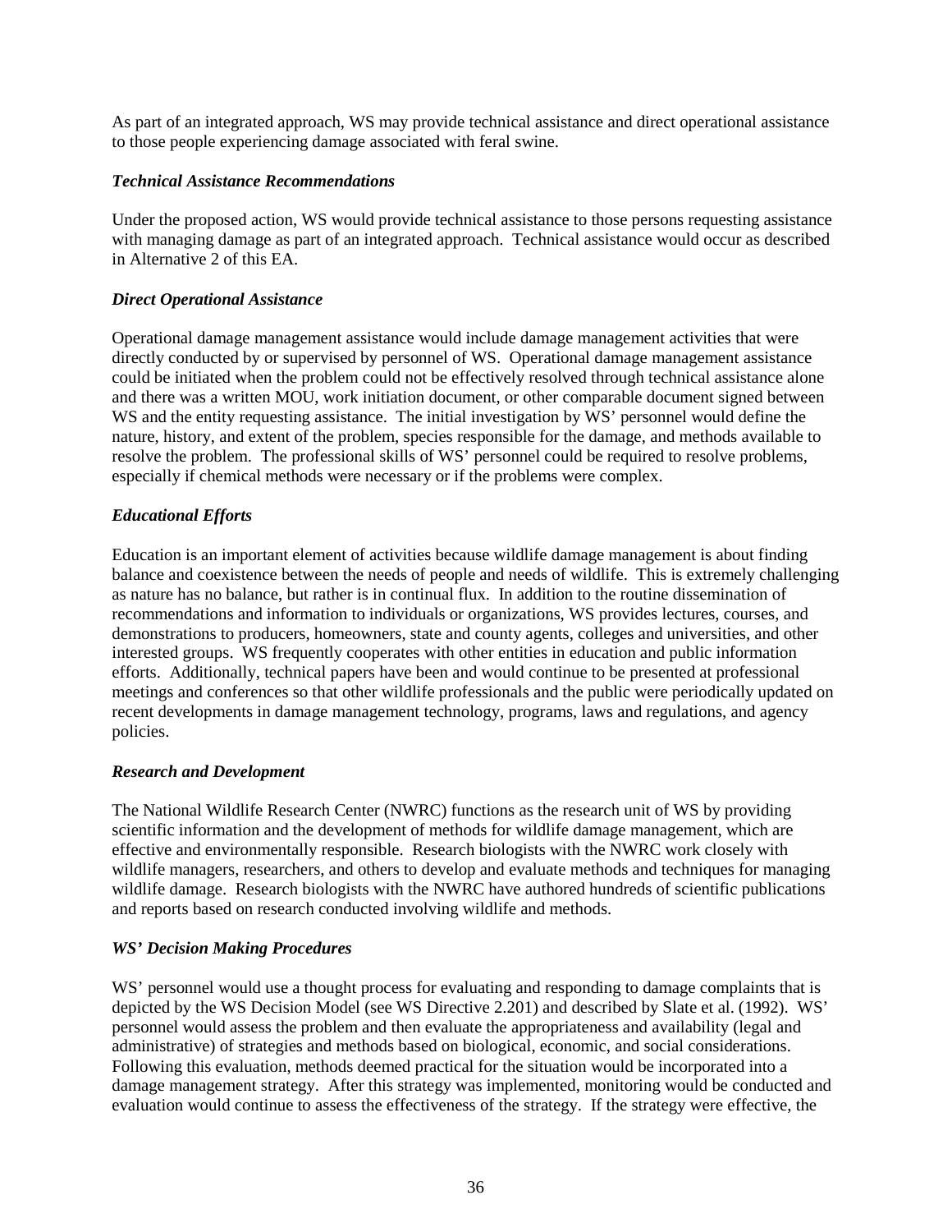As part of an integrated approach, WS may provide technical assistance and direct operational assistance to those people experiencing damage associated with feral swine.

***Technical Assistance Recommendations***

Under the proposed action, WS would provide technical assistance to those persons requesting assistance with managing damage as part of an integrated approach. Technical assistance would occur as described in Alternative 2 of this EA.

***Direct Operational Assistance***

Operational damage management assistance would include damage management activities that were directly conducted by or supervised by personnel of WS. Operational damage management assistance could be initiated when the problem could not be effectively resolved through technical assistance alone and there was a written MOU, work initiation document, or other comparable document signed between WS and the entity requesting assistance. The initial investigation by WS' personnel would define the nature, history, and extent of the problem, species responsible for the damage, and methods available to resolve the problem. The professional skills of WS' personnel could be required to resolve problems, especially if chemical methods were necessary or if the problems were complex.

***Educational Efforts***

Education is an important element of activities because wildlife damage management is about finding balance and coexistence between the needs of people and needs of wildlife. This is extremely challenging as nature has no balance, but rather is in continual flux. In addition to the routine dissemination of recommendations and information to individuals or organizations, WS provides lectures, courses, and demonstrations to producers, homeowners, state and county agents, colleges and universities, and other interested groups. WS frequently cooperates with other entities in education and public information efforts. Additionally, technical papers have been and would continue to be presented at professional meetings and conferences so that other wildlife professionals and the public were periodically updated on recent developments in damage management technology, programs, laws and regulations, and agency policies.

***Research and Development***

The National Wildlife Research Center (NWRC) functions as the research unit of WS by providing scientific information and the development of methods for wildlife damage management, which are effective and environmentally responsible. Research biologists with the NWRC work closely with wildlife managers, researchers, and others to develop and evaluate methods and techniques for managing wildlife damage. Research biologists with the NWRC have authored hundreds of scientific publications and reports based on research conducted involving wildlife and methods.

***WS' Decision Making Procedures***

WS' personnel would use a thought process for evaluating and responding to damage complaints that is depicted by the WS Decision Model (see WS Directive 2.201) and described by Slate et al. (1992). WS' personnel would assess the problem and then evaluate the appropriateness and availability (legal and administrative) of strategies and methods based on biological, economic, and social considerations. Following this evaluation, methods deemed practical for the situation would be incorporated into a damage management strategy. After this strategy was implemented, monitoring would be conducted and evaluation would continue to assess the effectiveness of the strategy. If the strategy were effective, the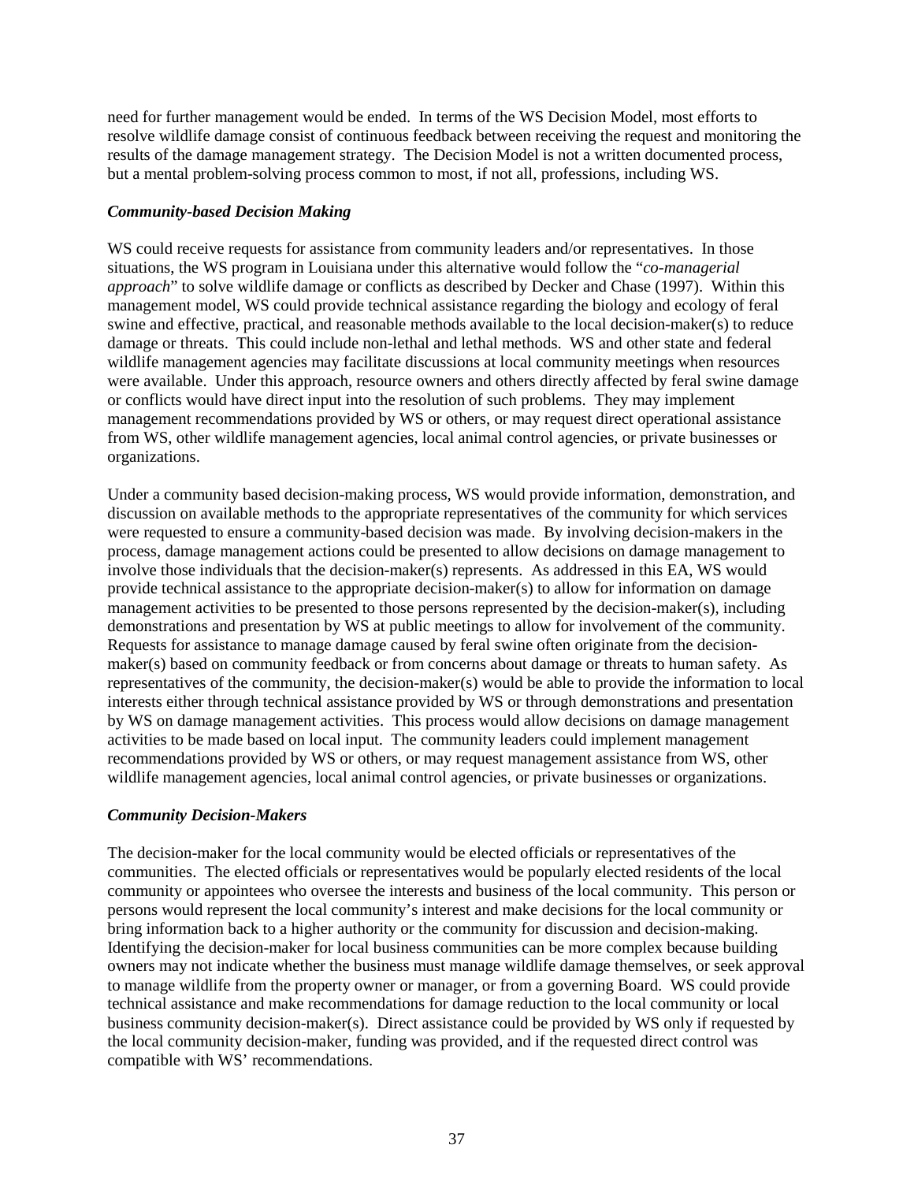need for further management would be ended. In terms of the WS Decision Model, most efforts to resolve wildlife damage consist of continuous feedback between receiving the request and monitoring the results of the damage management strategy. The Decision Model is not a written documented process, but a mental problem-solving process common to most, if not all, professions, including WS.

### *Community-based Decision Making*

WS could receive requests for assistance from community leaders and/or representatives. In those situations, the WS program in Louisiana under this alternative would follow the "*co-managerial approach*" to solve wildlife damage or conflicts as described by Decker and Chase (1997). Within this management model, WS could provide technical assistance regarding the biology and ecology of feral swine and effective, practical, and reasonable methods available to the local decision-maker(s) to reduce damage or threats. This could include non-lethal and lethal methods. WS and other state and federal wildlife management agencies may facilitate discussions at local community meetings when resources were available. Under this approach, resource owners and others directly affected by feral swine damage or conflicts would have direct input into the resolution of such problems. They may implement management recommendations provided by WS or others, or may request direct operational assistance from WS, other wildlife management agencies, local animal control agencies, or private businesses or organizations.

Under a community based decision-making process, WS would provide information, demonstration, and discussion on available methods to the appropriate representatives of the community for which services were requested to ensure a community-based decision was made. By involving decision-makers in the process, damage management actions could be presented to allow decisions on damage management to involve those individuals that the decision-maker(s) represents. As addressed in this EA, WS would provide technical assistance to the appropriate decision-maker(s) to allow for information on damage management activities to be presented to those persons represented by the decision-maker(s), including demonstrations and presentation by WS at public meetings to allow for involvement of the community. Requests for assistance to manage damage caused by feral swine often originate from the decision-maker(s) based on community feedback or from concerns about damage or threats to human safety. As representatives of the community, the decision-maker(s) would be able to provide the information to local interests either through technical assistance provided by WS or through demonstrations and presentation by WS on damage management activities. This process would allow decisions on damage management activities to be made based on local input. The community leaders could implement management recommendations provided by WS or others, or may request management assistance from WS, other wildlife management agencies, local animal control agencies, or private businesses or organizations.

### *Community Decision-Makers*

The decision-maker for the local community would be elected officials or representatives of the communities. The elected officials or representatives would be popularly elected residents of the local community or appointees who oversee the interests and business of the local community. This person or persons would represent the local community's interest and make decisions for the local community or bring information back to a higher authority or the community for discussion and decision-making. Identifying the decision-maker for local business communities can be more complex because building owners may not indicate whether the business must manage wildlife damage themselves, or seek approval to manage wildlife from the property owner or manager, or from a governing Board. WS could provide technical assistance and make recommendations for damage reduction to the local community or local business community decision-maker(s). Direct assistance could be provided by WS only if requested by the local community decision-maker, funding was provided, and if the requested direct control was compatible with WS' recommendations.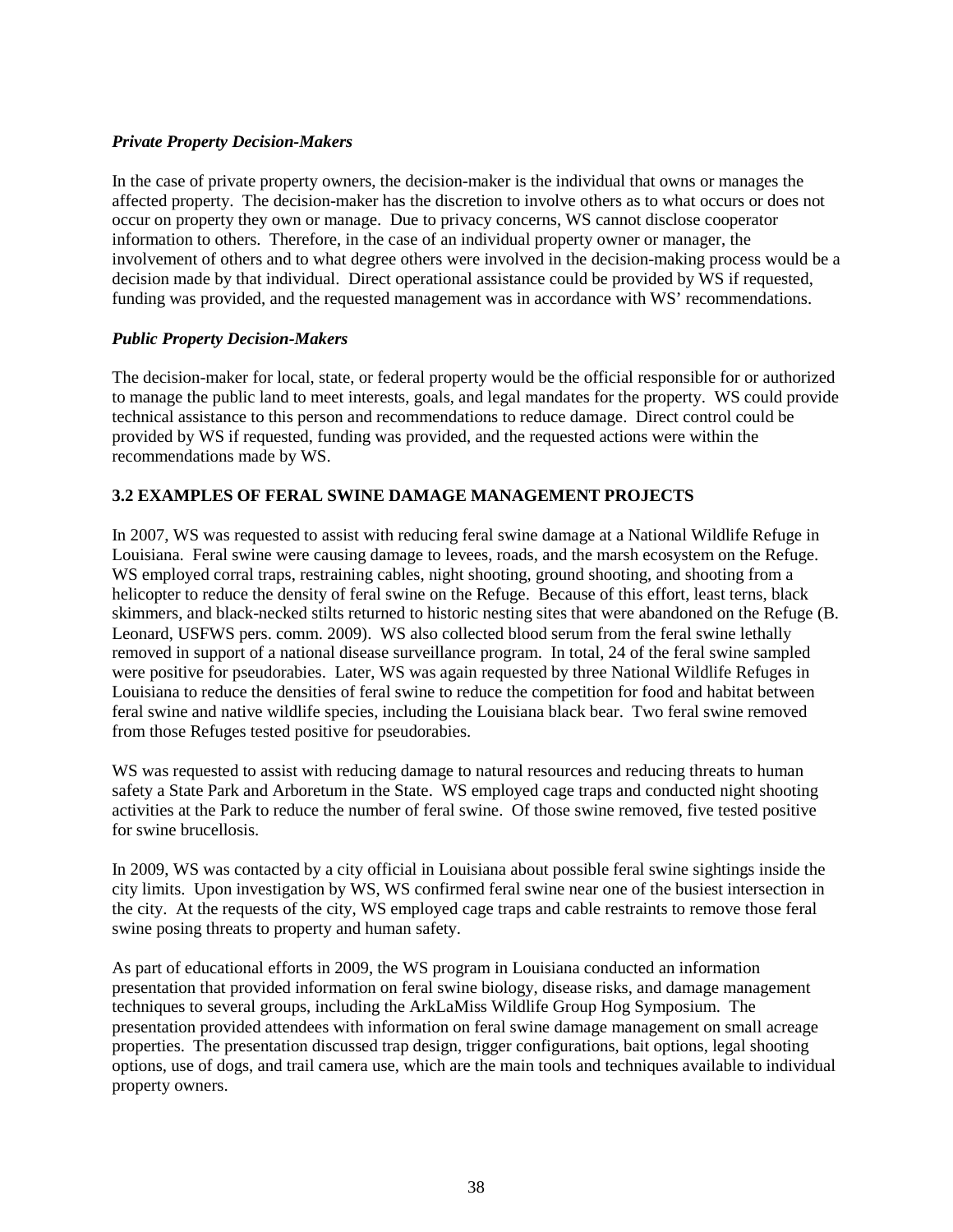*Private Property Decision-Makers*

In the case of private property owners, the decision-maker is the individual that owns or manages the affected property. The decision-maker has the discretion to involve others as to what occurs or does not occur on property they own or manage. Due to privacy concerns, WS cannot disclose cooperator information to others. Therefore, in the case of an individual property owner or manager, the involvement of others and to what degree others were involved in the decision-making process would be a decision made by that individual. Direct operational assistance could be provided by WS if requested, funding was provided, and the requested management was in accordance with WS' recommendations.

*Public Property Decision-Makers*

The decision-maker for local, state, or federal property would be the official responsible for or authorized to manage the public land to meet interests, goals, and legal mandates for the property. WS could provide technical assistance to this person and recommendations to reduce damage. Direct control could be provided by WS if requested, funding was provided, and the requested actions were within the recommendations made by WS.

## 3.2 EXAMPLES OF FERAL SWINE DAMAGE MANAGEMENT PROJECTS

In 2007, WS was requested to assist with reducing feral swine damage at a National Wildlife Refuge in Louisiana. Feral swine were causing damage to levees, roads, and the marsh ecosystem on the Refuge. WS employed corral traps, restraining cables, night shooting, ground shooting, and shooting from a helicopter to reduce the density of feral swine on the Refuge. Because of this effort, least terns, black skimmers, and black-necked stilts returned to historic nesting sites that were abandoned on the Refuge (B. Leonard, USFWS pers. comm. 2009). WS also collected blood serum from the feral swine lethally removed in support of a national disease surveillance program. In total, 24 of the feral swine sampled were positive for pseudorabies. Later, WS was again requested by three National Wildlife Refuges in Louisiana to reduce the densities of feral swine to reduce the competition for food and habitat between feral swine and native wildlife species, including the Louisiana black bear. Two feral swine removed from those Refuges tested positive for pseudorabies.

WS was requested to assist with reducing damage to natural resources and reducing threats to human safety a State Park and Arboretum in the State. WS employed cage traps and conducted night shooting activities at the Park to reduce the number of feral swine. Of those swine removed, five tested positive for swine brucellosis.

In 2009, WS was contacted by a city official in Louisiana about possible feral swine sightings inside the city limits. Upon investigation by WS, WS confirmed feral swine near one of the busiest intersection in the city. At the requests of the city, WS employed cage traps and cable restraints to remove those feral swine posing threats to property and human safety.

As part of educational efforts in 2009, the WS program in Louisiana conducted an information presentation that provided information on feral swine biology, disease risks, and damage management techniques to several groups, including the ArkLaMiss Wildlife Group Hog Symposium. The presentation provided attendees with information on feral swine damage management on small acreage properties. The presentation discussed trap design, trigger configurations, bait options, legal shooting options, use of dogs, and trail camera use, which are the main tools and techniques available to individual property owners.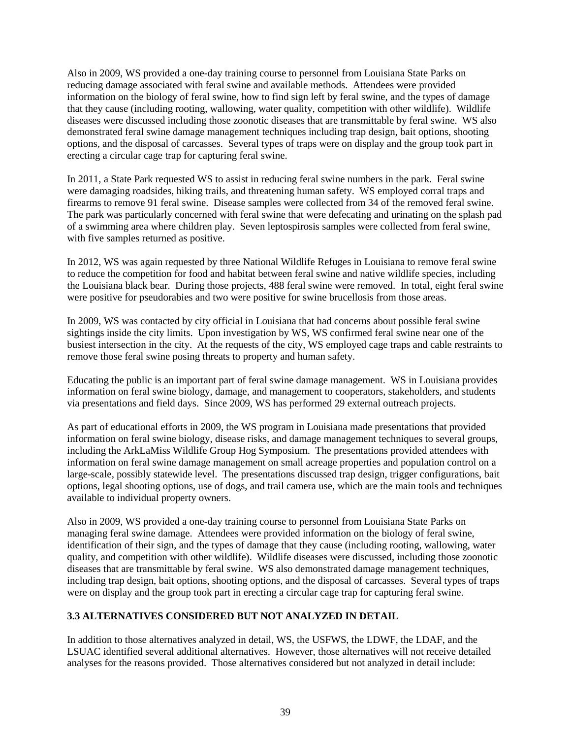Also in 2009, WS provided a one-day training course to personnel from Louisiana State Parks on reducing damage associated with feral swine and available methods. Attendees were provided information on the biology of feral swine, how to find sign left by feral swine, and the types of damage that they cause (including rooting, wallowing, water quality, competition with other wildlife). Wildlife diseases were discussed including those zoonotic diseases that are transmittable by feral swine. WS also demonstrated feral swine damage management techniques including trap design, bait options, shooting options, and the disposal of carcasses. Several types of traps were on display and the group took part in erecting a circular cage trap for capturing feral swine.

In 2011, a State Park requested WS to assist in reducing feral swine numbers in the park. Feral swine were damaging roadsides, hiking trails, and threatening human safety. WS employed corral traps and firearms to remove 91 feral swine. Disease samples were collected from 34 of the removed feral swine. The park was particularly concerned with feral swine that were defecating and urinating on the splash pad of a swimming area where children play. Seven leptospirosis samples were collected from feral swine, with five samples returned as positive.

In 2012, WS was again requested by three National Wildlife Refuges in Louisiana to remove feral swine to reduce the competition for food and habitat between feral swine and native wildlife species, including the Louisiana black bear. During those projects, 488 feral swine were removed. In total, eight feral swine were positive for pseudorabies and two were positive for swine brucellosis from those areas.

In 2009, WS was contacted by city official in Louisiana that had concerns about possible feral swine sightings inside the city limits. Upon investigation by WS, WS confirmed feral swine near one of the busiest intersection in the city. At the requests of the city, WS employed cage traps and cable restraints to remove those feral swine posing threats to property and human safety.

Educating the public is an important part of feral swine damage management. WS in Louisiana provides information on feral swine biology, damage, and management to cooperators, stakeholders, and students via presentations and field days. Since 2009, WS has performed 29 external outreach projects.

As part of educational efforts in 2009, the WS program in Louisiana made presentations that provided information on feral swine biology, disease risks, and damage management techniques to several groups, including the ArkLaMiss Wildlife Group Hog Symposium. The presentations provided attendees with information on feral swine damage management on small acreage properties and population control on a large-scale, possibly statewide level. The presentations discussed trap design, trigger configurations, bait options, legal shooting options, use of dogs, and trail camera use, which are the main tools and techniques available to individual property owners.

Also in 2009, WS provided a one-day training course to personnel from Louisiana State Parks on managing feral swine damage. Attendees were provided information on the biology of feral swine, identification of their sign, and the types of damage that they cause (including rooting, wallowing, water quality, and competition with other wildlife). Wildlife diseases were discussed, including those zoonotic diseases that are transmittable by feral swine. WS also demonstrated damage management techniques, including trap design, bait options, shooting options, and the disposal of carcasses. Several types of traps were on display and the group took part in erecting a circular cage trap for capturing feral swine.

## 3.3 ALTERNATIVES CONSIDERED BUT NOT ANALYZED IN DETAIL

In addition to those alternatives analyzed in detail, WS, the USFWS, the LDWF, the LDAF, and the LSUAC identified several additional alternatives. However, those alternatives will not receive detailed analyses for the reasons provided. Those alternatives considered but not analyzed in detail include: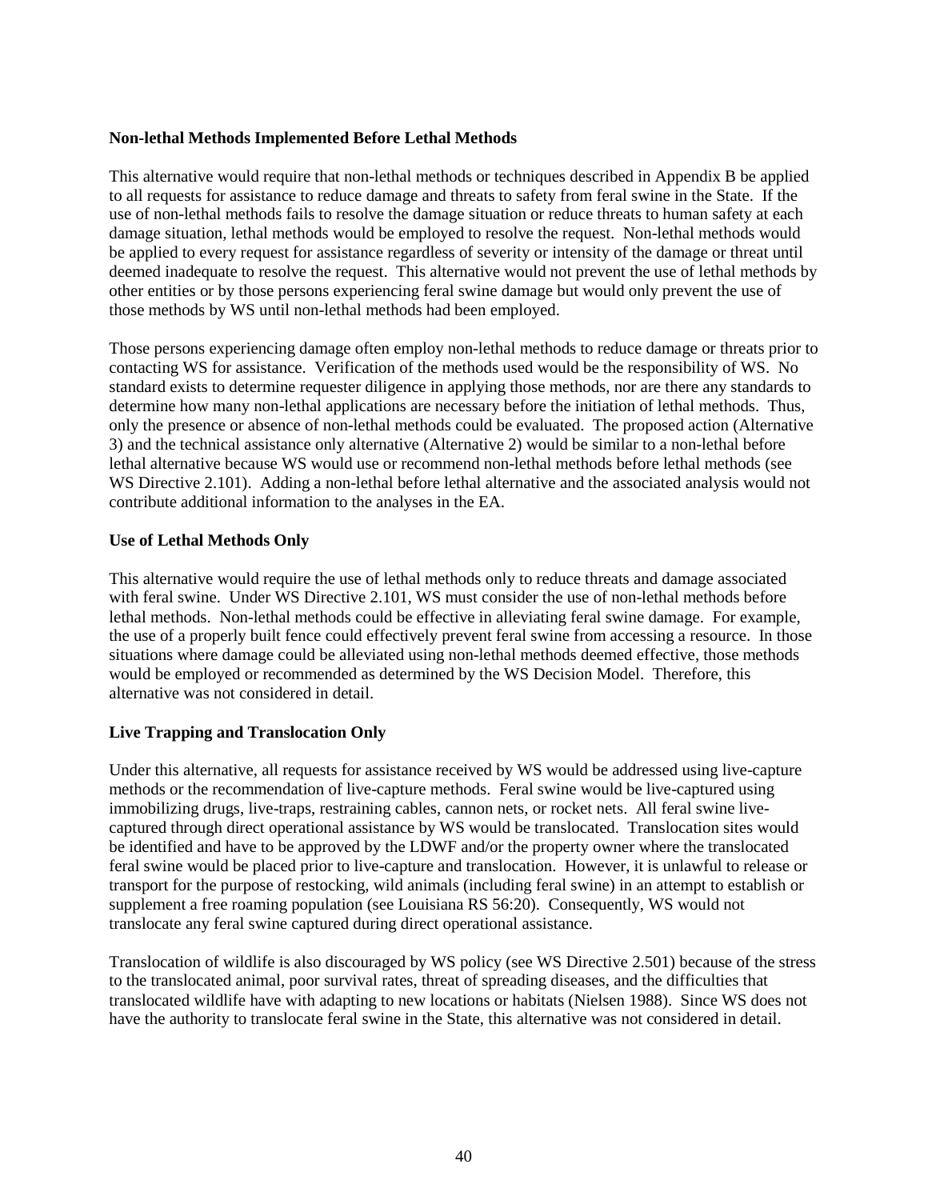**Non-lethal Methods Implemented Before Lethal Methods**

This alternative would require that non-lethal methods or techniques described in Appendix B be applied to all requests for assistance to reduce damage and threats to safety from feral swine in the State. If the use of non-lethal methods fails to resolve the damage situation or reduce threats to human safety at each damage situation, lethal methods would be employed to resolve the request. Non-lethal methods would be applied to every request for assistance regardless of severity or intensity of the damage or threat until deemed inadequate to resolve the request. This alternative would not prevent the use of lethal methods by other entities or by those persons experiencing feral swine damage but would only prevent the use of those methods by WS until non-lethal methods had been employed.

Those persons experiencing damage often employ non-lethal methods to reduce damage or threats prior to contacting WS for assistance. Verification of the methods used would be the responsibility of WS. No standard exists to determine requester diligence in applying those methods, nor are there any standards to determine how many non-lethal applications are necessary before the initiation of lethal methods. Thus, only the presence or absence of non-lethal methods could be evaluated. The proposed action (Alternative 3) and the technical assistance only alternative (Alternative 2) would be similar to a non-lethal before lethal alternative because WS would use or recommend non-lethal methods before lethal methods (see WS Directive 2.101). Adding a non-lethal before lethal alternative and the associated analysis would not contribute additional information to the analyses in the EA.

**Use of Lethal Methods Only**

This alternative would require the use of lethal methods only to reduce threats and damage associated with feral swine. Under WS Directive 2.101, WS must consider the use of non-lethal methods before lethal methods. Non-lethal methods could be effective in alleviating feral swine damage. For example, the use of a properly built fence could effectively prevent feral swine from accessing a resource. In those situations where damage could be alleviated using non-lethal methods deemed effective, those methods would be employed or recommended as determined by the WS Decision Model. Therefore, this alternative was not considered in detail.

**Live Trapping and Translocation Only**

Under this alternative, all requests for assistance received by WS would be addressed using live-capture methods or the recommendation of live-capture methods. Feral swine would be live-captured using immobilizing drugs, live-traps, restraining cables, cannon nets, or rocket nets. All feral swine live-captured through direct operational assistance by WS would be translocated. Translocation sites would be identified and have to be approved by the LDWF and/or the property owner where the translocated feral swine would be placed prior to live-capture and translocation. However, it is unlawful to release or transport for the purpose of restocking, wild animals (including feral swine) in an attempt to establish or supplement a free roaming population (see Louisiana RS 56:20). Consequently, WS would not translocate any feral swine captured during direct operational assistance.

Translocation of wildlife is also discouraged by WS policy (see WS Directive 2.501) because of the stress to the translocated animal, poor survival rates, threat of spreading diseases, and the difficulties that translocated wildlife have with adapting to new locations or habitats (Nielsen 1988). Since WS does not have the authority to translocate feral swine in the State, this alternative was not considered in detail.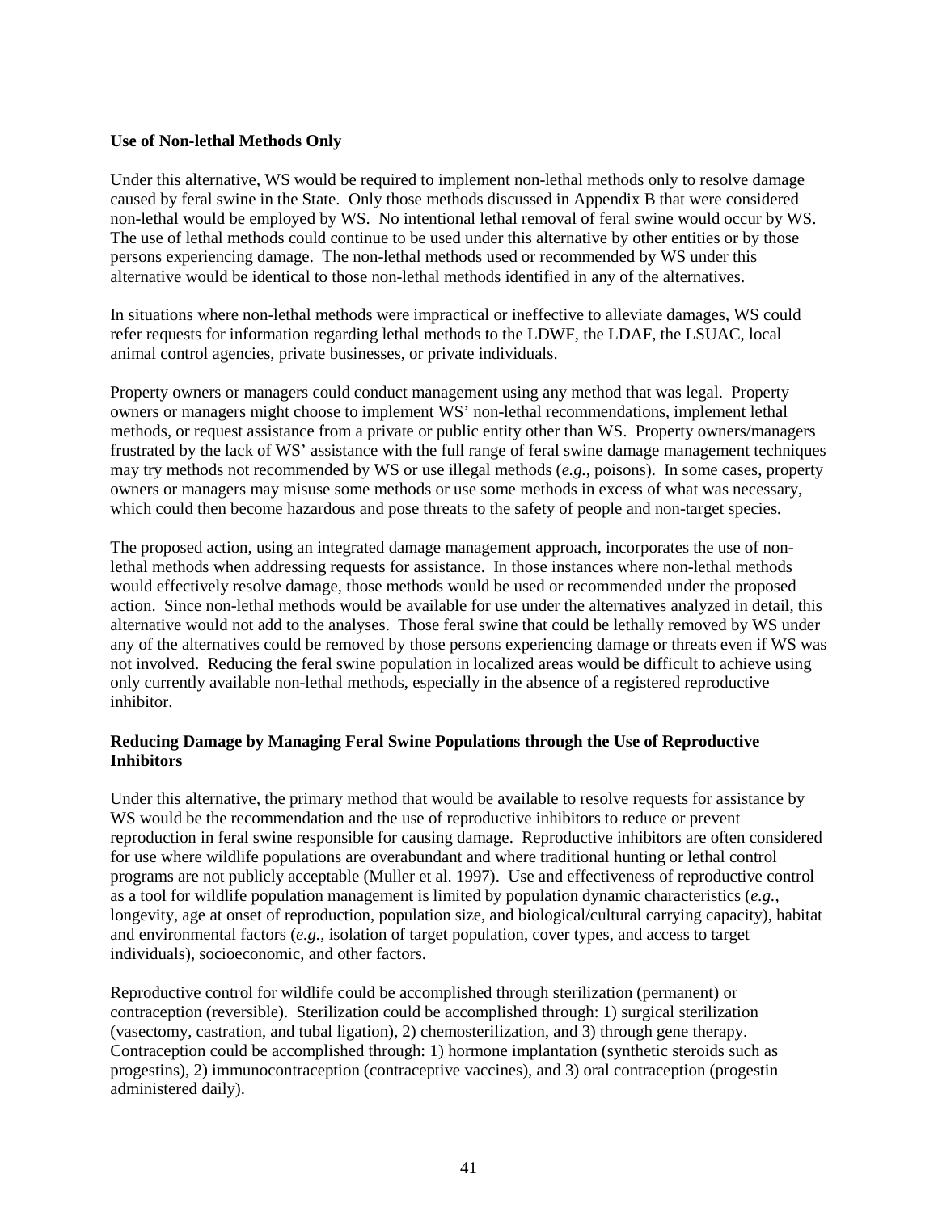**Use of Non-lethal Methods Only**

Under this alternative, WS would be required to implement non-lethal methods only to resolve damage caused by feral swine in the State. Only those methods discussed in Appendix B that were considered non-lethal would be employed by WS. No intentional lethal removal of feral swine would occur by WS. The use of lethal methods could continue to be used under this alternative by other entities or by those persons experiencing damage. The non-lethal methods used or recommended by WS under this alternative would be identical to those non-lethal methods identified in any of the alternatives.

In situations where non-lethal methods were impractical or ineffective to alleviate damages, WS could refer requests for information regarding lethal methods to the LDWF, the LDAF, the LSUAC, local animal control agencies, private businesses, or private individuals.

Property owners or managers could conduct management using any method that was legal. Property owners or managers might choose to implement WS' non-lethal recommendations, implement lethal methods, or request assistance from a private or public entity other than WS. Property owners/managers frustrated by the lack of WS' assistance with the full range of feral swine damage management techniques may try methods not recommended by WS or use illegal methods (*e.g.*, poisons). In some cases, property owners or managers may misuse some methods or use some methods in excess of what was necessary, which could then become hazardous and pose threats to the safety of people and non-target species.

The proposed action, using an integrated damage management approach, incorporates the use of non-lethal methods when addressing requests for assistance. In those instances where non-lethal methods would effectively resolve damage, those methods would be used or recommended under the proposed action. Since non-lethal methods would be available for use under the alternatives analyzed in detail, this alternative would not add to the analyses. Those feral swine that could be lethally removed by WS under any of the alternatives could be removed by those persons experiencing damage or threats even if WS was not involved. Reducing the feral swine population in localized areas would be difficult to achieve using only currently available non-lethal methods, especially in the absence of a registered reproductive inhibitor.

**Reducing Damage by Managing Feral Swine Populations through the Use of Reproductive Inhibitors**

Under this alternative, the primary method that would be available to resolve requests for assistance by WS would be the recommendation and the use of reproductive inhibitors to reduce or prevent reproduction in feral swine responsible for causing damage. Reproductive inhibitors are often considered for use where wildlife populations are overabundant and where traditional hunting or lethal control programs are not publicly acceptable (Muller et al. 1997). Use and effectiveness of reproductive control as a tool for wildlife population management is limited by population dynamic characteristics (*e.g.*, longevity, age at onset of reproduction, population size, and biological/cultural carrying capacity), habitat and environmental factors (*e.g.*, isolation of target population, cover types, and access to target individuals), socioeconomic, and other factors.

Reproductive control for wildlife could be accomplished through sterilization (permanent) or contraception (reversible). Sterilization could be accomplished through: 1) surgical sterilization (vasectomy, castration, and tubal ligation), 2) chemosterilization, and 3) through gene therapy. Contraception could be accomplished through: 1) hormone implantation (synthetic steroids such as progestins), 2) immunocontraception (contraceptive vaccines), and 3) oral contraception (progestin administered daily).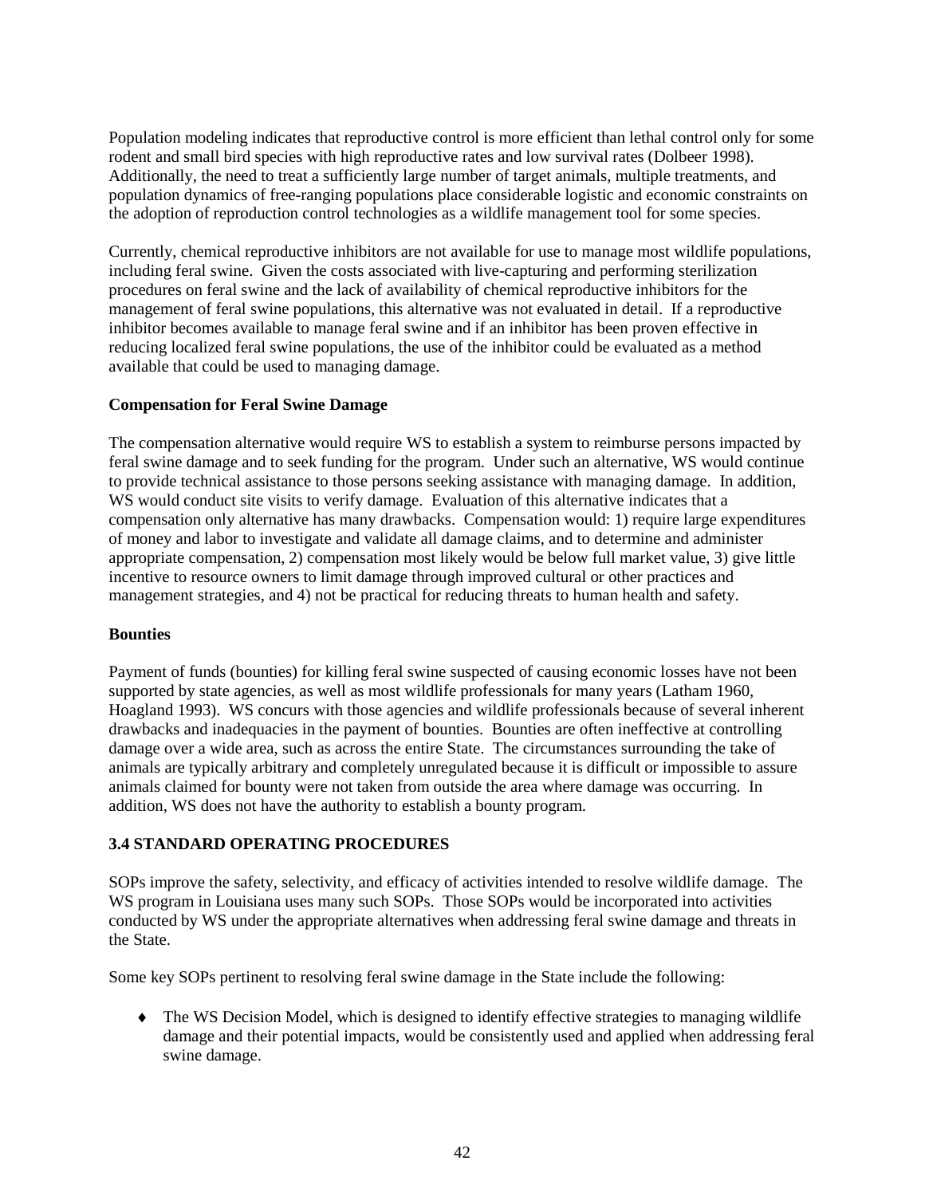Population modeling indicates that reproductive control is more efficient than lethal control only for some rodent and small bird species with high reproductive rates and low survival rates (Dolbeer 1998). Additionally, the need to treat a sufficiently large number of target animals, multiple treatments, and population dynamics of free-ranging populations place considerable logistic and economic constraints on the adoption of reproduction control technologies as a wildlife management tool for some species.

Currently, chemical reproductive inhibitors are not available for use to manage most wildlife populations, including feral swine. Given the costs associated with live-capturing and performing sterilization procedures on feral swine and the lack of availability of chemical reproductive inhibitors for the management of feral swine populations, this alternative was not evaluated in detail. If a reproductive inhibitor becomes available to manage feral swine and if an inhibitor has been proven effective in reducing localized feral swine populations, the use of the inhibitor could be evaluated as a method available that could be used to managing damage.

**Compensation for Feral Swine Damage**

The compensation alternative would require WS to establish a system to reimburse persons impacted by feral swine damage and to seek funding for the program. Under such an alternative, WS would continue to provide technical assistance to those persons seeking assistance with managing damage. In addition, WS would conduct site visits to verify damage. Evaluation of this alternative indicates that a compensation only alternative has many drawbacks. Compensation would: 1) require large expenditures of money and labor to investigate and validate all damage claims, and to determine and administer appropriate compensation, 2) compensation most likely would be below full market value, 3) give little incentive to resource owners to limit damage through improved cultural or other practices and management strategies, and 4) not be practical for reducing threats to human health and safety.

**Bounties**

Payment of funds (bounties) for killing feral swine suspected of causing economic losses have not been supported by state agencies, as well as most wildlife professionals for many years (Latham 1960, Hoagland 1993). WS concurs with those agencies and wildlife professionals because of several inherent drawbacks and inadequacies in the payment of bounties. Bounties are often ineffective at controlling damage over a wide area, such as across the entire State. The circumstances surrounding the take of animals are typically arbitrary and completely unregulated because it is difficult or impossible to assure animals claimed for bounty were not taken from outside the area where damage was occurring. In addition, WS does not have the authority to establish a bounty program.

## 3.4 STANDARD OPERATING PROCEDURES

SOPs improve the safety, selectivity, and efficacy of activities intended to resolve wildlife damage. The WS program in Louisiana uses many such SOPs. Those SOPs would be incorporated into activities conducted by WS under the appropriate alternatives when addressing feral swine damage and threats in the State.

Some key SOPs pertinent to resolving feral swine damage in the State include the following:

- The WS Decision Model, which is designed to identify effective strategies to managing wildlife damage and their potential impacts, would be consistently used and applied when addressing feral swine damage.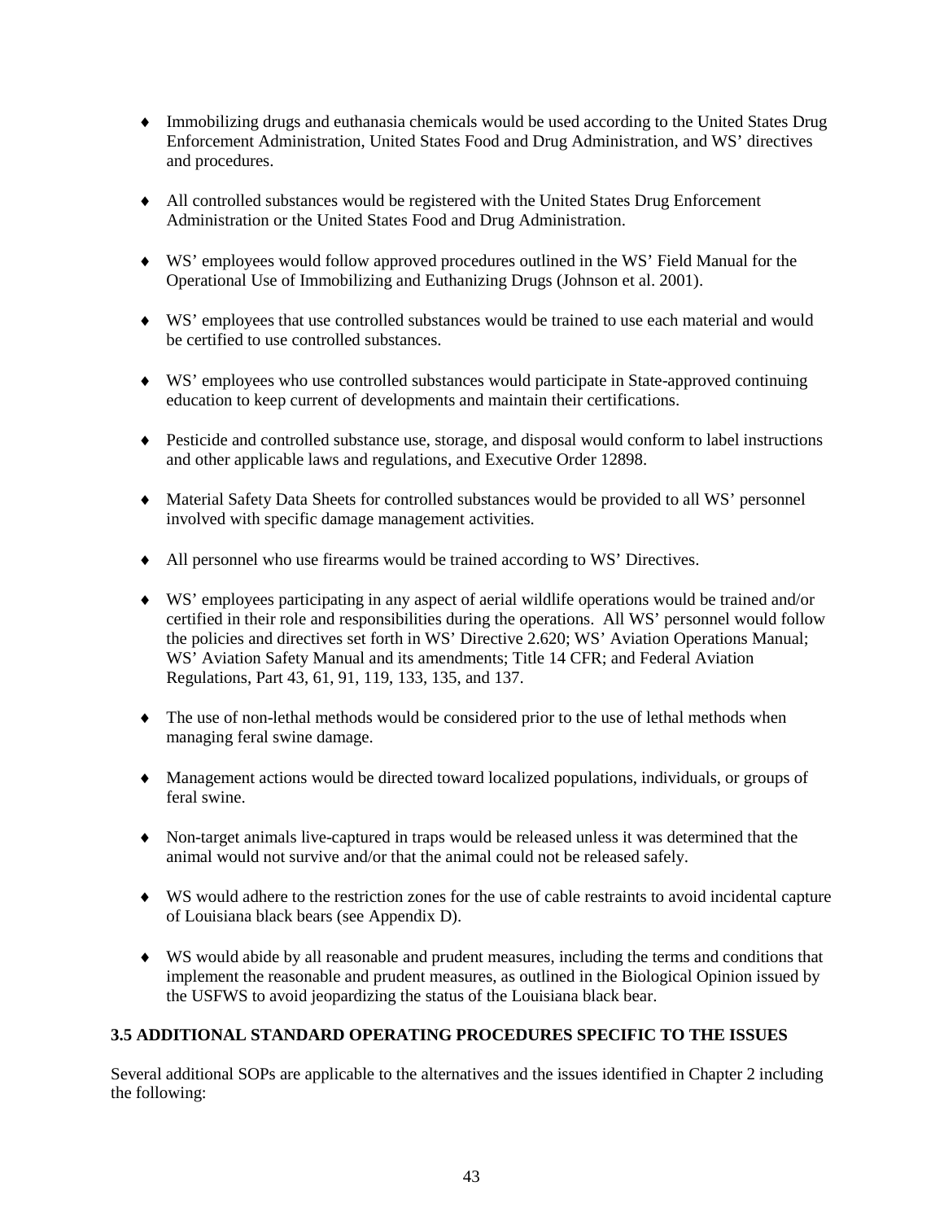- Immobilizing drugs and euthanasia chemicals would be used according to the United States Drug Enforcement Administration, United States Food and Drug Administration, and WS' directives and procedures.

- All controlled substances would be registered with the United States Drug Enforcement Administration or the United States Food and Drug Administration.

- WS' employees would follow approved procedures outlined in the WS' Field Manual for the Operational Use of Immobilizing and Euthanizing Drugs (Johnson et al. 2001).

- WS' employees that use controlled substances would be trained to use each material and would be certified to use controlled substances.

- WS' employees who use controlled substances would participate in State-approved continuing education to keep current of developments and maintain their certifications.

- Pesticide and controlled substance use, storage, and disposal would conform to label instructions and other applicable laws and regulations, and Executive Order 12898.

- Material Safety Data Sheets for controlled substances would be provided to all WS' personnel involved with specific damage management activities.

- All personnel who use firearms would be trained according to WS' Directives.

- WS' employees participating in any aspect of aerial wildlife operations would be trained and/or certified in their role and responsibilities during the operations. All WS' personnel would follow the policies and directives set forth in WS' Directive 2.620; WS' Aviation Operations Manual; WS' Aviation Safety Manual and its amendments; Title 14 CFR; and Federal Aviation Regulations, Part 43, 61, 91, 119, 133, 135, and 137.

- The use of non-lethal methods would be considered prior to the use of lethal methods when managing feral swine damage.

- Management actions would be directed toward localized populations, individuals, or groups of feral swine.

- Non-target animals live-captured in traps would be released unless it was determined that the animal would not survive and/or that the animal could not be released safely.

- WS would adhere to the restriction zones for the use of cable restraints to avoid incidental capture of Louisiana black bears (see Appendix D).

- WS would abide by all reasonable and prudent measures, including the terms and conditions that implement the reasonable and prudent measures, as outlined in the Biological Opinion issued by the USFWS to avoid jeopardizing the status of the Louisiana black bear.

## 3.5 ADDITIONAL STANDARD OPERATING PROCEDURES SPECIFIC TO THE ISSUES

Several additional SOPs are applicable to the alternatives and the issues identified in Chapter 2 including the following: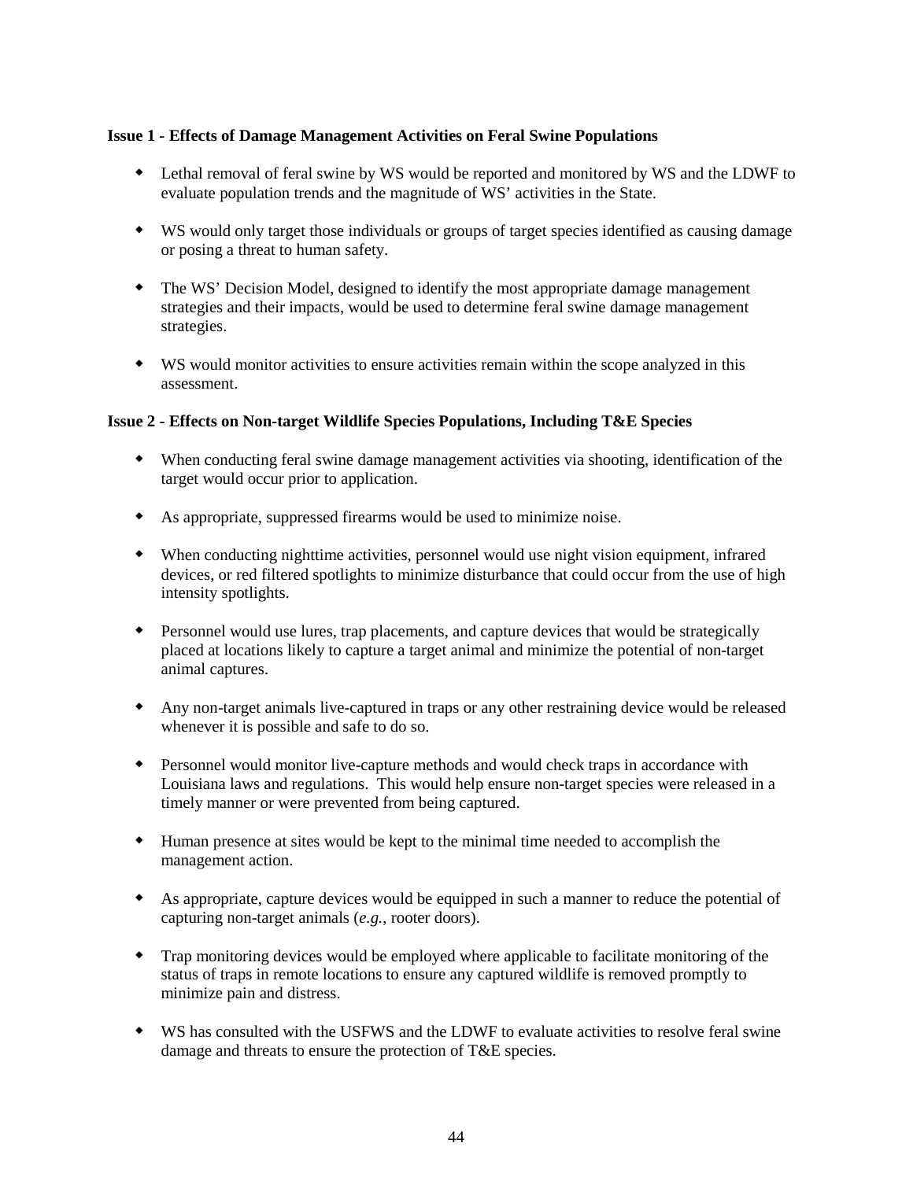**Issue 1 - Effects of Damage Management Activities on Feral Swine Populations**

- Lethal removal of feral swine by WS would be reported and monitored by WS and the LDWF to evaluate population trends and the magnitude of WS' activities in the State.

- WS would only target those individuals or groups of target species identified as causing damage or posing a threat to human safety.

- The WS' Decision Model, designed to identify the most appropriate damage management strategies and their impacts, would be used to determine feral swine damage management strategies.

- WS would monitor activities to ensure activities remain within the scope analyzed in this assessment.

**Issue 2 - Effects on Non-target Wildlife Species Populations, Including T&E Species**

- When conducting feral swine damage management activities via shooting, identification of the target would occur prior to application.

- As appropriate, suppressed firearms would be used to minimize noise.

- When conducting nighttime activities, personnel would use night vision equipment, infrared devices, or red filtered spotlights to minimize disturbance that could occur from the use of high intensity spotlights.

- Personnel would use lures, trap placements, and capture devices that would be strategically placed at locations likely to capture a target animal and minimize the potential of non-target animal captures.

- Any non-target animals live-captured in traps or any other restraining device would be released whenever it is possible and safe to do so.

- Personnel would monitor live-capture methods and would check traps in accordance with Louisiana laws and regulations. This would help ensure non-target species were released in a timely manner or were prevented from being captured.

- Human presence at sites would be kept to the minimal time needed to accomplish the management action.

- As appropriate, capture devices would be equipped in such a manner to reduce the potential of capturing non-target animals (*e.g.*, rooter doors).

- Trap monitoring devices would be employed where applicable to facilitate monitoring of the status of traps in remote locations to ensure any captured wildlife is removed promptly to minimize pain and distress.

- WS has consulted with the USFWS and the LDWF to evaluate activities to resolve feral swine damage and threats to ensure the protection of T&E species.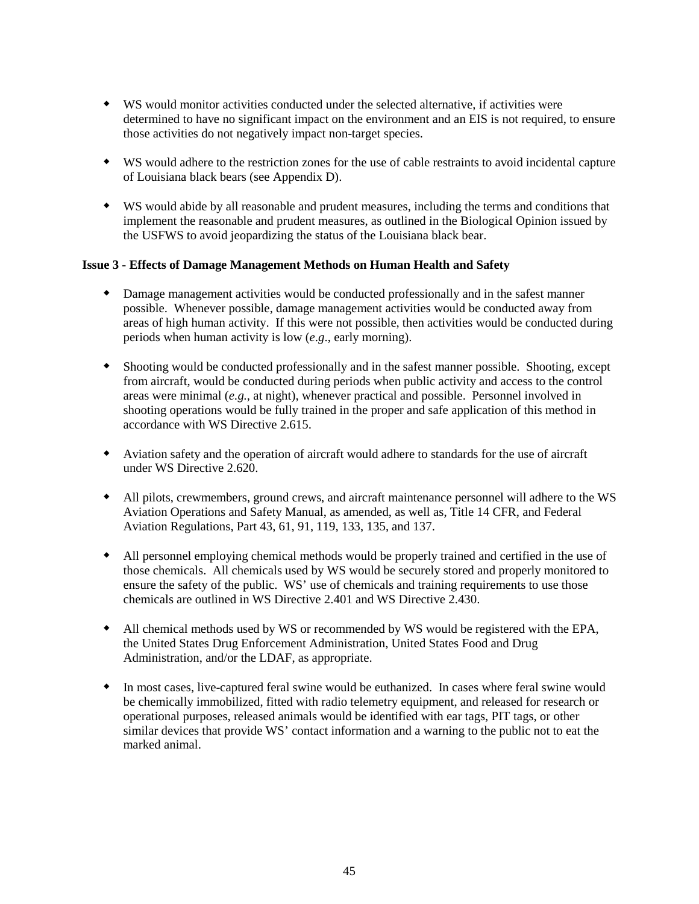- WS would monitor activities conducted under the selected alternative, if activities were determined to have no significant impact on the environment and an EIS is not required, to ensure those activities do not negatively impact non-target species.

- WS would adhere to the restriction zones for the use of cable restraints to avoid incidental capture of Louisiana black bears (see Appendix D).

- WS would abide by all reasonable and prudent measures, including the terms and conditions that implement the reasonable and prudent measures, as outlined in the Biological Opinion issued by the USFWS to avoid jeopardizing the status of the Louisiana black bear.

**Issue 3 - Effects of Damage Management Methods on Human Health and Safety**

- Damage management activities would be conducted professionally and in the safest manner possible. Whenever possible, damage management activities would be conducted away from areas of high human activity. If this were not possible, then activities would be conducted during periods when human activity is low (*e.g*., early morning).

- Shooting would be conducted professionally and in the safest manner possible. Shooting, except from aircraft, would be conducted during periods when public activity and access to the control areas were minimal (*e.g.*, at night), whenever practical and possible. Personnel involved in shooting operations would be fully trained in the proper and safe application of this method in accordance with WS Directive 2.615.

- Aviation safety and the operation of aircraft would adhere to standards for the use of aircraft under WS Directive 2.620.

- All pilots, crewmembers, ground crews, and aircraft maintenance personnel will adhere to the WS Aviation Operations and Safety Manual, as amended, as well as, Title 14 CFR, and Federal Aviation Regulations, Part 43, 61, 91, 119, 133, 135, and 137.

- All personnel employing chemical methods would be properly trained and certified in the use of those chemicals. All chemicals used by WS would be securely stored and properly monitored to ensure the safety of the public. WS' use of chemicals and training requirements to use those chemicals are outlined in WS Directive 2.401 and WS Directive 2.430.

- All chemical methods used by WS or recommended by WS would be registered with the EPA, the United States Drug Enforcement Administration, United States Food and Drug Administration, and/or the LDAF, as appropriate.

- In most cases, live-captured feral swine would be euthanized. In cases where feral swine would be chemically immobilized, fitted with radio telemetry equipment, and released for research or operational purposes, released animals would be identified with ear tags, PIT tags, or other similar devices that provide WS' contact information and a warning to the public not to eat the marked animal.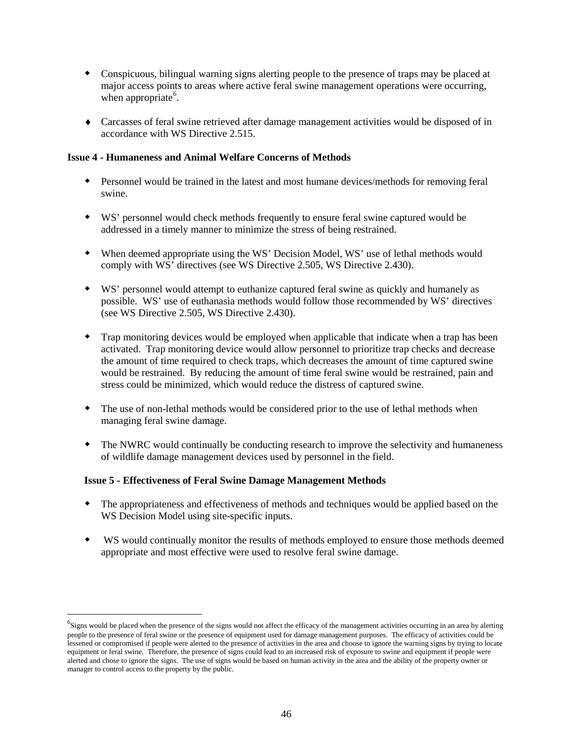- Conspicuous, bilingual warning signs alerting people to the presence of traps may be placed at major access points to areas where active feral swine management operations were occurring, when appropriate[6].

- Carcasses of feral swine retrieved after damage management activities would be disposed of in accordance with WS Directive 2.515.

**Issue 4 - Humaneness and Animal Welfare Concerns of Methods**

- Personnel would be trained in the latest and most humane devices/methods for removing feral swine.

- WS' personnel would check methods frequently to ensure feral swine captured would be addressed in a timely manner to minimize the stress of being restrained.

- When deemed appropriate using the WS' Decision Model, WS' use of lethal methods would comply with WS' directives (see WS Directive 2.505, WS Directive 2.430).

- WS' personnel would attempt to euthanize captured feral swine as quickly and humanely as possible. WS' use of euthanasia methods would follow those recommended by WS' directives (see WS Directive 2.505, WS Directive 2.430).

- Trap monitoring devices would be employed when applicable that indicate when a trap has been activated. Trap monitoring device would allow personnel to prioritize trap checks and decrease the amount of time required to check traps, which decreases the amount of time captured swine would be restrained. By reducing the amount of time feral swine would be restrained, pain and stress could be minimized, which would reduce the distress of captured swine.

- The use of non-lethal methods would be considered prior to the use of lethal methods when managing feral swine damage.

- The NWRC would continually be conducting research to improve the selectivity and humaneness of wildlife damage management devices used by personnel in the field.

**Issue 5 - Effectiveness of Feral Swine Damage Management Methods**

- The appropriateness and effectiveness of methods and techniques would be applied based on the WS Decision Model using site-specific inputs.

- WS would continually monitor the results of methods employed to ensure those methods deemed appropriate and most effective were used to resolve feral swine damage.

---

[6] Signs would be placed when the presence of the signs would not affect the efficacy of the management activities occurring in an area by alerting people to the presence of feral swine or the presence of equipment used for damage management purposes. The efficacy of activities could be lessened or compromised if people were alerted to the presence of activities in the area and choose to ignore the warning signs by trying to locate equipment or feral swine. Therefore, the presence of signs could lead to an increased risk of exposure to swine and equipment if people were alerted and chose to ignore the signs. The use of signs would be based on human activity in the area and the ability of the property owner or manager to control access to the property by the public.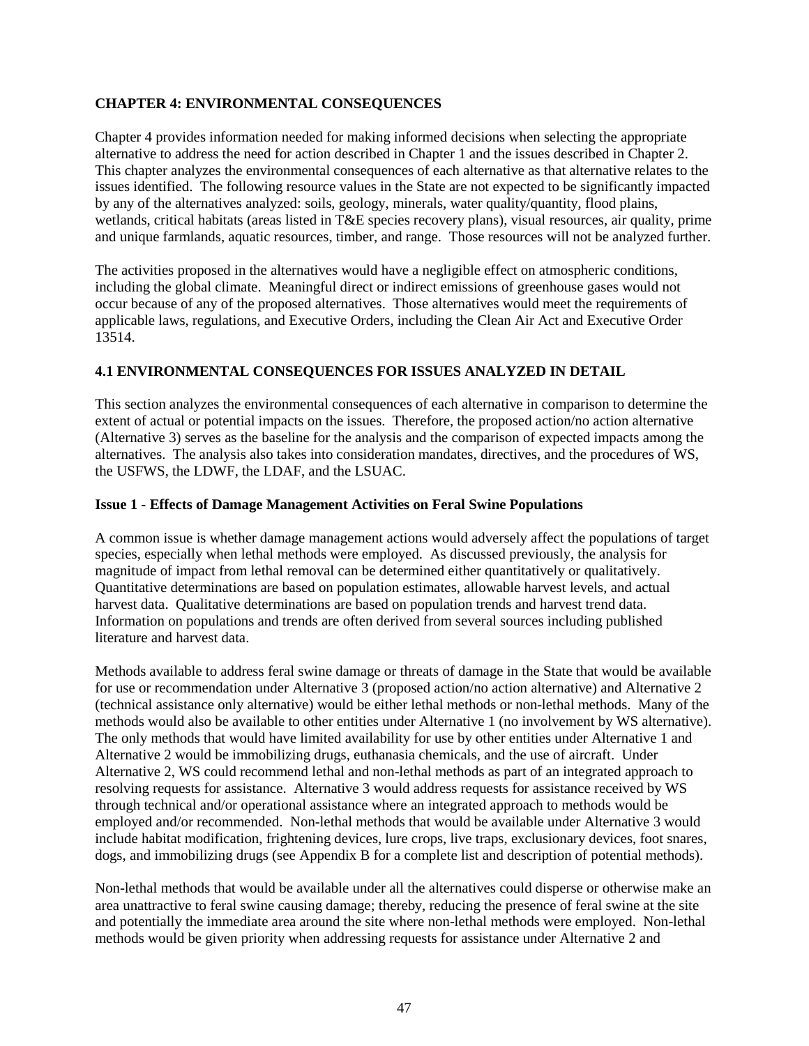## CHAPTER 4: ENVIRONMENTAL CONSEQUENCES

Chapter 4 provides information needed for making informed decisions when selecting the appropriate alternative to address the need for action described in Chapter 1 and the issues described in Chapter 2. This chapter analyzes the environmental consequences of each alternative as that alternative relates to the issues identified. The following resource values in the State are not expected to be significantly impacted by any of the alternatives analyzed: soils, geology, minerals, water quality/quantity, flood plains, wetlands, critical habitats (areas listed in T&E species recovery plans), visual resources, air quality, prime and unique farmlands, aquatic resources, timber, and range. Those resources will not be analyzed further.

The activities proposed in the alternatives would have a negligible effect on atmospheric conditions, including the global climate. Meaningful direct or indirect emissions of greenhouse gases would not occur because of any of the proposed alternatives. Those alternatives would meet the requirements of applicable laws, regulations, and Executive Orders, including the Clean Air Act and Executive Order 13514.

### 4.1 ENVIRONMENTAL CONSEQUENCES FOR ISSUES ANALYZED IN DETAIL

This section analyzes the environmental consequences of each alternative in comparison to determine the extent of actual or potential impacts on the issues. Therefore, the proposed action/no action alternative (Alternative 3) serves as the baseline for the analysis and the comparison of expected impacts among the alternatives. The analysis also takes into consideration mandates, directives, and the procedures of WS, the USFWS, the LDWF, the LDAF, and the LSUAC.

#### Issue 1 - Effects of Damage Management Activities on Feral Swine Populations

A common issue is whether damage management actions would adversely affect the populations of target species, especially when lethal methods were employed. As discussed previously, the analysis for magnitude of impact from lethal removal can be determined either quantitatively or qualitatively. Quantitative determinations are based on population estimates, allowable harvest levels, and actual harvest data. Qualitative determinations are based on population trends and harvest trend data. Information on populations and trends are often derived from several sources including published literature and harvest data.

Methods available to address feral swine damage or threats of damage in the State that would be available for use or recommendation under Alternative 3 (proposed action/no action alternative) and Alternative 2 (technical assistance only alternative) would be either lethal methods or non-lethal methods. Many of the methods would also be available to other entities under Alternative 1 (no involvement by WS alternative). The only methods that would have limited availability for use by other entities under Alternative 1 and Alternative 2 would be immobilizing drugs, euthanasia chemicals, and the use of aircraft. Under Alternative 2, WS could recommend lethal and non-lethal methods as part of an integrated approach to resolving requests for assistance. Alternative 3 would address requests for assistance received by WS through technical and/or operational assistance where an integrated approach to methods would be employed and/or recommended. Non-lethal methods that would be available under Alternative 3 would include habitat modification, frightening devices, lure crops, live traps, exclusionary devices, foot snares, dogs, and immobilizing drugs (see Appendix B for a complete list and description of potential methods).

Non-lethal methods that would be available under all the alternatives could disperse or otherwise make an area unattractive to feral swine causing damage; thereby, reducing the presence of feral swine at the site and potentially the immediate area around the site where non-lethal methods were employed. Non-lethal methods would be given priority when addressing requests for assistance under Alternative 2 and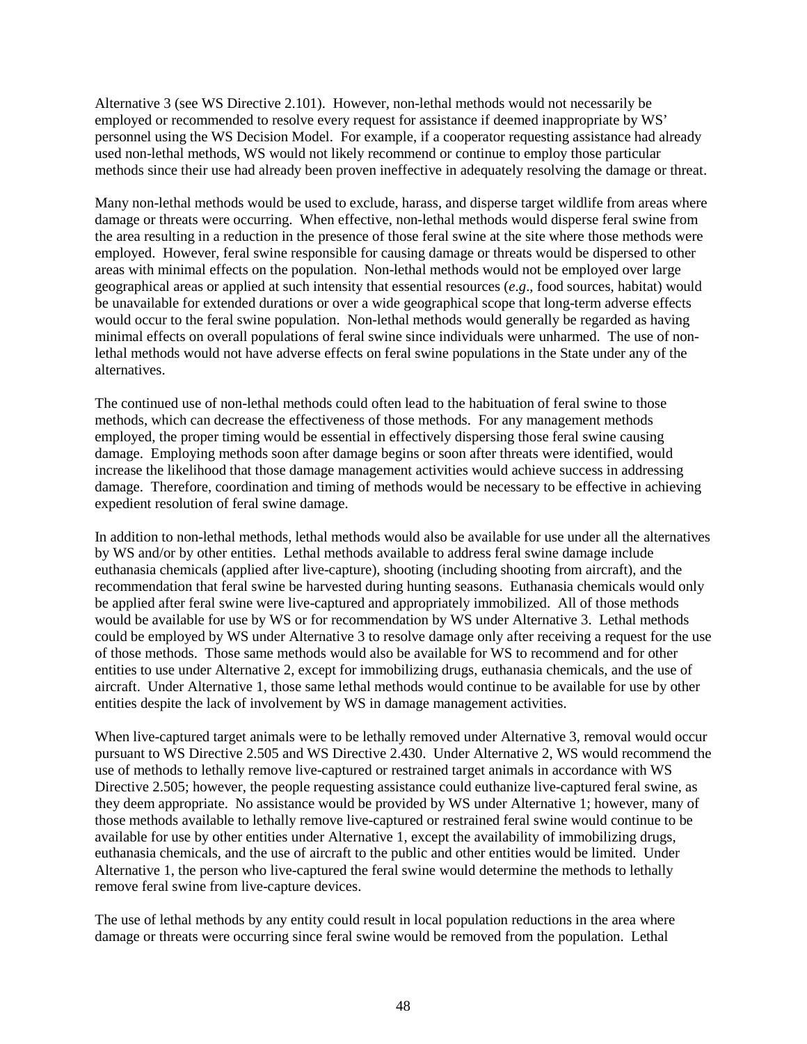Alternative 3 (see WS Directive 2.101). However, non-lethal methods would not necessarily be employed or recommended to resolve every request for assistance if deemed inappropriate by WS' personnel using the WS Decision Model. For example, if a cooperator requesting assistance had already used non-lethal methods, WS would not likely recommend or continue to employ those particular methods since their use had already been proven ineffective in adequately resolving the damage or threat.

Many non-lethal methods would be used to exclude, harass, and disperse target wildlife from areas where damage or threats were occurring. When effective, non-lethal methods would disperse feral swine from the area resulting in a reduction in the presence of those feral swine at the site where those methods were employed. However, feral swine responsible for causing damage or threats would be dispersed to other areas with minimal effects on the population. Non-lethal methods would not be employed over large geographical areas or applied at such intensity that essential resources (*e.g*., food sources, habitat) would be unavailable for extended durations or over a wide geographical scope that long-term adverse effects would occur to the feral swine population. Non-lethal methods would generally be regarded as having minimal effects on overall populations of feral swine since individuals were unharmed. The use of non-lethal methods would not have adverse effects on feral swine populations in the State under any of the alternatives.

The continued use of non-lethal methods could often lead to the habituation of feral swine to those methods, which can decrease the effectiveness of those methods. For any management methods employed, the proper timing would be essential in effectively dispersing those feral swine causing damage. Employing methods soon after damage begins or soon after threats were identified, would increase the likelihood that those damage management activities would achieve success in addressing damage. Therefore, coordination and timing of methods would be necessary to be effective in achieving expedient resolution of feral swine damage.

In addition to non-lethal methods, lethal methods would also be available for use under all the alternatives by WS and/or by other entities. Lethal methods available to address feral swine damage include euthanasia chemicals (applied after live-capture), shooting (including shooting from aircraft), and the recommendation that feral swine be harvested during hunting seasons. Euthanasia chemicals would only be applied after feral swine were live-captured and appropriately immobilized. All of those methods would be available for use by WS or for recommendation by WS under Alternative 3. Lethal methods could be employed by WS under Alternative 3 to resolve damage only after receiving a request for the use of those methods. Those same methods would also be available for WS to recommend and for other entities to use under Alternative 2, except for immobilizing drugs, euthanasia chemicals, and the use of aircraft. Under Alternative 1, those same lethal methods would continue to be available for use by other entities despite the lack of involvement by WS in damage management activities.

When live-captured target animals were to be lethally removed under Alternative 3, removal would occur pursuant to WS Directive 2.505 and WS Directive 2.430. Under Alternative 2, WS would recommend the use of methods to lethally remove live-captured or restrained target animals in accordance with WS Directive 2.505; however, the people requesting assistance could euthanize live-captured feral swine, as they deem appropriate. No assistance would be provided by WS under Alternative 1; however, many of those methods available to lethally remove live-captured or restrained feral swine would continue to be available for use by other entities under Alternative 1, except the availability of immobilizing drugs, euthanasia chemicals, and the use of aircraft to the public and other entities would be limited. Under Alternative 1, the person who live-captured the feral swine would determine the methods to lethally remove feral swine from live-capture devices.

The use of lethal methods by any entity could result in local population reductions in the area where damage or threats were occurring since feral swine would be removed from the population. Lethal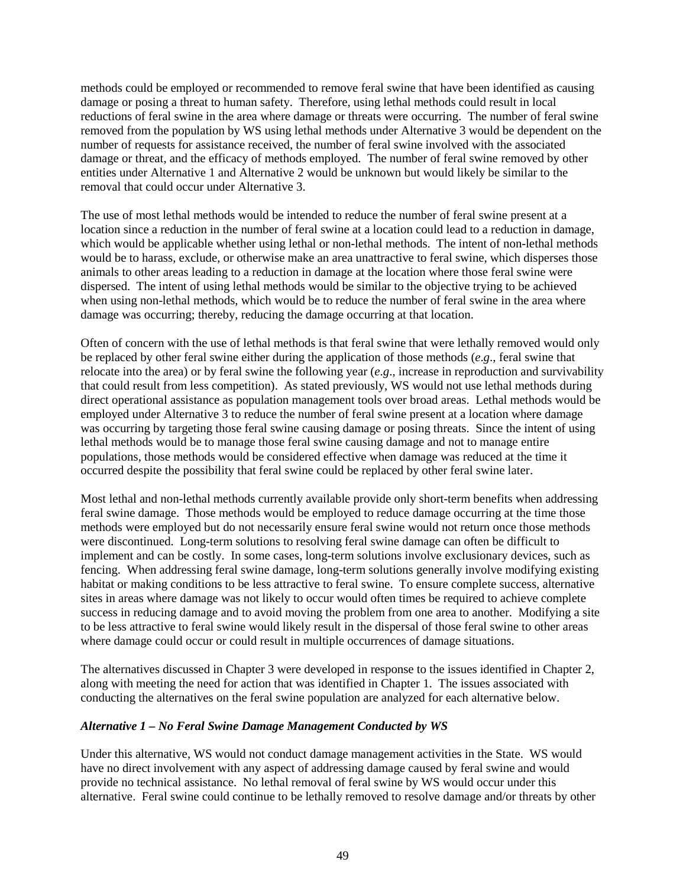methods could be employed or recommended to remove feral swine that have been identified as causing damage or posing a threat to human safety. Therefore, using lethal methods could result in local reductions of feral swine in the area where damage or threats were occurring. The number of feral swine removed from the population by WS using lethal methods under Alternative 3 would be dependent on the number of requests for assistance received, the number of feral swine involved with the associated damage or threat, and the efficacy of methods employed. The number of feral swine removed by other entities under Alternative 1 and Alternative 2 would be unknown but would likely be similar to the removal that could occur under Alternative 3.

The use of most lethal methods would be intended to reduce the number of feral swine present at a location since a reduction in the number of feral swine at a location could lead to a reduction in damage, which would be applicable whether using lethal or non-lethal methods. The intent of non-lethal methods would be to harass, exclude, or otherwise make an area unattractive to feral swine, which disperses those animals to other areas leading to a reduction in damage at the location where those feral swine were dispersed. The intent of using lethal methods would be similar to the objective trying to be achieved when using non-lethal methods, which would be to reduce the number of feral swine in the area where damage was occurring; thereby, reducing the damage occurring at that location.

Often of concern with the use of lethal methods is that feral swine that were lethally removed would only be replaced by other feral swine either during the application of those methods (*e.g*., feral swine that relocate into the area) or by feral swine the following year (*e.g*., increase in reproduction and survivability that could result from less competition). As stated previously, WS would not use lethal methods during direct operational assistance as population management tools over broad areas. Lethal methods would be employed under Alternative 3 to reduce the number of feral swine present at a location where damage was occurring by targeting those feral swine causing damage or posing threats. Since the intent of using lethal methods would be to manage those feral swine causing damage and not to manage entire populations, those methods would be considered effective when damage was reduced at the time it occurred despite the possibility that feral swine could be replaced by other feral swine later.

Most lethal and non-lethal methods currently available provide only short-term benefits when addressing feral swine damage. Those methods would be employed to reduce damage occurring at the time those methods were employed but do not necessarily ensure feral swine would not return once those methods were discontinued. Long-term solutions to resolving feral swine damage can often be difficult to implement and can be costly. In some cases, long-term solutions involve exclusionary devices, such as fencing. When addressing feral swine damage, long-term solutions generally involve modifying existing habitat or making conditions to be less attractive to feral swine. To ensure complete success, alternative sites in areas where damage was not likely to occur would often times be required to achieve complete success in reducing damage and to avoid moving the problem from one area to another. Modifying a site to be less attractive to feral swine would likely result in the dispersal of those feral swine to other areas where damage could occur or could result in multiple occurrences of damage situations.

The alternatives discussed in Chapter 3 were developed in response to the issues identified in Chapter 2, along with meeting the need for action that was identified in Chapter 1. The issues associated with conducting the alternatives on the feral swine population are analyzed for each alternative below.

***Alternative 1 – No Feral Swine Damage Management Conducted by WS***

Under this alternative, WS would not conduct damage management activities in the State. WS would have no direct involvement with any aspect of addressing damage caused by feral swine and would provide no technical assistance. No lethal removal of feral swine by WS would occur under this alternative. Feral swine could continue to be lethally removed to resolve damage and/or threats by other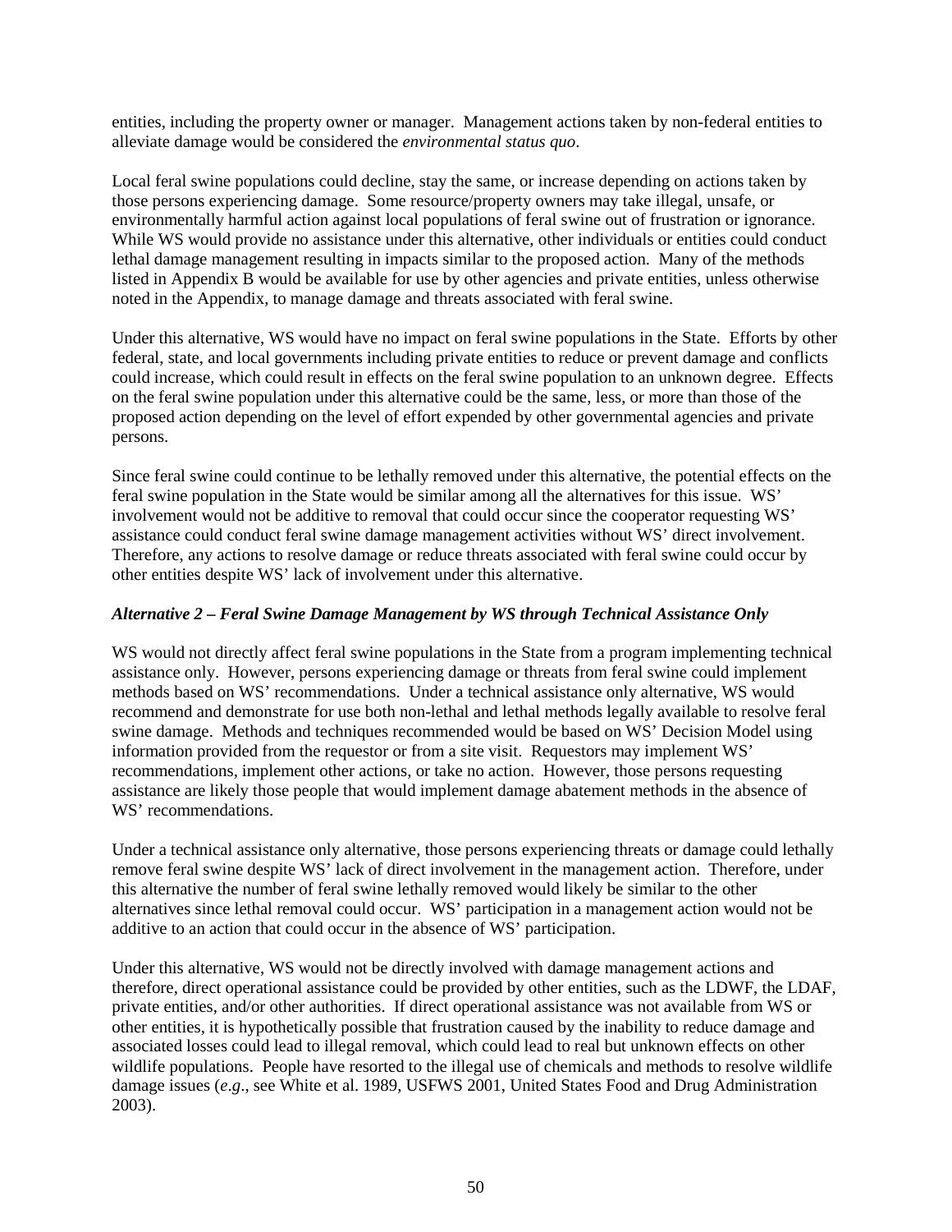entities, including the property owner or manager. Management actions taken by non-federal entities to alleviate damage would be considered the *environmental status quo*.

Local feral swine populations could decline, stay the same, or increase depending on actions taken by those persons experiencing damage. Some resource/property owners may take illegal, unsafe, or environmentally harmful action against local populations of feral swine out of frustration or ignorance. While WS would provide no assistance under this alternative, other individuals or entities could conduct lethal damage management resulting in impacts similar to the proposed action. Many of the methods listed in Appendix B would be available for use by other agencies and private entities, unless otherwise noted in the Appendix, to manage damage and threats associated with feral swine.

Under this alternative, WS would have no impact on feral swine populations in the State. Efforts by other federal, state, and local governments including private entities to reduce or prevent damage and conflicts could increase, which could result in effects on the feral swine population to an unknown degree. Effects on the feral swine population under this alternative could be the same, less, or more than those of the proposed action depending on the level of effort expended by other governmental agencies and private persons.

Since feral swine could continue to be lethally removed under this alternative, the potential effects on the feral swine population in the State would be similar among all the alternatives for this issue. WS' involvement would not be additive to removal that could occur since the cooperator requesting WS' assistance could conduct feral swine damage management activities without WS' direct involvement. Therefore, any actions to resolve damage or reduce threats associated with feral swine could occur by other entities despite WS' lack of involvement under this alternative.

### *Alternative 2 – Feral Swine Damage Management by WS through Technical Assistance Only*

WS would not directly affect feral swine populations in the State from a program implementing technical assistance only. However, persons experiencing damage or threats from feral swine could implement methods based on WS' recommendations. Under a technical assistance only alternative, WS would recommend and demonstrate for use both non-lethal and lethal methods legally available to resolve feral swine damage. Methods and techniques recommended would be based on WS' Decision Model using information provided from the requestor or from a site visit. Requestors may implement WS' recommendations, implement other actions, or take no action. However, those persons requesting assistance are likely those people that would implement damage abatement methods in the absence of WS' recommendations.

Under a technical assistance only alternative, those persons experiencing threats or damage could lethally remove feral swine despite WS' lack of direct involvement in the management action. Therefore, under this alternative the number of feral swine lethally removed would likely be similar to the other alternatives since lethal removal could occur. WS' participation in a management action would not be additive to an action that could occur in the absence of WS' participation.

Under this alternative, WS would not be directly involved with damage management actions and therefore, direct operational assistance could be provided by other entities, such as the LDWF, the LDAF, private entities, and/or other authorities. If direct operational assistance was not available from WS or other entities, it is hypothetically possible that frustration caused by the inability to reduce damage and associated losses could lead to illegal removal, which could lead to real but unknown effects on other wildlife populations. People have resorted to the illegal use of chemicals and methods to resolve wildlife damage issues (*e.g*., see White et al. 1989, USFWS 2001, United States Food and Drug Administration 2003).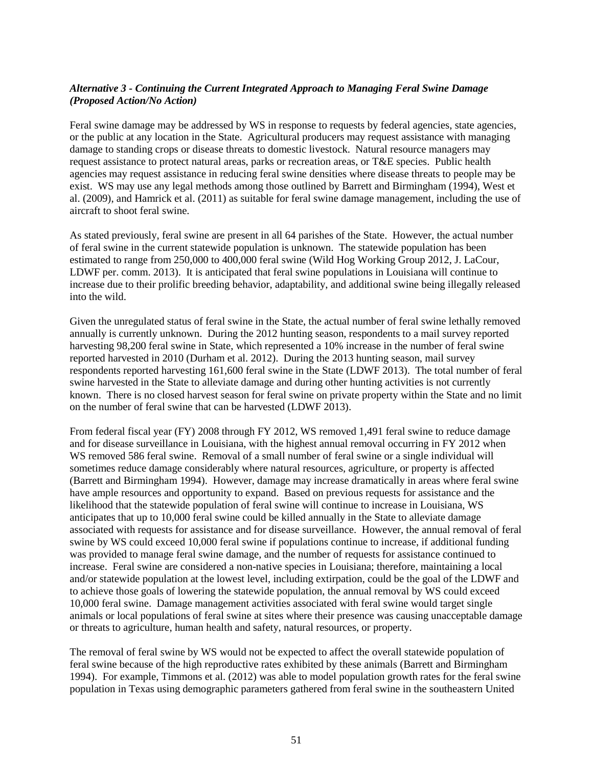*Alternative 3 - Continuing the Current Integrated Approach to Managing Feral Swine Damage (Proposed Action/No Action)*

Feral swine damage may be addressed by WS in response to requests by federal agencies, state agencies, or the public at any location in the State. Agricultural producers may request assistance with managing damage to standing crops or disease threats to domestic livestock. Natural resource managers may request assistance to protect natural areas, parks or recreation areas, or T&E species. Public health agencies may request assistance in reducing feral swine densities where disease threats to people may be exist. WS may use any legal methods among those outlined by Barrett and Birmingham (1994), West et al. (2009), and Hamrick et al. (2011) as suitable for feral swine damage management, including the use of aircraft to shoot feral swine.

As stated previously, feral swine are present in all 64 parishes of the State. However, the actual number of feral swine in the current statewide population is unknown. The statewide population has been estimated to range from 250,000 to 400,000 feral swine (Wild Hog Working Group 2012, J. LaCour, LDWF per. comm. 2013). It is anticipated that feral swine populations in Louisiana will continue to increase due to their prolific breeding behavior, adaptability, and additional swine being illegally released into the wild.

Given the unregulated status of feral swine in the State, the actual number of feral swine lethally removed annually is currently unknown. During the 2012 hunting season, respondents to a mail survey reported harvesting 98,200 feral swine in State, which represented a 10% increase in the number of feral swine reported harvested in 2010 (Durham et al. 2012). During the 2013 hunting season, mail survey respondents reported harvesting 161,600 feral swine in the State (LDWF 2013). The total number of feral swine harvested in the State to alleviate damage and during other hunting activities is not currently known. There is no closed harvest season for feral swine on private property within the State and no limit on the number of feral swine that can be harvested (LDWF 2013).

From federal fiscal year (FY) 2008 through FY 2012, WS removed 1,491 feral swine to reduce damage and for disease surveillance in Louisiana, with the highest annual removal occurring in FY 2012 when WS removed 586 feral swine. Removal of a small number of feral swine or a single individual will sometimes reduce damage considerably where natural resources, agriculture, or property is affected (Barrett and Birmingham 1994). However, damage may increase dramatically in areas where feral swine have ample resources and opportunity to expand. Based on previous requests for assistance and the likelihood that the statewide population of feral swine will continue to increase in Louisiana, WS anticipates that up to 10,000 feral swine could be killed annually in the State to alleviate damage associated with requests for assistance and for disease surveillance. However, the annual removal of feral swine by WS could exceed 10,000 feral swine if populations continue to increase, if additional funding was provided to manage feral swine damage, and the number of requests for assistance continued to increase. Feral swine are considered a non-native species in Louisiana; therefore, maintaining a local and/or statewide population at the lowest level, including extirpation, could be the goal of the LDWF and to achieve those goals of lowering the statewide population, the annual removal by WS could exceed 10,000 feral swine. Damage management activities associated with feral swine would target single animals or local populations of feral swine at sites where their presence was causing unacceptable damage or threats to agriculture, human health and safety, natural resources, or property.

The removal of feral swine by WS would not be expected to affect the overall statewide population of feral swine because of the high reproductive rates exhibited by these animals (Barrett and Birmingham 1994). For example, Timmons et al. (2012) was able to model population growth rates for the feral swine population in Texas using demographic parameters gathered from feral swine in the southeastern United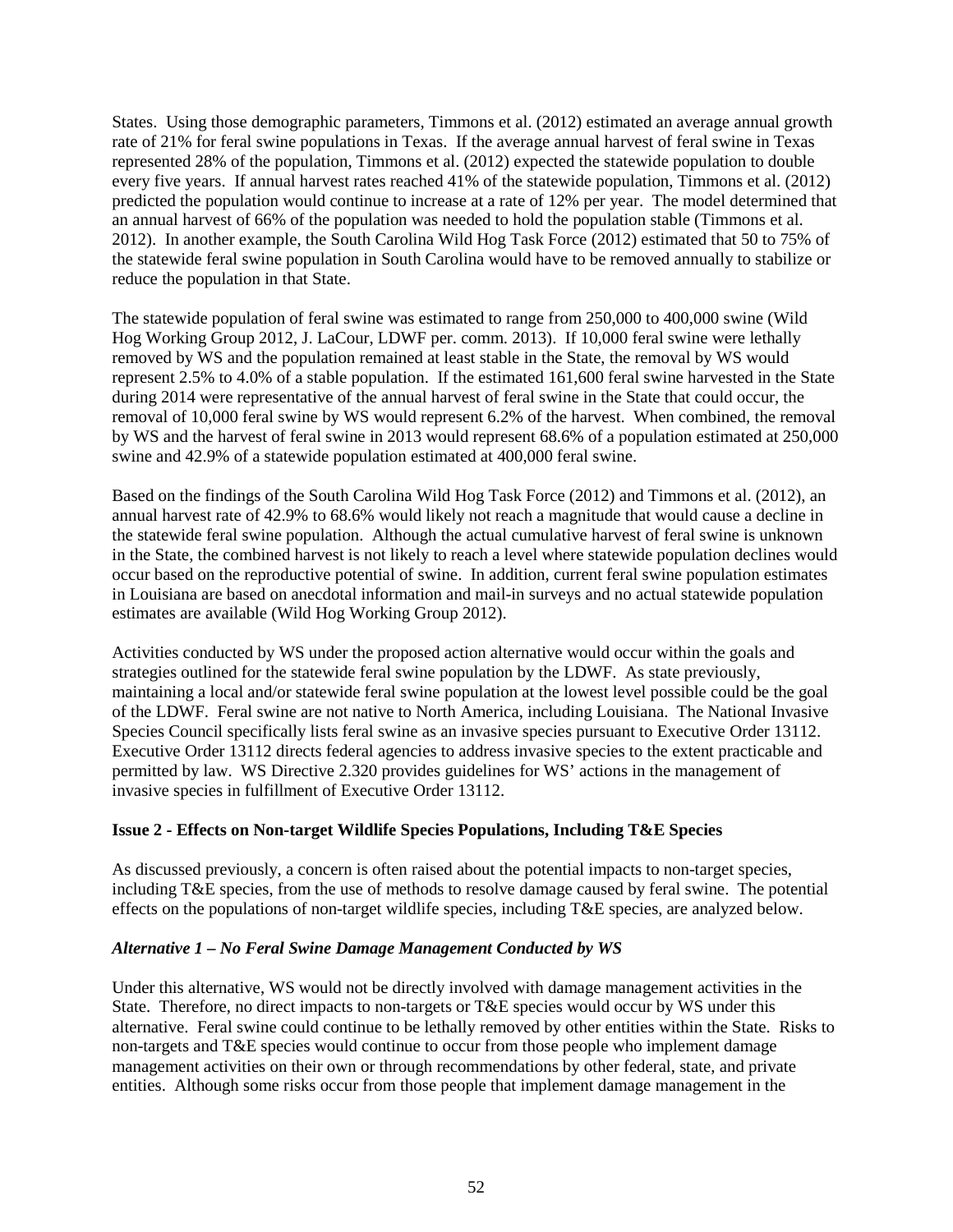States. Using those demographic parameters, Timmons et al. (2012) estimated an average annual growth rate of 21% for feral swine populations in Texas. If the average annual harvest of feral swine in Texas represented 28% of the population, Timmons et al. (2012) expected the statewide population to double every five years. If annual harvest rates reached 41% of the statewide population, Timmons et al. (2012) predicted the population would continue to increase at a rate of 12% per year. The model determined that an annual harvest of 66% of the population was needed to hold the population stable (Timmons et al. 2012). In another example, the South Carolina Wild Hog Task Force (2012) estimated that 50 to 75% of the statewide feral swine population in South Carolina would have to be removed annually to stabilize or reduce the population in that State.

The statewide population of feral swine was estimated to range from 250,000 to 400,000 swine (Wild Hog Working Group 2012, J. LaCour, LDWF per. comm. 2013). If 10,000 feral swine were lethally removed by WS and the population remained at least stable in the State, the removal by WS would represent 2.5% to 4.0% of a stable population. If the estimated 161,600 feral swine harvested in the State during 2014 were representative of the annual harvest of feral swine in the State that could occur, the removal of 10,000 feral swine by WS would represent 6.2% of the harvest. When combined, the removal by WS and the harvest of feral swine in 2013 would represent 68.6% of a population estimated at 250,000 swine and 42.9% of a statewide population estimated at 400,000 feral swine.

Based on the findings of the South Carolina Wild Hog Task Force (2012) and Timmons et al. (2012), an annual harvest rate of 42.9% to 68.6% would likely not reach a magnitude that would cause a decline in the statewide feral swine population. Although the actual cumulative harvest of feral swine is unknown in the State, the combined harvest is not likely to reach a level where statewide population declines would occur based on the reproductive potential of swine. In addition, current feral swine population estimates in Louisiana are based on anecdotal information and mail-in surveys and no actual statewide population estimates are available (Wild Hog Working Group 2012).

Activities conducted by WS under the proposed action alternative would occur within the goals and strategies outlined for the statewide feral swine population by the LDWF. As state previously, maintaining a local and/or statewide feral swine population at the lowest level possible could be the goal of the LDWF. Feral swine are not native to North America, including Louisiana. The National Invasive Species Council specifically lists feral swine as an invasive species pursuant to Executive Order 13112. Executive Order 13112 directs federal agencies to address invasive species to the extent practicable and permitted by law. WS Directive 2.320 provides guidelines for WS' actions in the management of invasive species in fulfillment of Executive Order 13112.

**Issue 2 - Effects on Non-target Wildlife Species Populations, Including T&E Species**

As discussed previously, a concern is often raised about the potential impacts to non-target species, including T&E species, from the use of methods to resolve damage caused by feral swine. The potential effects on the populations of non-target wildlife species, including T&E species, are analyzed below.

***Alternative 1 – No Feral Swine Damage Management Conducted by WS***

Under this alternative, WS would not be directly involved with damage management activities in the State. Therefore, no direct impacts to non-targets or T&E species would occur by WS under this alternative. Feral swine could continue to be lethally removed by other entities within the State. Risks to non-targets and T&E species would continue to occur from those people who implement damage management activities on their own or through recommendations by other federal, state, and private entities. Although some risks occur from those people that implement damage management in the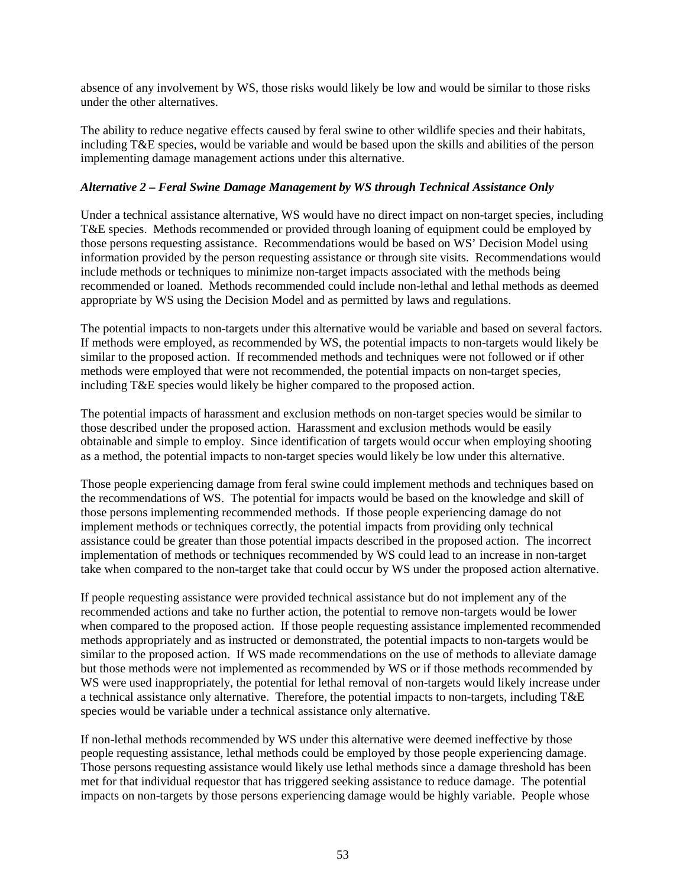absence of any involvement by WS, those risks would likely be low and would be similar to those risks under the other alternatives.

The ability to reduce negative effects caused by feral swine to other wildlife species and their habitats, including T&E species, would be variable and would be based upon the skills and abilities of the person implementing damage management actions under this alternative.

### *Alternative 2 – Feral Swine Damage Management by WS through Technical Assistance Only*

Under a technical assistance alternative, WS would have no direct impact on non-target species, including T&E species. Methods recommended or provided through loaning of equipment could be employed by those persons requesting assistance. Recommendations would be based on WS' Decision Model using information provided by the person requesting assistance or through site visits. Recommendations would include methods or techniques to minimize non-target impacts associated with the methods being recommended or loaned. Methods recommended could include non-lethal and lethal methods as deemed appropriate by WS using the Decision Model and as permitted by laws and regulations.

The potential impacts to non-targets under this alternative would be variable and based on several factors. If methods were employed, as recommended by WS, the potential impacts to non-targets would likely be similar to the proposed action. If recommended methods and techniques were not followed or if other methods were employed that were not recommended, the potential impacts on non-target species, including T&E species would likely be higher compared to the proposed action.

The potential impacts of harassment and exclusion methods on non-target species would be similar to those described under the proposed action. Harassment and exclusion methods would be easily obtainable and simple to employ. Since identification of targets would occur when employing shooting as a method, the potential impacts to non-target species would likely be low under this alternative.

Those people experiencing damage from feral swine could implement methods and techniques based on the recommendations of WS. The potential for impacts would be based on the knowledge and skill of those persons implementing recommended methods. If those people experiencing damage do not implement methods or techniques correctly, the potential impacts from providing only technical assistance could be greater than those potential impacts described in the proposed action. The incorrect implementation of methods or techniques recommended by WS could lead to an increase in non-target take when compared to the non-target take that could occur by WS under the proposed action alternative.

If people requesting assistance were provided technical assistance but do not implement any of the recommended actions and take no further action, the potential to remove non-targets would be lower when compared to the proposed action. If those people requesting assistance implemented recommended methods appropriately and as instructed or demonstrated, the potential impacts to non-targets would be similar to the proposed action. If WS made recommendations on the use of methods to alleviate damage but those methods were not implemented as recommended by WS or if those methods recommended by WS were used inappropriately, the potential for lethal removal of non-targets would likely increase under a technical assistance only alternative. Therefore, the potential impacts to non-targets, including T&E species would be variable under a technical assistance only alternative.

If non-lethal methods recommended by WS under this alternative were deemed ineffective by those people requesting assistance, lethal methods could be employed by those people experiencing damage. Those persons requesting assistance would likely use lethal methods since a damage threshold has been met for that individual requestor that has triggered seeking assistance to reduce damage. The potential impacts on non-targets by those persons experiencing damage would be highly variable. People whose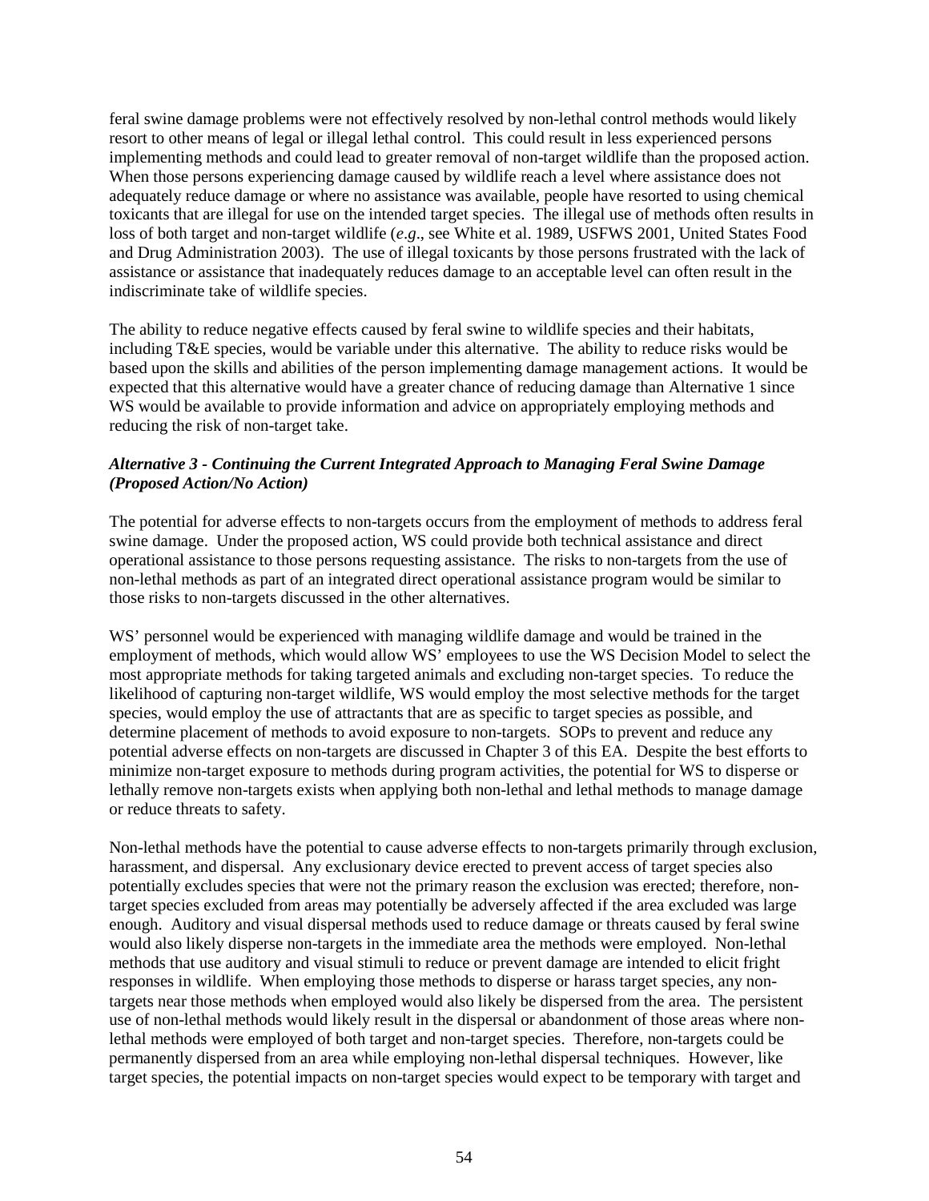feral swine damage problems were not effectively resolved by non-lethal control methods would likely resort to other means of legal or illegal lethal control. This could result in less experienced persons implementing methods and could lead to greater removal of non-target wildlife than the proposed action. When those persons experiencing damage caused by wildlife reach a level where assistance does not adequately reduce damage or where no assistance was available, people have resorted to using chemical toxicants that are illegal for use on the intended target species. The illegal use of methods often results in loss of both target and non-target wildlife (*e.g*., see White et al. 1989, USFWS 2001, United States Food and Drug Administration 2003). The use of illegal toxicants by those persons frustrated with the lack of assistance or assistance that inadequately reduces damage to an acceptable level can often result in the indiscriminate take of wildlife species.

The ability to reduce negative effects caused by feral swine to wildlife species and their habitats, including T&E species, would be variable under this alternative. The ability to reduce risks would be based upon the skills and abilities of the person implementing damage management actions. It would be expected that this alternative would have a greater chance of reducing damage than Alternative 1 since WS would be available to provide information and advice on appropriately employing methods and reducing the risk of non-target take.

***Alternative 3 - Continuing the Current Integrated Approach to Managing Feral Swine Damage (Proposed Action/No Action)***

The potential for adverse effects to non-targets occurs from the employment of methods to address feral swine damage. Under the proposed action, WS could provide both technical assistance and direct operational assistance to those persons requesting assistance. The risks to non-targets from the use of non-lethal methods as part of an integrated direct operational assistance program would be similar to those risks to non-targets discussed in the other alternatives.

WS' personnel would be experienced with managing wildlife damage and would be trained in the employment of methods, which would allow WS' employees to use the WS Decision Model to select the most appropriate methods for taking targeted animals and excluding non-target species. To reduce the likelihood of capturing non-target wildlife, WS would employ the most selective methods for the target species, would employ the use of attractants that are as specific to target species as possible, and determine placement of methods to avoid exposure to non-targets. SOPs to prevent and reduce any potential adverse effects on non-targets are discussed in Chapter 3 of this EA. Despite the best efforts to minimize non-target exposure to methods during program activities, the potential for WS to disperse or lethally remove non-targets exists when applying both non-lethal and lethal methods to manage damage or reduce threats to safety.

Non-lethal methods have the potential to cause adverse effects to non-targets primarily through exclusion, harassment, and dispersal. Any exclusionary device erected to prevent access of target species also potentially excludes species that were not the primary reason the exclusion was erected; therefore, non-target species excluded from areas may potentially be adversely affected if the area excluded was large enough. Auditory and visual dispersal methods used to reduce damage or threats caused by feral swine would also likely disperse non-targets in the immediate area the methods were employed. Non-lethal methods that use auditory and visual stimuli to reduce or prevent damage are intended to elicit fright responses in wildlife. When employing those methods to disperse or harass target species, any non-targets near those methods when employed would also likely be dispersed from the area. The persistent use of non-lethal methods would likely result in the dispersal or abandonment of those areas where non-lethal methods were employed of both target and non-target species. Therefore, non-targets could be permanently dispersed from an area while employing non-lethal dispersal techniques. However, like target species, the potential impacts on non-target species would expect to be temporary with target and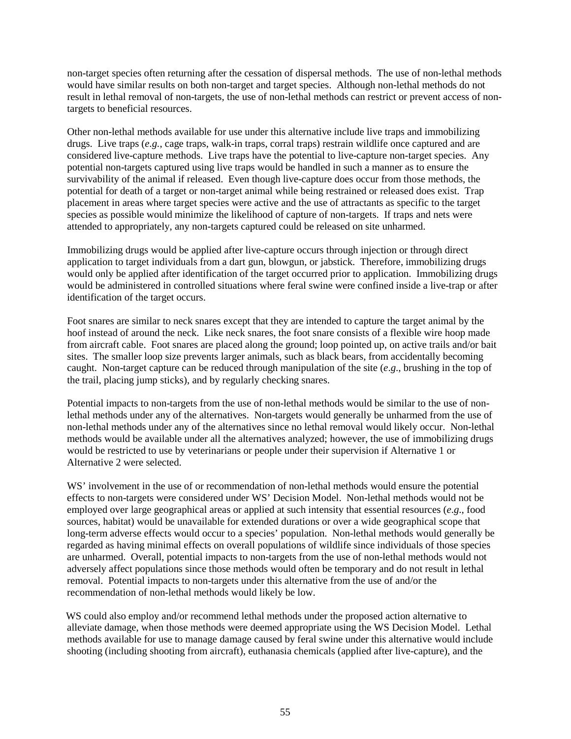non-target species often returning after the cessation of dispersal methods. The use of non-lethal methods would have similar results on both non-target and target species. Although non-lethal methods do not result in lethal removal of non-targets, the use of non-lethal methods can restrict or prevent access of non-targets to beneficial resources.

Other non-lethal methods available for use under this alternative include live traps and immobilizing drugs. Live traps (*e.g.*, cage traps, walk-in traps, corral traps) restrain wildlife once captured and are considered live-capture methods. Live traps have the potential to live-capture non-target species. Any potential non-targets captured using live traps would be handled in such a manner as to ensure the survivability of the animal if released. Even though live-capture does occur from those methods, the potential for death of a target or non-target animal while being restrained or released does exist. Trap placement in areas where target species were active and the use of attractants as specific to the target species as possible would minimize the likelihood of capture of non-targets. If traps and nets were attended to appropriately, any non-targets captured could be released on site unharmed.

Immobilizing drugs would be applied after live-capture occurs through injection or through direct application to target individuals from a dart gun, blowgun, or jabstick. Therefore, immobilizing drugs would only be applied after identification of the target occurred prior to application. Immobilizing drugs would be administered in controlled situations where feral swine were confined inside a live-trap or after identification of the target occurs.

Foot snares are similar to neck snares except that they are intended to capture the target animal by the hoof instead of around the neck. Like neck snares, the foot snare consists of a flexible wire hoop made from aircraft cable. Foot snares are placed along the ground; loop pointed up, on active trails and/or bait sites. The smaller loop size prevents larger animals, such as black bears, from accidentally becoming caught. Non-target capture can be reduced through manipulation of the site (*e.g*., brushing in the top of the trail, placing jump sticks), and by regularly checking snares.

Potential impacts to non-targets from the use of non-lethal methods would be similar to the use of non-lethal methods under any of the alternatives. Non-targets would generally be unharmed from the use of non-lethal methods under any of the alternatives since no lethal removal would likely occur. Non-lethal methods would be available under all the alternatives analyzed; however, the use of immobilizing drugs would be restricted to use by veterinarians or people under their supervision if Alternative 1 or Alternative 2 were selected.

WS' involvement in the use of or recommendation of non-lethal methods would ensure the potential effects to non-targets were considered under WS' Decision Model. Non-lethal methods would not be employed over large geographical areas or applied at such intensity that essential resources (*e.g*., food sources, habitat) would be unavailable for extended durations or over a wide geographical scope that long-term adverse effects would occur to a species' population. Non-lethal methods would generally be regarded as having minimal effects on overall populations of wildlife since individuals of those species are unharmed. Overall, potential impacts to non-targets from the use of non-lethal methods would not adversely affect populations since those methods would often be temporary and do not result in lethal removal. Potential impacts to non-targets under this alternative from the use of and/or the recommendation of non-lethal methods would likely be low.

WS could also employ and/or recommend lethal methods under the proposed action alternative to alleviate damage, when those methods were deemed appropriate using the WS Decision Model. Lethal methods available for use to manage damage caused by feral swine under this alternative would include shooting (including shooting from aircraft), euthanasia chemicals (applied after live-capture), and the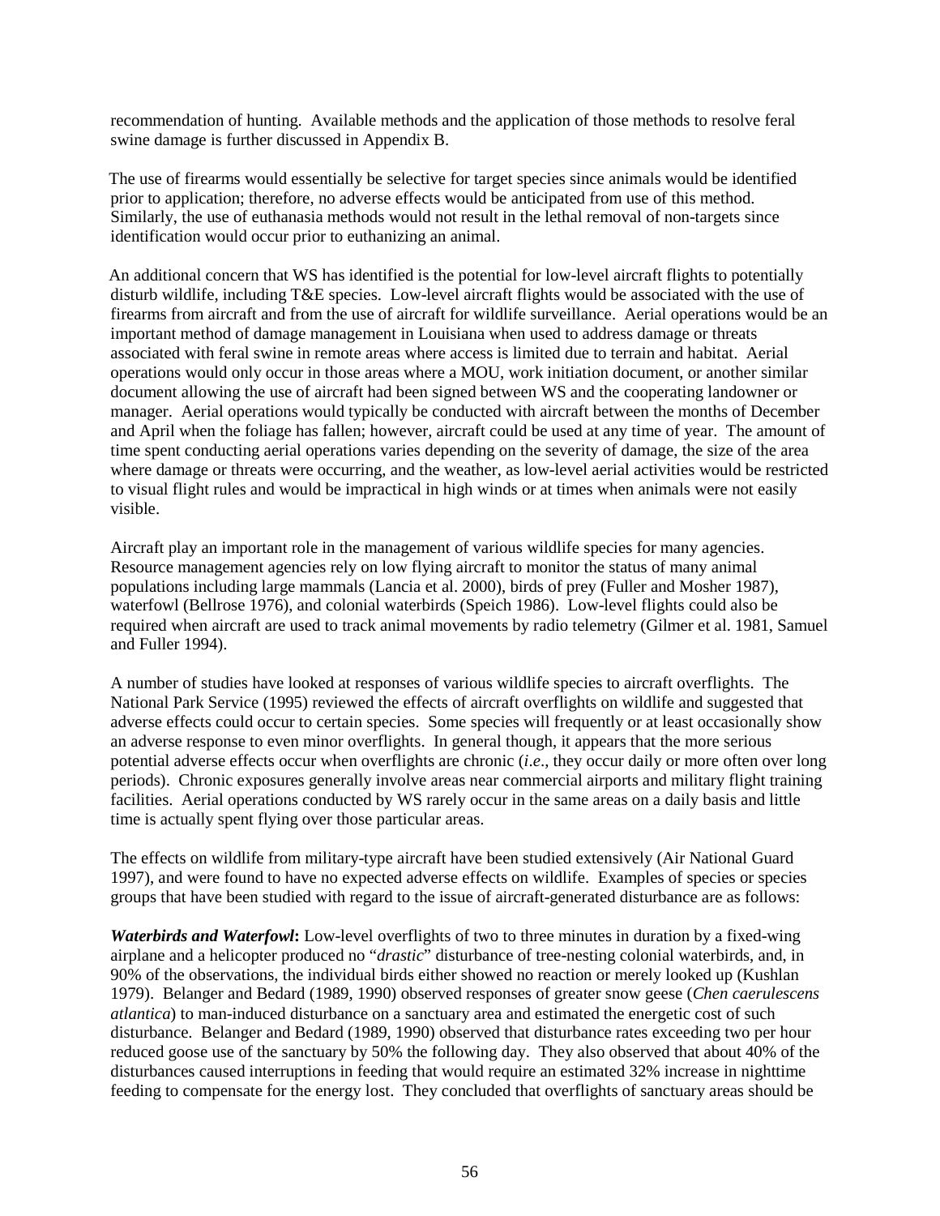recommendation of hunting. Available methods and the application of those methods to resolve feral swine damage is further discussed in Appendix B.

The use of firearms would essentially be selective for target species since animals would be identified prior to application; therefore, no adverse effects would be anticipated from use of this method. Similarly, the use of euthanasia methods would not result in the lethal removal of non-targets since identification would occur prior to euthanizing an animal.

An additional concern that WS has identified is the potential for low-level aircraft flights to potentially disturb wildlife, including T&E species. Low-level aircraft flights would be associated with the use of firearms from aircraft and from the use of aircraft for wildlife surveillance. Aerial operations would be an important method of damage management in Louisiana when used to address damage or threats associated with feral swine in remote areas where access is limited due to terrain and habitat. Aerial operations would only occur in those areas where a MOU, work initiation document, or another similar document allowing the use of aircraft had been signed between WS and the cooperating landowner or manager. Aerial operations would typically be conducted with aircraft between the months of December and April when the foliage has fallen; however, aircraft could be used at any time of year. The amount of time spent conducting aerial operations varies depending on the severity of damage, the size of the area where damage or threats were occurring, and the weather, as low-level aerial activities would be restricted to visual flight rules and would be impractical in high winds or at times when animals were not easily visible.

Aircraft play an important role in the management of various wildlife species for many agencies. Resource management agencies rely on low flying aircraft to monitor the status of many animal populations including large mammals (Lancia et al. 2000), birds of prey (Fuller and Mosher 1987), waterfowl (Bellrose 1976), and colonial waterbirds (Speich 1986). Low-level flights could also be required when aircraft are used to track animal movements by radio telemetry (Gilmer et al. 1981, Samuel and Fuller 1994).

A number of studies have looked at responses of various wildlife species to aircraft overflights. The National Park Service (1995) reviewed the effects of aircraft overflights on wildlife and suggested that adverse effects could occur to certain species. Some species will frequently or at least occasionally show an adverse response to even minor overflights. In general though, it appears that the more serious potential adverse effects occur when overflights are chronic (*i.e*., they occur daily or more often over long periods). Chronic exposures generally involve areas near commercial airports and military flight training facilities. Aerial operations conducted by WS rarely occur in the same areas on a daily basis and little time is actually spent flying over those particular areas.

The effects on wildlife from military-type aircraft have been studied extensively (Air National Guard 1997), and were found to have no expected adverse effects on wildlife. Examples of species or species groups that have been studied with regard to the issue of aircraft-generated disturbance are as follows:

***Waterbirds and Waterfowl*:** Low-level overflights of two to three minutes in duration by a fixed-wing airplane and a helicopter produced no "*drastic*" disturbance of tree-nesting colonial waterbirds, and, in 90% of the observations, the individual birds either showed no reaction or merely looked up (Kushlan 1979). Belanger and Bedard (1989, 1990) observed responses of greater snow geese (*Chen caerulescens atlantica*) to man-induced disturbance on a sanctuary area and estimated the energetic cost of such disturbance. Belanger and Bedard (1989, 1990) observed that disturbance rates exceeding two per hour reduced goose use of the sanctuary by 50% the following day. They also observed that about 40% of the disturbances caused interruptions in feeding that would require an estimated 32% increase in nighttime feeding to compensate for the energy lost. They concluded that overflights of sanctuary areas should be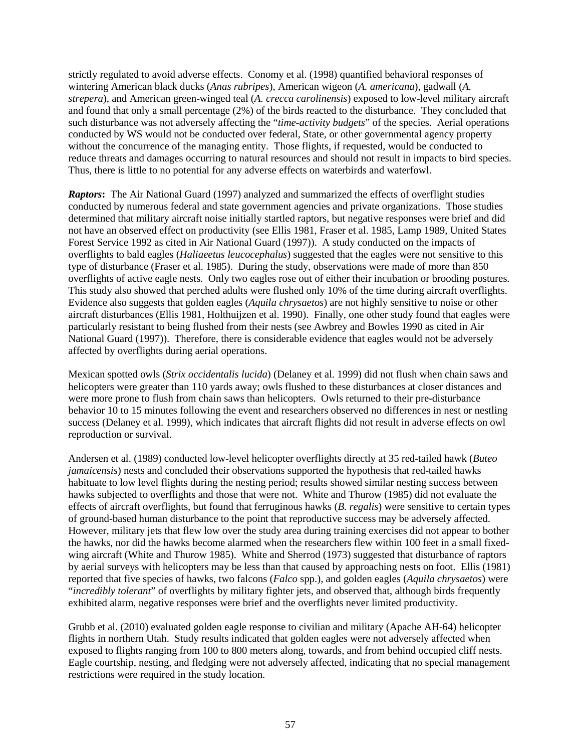strictly regulated to avoid adverse effects. Conomy et al. (1998) quantified behavioral responses of wintering American black ducks (*Anas rubripes*), American wigeon (*A. americana*), gadwall (*A. strepera*), and American green-winged teal (*A. crecca carolinensis*) exposed to low-level military aircraft and found that only a small percentage (2%) of the birds reacted to the disturbance. They concluded that such disturbance was not adversely affecting the "*time-activity budgets*" of the species. Aerial operations conducted by WS would not be conducted over federal, State, or other governmental agency property without the concurrence of the managing entity. Those flights, if requested, would be conducted to reduce threats and damages occurring to natural resources and should not result in impacts to bird species. Thus, there is little to no potential for any adverse effects on waterbirds and waterfowl.

***Raptors*:** The Air National Guard (1997) analyzed and summarized the effects of overflight studies conducted by numerous federal and state government agencies and private organizations. Those studies determined that military aircraft noise initially startled raptors, but negative responses were brief and did not have an observed effect on productivity (see Ellis 1981, Fraser et al. 1985, Lamp 1989, United States Forest Service 1992 as cited in Air National Guard (1997)). A study conducted on the impacts of overflights to bald eagles (*Haliaeetus leucocephalus*) suggested that the eagles were not sensitive to this type of disturbance (Fraser et al. 1985). During the study, observations were made of more than 850 overflights of active eagle nests. Only two eagles rose out of either their incubation or brooding postures. This study also showed that perched adults were flushed only 10% of the time during aircraft overflights. Evidence also suggests that golden eagles (*Aquila chrysaetos*) are not highly sensitive to noise or other aircraft disturbances (Ellis 1981, Holthuijzen et al. 1990). Finally, one other study found that eagles were particularly resistant to being flushed from their nests (see Awbrey and Bowles 1990 as cited in Air National Guard (1997)). Therefore, there is considerable evidence that eagles would not be adversely affected by overflights during aerial operations.

Mexican spotted owls (*Strix occidentalis lucida*) (Delaney et al. 1999) did not flush when chain saws and helicopters were greater than 110 yards away; owls flushed to these disturbances at closer distances and were more prone to flush from chain saws than helicopters. Owls returned to their pre-disturbance behavior 10 to 15 minutes following the event and researchers observed no differences in nest or nestling success (Delaney et al. 1999), which indicates that aircraft flights did not result in adverse effects on owl reproduction or survival.

Andersen et al. (1989) conducted low-level helicopter overflights directly at 35 red-tailed hawk (*Buteo jamaicensis*) nests and concluded their observations supported the hypothesis that red-tailed hawks habituate to low level flights during the nesting period; results showed similar nesting success between hawks subjected to overflights and those that were not. White and Thurow (1985) did not evaluate the effects of aircraft overflights, but found that ferruginous hawks (*B. regalis*) were sensitive to certain types of ground-based human disturbance to the point that reproductive success may be adversely affected. However, military jets that flew low over the study area during training exercises did not appear to bother the hawks, nor did the hawks become alarmed when the researchers flew within 100 feet in a small fixed-wing aircraft (White and Thurow 1985). White and Sherrod (1973) suggested that disturbance of raptors by aerial surveys with helicopters may be less than that caused by approaching nests on foot. Ellis (1981) reported that five species of hawks, two falcons (*Falco* spp.), and golden eagles (*Aquila chrysaetos*) were "*incredibly tolerant*" of overflights by military fighter jets, and observed that, although birds frequently exhibited alarm, negative responses were brief and the overflights never limited productivity.

Grubb et al. (2010) evaluated golden eagle response to civilian and military (Apache AH-64) helicopter flights in northern Utah. Study results indicated that golden eagles were not adversely affected when exposed to flights ranging from 100 to 800 meters along, towards, and from behind occupied cliff nests. Eagle courtship, nesting, and fledging were not adversely affected, indicating that no special management restrictions were required in the study location.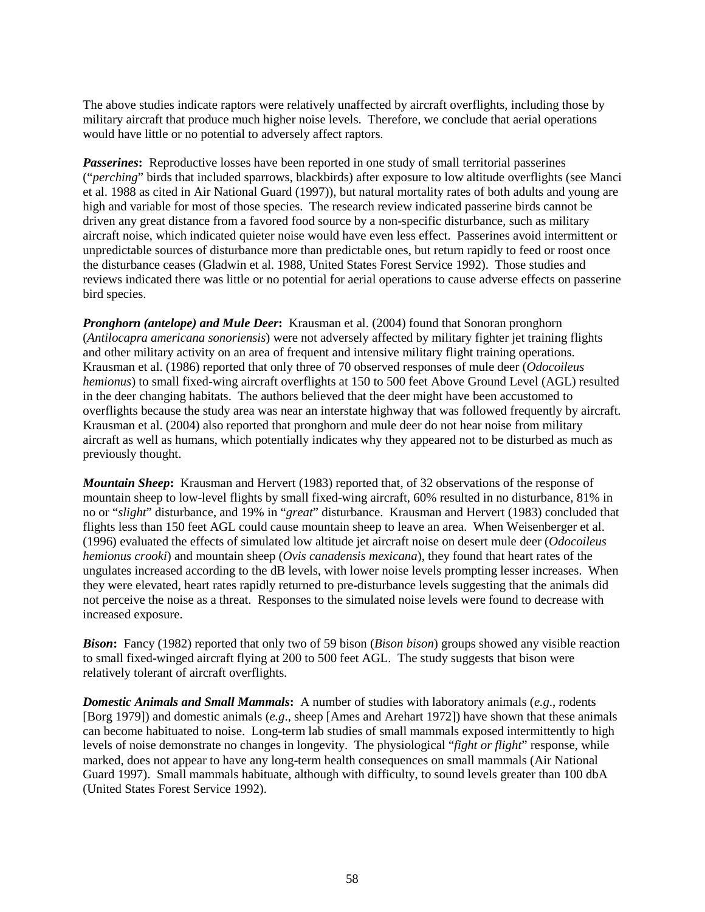The above studies indicate raptors were relatively unaffected by aircraft overflights, including those by military aircraft that produce much higher noise levels. Therefore, we conclude that aerial operations would have little or no potential to adversely affect raptors.

***Passerines*:** Reproductive losses have been reported in one study of small territorial passerines ("*perching*" birds that included sparrows, blackbirds) after exposure to low altitude overflights (see Manci et al. 1988 as cited in Air National Guard (1997)), but natural mortality rates of both adults and young are high and variable for most of those species. The research review indicated passerine birds cannot be driven any great distance from a favored food source by a non-specific disturbance, such as military aircraft noise, which indicated quieter noise would have even less effect. Passerines avoid intermittent or unpredictable sources of disturbance more than predictable ones, but return rapidly to feed or roost once the disturbance ceases (Gladwin et al. 1988, United States Forest Service 1992). Those studies and reviews indicated there was little or no potential for aerial operations to cause adverse effects on passerine bird species.

***Pronghorn (antelope) and Mule Deer*:** Krausman et al. (2004) found that Sonoran pronghorn (*Antilocapra americana sonoriensis*) were not adversely affected by military fighter jet training flights and other military activity on an area of frequent and intensive military flight training operations. Krausman et al. (1986) reported that only three of 70 observed responses of mule deer (*Odocoileus hemionus*) to small fixed-wing aircraft overflights at 150 to 500 feet Above Ground Level (AGL) resulted in the deer changing habitats. The authors believed that the deer might have been accustomed to overflights because the study area was near an interstate highway that was followed frequently by aircraft. Krausman et al. (2004) also reported that pronghorn and mule deer do not hear noise from military aircraft as well as humans, which potentially indicates why they appeared not to be disturbed as much as previously thought.

***Mountain Sheep*:** Krausman and Hervert (1983) reported that, of 32 observations of the response of mountain sheep to low-level flights by small fixed-wing aircraft, 60% resulted in no disturbance, 81% in no or "*slight*" disturbance, and 19% in "*great*" disturbance. Krausman and Hervert (1983) concluded that flights less than 150 feet AGL could cause mountain sheep to leave an area. When Weisenberger et al. (1996) evaluated the effects of simulated low altitude jet aircraft noise on desert mule deer (*Odocoileus hemionus crooki*) and mountain sheep (*Ovis canadensis mexicana*), they found that heart rates of the ungulates increased according to the dB levels, with lower noise levels prompting lesser increases. When they were elevated, heart rates rapidly returned to pre-disturbance levels suggesting that the animals did not perceive the noise as a threat. Responses to the simulated noise levels were found to decrease with increased exposure.

***Bison*:** Fancy (1982) reported that only two of 59 bison (*Bison bison*) groups showed any visible reaction to small fixed-winged aircraft flying at 200 to 500 feet AGL. The study suggests that bison were relatively tolerant of aircraft overflights.

***Domestic Animals and Small Mammals*:** A number of studies with laboratory animals (*e.g*., rodents [Borg 1979]) and domestic animals (*e.g*., sheep [Ames and Arehart 1972]) have shown that these animals can become habituated to noise. Long-term lab studies of small mammals exposed intermittently to high levels of noise demonstrate no changes in longevity. The physiological "*fight or flight*" response, while marked, does not appear to have any long-term health consequences on small mammals (Air National Guard 1997). Small mammals habituate, although with difficulty, to sound levels greater than 100 dbA (United States Forest Service 1992).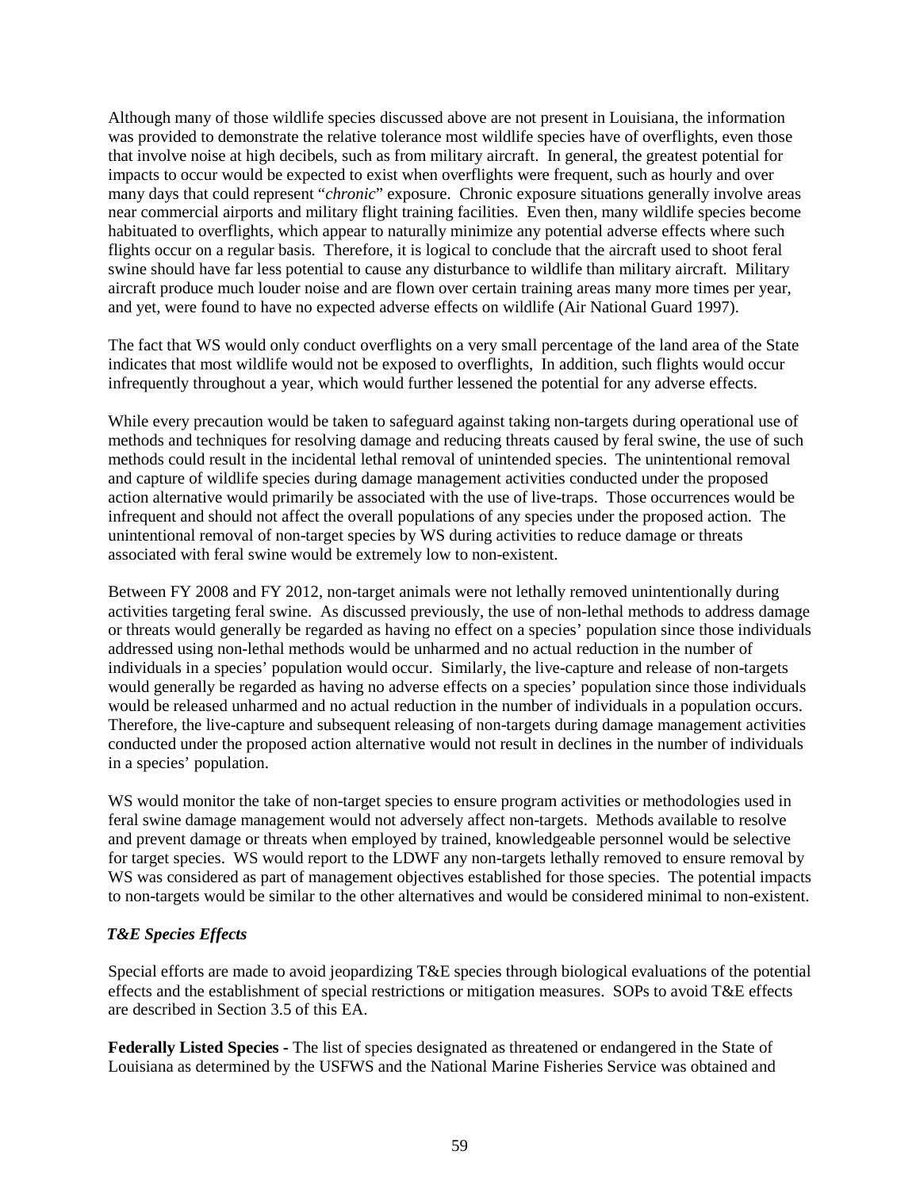Although many of those wildlife species discussed above are not present in Louisiana, the information was provided to demonstrate the relative tolerance most wildlife species have of overflights, even those that involve noise at high decibels, such as from military aircraft. In general, the greatest potential for impacts to occur would be expected to exist when overflights were frequent, such as hourly and over many days that could represent "*chronic*" exposure. Chronic exposure situations generally involve areas near commercial airports and military flight training facilities. Even then, many wildlife species become habituated to overflights, which appear to naturally minimize any potential adverse effects where such flights occur on a regular basis. Therefore, it is logical to conclude that the aircraft used to shoot feral swine should have far less potential to cause any disturbance to wildlife than military aircraft. Military aircraft produce much louder noise and are flown over certain training areas many more times per year, and yet, were found to have no expected adverse effects on wildlife (Air National Guard 1997).

The fact that WS would only conduct overflights on a very small percentage of the land area of the State indicates that most wildlife would not be exposed to overflights, In addition, such flights would occur infrequently throughout a year, which would further lessened the potential for any adverse effects.

While every precaution would be taken to safeguard against taking non-targets during operational use of methods and techniques for resolving damage and reducing threats caused by feral swine, the use of such methods could result in the incidental lethal removal of unintended species. The unintentional removal and capture of wildlife species during damage management activities conducted under the proposed action alternative would primarily be associated with the use of live-traps. Those occurrences would be infrequent and should not affect the overall populations of any species under the proposed action. The unintentional removal of non-target species by WS during activities to reduce damage or threats associated with feral swine would be extremely low to non-existent.

Between FY 2008 and FY 2012, non-target animals were not lethally removed unintentionally during activities targeting feral swine. As discussed previously, the use of non-lethal methods to address damage or threats would generally be regarded as having no effect on a species' population since those individuals addressed using non-lethal methods would be unharmed and no actual reduction in the number of individuals in a species' population would occur. Similarly, the live-capture and release of non-targets would generally be regarded as having no adverse effects on a species' population since those individuals would be released unharmed and no actual reduction in the number of individuals in a population occurs. Therefore, the live-capture and subsequent releasing of non-targets during damage management activities conducted under the proposed action alternative would not result in declines in the number of individuals in a species' population.

WS would monitor the take of non-target species to ensure program activities or methodologies used in feral swine damage management would not adversely affect non-targets. Methods available to resolve and prevent damage or threats when employed by trained, knowledgeable personnel would be selective for target species. WS would report to the LDWF any non-targets lethally removed to ensure removal by WS was considered as part of management objectives established for those species. The potential impacts to non-targets would be similar to the other alternatives and would be considered minimal to non-existent.

***T&E Species Effects***

Special efforts are made to avoid jeopardizing T&E species through biological evaluations of the potential effects and the establishment of special restrictions or mitigation measures. SOPs to avoid T&E effects are described in Section 3.5 of this EA.

**Federally Listed Species -** The list of species designated as threatened or endangered in the State of Louisiana as determined by the USFWS and the National Marine Fisheries Service was obtained and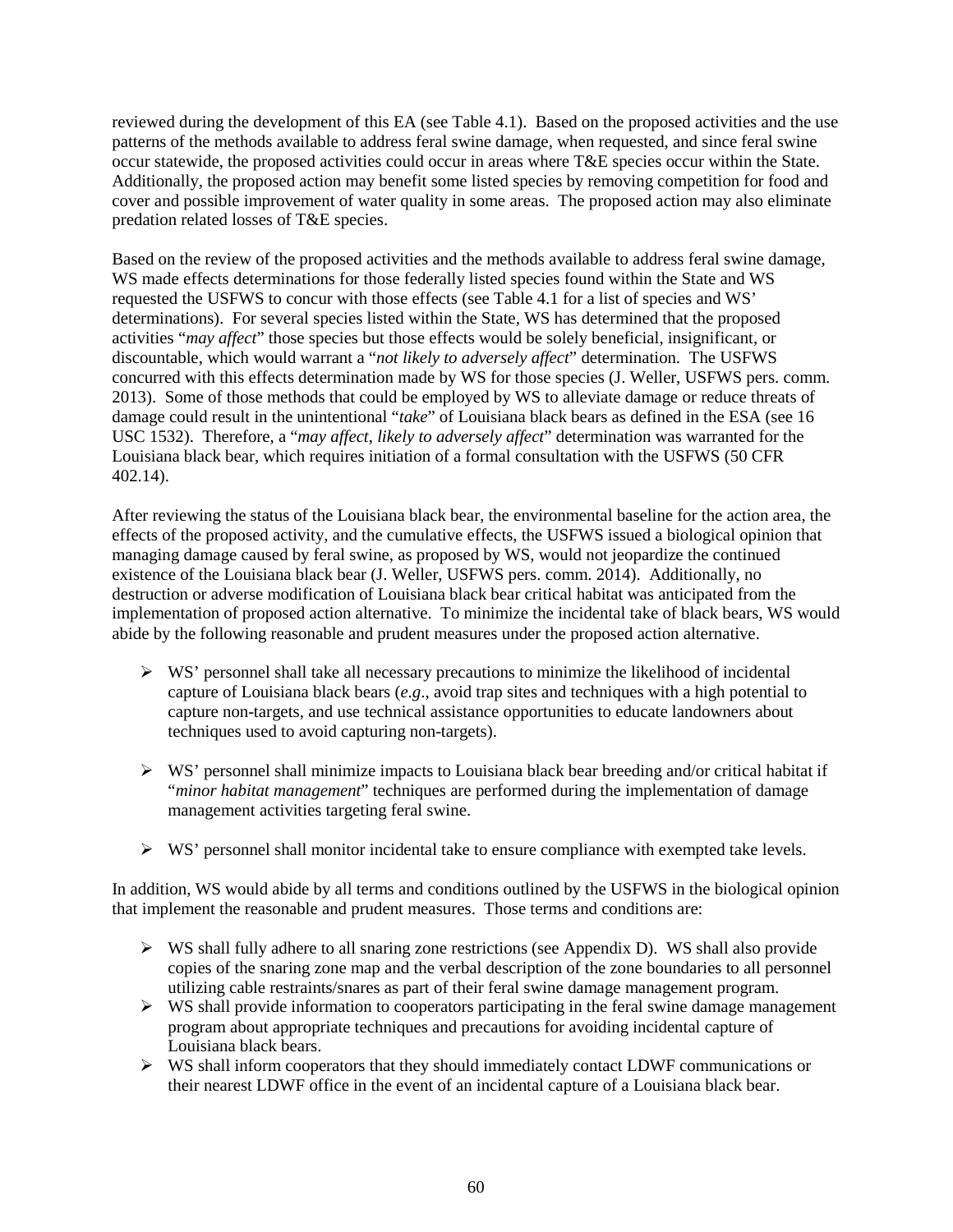reviewed during the development of this EA (see Table 4.1). Based on the proposed activities and the use patterns of the methods available to address feral swine damage, when requested, and since feral swine occur statewide, the proposed activities could occur in areas where T&E species occur within the State. Additionally, the proposed action may benefit some listed species by removing competition for food and cover and possible improvement of water quality in some areas. The proposed action may also eliminate predation related losses of T&E species.

Based on the review of the proposed activities and the methods available to address feral swine damage, WS made effects determinations for those federally listed species found within the State and WS requested the USFWS to concur with those effects (see Table 4.1 for a list of species and WS' determinations). For several species listed within the State, WS has determined that the proposed activities "*may affect*" those species but those effects would be solely beneficial, insignificant, or discountable, which would warrant a "*not likely to adversely affect*" determination. The USFWS concurred with this effects determination made by WS for those species (J. Weller, USFWS pers. comm. 2013). Some of those methods that could be employed by WS to alleviate damage or reduce threats of damage could result in the unintentional "*take*" of Louisiana black bears as defined in the ESA (see 16 USC 1532). Therefore, a "*may affect, likely to adversely affect*" determination was warranted for the Louisiana black bear, which requires initiation of a formal consultation with the USFWS (50 CFR 402.14).

After reviewing the status of the Louisiana black bear, the environmental baseline for the action area, the effects of the proposed activity, and the cumulative effects, the USFWS issued a biological opinion that managing damage caused by feral swine, as proposed by WS, would not jeopardize the continued existence of the Louisiana black bear (J. Weller, USFWS pers. comm. 2014). Additionally, no destruction or adverse modification of Louisiana black bear critical habitat was anticipated from the implementation of proposed action alternative. To minimize the incidental take of black bears, WS would abide by the following reasonable and prudent measures under the proposed action alternative.

- WS' personnel shall take all necessary precautions to minimize the likelihood of incidental capture of Louisiana black bears (*e.g*., avoid trap sites and techniques with a high potential to capture non-targets, and use technical assistance opportunities to educate landowners about techniques used to avoid capturing non-targets).

- WS' personnel shall minimize impacts to Louisiana black bear breeding and/or critical habitat if "*minor habitat management*" techniques are performed during the implementation of damage management activities targeting feral swine.

- WS' personnel shall monitor incidental take to ensure compliance with exempted take levels.

In addition, WS would abide by all terms and conditions outlined by the USFWS in the biological opinion that implement the reasonable and prudent measures. Those terms and conditions are:

- WS shall fully adhere to all snaring zone restrictions (see Appendix D). WS shall also provide copies of the snaring zone map and the verbal description of the zone boundaries to all personnel utilizing cable restraints/snares as part of their feral swine damage management program.
- WS shall provide information to cooperators participating in the feral swine damage management program about appropriate techniques and precautions for avoiding incidental capture of Louisiana black bears.
- WS shall inform cooperators that they should immediately contact LDWF communications or their nearest LDWF office in the event of an incidental capture of a Louisiana black bear.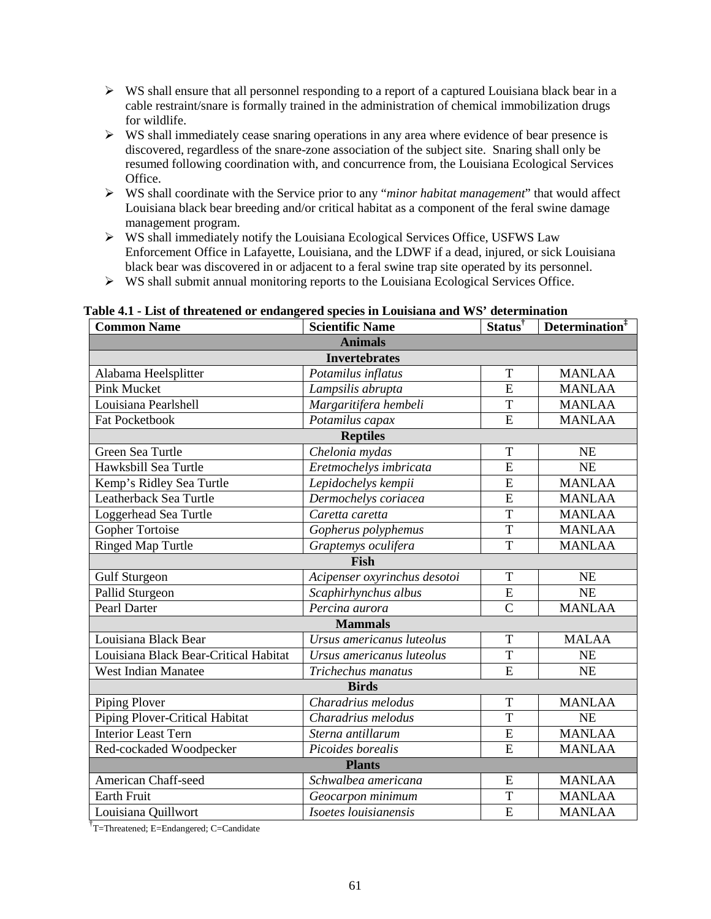- WS shall ensure that all personnel responding to a report of a captured Louisiana black bear in a cable restraint/snare is formally trained in the administration of chemical immobilization drugs for wildlife.
- WS shall immediately cease snaring operations in any area where evidence of bear presence is discovered, regardless of the snare-zone association of the subject site. Snaring shall only be resumed following coordination with, and concurrence from, the Louisiana Ecological Services Office.
- WS shall coordinate with the Service prior to any "*minor habitat management*" that would affect Louisiana black bear breeding and/or critical habitat as a component of the feral swine damage management program.
- WS shall immediately notify the Louisiana Ecological Services Office, USFWS Law Enforcement Office in Lafayette, Louisiana, and the LDWF if a dead, injured, or sick Louisiana black bear was discovered in or adjacent to a feral swine trap site operated by its personnel.
- WS shall submit annual monitoring reports to the Louisiana Ecological Services Office.

**Table 4.1 - List of threatened or endangered species in Louisiana and WS' determination**

| Common Name | Scientific Name | Status† | Determination‡ |
|---|---|---|---|
| **Animals** | | | |
| **Invertebrates** | | | |
| Alabama Heelsplitter | *Potamilus inflatus* | T | MANLAA |
| Pink Mucket | *Lampsilis abrupta* | E | MANLAA |
| Louisiana Pearlshell | *Margaritifera hembeli* | T | MANLAA |
| Fat Pocketbook | *Potamilus capax* | E | MANLAA |
| **Reptiles** | | | |
| Green Sea Turtle | *Chelonia mydas* | T | NE |
| Hawksbill Sea Turtle | *Eretmochelys imbricata* | E | NE |
| Kemp's Ridley Sea Turtle | *Lepidochelys kempii* | E | MANLAA |
| Leatherback Sea Turtle | *Dermochelys coriacea* | E | MANLAA |
| Loggerhead Sea Turtle | *Caretta caretta* | T | MANLAA |
| Gopher Tortoise | *Gopherus polyphemus* | T | MANLAA |
| Ringed Map Turtle | *Graptemys oculifera* | T | MANLAA |
| **Fish** | | | |
| Gulf Sturgeon | *Acipenser oxyrinchus desotoi* | T | NE |
| Pallid Sturgeon | *Scaphirhynchus albus* | E | NE |
| Pearl Darter | *Percina aurora* | C | MANLAA |
| **Mammals** | | | |
| Louisiana Black Bear | *Ursus americanus luteolus* | T | MALAA |
| Louisiana Black Bear-Critical Habitat | *Ursus americanus luteolus* | T | NE |
| West Indian Manatee | *Trichechus manatus* | E | NE |
| **Birds** | | | |
| Piping Plover | *Charadrius melodus* | T | MANLAA |
| Piping Plover-Critical Habitat | *Charadrius melodus* | T | NE |
| Interior Least Tern | *Sterna antillarum* | E | MANLAA |
| Red-cockaded Woodpecker | *Picoides borealis* | E | MANLAA |
| **Plants** | | | |
| American Chaff-seed | *Schwalbea americana* | E | MANLAA |
| Earth Fruit | *Geocarpon minimum* | T | MANLAA |
| Louisiana Quillwort | *Isoetes louisianensis* | E | MANLAA |

†T=Threatened; E=Endangered; C=Candidate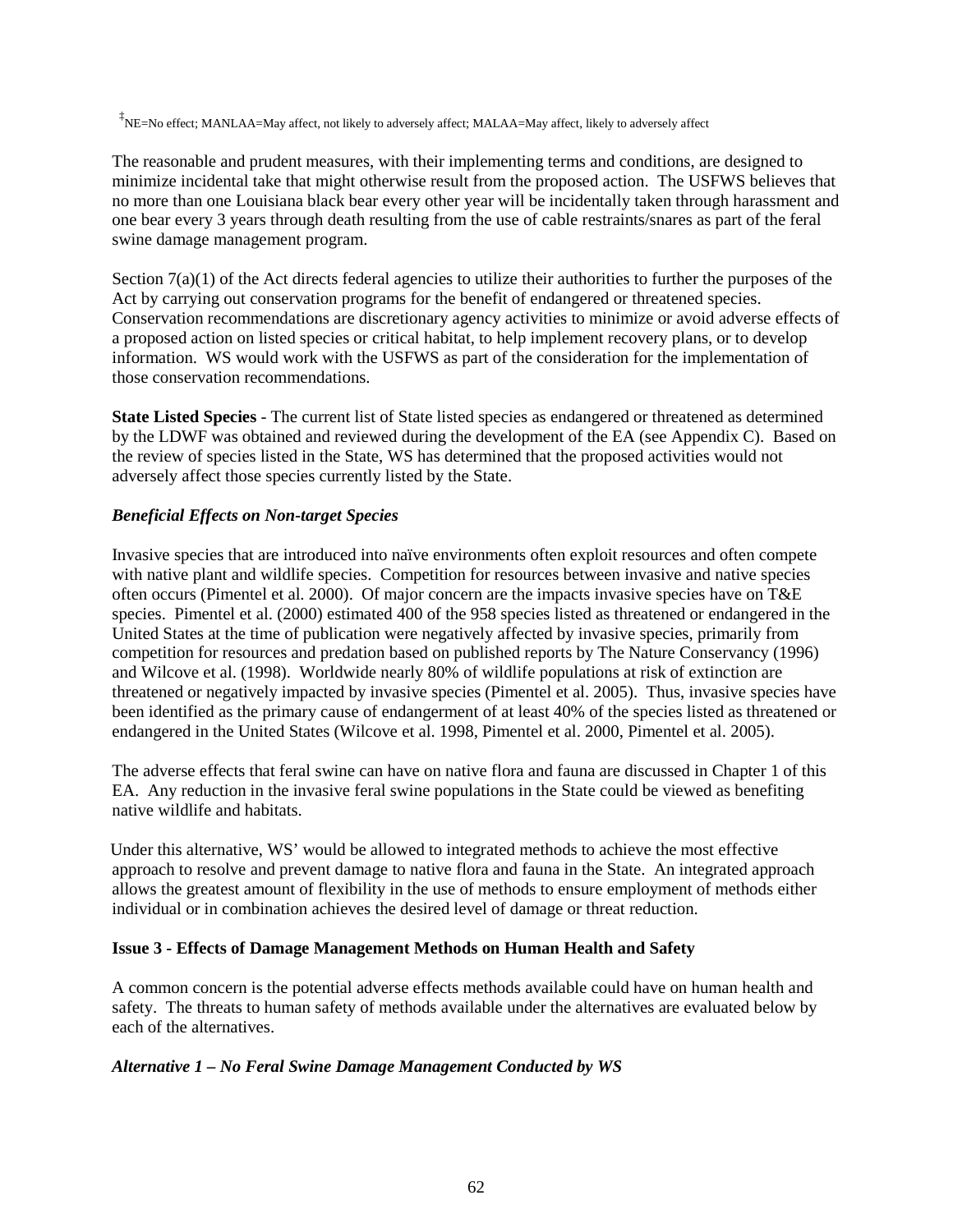‡NE=No effect; MANLAA=May affect, not likely to adversely affect; MALAA=May affect, likely to adversely affect

The reasonable and prudent measures, with their implementing terms and conditions, are designed to minimize incidental take that might otherwise result from the proposed action. The USFWS believes that no more than one Louisiana black bear every other year will be incidentally taken through harassment and one bear every 3 years through death resulting from the use of cable restraints/snares as part of the feral swine damage management program.

Section 7(a)(1) of the Act directs federal agencies to utilize their authorities to further the purposes of the Act by carrying out conservation programs for the benefit of endangered or threatened species. Conservation recommendations are discretionary agency activities to minimize or avoid adverse effects of a proposed action on listed species or critical habitat, to help implement recovery plans, or to develop information. WS would work with the USFWS as part of the consideration for the implementation of those conservation recommendations.

**State Listed Species** - The current list of State listed species as endangered or threatened as determined by the LDWF was obtained and reviewed during the development of the EA (see Appendix C). Based on the review of species listed in the State, WS has determined that the proposed activities would not adversely affect those species currently listed by the State.

***Beneficial Effects on Non-target Species***

Invasive species that are introduced into naïve environments often exploit resources and often compete with native plant and wildlife species. Competition for resources between invasive and native species often occurs (Pimentel et al. 2000). Of major concern are the impacts invasive species have on T&E species. Pimentel et al. (2000) estimated 400 of the 958 species listed as threatened or endangered in the United States at the time of publication were negatively affected by invasive species, primarily from competition for resources and predation based on published reports by The Nature Conservancy (1996) and Wilcove et al. (1998). Worldwide nearly 80% of wildlife populations at risk of extinction are threatened or negatively impacted by invasive species (Pimentel et al. 2005). Thus, invasive species have been identified as the primary cause of endangerment of at least 40% of the species listed as threatened or endangered in the United States (Wilcove et al. 1998, Pimentel et al. 2000, Pimentel et al. 2005).

The adverse effects that feral swine can have on native flora and fauna are discussed in Chapter 1 of this EA. Any reduction in the invasive feral swine populations in the State could be viewed as benefiting native wildlife and habitats.

Under this alternative, WS' would be allowed to integrated methods to achieve the most effective approach to resolve and prevent damage to native flora and fauna in the State. An integrated approach allows the greatest amount of flexibility in the use of methods to ensure employment of methods either individual or in combination achieves the desired level of damage or threat reduction.

**Issue 3 - Effects of Damage Management Methods on Human Health and Safety**

A common concern is the potential adverse effects methods available could have on human health and safety. The threats to human safety of methods available under the alternatives are evaluated below by each of the alternatives.

***Alternative 1 – No Feral Swine Damage Management Conducted by WS***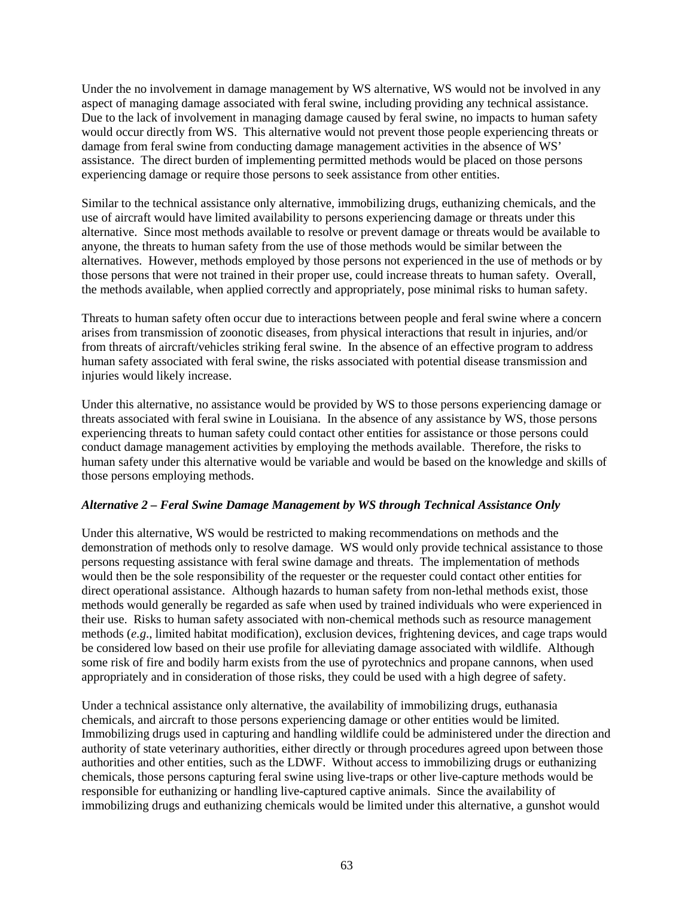Under the no involvement in damage management by WS alternative, WS would not be involved in any aspect of managing damage associated with feral swine, including providing any technical assistance. Due to the lack of involvement in managing damage caused by feral swine, no impacts to human safety would occur directly from WS. This alternative would not prevent those people experiencing threats or damage from feral swine from conducting damage management activities in the absence of WS' assistance. The direct burden of implementing permitted methods would be placed on those persons experiencing damage or require those persons to seek assistance from other entities.

Similar to the technical assistance only alternative, immobilizing drugs, euthanizing chemicals, and the use of aircraft would have limited availability to persons experiencing damage or threats under this alternative. Since most methods available to resolve or prevent damage or threats would be available to anyone, the threats to human safety from the use of those methods would be similar between the alternatives. However, methods employed by those persons not experienced in the use of methods or by those persons that were not trained in their proper use, could increase threats to human safety. Overall, the methods available, when applied correctly and appropriately, pose minimal risks to human safety.

Threats to human safety often occur due to interactions between people and feral swine where a concern arises from transmission of zoonotic diseases, from physical interactions that result in injuries, and/or from threats of aircraft/vehicles striking feral swine. In the absence of an effective program to address human safety associated with feral swine, the risks associated with potential disease transmission and injuries would likely increase.

Under this alternative, no assistance would be provided by WS to those persons experiencing damage or threats associated with feral swine in Louisiana. In the absence of any assistance by WS, those persons experiencing threats to human safety could contact other entities for assistance or those persons could conduct damage management activities by employing the methods available. Therefore, the risks to human safety under this alternative would be variable and would be based on the knowledge and skills of those persons employing methods.

***Alternative 2 – Feral Swine Damage Management by WS through Technical Assistance Only***

Under this alternative, WS would be restricted to making recommendations on methods and the demonstration of methods only to resolve damage. WS would only provide technical assistance to those persons requesting assistance with feral swine damage and threats. The implementation of methods would then be the sole responsibility of the requester or the requester could contact other entities for direct operational assistance. Although hazards to human safety from non-lethal methods exist, those methods would generally be regarded as safe when used by trained individuals who were experienced in their use. Risks to human safety associated with non-chemical methods such as resource management methods (*e.g*., limited habitat modification), exclusion devices, frightening devices, and cage traps would be considered low based on their use profile for alleviating damage associated with wildlife. Although some risk of fire and bodily harm exists from the use of pyrotechnics and propane cannons, when used appropriately and in consideration of those risks, they could be used with a high degree of safety.

Under a technical assistance only alternative, the availability of immobilizing drugs, euthanasia chemicals, and aircraft to those persons experiencing damage or other entities would be limited. Immobilizing drugs used in capturing and handling wildlife could be administered under the direction and authority of state veterinary authorities, either directly or through procedures agreed upon between those authorities and other entities, such as the LDWF. Without access to immobilizing drugs or euthanizing chemicals, those persons capturing feral swine using live-traps or other live-capture methods would be responsible for euthanizing or handling live-captured captive animals. Since the availability of immobilizing drugs and euthanizing chemicals would be limited under this alternative, a gunshot would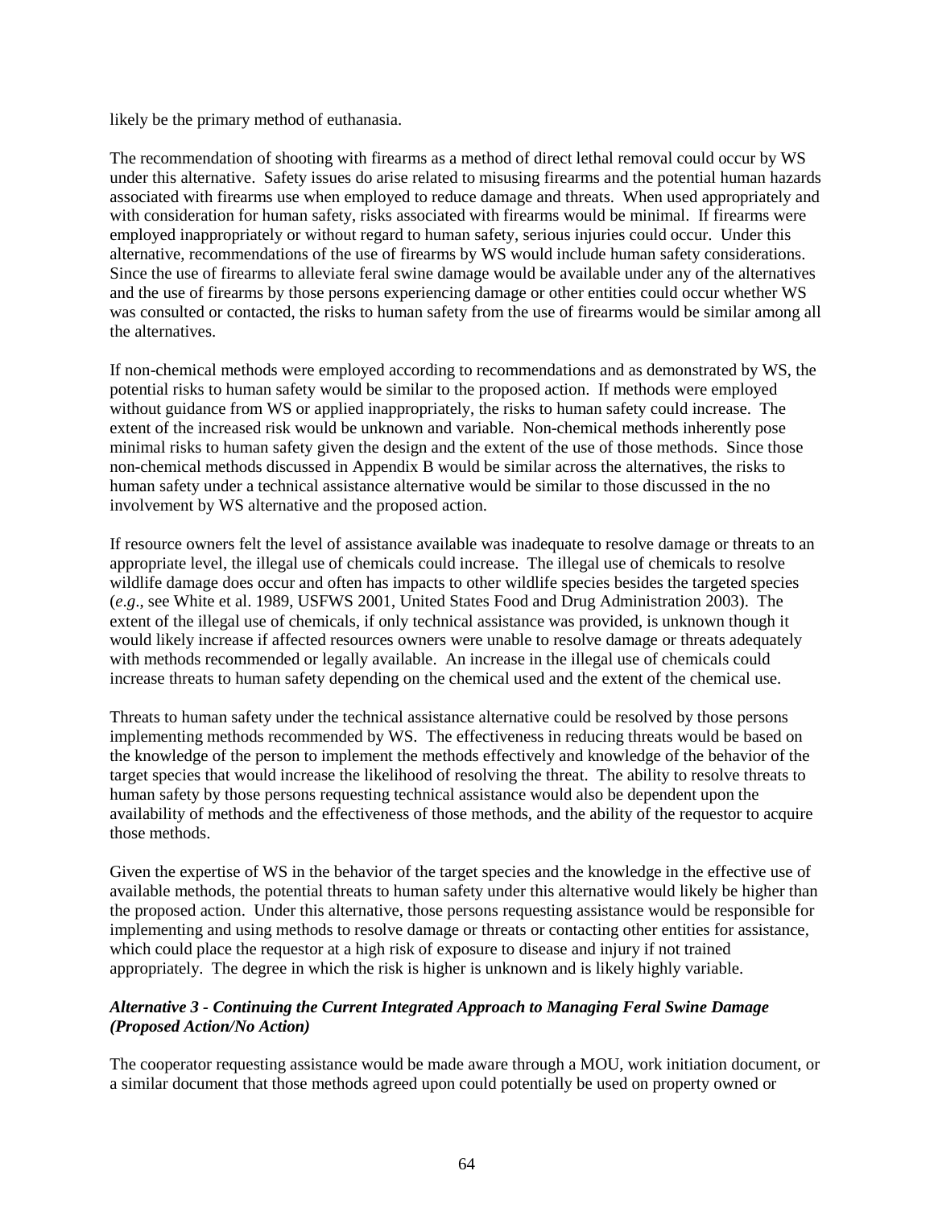likely be the primary method of euthanasia.

The recommendation of shooting with firearms as a method of direct lethal removal could occur by WS under this alternative. Safety issues do arise related to misusing firearms and the potential human hazards associated with firearms use when employed to reduce damage and threats. When used appropriately and with consideration for human safety, risks associated with firearms would be minimal. If firearms were employed inappropriately or without regard to human safety, serious injuries could occur. Under this alternative, recommendations of the use of firearms by WS would include human safety considerations. Since the use of firearms to alleviate feral swine damage would be available under any of the alternatives and the use of firearms by those persons experiencing damage or other entities could occur whether WS was consulted or contacted, the risks to human safety from the use of firearms would be similar among all the alternatives.

If non-chemical methods were employed according to recommendations and as demonstrated by WS, the potential risks to human safety would be similar to the proposed action. If methods were employed without guidance from WS or applied inappropriately, the risks to human safety could increase. The extent of the increased risk would be unknown and variable. Non-chemical methods inherently pose minimal risks to human safety given the design and the extent of the use of those methods. Since those non-chemical methods discussed in Appendix B would be similar across the alternatives, the risks to human safety under a technical assistance alternative would be similar to those discussed in the no involvement by WS alternative and the proposed action.

If resource owners felt the level of assistance available was inadequate to resolve damage or threats to an appropriate level, the illegal use of chemicals could increase. The illegal use of chemicals to resolve wildlife damage does occur and often has impacts to other wildlife species besides the targeted species (*e.g*., see White et al. 1989, USFWS 2001, United States Food and Drug Administration 2003). The extent of the illegal use of chemicals, if only technical assistance was provided, is unknown though it would likely increase if affected resources owners were unable to resolve damage or threats adequately with methods recommended or legally available. An increase in the illegal use of chemicals could increase threats to human safety depending on the chemical used and the extent of the chemical use.

Threats to human safety under the technical assistance alternative could be resolved by those persons implementing methods recommended by WS. The effectiveness in reducing threats would be based on the knowledge of the person to implement the methods effectively and knowledge of the behavior of the target species that would increase the likelihood of resolving the threat. The ability to resolve threats to human safety by those persons requesting technical assistance would also be dependent upon the availability of methods and the effectiveness of those methods, and the ability of the requestor to acquire those methods.

Given the expertise of WS in the behavior of the target species and the knowledge in the effective use of available methods, the potential threats to human safety under this alternative would likely be higher than the proposed action. Under this alternative, those persons requesting assistance would be responsible for implementing and using methods to resolve damage or threats or contacting other entities for assistance, which could place the requestor at a high risk of exposure to disease and injury if not trained appropriately. The degree in which the risk is higher is unknown and is likely highly variable.

***Alternative 3 - Continuing the Current Integrated Approach to Managing Feral Swine Damage (Proposed Action/No Action)***

The cooperator requesting assistance would be made aware through a MOU, work initiation document, or a similar document that those methods agreed upon could potentially be used on property owned or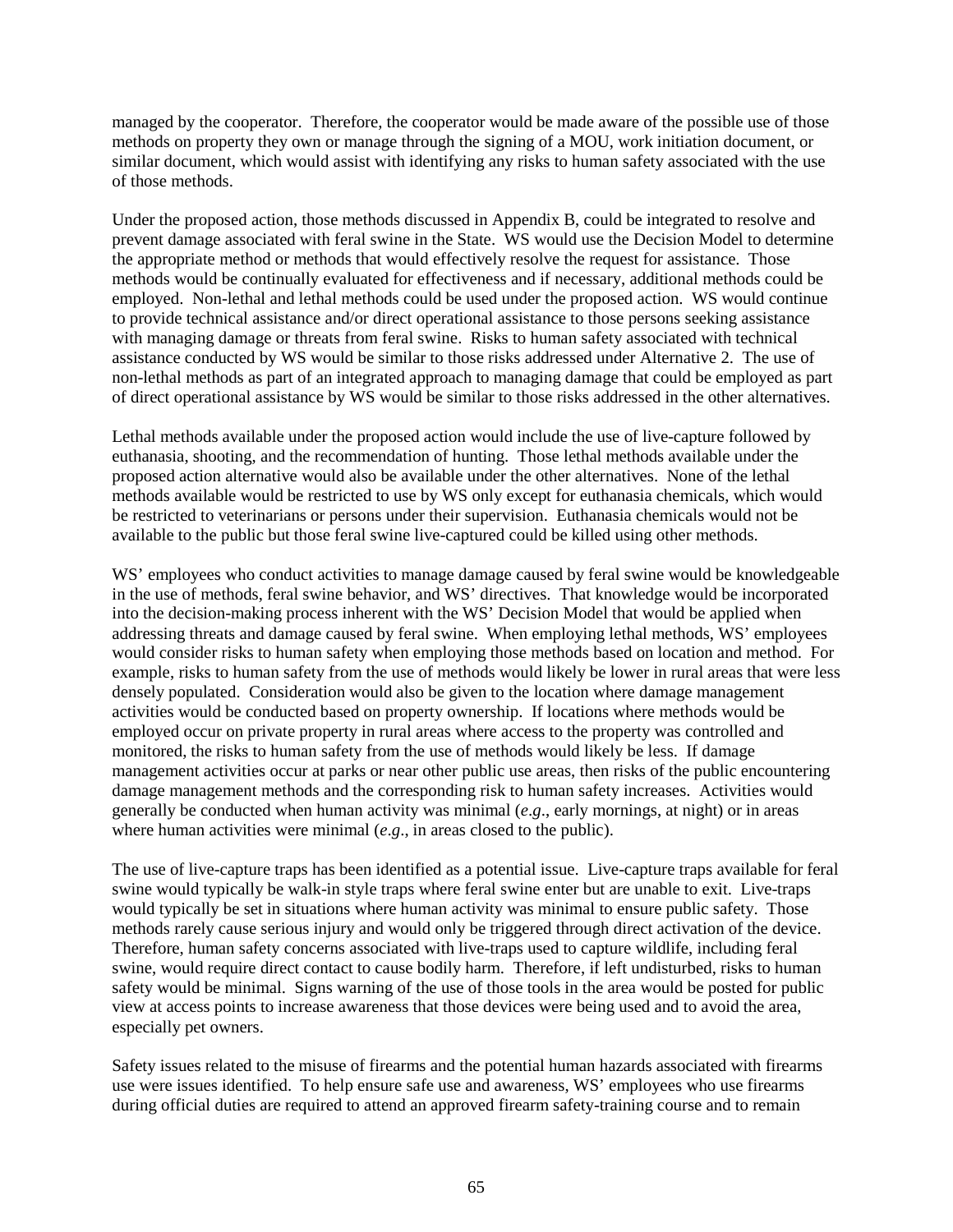managed by the cooperator. Therefore, the cooperator would be made aware of the possible use of those methods on property they own or manage through the signing of a MOU, work initiation document, or similar document, which would assist with identifying any risks to human safety associated with the use of those methods.

Under the proposed action, those methods discussed in Appendix B, could be integrated to resolve and prevent damage associated with feral swine in the State. WS would use the Decision Model to determine the appropriate method or methods that would effectively resolve the request for assistance. Those methods would be continually evaluated for effectiveness and if necessary, additional methods could be employed. Non-lethal and lethal methods could be used under the proposed action. WS would continue to provide technical assistance and/or direct operational assistance to those persons seeking assistance with managing damage or threats from feral swine. Risks to human safety associated with technical assistance conducted by WS would be similar to those risks addressed under Alternative 2. The use of non-lethal methods as part of an integrated approach to managing damage that could be employed as part of direct operational assistance by WS would be similar to those risks addressed in the other alternatives.

Lethal methods available under the proposed action would include the use of live-capture followed by euthanasia, shooting, and the recommendation of hunting. Those lethal methods available under the proposed action alternative would also be available under the other alternatives. None of the lethal methods available would be restricted to use by WS only except for euthanasia chemicals, which would be restricted to veterinarians or persons under their supervision. Euthanasia chemicals would not be available to the public but those feral swine live-captured could be killed using other methods.

WS' employees who conduct activities to manage damage caused by feral swine would be knowledgeable in the use of methods, feral swine behavior, and WS' directives. That knowledge would be incorporated into the decision-making process inherent with the WS' Decision Model that would be applied when addressing threats and damage caused by feral swine. When employing lethal methods, WS' employees would consider risks to human safety when employing those methods based on location and method. For example, risks to human safety from the use of methods would likely be lower in rural areas that were less densely populated. Consideration would also be given to the location where damage management activities would be conducted based on property ownership. If locations where methods would be employed occur on private property in rural areas where access to the property was controlled and monitored, the risks to human safety from the use of methods would likely be less. If damage management activities occur at parks or near other public use areas, then risks of the public encountering damage management methods and the corresponding risk to human safety increases. Activities would generally be conducted when human activity was minimal (*e.g*., early mornings, at night) or in areas where human activities were minimal (*e.g*., in areas closed to the public).

The use of live-capture traps has been identified as a potential issue. Live-capture traps available for feral swine would typically be walk-in style traps where feral swine enter but are unable to exit. Live-traps would typically be set in situations where human activity was minimal to ensure public safety. Those methods rarely cause serious injury and would only be triggered through direct activation of the device. Therefore, human safety concerns associated with live-traps used to capture wildlife, including feral swine, would require direct contact to cause bodily harm. Therefore, if left undisturbed, risks to human safety would be minimal. Signs warning of the use of those tools in the area would be posted for public view at access points to increase awareness that those devices were being used and to avoid the area, especially pet owners.

Safety issues related to the misuse of firearms and the potential human hazards associated with firearms use were issues identified. To help ensure safe use and awareness, WS' employees who use firearms during official duties are required to attend an approved firearm safety-training course and to remain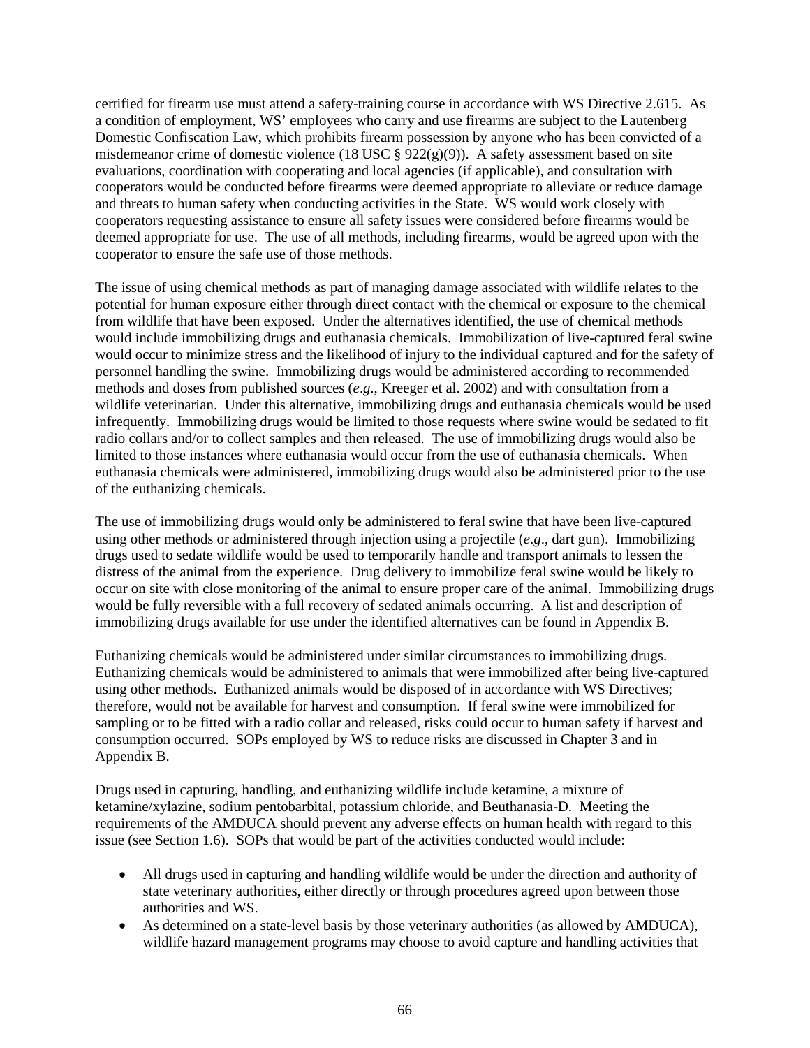certified for firearm use must attend a safety-training course in accordance with WS Directive 2.615. As a condition of employment, WS' employees who carry and use firearms are subject to the Lautenberg Domestic Confiscation Law, which prohibits firearm possession by anyone who has been convicted of a misdemeanor crime of domestic violence (18 USC § 922(g)(9)). A safety assessment based on site evaluations, coordination with cooperating and local agencies (if applicable), and consultation with cooperators would be conducted before firearms were deemed appropriate to alleviate or reduce damage and threats to human safety when conducting activities in the State. WS would work closely with cooperators requesting assistance to ensure all safety issues were considered before firearms would be deemed appropriate for use. The use of all methods, including firearms, would be agreed upon with the cooperator to ensure the safe use of those methods.

The issue of using chemical methods as part of managing damage associated with wildlife relates to the potential for human exposure either through direct contact with the chemical or exposure to the chemical from wildlife that have been exposed. Under the alternatives identified, the use of chemical methods would include immobilizing drugs and euthanasia chemicals. Immobilization of live-captured feral swine would occur to minimize stress and the likelihood of injury to the individual captured and for the safety of personnel handling the swine. Immobilizing drugs would be administered according to recommended methods and doses from published sources (*e.g*., Kreeger et al. 2002) and with consultation from a wildlife veterinarian. Under this alternative, immobilizing drugs and euthanasia chemicals would be used infrequently. Immobilizing drugs would be limited to those requests where swine would be sedated to fit radio collars and/or to collect samples and then released. The use of immobilizing drugs would also be limited to those instances where euthanasia would occur from the use of euthanasia chemicals. When euthanasia chemicals were administered, immobilizing drugs would also be administered prior to the use of the euthanizing chemicals.

The use of immobilizing drugs would only be administered to feral swine that have been live-captured using other methods or administered through injection using a projectile (*e.g*., dart gun). Immobilizing drugs used to sedate wildlife would be used to temporarily handle and transport animals to lessen the distress of the animal from the experience. Drug delivery to immobilize feral swine would be likely to occur on site with close monitoring of the animal to ensure proper care of the animal. Immobilizing drugs would be fully reversible with a full recovery of sedated animals occurring. A list and description of immobilizing drugs available for use under the identified alternatives can be found in Appendix B.

Euthanizing chemicals would be administered under similar circumstances to immobilizing drugs. Euthanizing chemicals would be administered to animals that were immobilized after being live-captured using other methods. Euthanized animals would be disposed of in accordance with WS Directives; therefore, would not be available for harvest and consumption. If feral swine were immobilized for sampling or to be fitted with a radio collar and released, risks could occur to human safety if harvest and consumption occurred. SOPs employed by WS to reduce risks are discussed in Chapter 3 and in Appendix B.

Drugs used in capturing, handling, and euthanizing wildlife include ketamine, a mixture of ketamine/xylazine, sodium pentobarbital, potassium chloride, and Beuthanasia-D. Meeting the requirements of the AMDUCA should prevent any adverse effects on human health with regard to this issue (see Section 1.6). SOPs that would be part of the activities conducted would include:

- All drugs used in capturing and handling wildlife would be under the direction and authority of state veterinary authorities, either directly or through procedures agreed upon between those authorities and WS.
- As determined on a state-level basis by those veterinary authorities (as allowed by AMDUCA), wildlife hazard management programs may choose to avoid capture and handling activities that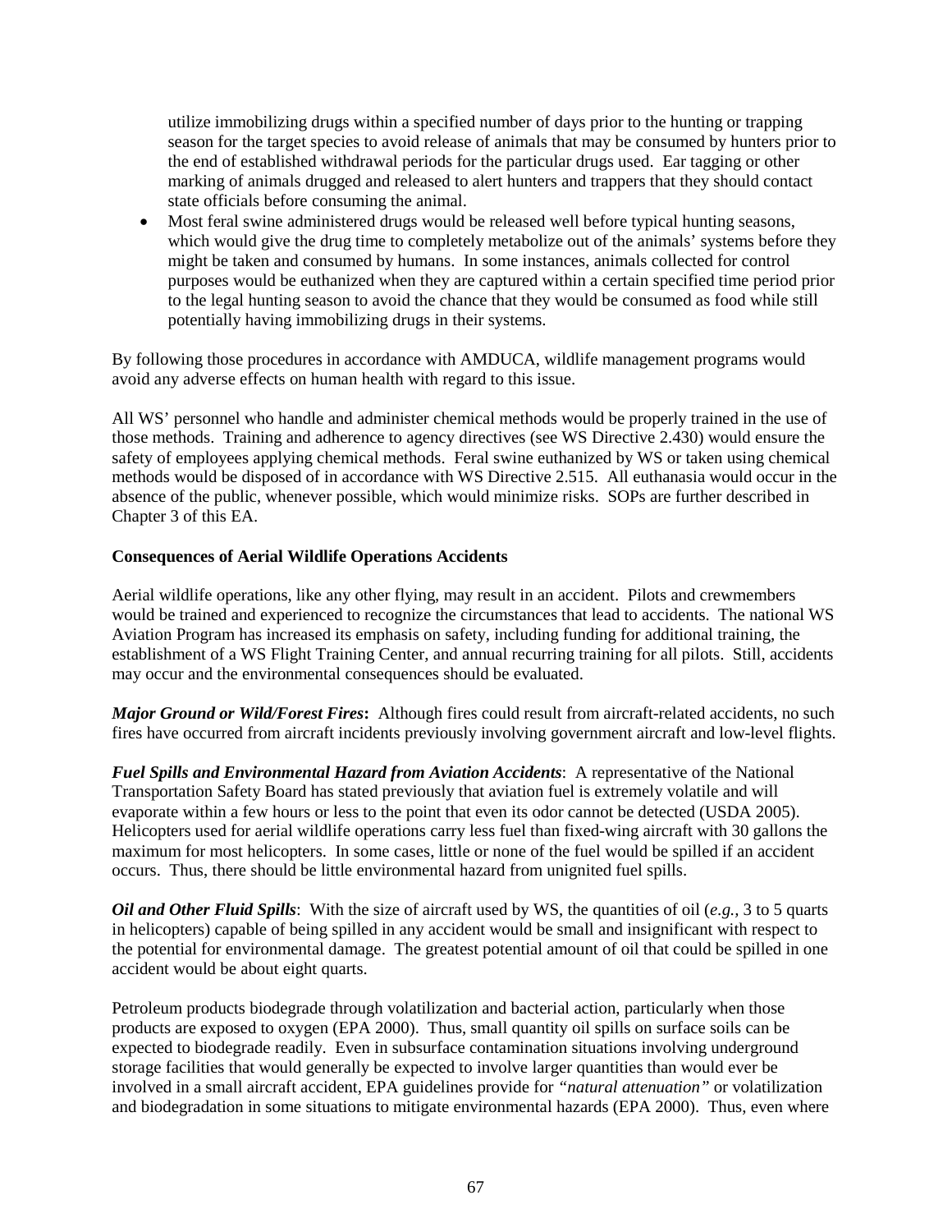utilize immobilizing drugs within a specified number of days prior to the hunting or trapping season for the target species to avoid release of animals that may be consumed by hunters prior to the end of established withdrawal periods for the particular drugs used. Ear tagging or other marking of animals drugged and released to alert hunters and trappers that they should contact state officials before consuming the animal.

- Most feral swine administered drugs would be released well before typical hunting seasons, which would give the drug time to completely metabolize out of the animals' systems before they might be taken and consumed by humans. In some instances, animals collected for control purposes would be euthanized when they are captured within a certain specified time period prior to the legal hunting season to avoid the chance that they would be consumed as food while still potentially having immobilizing drugs in their systems.

By following those procedures in accordance with AMDUCA, wildlife management programs would avoid any adverse effects on human health with regard to this issue.

All WS' personnel who handle and administer chemical methods would be properly trained in the use of those methods. Training and adherence to agency directives (see WS Directive 2.430) would ensure the safety of employees applying chemical methods. Feral swine euthanized by WS or taken using chemical methods would be disposed of in accordance with WS Directive 2.515. All euthanasia would occur in the absence of the public, whenever possible, which would minimize risks. SOPs are further described in Chapter 3 of this EA.

**Consequences of Aerial Wildlife Operations Accidents**

Aerial wildlife operations, like any other flying, may result in an accident. Pilots and crewmembers would be trained and experienced to recognize the circumstances that lead to accidents. The national WS Aviation Program has increased its emphasis on safety, including funding for additional training, the establishment of a WS Flight Training Center, and annual recurring training for all pilots. Still, accidents may occur and the environmental consequences should be evaluated.

***Major Ground or Wild/Forest Fires*:** Although fires could result from aircraft-related accidents, no such fires have occurred from aircraft incidents previously involving government aircraft and low-level flights.

***Fuel Spills and Environmental Hazard from Aviation Accidents***: A representative of the National Transportation Safety Board has stated previously that aviation fuel is extremely volatile and will evaporate within a few hours or less to the point that even its odor cannot be detected (USDA 2005). Helicopters used for aerial wildlife operations carry less fuel than fixed-wing aircraft with 30 gallons the maximum for most helicopters. In some cases, little or none of the fuel would be spilled if an accident occurs. Thus, there should be little environmental hazard from unignited fuel spills.

***Oil and Other Fluid Spills***: With the size of aircraft used by WS, the quantities of oil (*e.g.*, 3 to 5 quarts in helicopters) capable of being spilled in any accident would be small and insignificant with respect to the potential for environmental damage. The greatest potential amount of oil that could be spilled in one accident would be about eight quarts.

Petroleum products biodegrade through volatilization and bacterial action, particularly when those products are exposed to oxygen (EPA 2000). Thus, small quantity oil spills on surface soils can be expected to biodegrade readily. Even in subsurface contamination situations involving underground storage facilities that would generally be expected to involve larger quantities than would ever be involved in a small aircraft accident, EPA guidelines provide for *"natural attenuation"* or volatilization and biodegradation in some situations to mitigate environmental hazards (EPA 2000). Thus, even where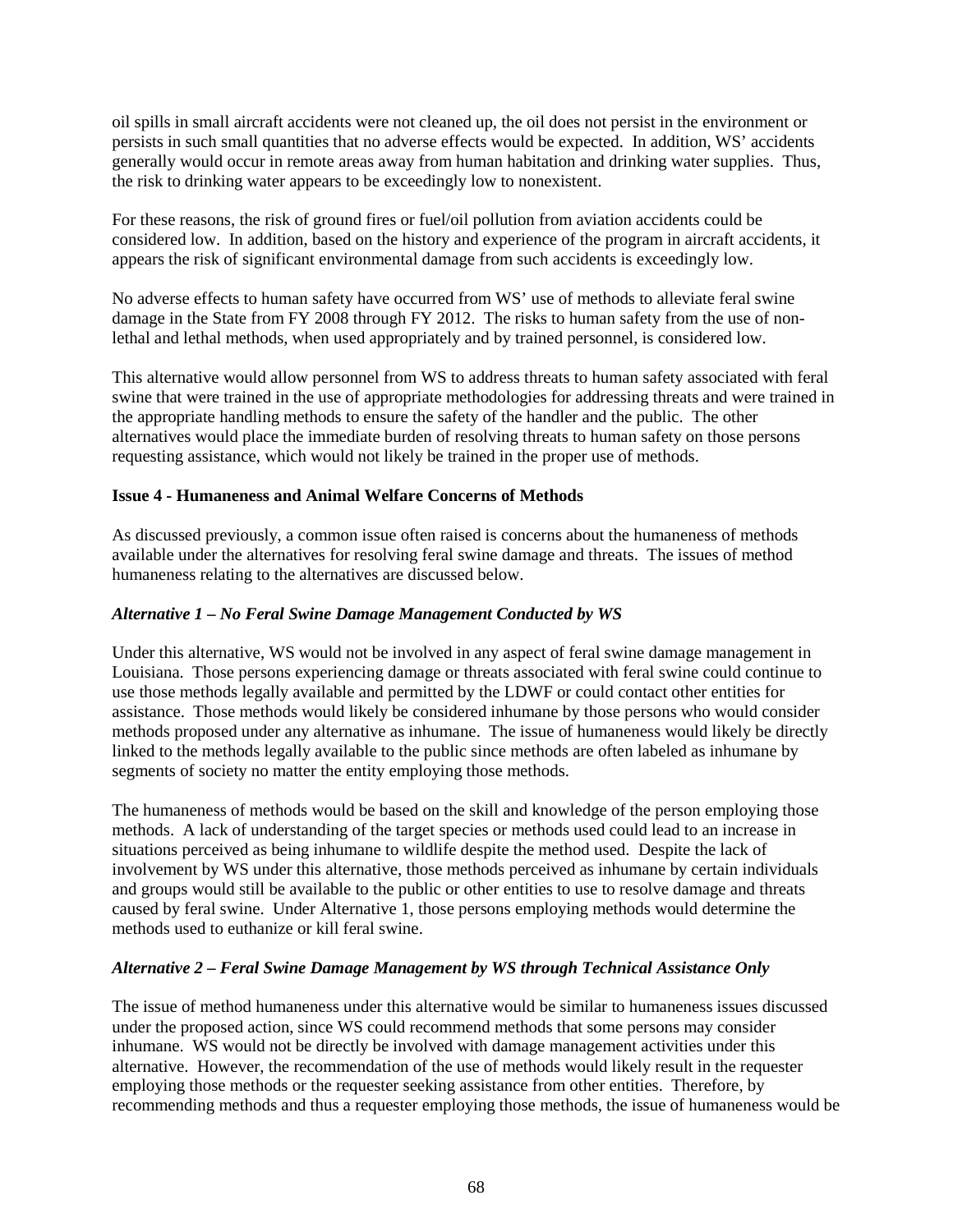oil spills in small aircraft accidents were not cleaned up, the oil does not persist in the environment or persists in such small quantities that no adverse effects would be expected. In addition, WS' accidents generally would occur in remote areas away from human habitation and drinking water supplies. Thus, the risk to drinking water appears to be exceedingly low to nonexistent.

For these reasons, the risk of ground fires or fuel/oil pollution from aviation accidents could be considered low. In addition, based on the history and experience of the program in aircraft accidents, it appears the risk of significant environmental damage from such accidents is exceedingly low.

No adverse effects to human safety have occurred from WS' use of methods to alleviate feral swine damage in the State from FY 2008 through FY 2012. The risks to human safety from the use of non-lethal and lethal methods, when used appropriately and by trained personnel, is considered low.

This alternative would allow personnel from WS to address threats to human safety associated with feral swine that were trained in the use of appropriate methodologies for addressing threats and were trained in the appropriate handling methods to ensure the safety of the handler and the public. The other alternatives would place the immediate burden of resolving threats to human safety on those persons requesting assistance, which would not likely be trained in the proper use of methods.

**Issue 4 - Humaneness and Animal Welfare Concerns of Methods**

As discussed previously, a common issue often raised is concerns about the humaneness of methods available under the alternatives for resolving feral swine damage and threats. The issues of method humaneness relating to the alternatives are discussed below.

***Alternative 1 – No Feral Swine Damage Management Conducted by WS***

Under this alternative, WS would not be involved in any aspect of feral swine damage management in Louisiana. Those persons experiencing damage or threats associated with feral swine could continue to use those methods legally available and permitted by the LDWF or could contact other entities for assistance. Those methods would likely be considered inhumane by those persons who would consider methods proposed under any alternative as inhumane. The issue of humaneness would likely be directly linked to the methods legally available to the public since methods are often labeled as inhumane by segments of society no matter the entity employing those methods.

The humaneness of methods would be based on the skill and knowledge of the person employing those methods. A lack of understanding of the target species or methods used could lead to an increase in situations perceived as being inhumane to wildlife despite the method used. Despite the lack of involvement by WS under this alternative, those methods perceived as inhumane by certain individuals and groups would still be available to the public or other entities to use to resolve damage and threats caused by feral swine. Under Alternative 1, those persons employing methods would determine the methods used to euthanize or kill feral swine.

***Alternative 2 – Feral Swine Damage Management by WS through Technical Assistance Only***

The issue of method humaneness under this alternative would be similar to humaneness issues discussed under the proposed action, since WS could recommend methods that some persons may consider inhumane. WS would not be directly be involved with damage management activities under this alternative. However, the recommendation of the use of methods would likely result in the requester employing those methods or the requester seeking assistance from other entities. Therefore, by recommending methods and thus a requester employing those methods, the issue of humaneness would be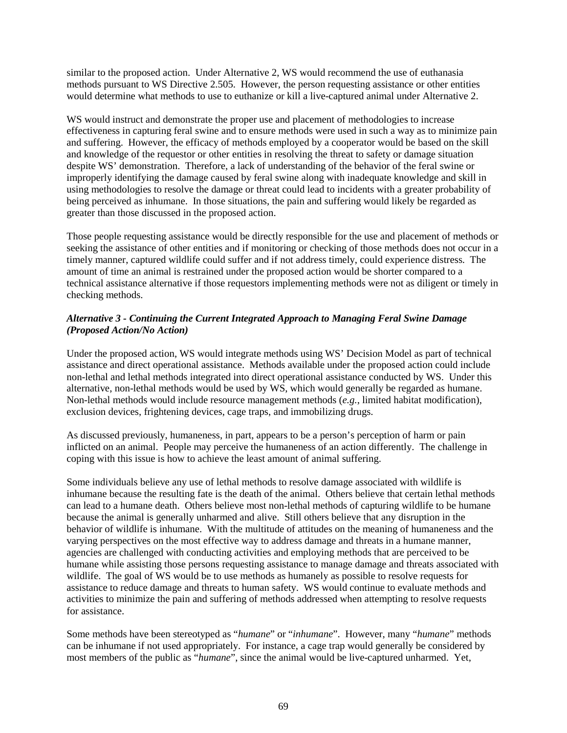similar to the proposed action. Under Alternative 2, WS would recommend the use of euthanasia methods pursuant to WS Directive 2.505. However, the person requesting assistance or other entities would determine what methods to use to euthanize or kill a live-captured animal under Alternative 2.

WS would instruct and demonstrate the proper use and placement of methodologies to increase effectiveness in capturing feral swine and to ensure methods were used in such a way as to minimize pain and suffering. However, the efficacy of methods employed by a cooperator would be based on the skill and knowledge of the requestor or other entities in resolving the threat to safety or damage situation despite WS' demonstration. Therefore, a lack of understanding of the behavior of the feral swine or improperly identifying the damage caused by feral swine along with inadequate knowledge and skill in using methodologies to resolve the damage or threat could lead to incidents with a greater probability of being perceived as inhumane. In those situations, the pain and suffering would likely be regarded as greater than those discussed in the proposed action.

Those people requesting assistance would be directly responsible for the use and placement of methods or seeking the assistance of other entities and if monitoring or checking of those methods does not occur in a timely manner, captured wildlife could suffer and if not address timely, could experience distress. The amount of time an animal is restrained under the proposed action would be shorter compared to a technical assistance alternative if those requestors implementing methods were not as diligent or timely in checking methods.

***Alternative 3 - Continuing the Current Integrated Approach to Managing Feral Swine Damage (Proposed Action/No Action)***

Under the proposed action, WS would integrate methods using WS' Decision Model as part of technical assistance and direct operational assistance. Methods available under the proposed action could include non-lethal and lethal methods integrated into direct operational assistance conducted by WS. Under this alternative, non-lethal methods would be used by WS, which would generally be regarded as humane. Non-lethal methods would include resource management methods (*e.g.*, limited habitat modification), exclusion devices, frightening devices, cage traps, and immobilizing drugs.

As discussed previously, humaneness, in part, appears to be a person's perception of harm or pain inflicted on an animal. People may perceive the humaneness of an action differently. The challenge in coping with this issue is how to achieve the least amount of animal suffering.

Some individuals believe any use of lethal methods to resolve damage associated with wildlife is inhumane because the resulting fate is the death of the animal. Others believe that certain lethal methods can lead to a humane death. Others believe most non-lethal methods of capturing wildlife to be humane because the animal is generally unharmed and alive. Still others believe that any disruption in the behavior of wildlife is inhumane. With the multitude of attitudes on the meaning of humaneness and the varying perspectives on the most effective way to address damage and threats in a humane manner, agencies are challenged with conducting activities and employing methods that are perceived to be humane while assisting those persons requesting assistance to manage damage and threats associated with wildlife. The goal of WS would be to use methods as humanely as possible to resolve requests for assistance to reduce damage and threats to human safety. WS would continue to evaluate methods and activities to minimize the pain and suffering of methods addressed when attempting to resolve requests for assistance.

Some methods have been stereotyped as "*humane*" or "*inhumane*". However, many "*humane*" methods can be inhumane if not used appropriately. For instance, a cage trap would generally be considered by most members of the public as "*humane*", since the animal would be live-captured unharmed. Yet,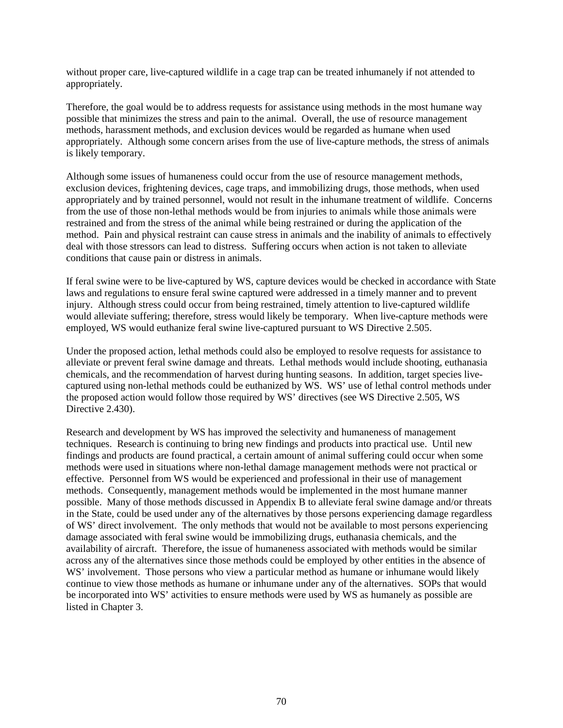without proper care, live-captured wildlife in a cage trap can be treated inhumanely if not attended to appropriately.

Therefore, the goal would be to address requests for assistance using methods in the most humane way possible that minimizes the stress and pain to the animal. Overall, the use of resource management methods, harassment methods, and exclusion devices would be regarded as humane when used appropriately. Although some concern arises from the use of live-capture methods, the stress of animals is likely temporary.

Although some issues of humaneness could occur from the use of resource management methods, exclusion devices, frightening devices, cage traps, and immobilizing drugs, those methods, when used appropriately and by trained personnel, would not result in the inhumane treatment of wildlife. Concerns from the use of those non-lethal methods would be from injuries to animals while those animals were restrained and from the stress of the animal while being restrained or during the application of the method. Pain and physical restraint can cause stress in animals and the inability of animals to effectively deal with those stressors can lead to distress. Suffering occurs when action is not taken to alleviate conditions that cause pain or distress in animals.

If feral swine were to be live-captured by WS, capture devices would be checked in accordance with State laws and regulations to ensure feral swine captured were addressed in a timely manner and to prevent injury. Although stress could occur from being restrained, timely attention to live-captured wildlife would alleviate suffering; therefore, stress would likely be temporary. When live-capture methods were employed, WS would euthanize feral swine live-captured pursuant to WS Directive 2.505.

Under the proposed action, lethal methods could also be employed to resolve requests for assistance to alleviate or prevent feral swine damage and threats. Lethal methods would include shooting, euthanasia chemicals, and the recommendation of harvest during hunting seasons. In addition, target species live-captured using non-lethal methods could be euthanized by WS. WS' use of lethal control methods under the proposed action would follow those required by WS' directives (see WS Directive 2.505, WS Directive 2.430).

Research and development by WS has improved the selectivity and humaneness of management techniques. Research is continuing to bring new findings and products into practical use. Until new findings and products are found practical, a certain amount of animal suffering could occur when some methods were used in situations where non-lethal damage management methods were not practical or effective. Personnel from WS would be experienced and professional in their use of management methods. Consequently, management methods would be implemented in the most humane manner possible. Many of those methods discussed in Appendix B to alleviate feral swine damage and/or threats in the State, could be used under any of the alternatives by those persons experiencing damage regardless of WS' direct involvement. The only methods that would not be available to most persons experiencing damage associated with feral swine would be immobilizing drugs, euthanasia chemicals, and the availability of aircraft. Therefore, the issue of humaneness associated with methods would be similar across any of the alternatives since those methods could be employed by other entities in the absence of WS' involvement. Those persons who view a particular method as humane or inhumane would likely continue to view those methods as humane or inhumane under any of the alternatives. SOPs that would be incorporated into WS' activities to ensure methods were used by WS as humanely as possible are listed in Chapter 3.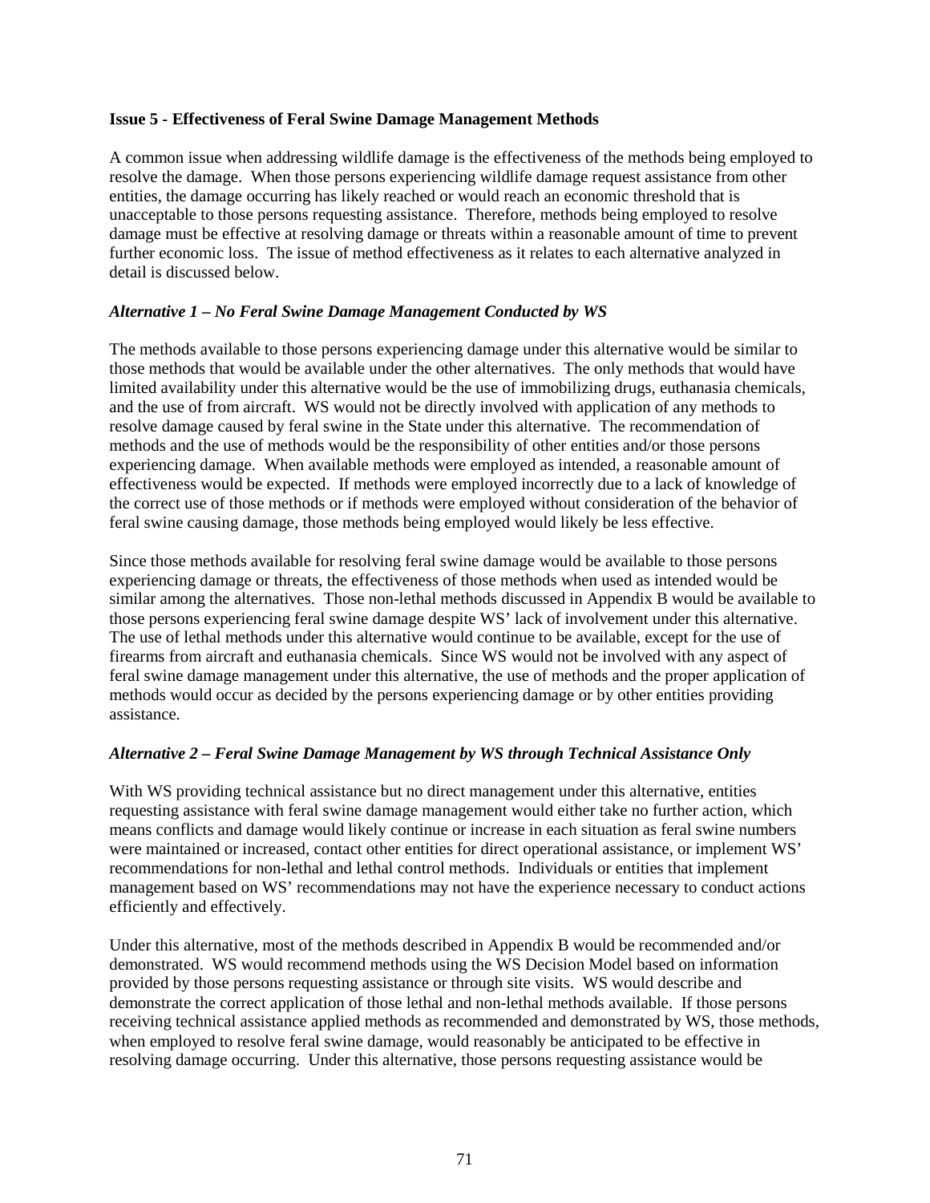**Issue 5 - Effectiveness of Feral Swine Damage Management Methods**

A common issue when addressing wildlife damage is the effectiveness of the methods being employed to resolve the damage. When those persons experiencing wildlife damage request assistance from other entities, the damage occurring has likely reached or would reach an economic threshold that is unacceptable to those persons requesting assistance. Therefore, methods being employed to resolve damage must be effective at resolving damage or threats within a reasonable amount of time to prevent further economic loss. The issue of method effectiveness as it relates to each alternative analyzed in detail is discussed below.

***Alternative 1 – No Feral Swine Damage Management Conducted by WS***

The methods available to those persons experiencing damage under this alternative would be similar to those methods that would be available under the other alternatives. The only methods that would have limited availability under this alternative would be the use of immobilizing drugs, euthanasia chemicals, and the use of from aircraft. WS would not be directly involved with application of any methods to resolve damage caused by feral swine in the State under this alternative. The recommendation of methods and the use of methods would be the responsibility of other entities and/or those persons experiencing damage. When available methods were employed as intended, a reasonable amount of effectiveness would be expected. If methods were employed incorrectly due to a lack of knowledge of the correct use of those methods or if methods were employed without consideration of the behavior of feral swine causing damage, those methods being employed would likely be less effective.

Since those methods available for resolving feral swine damage would be available to those persons experiencing damage or threats, the effectiveness of those methods when used as intended would be similar among the alternatives. Those non-lethal methods discussed in Appendix B would be available to those persons experiencing feral swine damage despite WS' lack of involvement under this alternative. The use of lethal methods under this alternative would continue to be available, except for the use of firearms from aircraft and euthanasia chemicals. Since WS would not be involved with any aspect of feral swine damage management under this alternative, the use of methods and the proper application of methods would occur as decided by the persons experiencing damage or by other entities providing assistance.

***Alternative 2 – Feral Swine Damage Management by WS through Technical Assistance Only***

With WS providing technical assistance but no direct management under this alternative, entities requesting assistance with feral swine damage management would either take no further action, which means conflicts and damage would likely continue or increase in each situation as feral swine numbers were maintained or increased, contact other entities for direct operational assistance, or implement WS' recommendations for non-lethal and lethal control methods. Individuals or entities that implement management based on WS' recommendations may not have the experience necessary to conduct actions efficiently and effectively.

Under this alternative, most of the methods described in Appendix B would be recommended and/or demonstrated. WS would recommend methods using the WS Decision Model based on information provided by those persons requesting assistance or through site visits. WS would describe and demonstrate the correct application of those lethal and non-lethal methods available. If those persons receiving technical assistance applied methods as recommended and demonstrated by WS, those methods, when employed to resolve feral swine damage, would reasonably be anticipated to be effective in resolving damage occurring. Under this alternative, those persons requesting assistance would be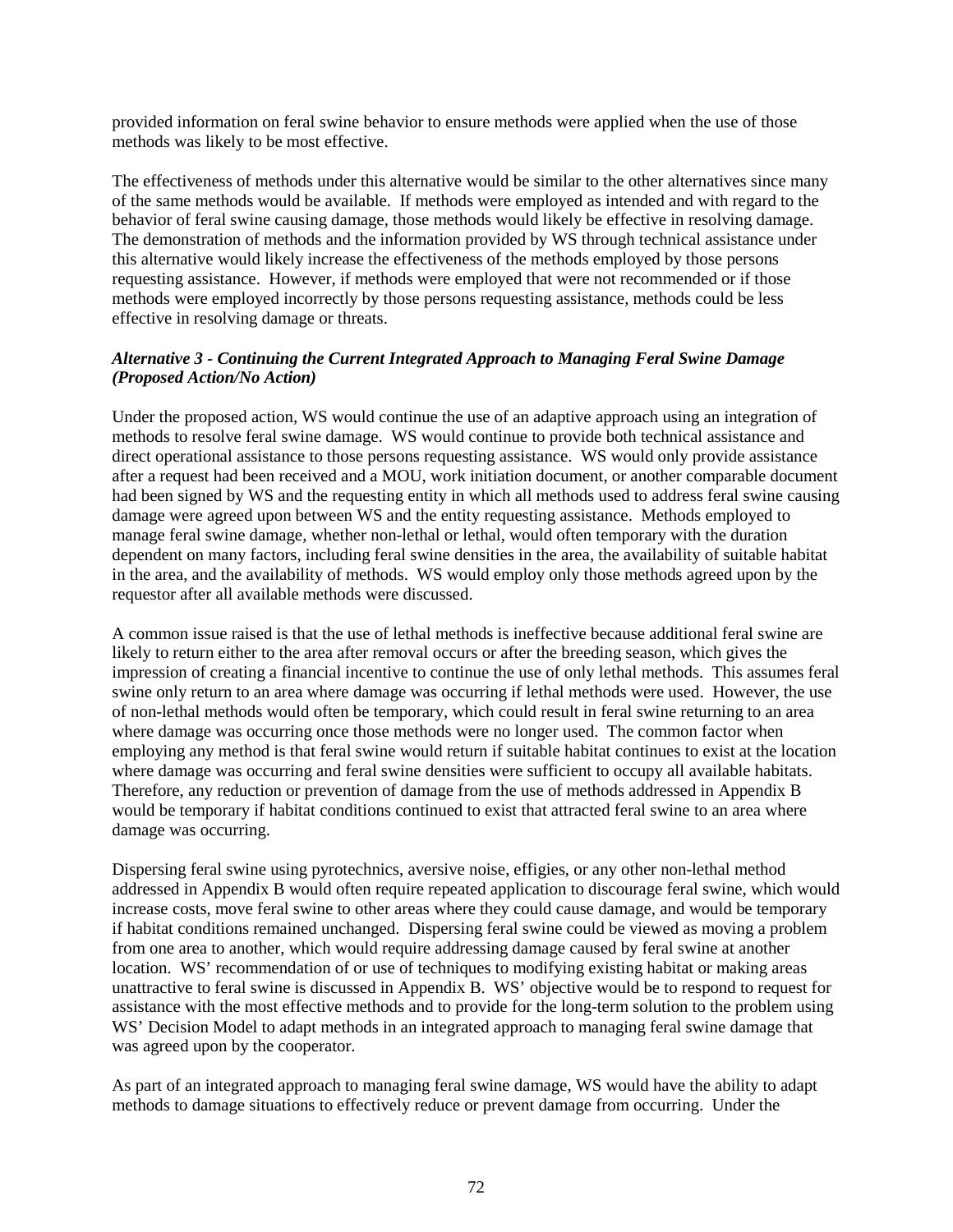provided information on feral swine behavior to ensure methods were applied when the use of those methods was likely to be most effective.

The effectiveness of methods under this alternative would be similar to the other alternatives since many of the same methods would be available. If methods were employed as intended and with regard to the behavior of feral swine causing damage, those methods would likely be effective in resolving damage. The demonstration of methods and the information provided by WS through technical assistance under this alternative would likely increase the effectiveness of the methods employed by those persons requesting assistance. However, if methods were employed that were not recommended or if those methods were employed incorrectly by those persons requesting assistance, methods could be less effective in resolving damage or threats.

***Alternative 3 - Continuing the Current Integrated Approach to Managing Feral Swine Damage (Proposed Action/No Action)***

Under the proposed action, WS would continue the use of an adaptive approach using an integration of methods to resolve feral swine damage. WS would continue to provide both technical assistance and direct operational assistance to those persons requesting assistance. WS would only provide assistance after a request had been received and a MOU, work initiation document, or another comparable document had been signed by WS and the requesting entity in which all methods used to address feral swine causing damage were agreed upon between WS and the entity requesting assistance. Methods employed to manage feral swine damage, whether non-lethal or lethal, would often temporary with the duration dependent on many factors, including feral swine densities in the area, the availability of suitable habitat in the area, and the availability of methods. WS would employ only those methods agreed upon by the requestor after all available methods were discussed.

A common issue raised is that the use of lethal methods is ineffective because additional feral swine are likely to return either to the area after removal occurs or after the breeding season, which gives the impression of creating a financial incentive to continue the use of only lethal methods. This assumes feral swine only return to an area where damage was occurring if lethal methods were used. However, the use of non-lethal methods would often be temporary, which could result in feral swine returning to an area where damage was occurring once those methods were no longer used. The common factor when employing any method is that feral swine would return if suitable habitat continues to exist at the location where damage was occurring and feral swine densities were sufficient to occupy all available habitats. Therefore, any reduction or prevention of damage from the use of methods addressed in Appendix B would be temporary if habitat conditions continued to exist that attracted feral swine to an area where damage was occurring.

Dispersing feral swine using pyrotechnics, aversive noise, effigies, or any other non-lethal method addressed in Appendix B would often require repeated application to discourage feral swine, which would increase costs, move feral swine to other areas where they could cause damage, and would be temporary if habitat conditions remained unchanged. Dispersing feral swine could be viewed as moving a problem from one area to another, which would require addressing damage caused by feral swine at another location. WS' recommendation of or use of techniques to modifying existing habitat or making areas unattractive to feral swine is discussed in Appendix B. WS' objective would be to respond to request for assistance with the most effective methods and to provide for the long-term solution to the problem using WS' Decision Model to adapt methods in an integrated approach to managing feral swine damage that was agreed upon by the cooperator.

As part of an integrated approach to managing feral swine damage, WS would have the ability to adapt methods to damage situations to effectively reduce or prevent damage from occurring. Under the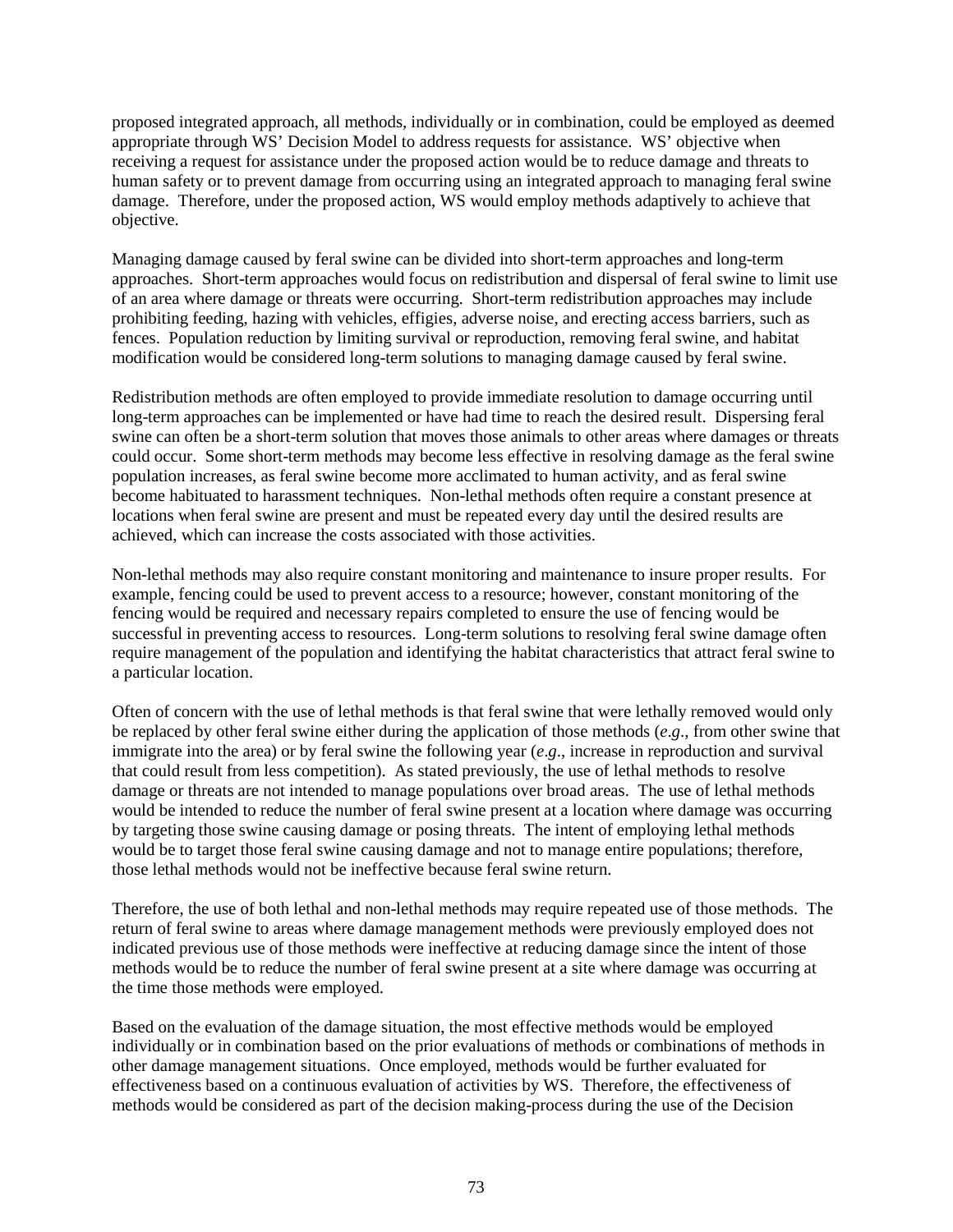proposed integrated approach, all methods, individually or in combination, could be employed as deemed appropriate through WS' Decision Model to address requests for assistance. WS' objective when receiving a request for assistance under the proposed action would be to reduce damage and threats to human safety or to prevent damage from occurring using an integrated approach to managing feral swine damage. Therefore, under the proposed action, WS would employ methods adaptively to achieve that objective.

Managing damage caused by feral swine can be divided into short-term approaches and long-term approaches. Short-term approaches would focus on redistribution and dispersal of feral swine to limit use of an area where damage or threats were occurring. Short-term redistribution approaches may include prohibiting feeding, hazing with vehicles, effigies, adverse noise, and erecting access barriers, such as fences. Population reduction by limiting survival or reproduction, removing feral swine, and habitat modification would be considered long-term solutions to managing damage caused by feral swine.

Redistribution methods are often employed to provide immediate resolution to damage occurring until long-term approaches can be implemented or have had time to reach the desired result. Dispersing feral swine can often be a short-term solution that moves those animals to other areas where damages or threats could occur. Some short-term methods may become less effective in resolving damage as the feral swine population increases, as feral swine become more acclimated to human activity, and as feral swine become habituated to harassment techniques. Non-lethal methods often require a constant presence at locations when feral swine are present and must be repeated every day until the desired results are achieved, which can increase the costs associated with those activities.

Non-lethal methods may also require constant monitoring and maintenance to insure proper results. For example, fencing could be used to prevent access to a resource; however, constant monitoring of the fencing would be required and necessary repairs completed to ensure the use of fencing would be successful in preventing access to resources. Long-term solutions to resolving feral swine damage often require management of the population and identifying the habitat characteristics that attract feral swine to a particular location.

Often of concern with the use of lethal methods is that feral swine that were lethally removed would only be replaced by other feral swine either during the application of those methods (*e.g*., from other swine that immigrate into the area) or by feral swine the following year (*e.g*., increase in reproduction and survival that could result from less competition). As stated previously, the use of lethal methods to resolve damage or threats are not intended to manage populations over broad areas. The use of lethal methods would be intended to reduce the number of feral swine present at a location where damage was occurring by targeting those swine causing damage or posing threats. The intent of employing lethal methods would be to target those feral swine causing damage and not to manage entire populations; therefore, those lethal methods would not be ineffective because feral swine return.

Therefore, the use of both lethal and non-lethal methods may require repeated use of those methods. The return of feral swine to areas where damage management methods were previously employed does not indicated previous use of those methods were ineffective at reducing damage since the intent of those methods would be to reduce the number of feral swine present at a site where damage was occurring at the time those methods were employed.

Based on the evaluation of the damage situation, the most effective methods would be employed individually or in combination based on the prior evaluations of methods or combinations of methods in other damage management situations. Once employed, methods would be further evaluated for effectiveness based on a continuous evaluation of activities by WS. Therefore, the effectiveness of methods would be considered as part of the decision making-process during the use of the Decision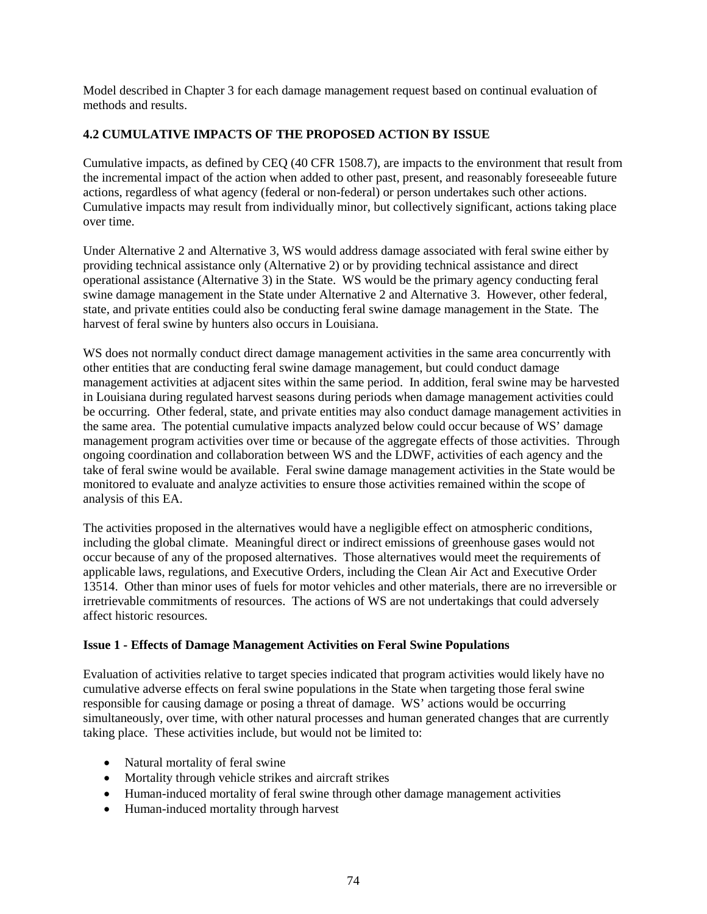Model described in Chapter 3 for each damage management request based on continual evaluation of methods and results.

### 4.2 CUMULATIVE IMPACTS OF THE PROPOSED ACTION BY ISSUE

Cumulative impacts, as defined by CEQ (40 CFR 1508.7), are impacts to the environment that result from the incremental impact of the action when added to other past, present, and reasonably foreseeable future actions, regardless of what agency (federal or non-federal) or person undertakes such other actions. Cumulative impacts may result from individually minor, but collectively significant, actions taking place over time.

Under Alternative 2 and Alternative 3, WS would address damage associated with feral swine either by providing technical assistance only (Alternative 2) or by providing technical assistance and direct operational assistance (Alternative 3) in the State. WS would be the primary agency conducting feral swine damage management in the State under Alternative 2 and Alternative 3. However, other federal, state, and private entities could also be conducting feral swine damage management in the State. The harvest of feral swine by hunters also occurs in Louisiana.

WS does not normally conduct direct damage management activities in the same area concurrently with other entities that are conducting feral swine damage management, but could conduct damage management activities at adjacent sites within the same period. In addition, feral swine may be harvested in Louisiana during regulated harvest seasons during periods when damage management activities could be occurring. Other federal, state, and private entities may also conduct damage management activities in the same area. The potential cumulative impacts analyzed below could occur because of WS' damage management program activities over time or because of the aggregate effects of those activities. Through ongoing coordination and collaboration between WS and the LDWF, activities of each agency and the take of feral swine would be available. Feral swine damage management activities in the State would be monitored to evaluate and analyze activities to ensure those activities remained within the scope of analysis of this EA.

The activities proposed in the alternatives would have a negligible effect on atmospheric conditions, including the global climate. Meaningful direct or indirect emissions of greenhouse gases would not occur because of any of the proposed alternatives. Those alternatives would meet the requirements of applicable laws, regulations, and Executive Orders, including the Clean Air Act and Executive Order 13514. Other than minor uses of fuels for motor vehicles and other materials, there are no irreversible or irretrievable commitments of resources. The actions of WS are not undertakings that could adversely affect historic resources.

#### Issue 1 - Effects of Damage Management Activities on Feral Swine Populations

Evaluation of activities relative to target species indicated that program activities would likely have no cumulative adverse effects on feral swine populations in the State when targeting those feral swine responsible for causing damage or posing a threat of damage. WS' actions would be occurring simultaneously, over time, with other natural processes and human generated changes that are currently taking place. These activities include, but would not be limited to:

- Natural mortality of feral swine
- Mortality through vehicle strikes and aircraft strikes
- Human-induced mortality of feral swine through other damage management activities
- Human-induced mortality through harvest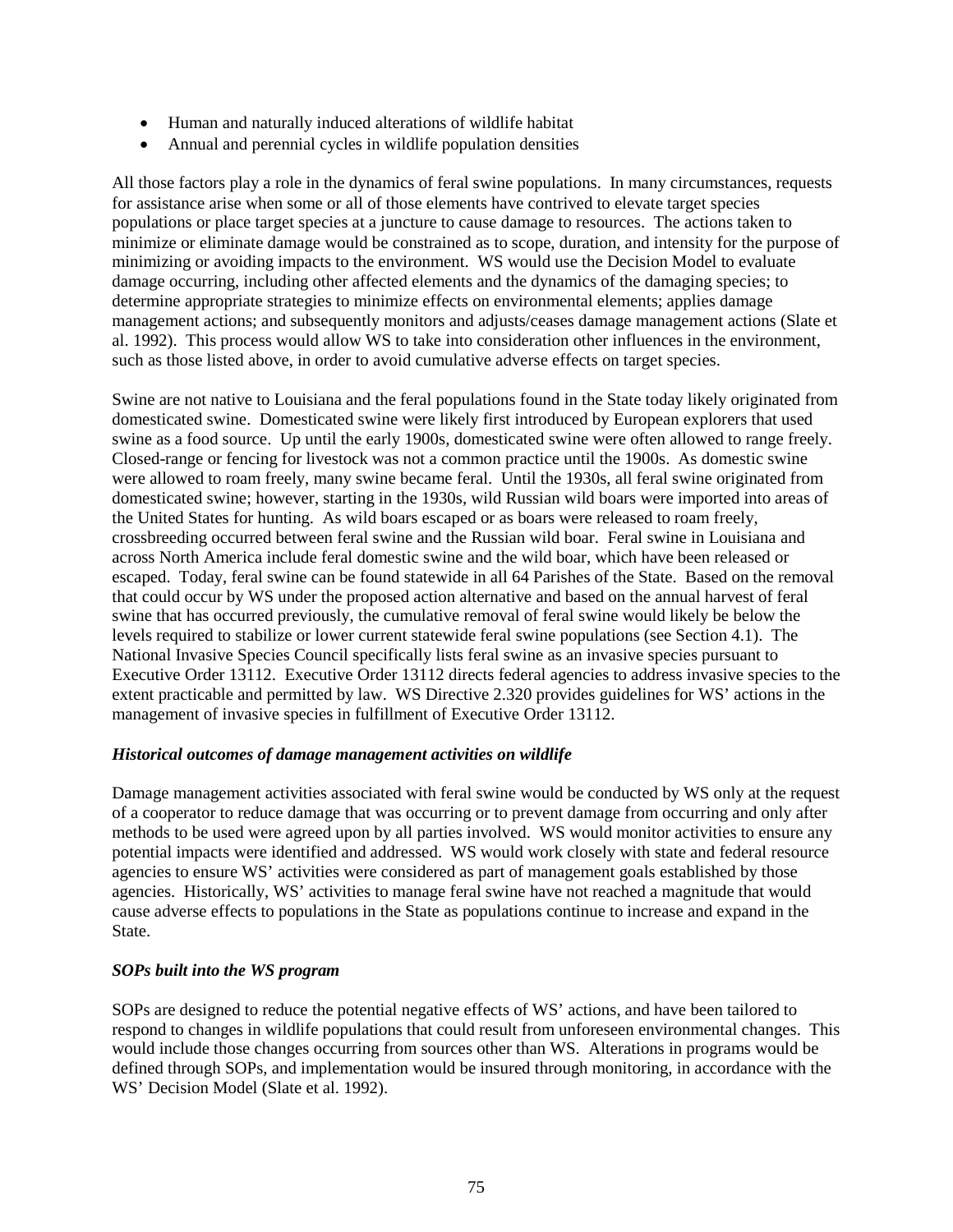- Human and naturally induced alterations of wildlife habitat
- Annual and perennial cycles in wildlife population densities

All those factors play a role in the dynamics of feral swine populations. In many circumstances, requests for assistance arise when some or all of those elements have contrived to elevate target species populations or place target species at a juncture to cause damage to resources. The actions taken to minimize or eliminate damage would be constrained as to scope, duration, and intensity for the purpose of minimizing or avoiding impacts to the environment. WS would use the Decision Model to evaluate damage occurring, including other affected elements and the dynamics of the damaging species; to determine appropriate strategies to minimize effects on environmental elements; applies damage management actions; and subsequently monitors and adjusts/ceases damage management actions (Slate et al. 1992). This process would allow WS to take into consideration other influences in the environment, such as those listed above, in order to avoid cumulative adverse effects on target species.

Swine are not native to Louisiana and the feral populations found in the State today likely originated from domesticated swine. Domesticated swine were likely first introduced by European explorers that used swine as a food source. Up until the early 1900s, domesticated swine were often allowed to range freely. Closed-range or fencing for livestock was not a common practice until the 1900s. As domestic swine were allowed to roam freely, many swine became feral. Until the 1930s, all feral swine originated from domesticated swine; however, starting in the 1930s, wild Russian wild boars were imported into areas of the United States for hunting. As wild boars escaped or as boars were released to roam freely, crossbreeding occurred between feral swine and the Russian wild boar. Feral swine in Louisiana and across North America include feral domestic swine and the wild boar, which have been released or escaped. Today, feral swine can be found statewide in all 64 Parishes of the State. Based on the removal that could occur by WS under the proposed action alternative and based on the annual harvest of feral swine that has occurred previously, the cumulative removal of feral swine would likely be below the levels required to stabilize or lower current statewide feral swine populations (see Section 4.1). The National Invasive Species Council specifically lists feral swine as an invasive species pursuant to Executive Order 13112. Executive Order 13112 directs federal agencies to address invasive species to the extent practicable and permitted by law. WS Directive 2.320 provides guidelines for WS' actions in the management of invasive species in fulfillment of Executive Order 13112.

***Historical outcomes of damage management activities on wildlife***

Damage management activities associated with feral swine would be conducted by WS only at the request of a cooperator to reduce damage that was occurring or to prevent damage from occurring and only after methods to be used were agreed upon by all parties involved. WS would monitor activities to ensure any potential impacts were identified and addressed. WS would work closely with state and federal resource agencies to ensure WS' activities were considered as part of management goals established by those agencies. Historically, WS' activities to manage feral swine have not reached a magnitude that would cause adverse effects to populations in the State as populations continue to increase and expand in the State.

***SOPs built into the WS program***

SOPs are designed to reduce the potential negative effects of WS' actions, and have been tailored to respond to changes in wildlife populations that could result from unforeseen environmental changes. This would include those changes occurring from sources other than WS. Alterations in programs would be defined through SOPs, and implementation would be insured through monitoring, in accordance with the WS' Decision Model (Slate et al. 1992).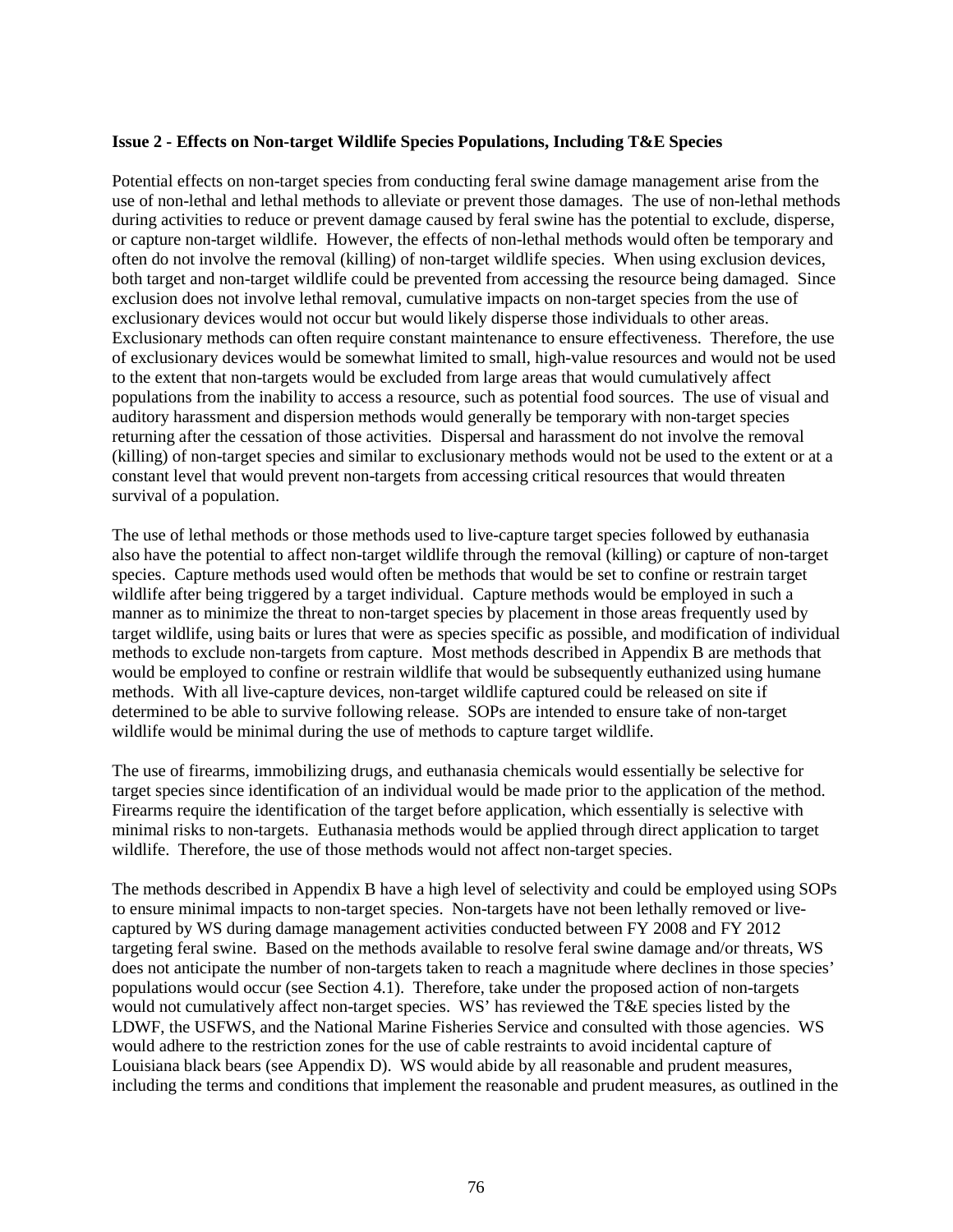**Issue 2 - Effects on Non-target Wildlife Species Populations, Including T&E Species**

Potential effects on non-target species from conducting feral swine damage management arise from the use of non-lethal and lethal methods to alleviate or prevent those damages. The use of non-lethal methods during activities to reduce or prevent damage caused by feral swine has the potential to exclude, disperse, or capture non-target wildlife. However, the effects of non-lethal methods would often be temporary and often do not involve the removal (killing) of non-target wildlife species. When using exclusion devices, both target and non-target wildlife could be prevented from accessing the resource being damaged. Since exclusion does not involve lethal removal, cumulative impacts on non-target species from the use of exclusionary devices would not occur but would likely disperse those individuals to other areas. Exclusionary methods can often require constant maintenance to ensure effectiveness. Therefore, the use of exclusionary devices would be somewhat limited to small, high-value resources and would not be used to the extent that non-targets would be excluded from large areas that would cumulatively affect populations from the inability to access a resource, such as potential food sources. The use of visual and auditory harassment and dispersion methods would generally be temporary with non-target species returning after the cessation of those activities. Dispersal and harassment do not involve the removal (killing) of non-target species and similar to exclusionary methods would not be used to the extent or at a constant level that would prevent non-targets from accessing critical resources that would threaten survival of a population.

The use of lethal methods or those methods used to live-capture target species followed by euthanasia also have the potential to affect non-target wildlife through the removal (killing) or capture of non-target species. Capture methods used would often be methods that would be set to confine or restrain target wildlife after being triggered by a target individual. Capture methods would be employed in such a manner as to minimize the threat to non-target species by placement in those areas frequently used by target wildlife, using baits or lures that were as species specific as possible, and modification of individual methods to exclude non-targets from capture. Most methods described in Appendix B are methods that would be employed to confine or restrain wildlife that would be subsequently euthanized using humane methods. With all live-capture devices, non-target wildlife captured could be released on site if determined to be able to survive following release. SOPs are intended to ensure take of non-target wildlife would be minimal during the use of methods to capture target wildlife.

The use of firearms, immobilizing drugs, and euthanasia chemicals would essentially be selective for target species since identification of an individual would be made prior to the application of the method. Firearms require the identification of the target before application, which essentially is selective with minimal risks to non-targets. Euthanasia methods would be applied through direct application to target wildlife. Therefore, the use of those methods would not affect non-target species.

The methods described in Appendix B have a high level of selectivity and could be employed using SOPs to ensure minimal impacts to non-target species. Non-targets have not been lethally removed or live-captured by WS during damage management activities conducted between FY 2008 and FY 2012 targeting feral swine. Based on the methods available to resolve feral swine damage and/or threats, WS does not anticipate the number of non-targets taken to reach a magnitude where declines in those species' populations would occur (see Section 4.1). Therefore, take under the proposed action of non-targets would not cumulatively affect non-target species. WS' has reviewed the T&E species listed by the LDWF, the USFWS, and the National Marine Fisheries Service and consulted with those agencies. WS would adhere to the restriction zones for the use of cable restraints to avoid incidental capture of Louisiana black bears (see Appendix D). WS would abide by all reasonable and prudent measures, including the terms and conditions that implement the reasonable and prudent measures, as outlined in the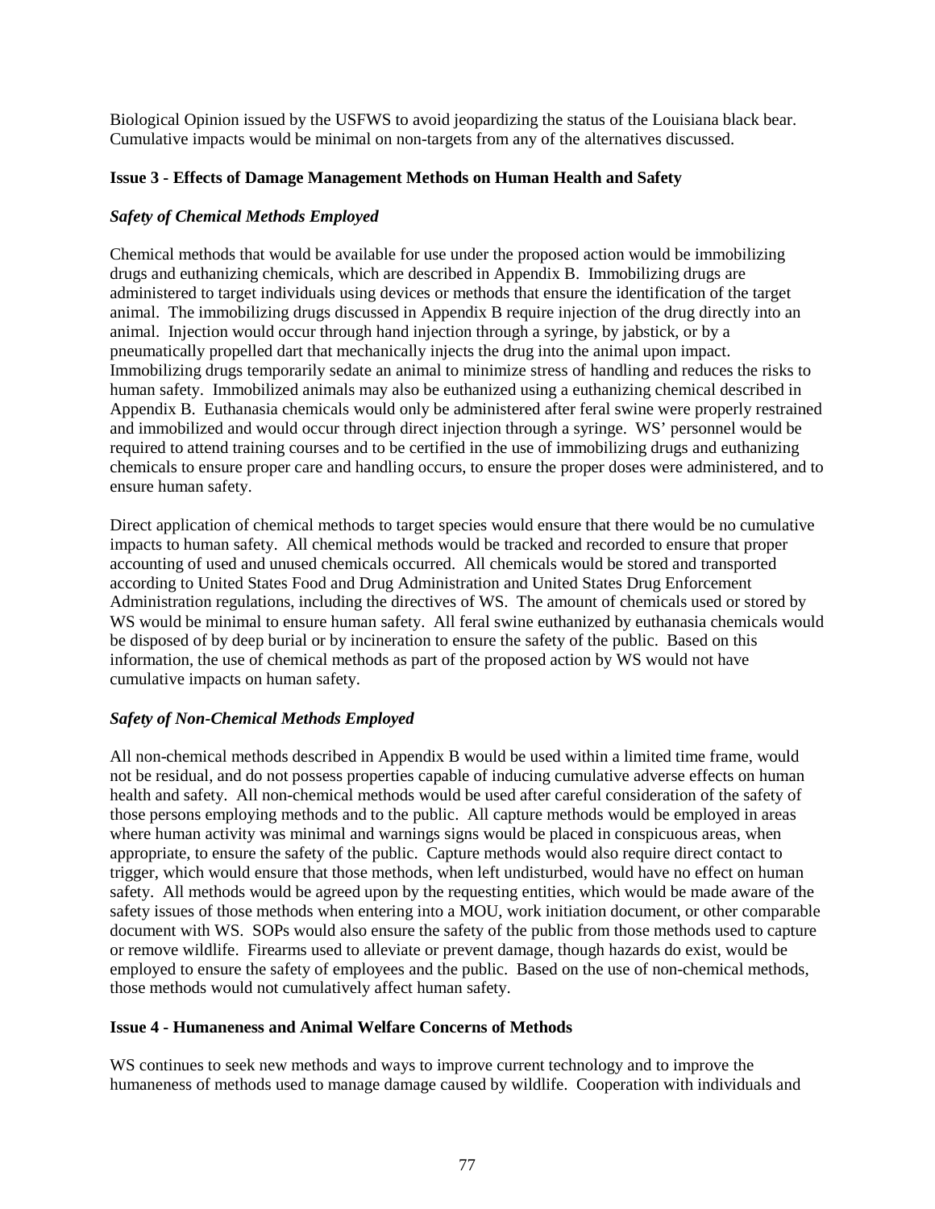Biological Opinion issued by the USFWS to avoid jeopardizing the status of the Louisiana black bear. Cumulative impacts would be minimal on non-targets from any of the alternatives discussed.

**Issue 3 - Effects of Damage Management Methods on Human Health and Safety**

***Safety of Chemical Methods Employed***

Chemical methods that would be available for use under the proposed action would be immobilizing drugs and euthanizing chemicals, which are described in Appendix B. Immobilizing drugs are administered to target individuals using devices or methods that ensure the identification of the target animal. The immobilizing drugs discussed in Appendix B require injection of the drug directly into an animal. Injection would occur through hand injection through a syringe, by jabstick, or by a pneumatically propelled dart that mechanically injects the drug into the animal upon impact. Immobilizing drugs temporarily sedate an animal to minimize stress of handling and reduces the risks to human safety. Immobilized animals may also be euthanized using a euthanizing chemical described in Appendix B. Euthanasia chemicals would only be administered after feral swine were properly restrained and immobilized and would occur through direct injection through a syringe. WS' personnel would be required to attend training courses and to be certified in the use of immobilizing drugs and euthanizing chemicals to ensure proper care and handling occurs, to ensure the proper doses were administered, and to ensure human safety.

Direct application of chemical methods to target species would ensure that there would be no cumulative impacts to human safety. All chemical methods would be tracked and recorded to ensure that proper accounting of used and unused chemicals occurred. All chemicals would be stored and transported according to United States Food and Drug Administration and United States Drug Enforcement Administration regulations, including the directives of WS. The amount of chemicals used or stored by WS would be minimal to ensure human safety. All feral swine euthanized by euthanasia chemicals would be disposed of by deep burial or by incineration to ensure the safety of the public. Based on this information, the use of chemical methods as part of the proposed action by WS would not have cumulative impacts on human safety.

***Safety of Non-Chemical Methods Employed***

All non-chemical methods described in Appendix B would be used within a limited time frame, would not be residual, and do not possess properties capable of inducing cumulative adverse effects on human health and safety. All non-chemical methods would be used after careful consideration of the safety of those persons employing methods and to the public. All capture methods would be employed in areas where human activity was minimal and warnings signs would be placed in conspicuous areas, when appropriate, to ensure the safety of the public. Capture methods would also require direct contact to trigger, which would ensure that those methods, when left undisturbed, would have no effect on human safety. All methods would be agreed upon by the requesting entities, which would be made aware of the safety issues of those methods when entering into a MOU, work initiation document, or other comparable document with WS. SOPs would also ensure the safety of the public from those methods used to capture or remove wildlife. Firearms used to alleviate or prevent damage, though hazards do exist, would be employed to ensure the safety of employees and the public. Based on the use of non-chemical methods, those methods would not cumulatively affect human safety.

**Issue 4 - Humaneness and Animal Welfare Concerns of Methods**

WS continues to seek new methods and ways to improve current technology and to improve the humaneness of methods used to manage damage caused by wildlife. Cooperation with individuals and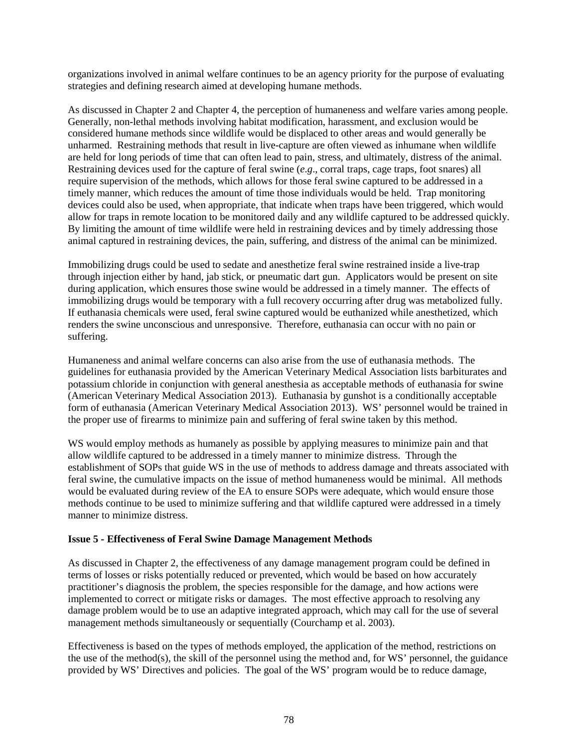organizations involved in animal welfare continues to be an agency priority for the purpose of evaluating strategies and defining research aimed at developing humane methods.

As discussed in Chapter 2 and Chapter 4, the perception of humaneness and welfare varies among people. Generally, non-lethal methods involving habitat modification, harassment, and exclusion would be considered humane methods since wildlife would be displaced to other areas and would generally be unharmed. Restraining methods that result in live-capture are often viewed as inhumane when wildlife are held for long periods of time that can often lead to pain, stress, and ultimately, distress of the animal. Restraining devices used for the capture of feral swine (*e.g*., corral traps, cage traps, foot snares) all require supervision of the methods, which allows for those feral swine captured to be addressed in a timely manner, which reduces the amount of time those individuals would be held. Trap monitoring devices could also be used, when appropriate, that indicate when traps have been triggered, which would allow for traps in remote location to be monitored daily and any wildlife captured to be addressed quickly. By limiting the amount of time wildlife were held in restraining devices and by timely addressing those animal captured in restraining devices, the pain, suffering, and distress of the animal can be minimized.

Immobilizing drugs could be used to sedate and anesthetize feral swine restrained inside a live-trap through injection either by hand, jab stick, or pneumatic dart gun. Applicators would be present on site during application, which ensures those swine would be addressed in a timely manner. The effects of immobilizing drugs would be temporary with a full recovery occurring after drug was metabolized fully. If euthanasia chemicals were used, feral swine captured would be euthanized while anesthetized, which renders the swine unconscious and unresponsive. Therefore, euthanasia can occur with no pain or suffering.

Humaneness and animal welfare concerns can also arise from the use of euthanasia methods. The guidelines for euthanasia provided by the American Veterinary Medical Association lists barbiturates and potassium chloride in conjunction with general anesthesia as acceptable methods of euthanasia for swine (American Veterinary Medical Association 2013). Euthanasia by gunshot is a conditionally acceptable form of euthanasia (American Veterinary Medical Association 2013). WS' personnel would be trained in the proper use of firearms to minimize pain and suffering of feral swine taken by this method.

WS would employ methods as humanely as possible by applying measures to minimize pain and that allow wildlife captured to be addressed in a timely manner to minimize distress. Through the establishment of SOPs that guide WS in the use of methods to address damage and threats associated with feral swine, the cumulative impacts on the issue of method humaneness would be minimal. All methods would be evaluated during review of the EA to ensure SOPs were adequate, which would ensure those methods continue to be used to minimize suffering and that wildlife captured were addressed in a timely manner to minimize distress.

**Issue 5 - Effectiveness of Feral Swine Damage Management Methods**

As discussed in Chapter 2, the effectiveness of any damage management program could be defined in terms of losses or risks potentially reduced or prevented, which would be based on how accurately practitioner's diagnosis the problem, the species responsible for the damage, and how actions were implemented to correct or mitigate risks or damages. The most effective approach to resolving any damage problem would be to use an adaptive integrated approach, which may call for the use of several management methods simultaneously or sequentially (Courchamp et al. 2003).

Effectiveness is based on the types of methods employed, the application of the method, restrictions on the use of the method(s), the skill of the personnel using the method and, for WS' personnel, the guidance provided by WS' Directives and policies. The goal of the WS' program would be to reduce damage,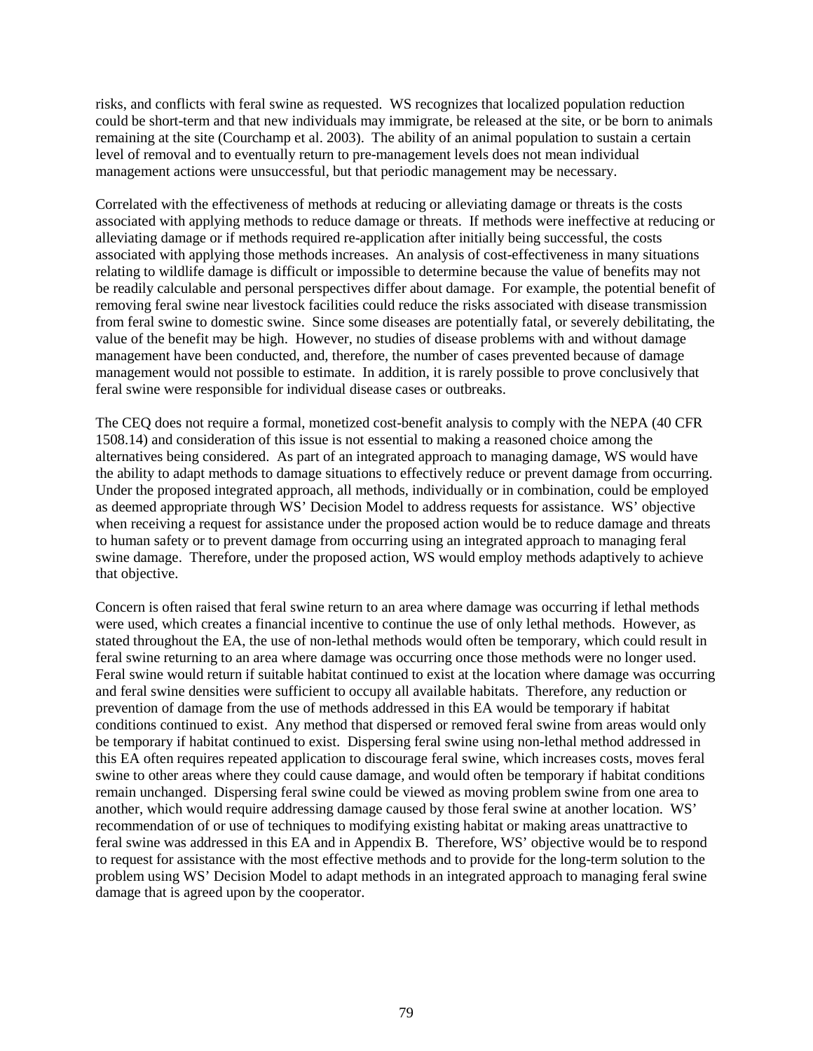risks, and conflicts with feral swine as requested. WS recognizes that localized population reduction could be short-term and that new individuals may immigrate, be released at the site, or be born to animals remaining at the site (Courchamp et al. 2003). The ability of an animal population to sustain a certain level of removal and to eventually return to pre-management levels does not mean individual management actions were unsuccessful, but that periodic management may be necessary.

Correlated with the effectiveness of methods at reducing or alleviating damage or threats is the costs associated with applying methods to reduce damage or threats. If methods were ineffective at reducing or alleviating damage or if methods required re-application after initially being successful, the costs associated with applying those methods increases. An analysis of cost-effectiveness in many situations relating to wildlife damage is difficult or impossible to determine because the value of benefits may not be readily calculable and personal perspectives differ about damage. For example, the potential benefit of removing feral swine near livestock facilities could reduce the risks associated with disease transmission from feral swine to domestic swine. Since some diseases are potentially fatal, or severely debilitating, the value of the benefit may be high. However, no studies of disease problems with and without damage management have been conducted, and, therefore, the number of cases prevented because of damage management would not possible to estimate. In addition, it is rarely possible to prove conclusively that feral swine were responsible for individual disease cases or outbreaks.

The CEQ does not require a formal, monetized cost-benefit analysis to comply with the NEPA (40 CFR 1508.14) and consideration of this issue is not essential to making a reasoned choice among the alternatives being considered. As part of an integrated approach to managing damage, WS would have the ability to adapt methods to damage situations to effectively reduce or prevent damage from occurring. Under the proposed integrated approach, all methods, individually or in combination, could be employed as deemed appropriate through WS' Decision Model to address requests for assistance. WS' objective when receiving a request for assistance under the proposed action would be to reduce damage and threats to human safety or to prevent damage from occurring using an integrated approach to managing feral swine damage. Therefore, under the proposed action, WS would employ methods adaptively to achieve that objective.

Concern is often raised that feral swine return to an area where damage was occurring if lethal methods were used, which creates a financial incentive to continue the use of only lethal methods. However, as stated throughout the EA, the use of non-lethal methods would often be temporary, which could result in feral swine returning to an area where damage was occurring once those methods were no longer used. Feral swine would return if suitable habitat continued to exist at the location where damage was occurring and feral swine densities were sufficient to occupy all available habitats. Therefore, any reduction or prevention of damage from the use of methods addressed in this EA would be temporary if habitat conditions continued to exist. Any method that dispersed or removed feral swine from areas would only be temporary if habitat continued to exist. Dispersing feral swine using non-lethal method addressed in this EA often requires repeated application to discourage feral swine, which increases costs, moves feral swine to other areas where they could cause damage, and would often be temporary if habitat conditions remain unchanged. Dispersing feral swine could be viewed as moving problem swine from one area to another, which would require addressing damage caused by those feral swine at another location. WS' recommendation of or use of techniques to modifying existing habitat or making areas unattractive to feral swine was addressed in this EA and in Appendix B. Therefore, WS' objective would be to respond to request for assistance with the most effective methods and to provide for the long-term solution to the problem using WS' Decision Model to adapt methods in an integrated approach to managing feral swine damage that is agreed upon by the cooperator.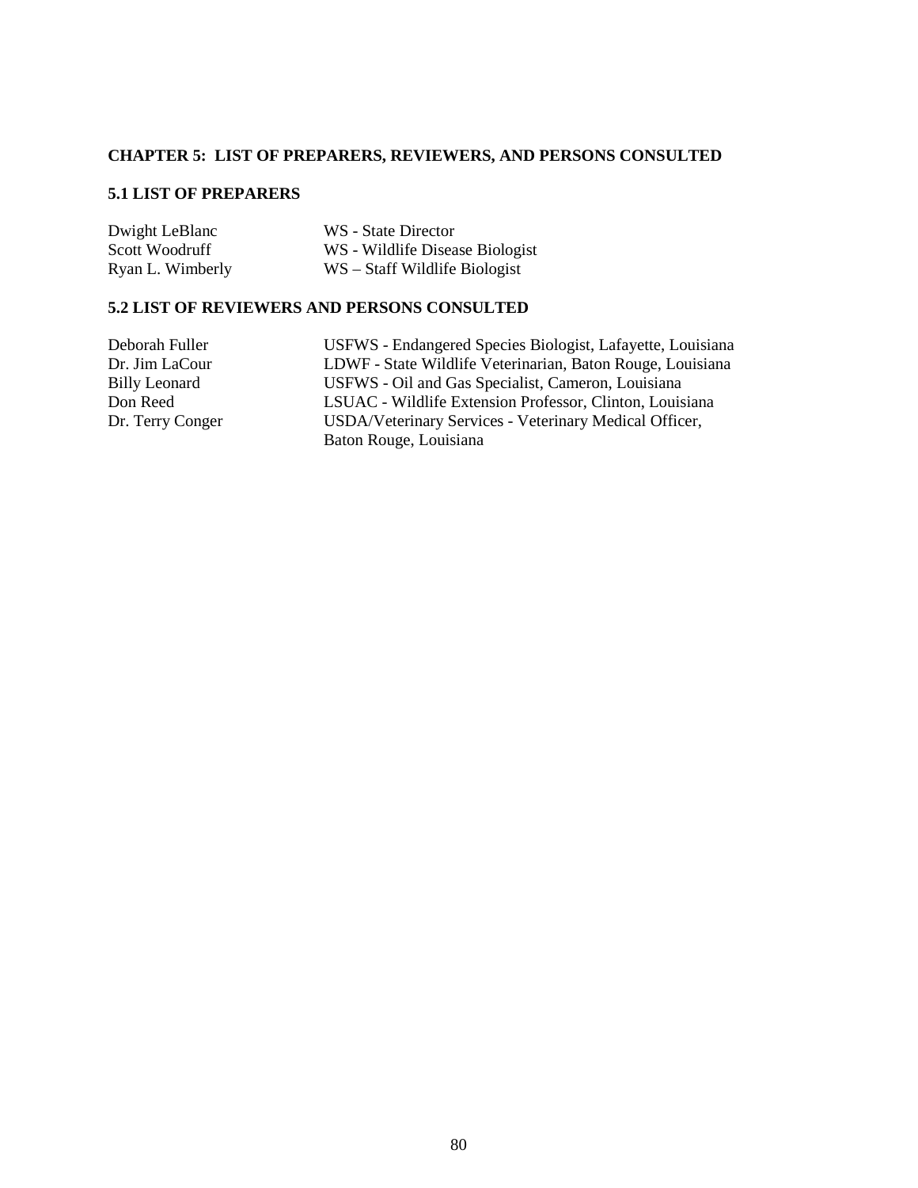## CHAPTER 5: LIST OF PREPARERS, REVIEWERS, AND PERSONS CONSULTED

### 5.1 LIST OF PREPARERS

| | |
|---|---|
| Dwight LeBlanc | WS - State Director |
| Scott Woodruff | WS - Wildlife Disease Biologist |
| Ryan L. Wimberly | WS – Staff Wildlife Biologist |

### 5.2 LIST OF REVIEWERS AND PERSONS CONSULTED

| | |
|---|---|
| Deborah Fuller | USFWS - Endangered Species Biologist, Lafayette, Louisiana |
| Dr. Jim LaCour | LDWF - State Wildlife Veterinarian, Baton Rouge, Louisiana |
| Billy Leonard | USFWS - Oil and Gas Specialist, Cameron, Louisiana |
| Don Reed | LSUAC - Wildlife Extension Professor, Clinton, Louisiana |
| Dr. Terry Conger | USDA/Veterinary Services - Veterinary Medical Officer, Baton Rouge, Louisiana |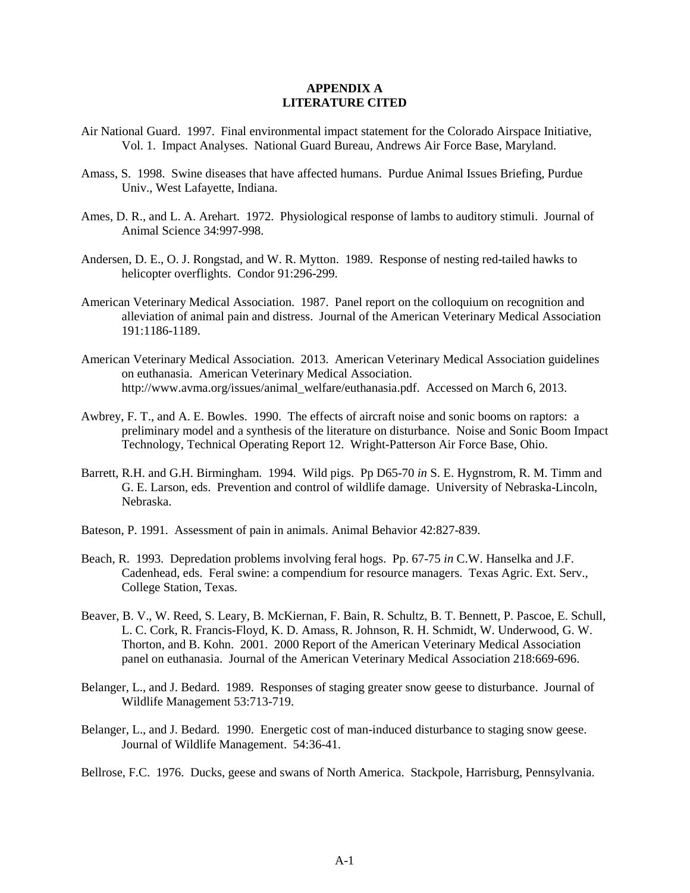# APPENDIX A
# LITERATURE CITED

Air National Guard. 1997. Final environmental impact statement for the Colorado Airspace Initiative, Vol. 1. Impact Analyses. National Guard Bureau, Andrews Air Force Base, Maryland.

Amass, S. 1998. Swine diseases that have affected humans. Purdue Animal Issues Briefing, Purdue Univ., West Lafayette, Indiana.

Ames, D. R., and L. A. Arehart. 1972. Physiological response of lambs to auditory stimuli. Journal of Animal Science 34:997-998.

Andersen, D. E., O. J. Rongstad, and W. R. Mytton. 1989. Response of nesting red-tailed hawks to helicopter overflights. Condor 91:296-299.

American Veterinary Medical Association. 1987. Panel report on the colloquium on recognition and alleviation of animal pain and distress. Journal of the American Veterinary Medical Association 191:1186-1189.

American Veterinary Medical Association. 2013. American Veterinary Medical Association guidelines on euthanasia. American Veterinary Medical Association. http://www.avma.org/issues/animal_welfare/euthanasia.pdf. Accessed on March 6, 2013.

Awbrey, F. T., and A. E. Bowles. 1990. The effects of aircraft noise and sonic booms on raptors: a preliminary model and a synthesis of the literature on disturbance. Noise and Sonic Boom Impact Technology, Technical Operating Report 12. Wright-Patterson Air Force Base, Ohio.

Barrett, R.H. and G.H. Birmingham. 1994. Wild pigs. Pp D65-70 *in* S. E. Hygnstrom, R. M. Timm and G. E. Larson, eds. Prevention and control of wildlife damage. University of Nebraska-Lincoln, Nebraska.

Bateson, P. 1991. Assessment of pain in animals. Animal Behavior 42:827-839.

Beach, R. 1993. Depredation problems involving feral hogs. Pp. 67-75 *in* C.W. Hanselka and J.F. Cadenhead, eds. Feral swine: a compendium for resource managers. Texas Agric. Ext. Serv., College Station, Texas.

Beaver, B. V., W. Reed, S. Leary, B. McKiernan, F. Bain, R. Schultz, B. T. Bennett, P. Pascoe, E. Schull, L. C. Cork, R. Francis-Floyd, K. D. Amass, R. Johnson, R. H. Schmidt, W. Underwood, G. W. Thorton, and B. Kohn. 2001. 2000 Report of the American Veterinary Medical Association panel on euthanasia. Journal of the American Veterinary Medical Association 218:669-696.

Belanger, L., and J. Bedard. 1989. Responses of staging greater snow geese to disturbance. Journal of Wildlife Management 53:713-719.

Belanger, L., and J. Bedard. 1990. Energetic cost of man-induced disturbance to staging snow geese. Journal of Wildlife Management. 54:36-41.

Bellrose, F.C. 1976. Ducks, geese and swans of North America. Stackpole, Harrisburg, Pennsylvania.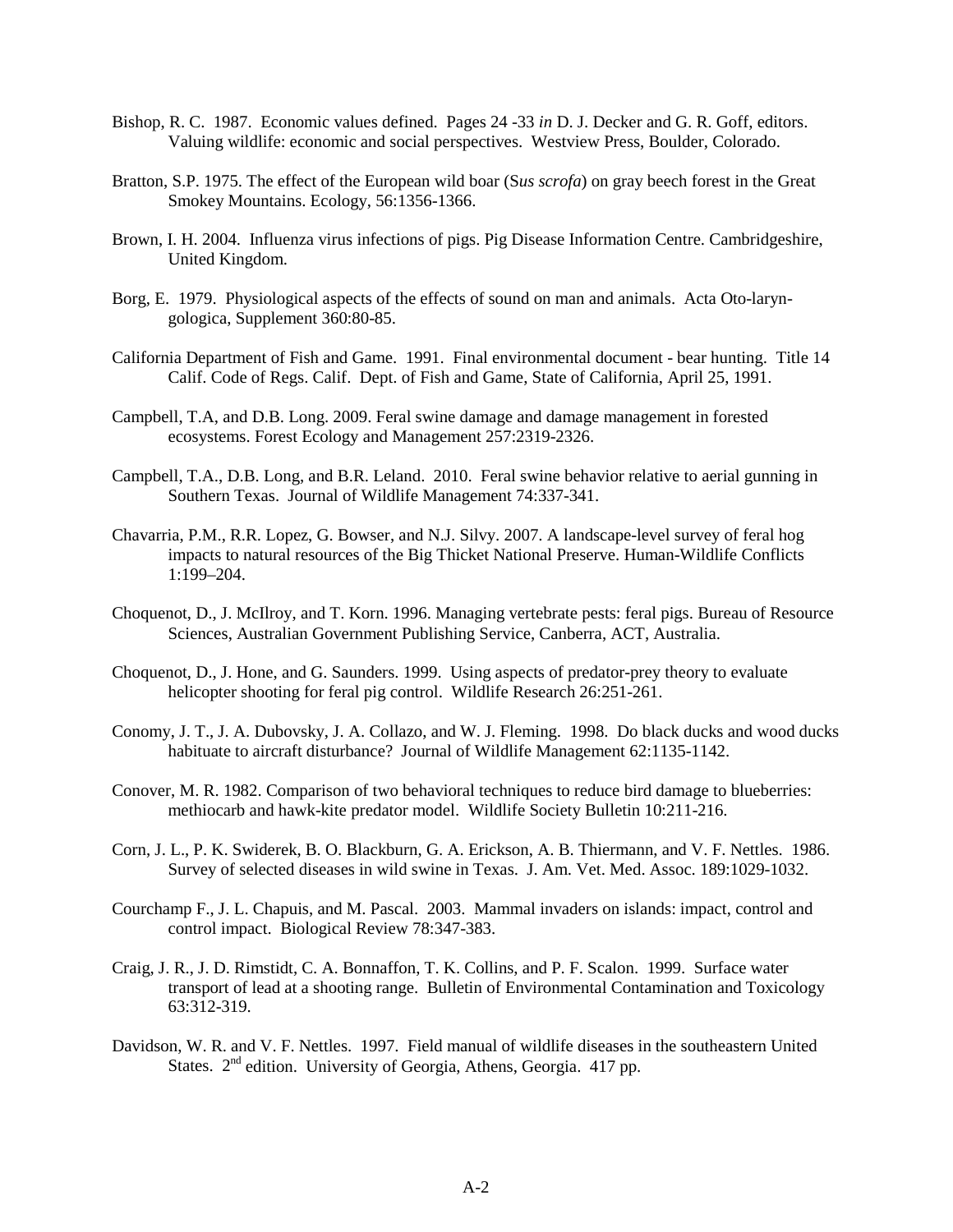Bishop, R. C. 1987. Economic values defined. Pages 24 -33 *in* D. J. Decker and G. R. Goff, editors. Valuing wildlife: economic and social perspectives. Westview Press, Boulder, Colorado.

Bratton, S.P. 1975. The effect of the European wild boar (S*us scrofa*) on gray beech forest in the Great Smokey Mountains. Ecology, 56:1356-1366.

Brown, I. H. 2004. Influenza virus infections of pigs. Pig Disease Information Centre. Cambridgeshire, United Kingdom.

Borg, E. 1979. Physiological aspects of the effects of sound on man and animals. Acta Oto-laryn-gologica, Supplement 360:80-85.

California Department of Fish and Game. 1991. Final environmental document - bear hunting. Title 14 Calif. Code of Regs. Calif. Dept. of Fish and Game, State of California, April 25, 1991.

Campbell, T.A, and D.B. Long. 2009. Feral swine damage and damage management in forested ecosystems. Forest Ecology and Management 257:2319-2326.

Campbell, T.A., D.B. Long, and B.R. Leland. 2010. Feral swine behavior relative to aerial gunning in Southern Texas. Journal of Wildlife Management 74:337-341.

Chavarria, P.M., R.R. Lopez, G. Bowser, and N.J. Silvy. 2007. A landscape-level survey of feral hog impacts to natural resources of the Big Thicket National Preserve. Human-Wildlife Conflicts 1:199–204.

Choquenot, D., J. McIlroy, and T. Korn. 1996. Managing vertebrate pests: feral pigs. Bureau of Resource Sciences, Australian Government Publishing Service, Canberra, ACT, Australia.

Choquenot, D., J. Hone, and G. Saunders. 1999. Using aspects of predator-prey theory to evaluate helicopter shooting for feral pig control. Wildlife Research 26:251-261.

Conomy, J. T., J. A. Dubovsky, J. A. Collazo, and W. J. Fleming. 1998. Do black ducks and wood ducks habituate to aircraft disturbance? Journal of Wildlife Management 62:1135-1142.

Conover, M. R. 1982. Comparison of two behavioral techniques to reduce bird damage to blueberries: methiocarb and hawk-kite predator model. Wildlife Society Bulletin 10:211-216.

Corn, J. L., P. K. Swiderek, B. O. Blackburn, G. A. Erickson, A. B. Thiermann, and V. F. Nettles. 1986. Survey of selected diseases in wild swine in Texas. J. Am. Vet. Med. Assoc. 189:1029-1032.

Courchamp F., J. L. Chapuis, and M. Pascal. 2003. Mammal invaders on islands: impact, control and control impact. Biological Review 78:347-383.

Craig, J. R., J. D. Rimstidt, C. A. Bonnaffon, T. K. Collins, and P. F. Scalon. 1999. Surface water transport of lead at a shooting range. Bulletin of Environmental Contamination and Toxicology 63:312-319.

Davidson, W. R. and V. F. Nettles. 1997. Field manual of wildlife diseases in the southeastern United States. 2nd edition. University of Georgia, Athens, Georgia. 417 pp.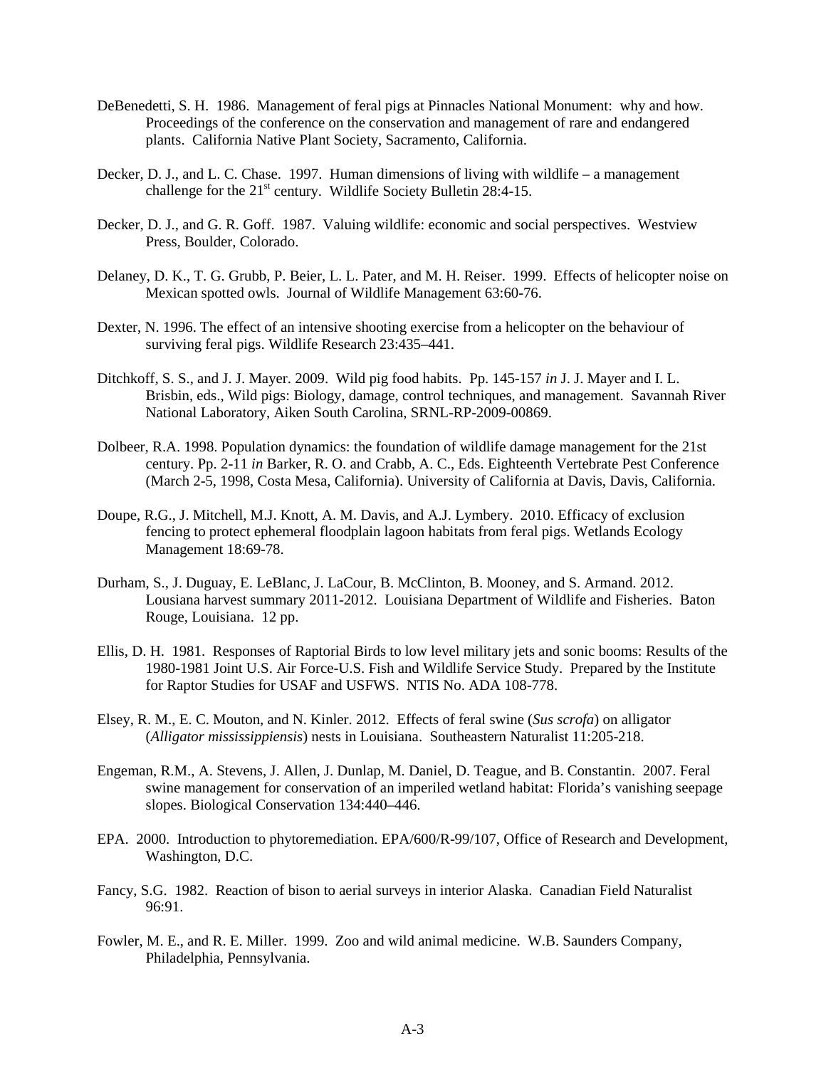DeBenedetti, S. H. 1986. Management of feral pigs at Pinnacles National Monument: why and how. Proceedings of the conference on the conservation and management of rare and endangered plants. California Native Plant Society, Sacramento, California.

Decker, D. J., and L. C. Chase. 1997. Human dimensions of living with wildlife – a management challenge for the 21st century. Wildlife Society Bulletin 28:4-15.

Decker, D. J., and G. R. Goff. 1987. Valuing wildlife: economic and social perspectives. Westview Press, Boulder, Colorado.

Delaney, D. K., T. G. Grubb, P. Beier, L. L. Pater, and M. H. Reiser. 1999. Effects of helicopter noise on Mexican spotted owls. Journal of Wildlife Management 63:60-76.

Dexter, N. 1996. The effect of an intensive shooting exercise from a helicopter on the behaviour of surviving feral pigs. Wildlife Research 23:435–441.

Ditchkoff, S. S., and J. J. Mayer. 2009. Wild pig food habits. Pp. 145-157 *in* J. J. Mayer and I. L. Brisbin, eds., Wild pigs: Biology, damage, control techniques, and management. Savannah River National Laboratory, Aiken South Carolina, SRNL-RP-2009-00869.

Dolbeer, R.A. 1998. Population dynamics: the foundation of wildlife damage management for the 21st century. Pp. 2-11 *in* Barker, R. O. and Crabb, A. C., Eds. Eighteenth Vertebrate Pest Conference (March 2-5, 1998, Costa Mesa, California). University of California at Davis, Davis, California.

Doupe, R.G., J. Mitchell, M.J. Knott, A. M. Davis, and A.J. Lymbery. 2010. Efficacy of exclusion fencing to protect ephemeral floodplain lagoon habitats from feral pigs. Wetlands Ecology Management 18:69-78.

Durham, S., J. Duguay, E. LeBlanc, J. LaCour, B. McClinton, B. Mooney, and S. Armand. 2012. Lousiana harvest summary 2011-2012. Louisiana Department of Wildlife and Fisheries. Baton Rouge, Louisiana. 12 pp.

Ellis, D. H. 1981. Responses of Raptorial Birds to low level military jets and sonic booms: Results of the 1980-1981 Joint U.S. Air Force-U.S. Fish and Wildlife Service Study. Prepared by the Institute for Raptor Studies for USAF and USFWS. NTIS No. ADA 108-778.

Elsey, R. M., E. C. Mouton, and N. Kinler. 2012. Effects of feral swine (*Sus scrofa*) on alligator (*Alligator mississippiensis*) nests in Louisiana. Southeastern Naturalist 11:205-218.

Engeman, R.M., A. Stevens, J. Allen, J. Dunlap, M. Daniel, D. Teague, and B. Constantin. 2007. Feral swine management for conservation of an imperiled wetland habitat: Florida's vanishing seepage slopes. Biological Conservation 134:440–446.

EPA. 2000. Introduction to phytoremediation. EPA/600/R-99/107, Office of Research and Development, Washington, D.C.

Fancy, S.G. 1982. Reaction of bison to aerial surveys in interior Alaska. Canadian Field Naturalist 96:91.

Fowler, M. E., and R. E. Miller. 1999. Zoo and wild animal medicine. W.B. Saunders Company, Philadelphia, Pennsylvania.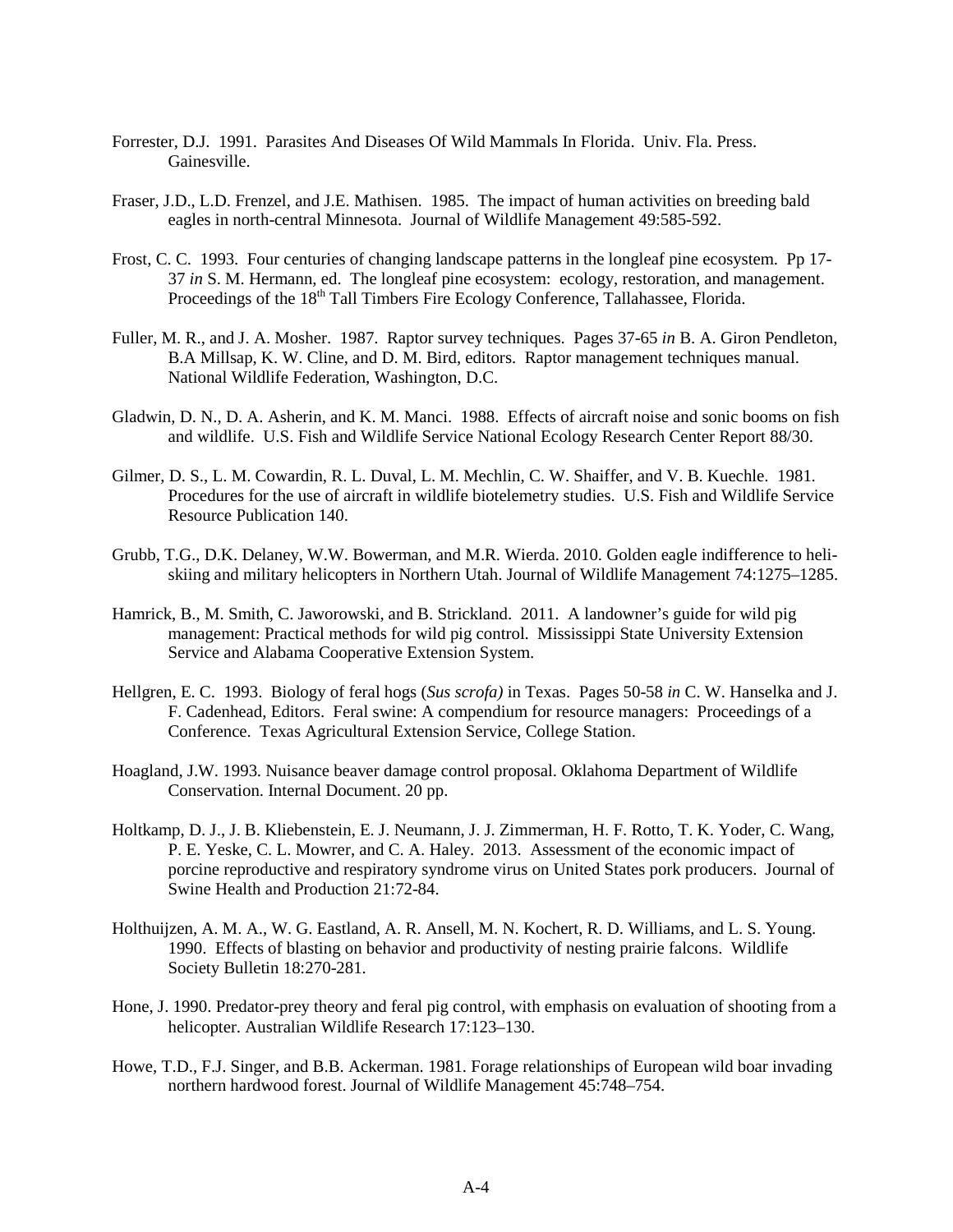Forrester, D.J. 1991. Parasites And Diseases Of Wild Mammals In Florida. Univ. Fla. Press. Gainesville.

Fraser, J.D., L.D. Frenzel, and J.E. Mathisen. 1985. The impact of human activities on breeding bald eagles in north-central Minnesota. Journal of Wildlife Management 49:585-592.

Frost, C. C. 1993. Four centuries of changing landscape patterns in the longleaf pine ecosystem. Pp 17-37 *in* S. M. Hermann, ed. The longleaf pine ecosystem: ecology, restoration, and management. Proceedings of the 18th Tall Timbers Fire Ecology Conference, Tallahassee, Florida.

Fuller, M. R., and J. A. Mosher. 1987. Raptor survey techniques. Pages 37-65 *in* B. A. Giron Pendleton, B.A Millsap, K. W. Cline, and D. M. Bird, editors. Raptor management techniques manual. National Wildlife Federation, Washington, D.C.

Gladwin, D. N., D. A. Asherin, and K. M. Manci. 1988. Effects of aircraft noise and sonic booms on fish and wildlife. U.S. Fish and Wildlife Service National Ecology Research Center Report 88/30.

Gilmer, D. S., L. M. Cowardin, R. L. Duval, L. M. Mechlin, C. W. Shaiffer, and V. B. Kuechle. 1981. Procedures for the use of aircraft in wildlife biotelemetry studies. U.S. Fish and Wildlife Service Resource Publication 140.

Grubb, T.G., D.K. Delaney, W.W. Bowerman, and M.R. Wierda. 2010. Golden eagle indifference to heli-skiing and military helicopters in Northern Utah. Journal of Wildlife Management 74:1275–1285.

Hamrick, B., M. Smith, C. Jaworowski, and B. Strickland. 2011. A landowner's guide for wild pig management: Practical methods for wild pig control. Mississippi State University Extension Service and Alabama Cooperative Extension System.

Hellgren, E. C. 1993. Biology of feral hogs (*Sus scrofa)* in Texas. Pages 50-58 *in* C. W. Hanselka and J. F. Cadenhead, Editors. Feral swine: A compendium for resource managers: Proceedings of a Conference. Texas Agricultural Extension Service, College Station.

Hoagland, J.W. 1993. Nuisance beaver damage control proposal. Oklahoma Department of Wildlife Conservation. Internal Document. 20 pp.

Holtkamp, D. J., J. B. Kliebenstein, E. J. Neumann, J. J. Zimmerman, H. F. Rotto, T. K. Yoder, C. Wang, P. E. Yeske, C. L. Mowrer, and C. A. Haley. 2013. Assessment of the economic impact of porcine reproductive and respiratory syndrome virus on United States pork producers. Journal of Swine Health and Production 21:72-84.

Holthuijzen, A. M. A., W. G. Eastland, A. R. Ansell, M. N. Kochert, R. D. Williams, and L. S. Young. 1990. Effects of blasting on behavior and productivity of nesting prairie falcons. Wildlife Society Bulletin 18:270-281.

Hone, J. 1990. Predator-prey theory and feral pig control, with emphasis on evaluation of shooting from a helicopter. Australian Wildlife Research 17:123–130.

Howe, T.D., F.J. Singer, and B.B. Ackerman. 1981. Forage relationships of European wild boar invading northern hardwood forest. Journal of Wildlife Management 45:748–754.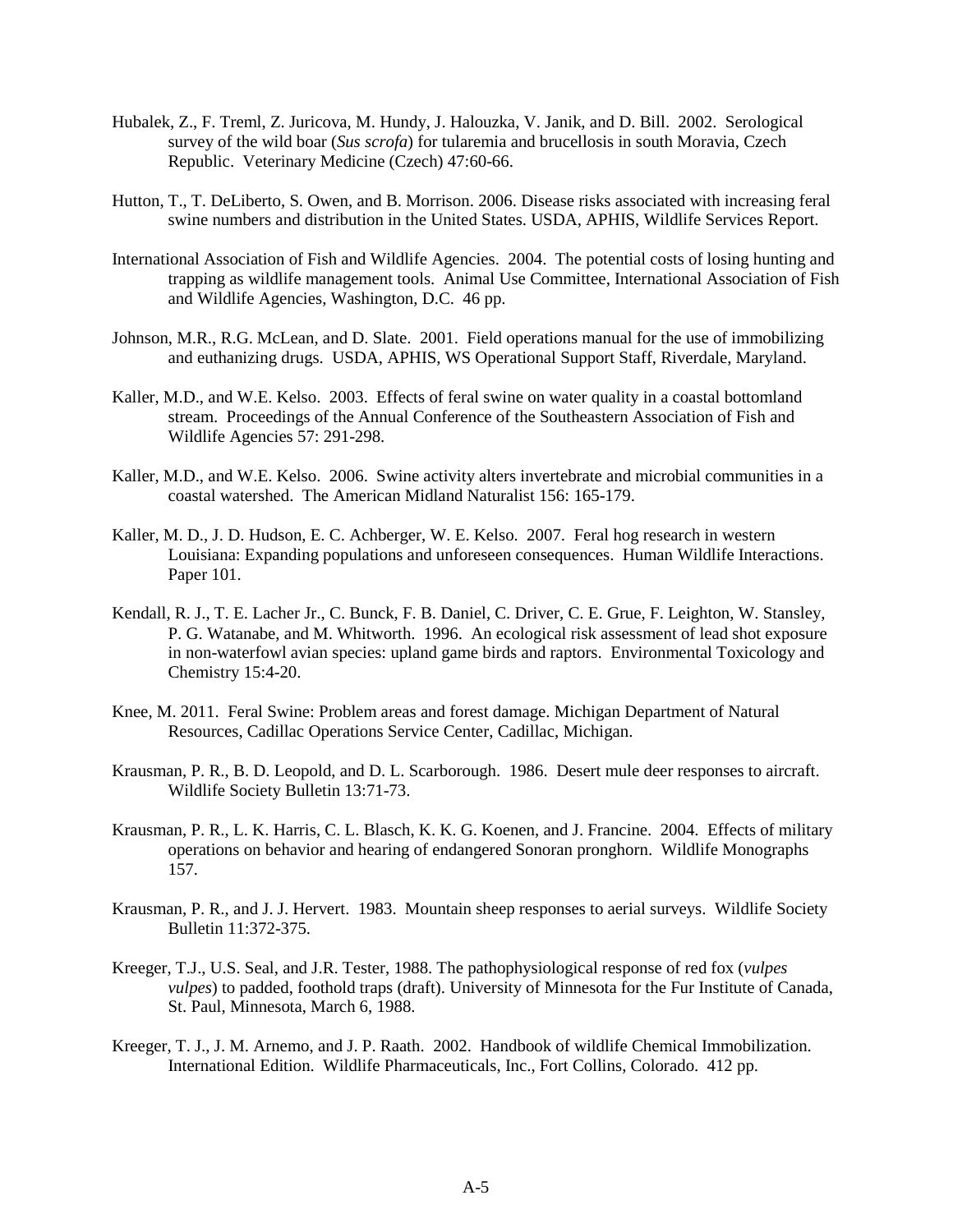Hubalek, Z., F. Treml, Z. Juricova, M. Hundy, J. Halouzka, V. Janik, and D. Bill. 2002. Serological survey of the wild boar (*Sus scrofa*) for tularemia and brucellosis in south Moravia, Czech Republic. Veterinary Medicine (Czech) 47:60-66.

Hutton, T., T. DeLiberto, S. Owen, and B. Morrison. 2006. Disease risks associated with increasing feral swine numbers and distribution in the United States. USDA, APHIS, Wildlife Services Report.

International Association of Fish and Wildlife Agencies. 2004. The potential costs of losing hunting and trapping as wildlife management tools. Animal Use Committee, International Association of Fish and Wildlife Agencies, Washington, D.C. 46 pp.

Johnson, M.R., R.G. McLean, and D. Slate. 2001. Field operations manual for the use of immobilizing and euthanizing drugs. USDA, APHIS, WS Operational Support Staff, Riverdale, Maryland.

Kaller, M.D., and W.E. Kelso. 2003. Effects of feral swine on water quality in a coastal bottomland stream. Proceedings of the Annual Conference of the Southeastern Association of Fish and Wildlife Agencies 57: 291-298.

Kaller, M.D., and W.E. Kelso. 2006. Swine activity alters invertebrate and microbial communities in a coastal watershed. The American Midland Naturalist 156: 165-179.

Kaller, M. D., J. D. Hudson, E. C. Achberger, W. E. Kelso. 2007. Feral hog research in western Louisiana: Expanding populations and unforeseen consequences. Human Wildlife Interactions. Paper 101.

Kendall, R. J., T. E. Lacher Jr., C. Bunck, F. B. Daniel, C. Driver, C. E. Grue, F. Leighton, W. Stansley, P. G. Watanabe, and M. Whitworth. 1996. An ecological risk assessment of lead shot exposure in non-waterfowl avian species: upland game birds and raptors. Environmental Toxicology and Chemistry 15:4-20.

Knee, M. 2011. Feral Swine: Problem areas and forest damage. Michigan Department of Natural Resources, Cadillac Operations Service Center, Cadillac, Michigan.

Krausman, P. R., B. D. Leopold, and D. L. Scarborough. 1986. Desert mule deer responses to aircraft. Wildlife Society Bulletin 13:71-73.

Krausman, P. R., L. K. Harris, C. L. Blasch, K. K. G. Koenen, and J. Francine. 2004. Effects of military operations on behavior and hearing of endangered Sonoran pronghorn. Wildlife Monographs 157.

Krausman, P. R., and J. J. Hervert. 1983. Mountain sheep responses to aerial surveys. Wildlife Society Bulletin 11:372-375.

Kreeger, T.J., U.S. Seal, and J.R. Tester, 1988. The pathophysiological response of red fox (*vulpes vulpes*) to padded, foothold traps (draft). University of Minnesota for the Fur Institute of Canada, St. Paul, Minnesota, March 6, 1988.

Kreeger, T. J., J. M. Arnemo, and J. P. Raath. 2002. Handbook of wildlife Chemical Immobilization. International Edition. Wildlife Pharmaceuticals, Inc., Fort Collins, Colorado. 412 pp.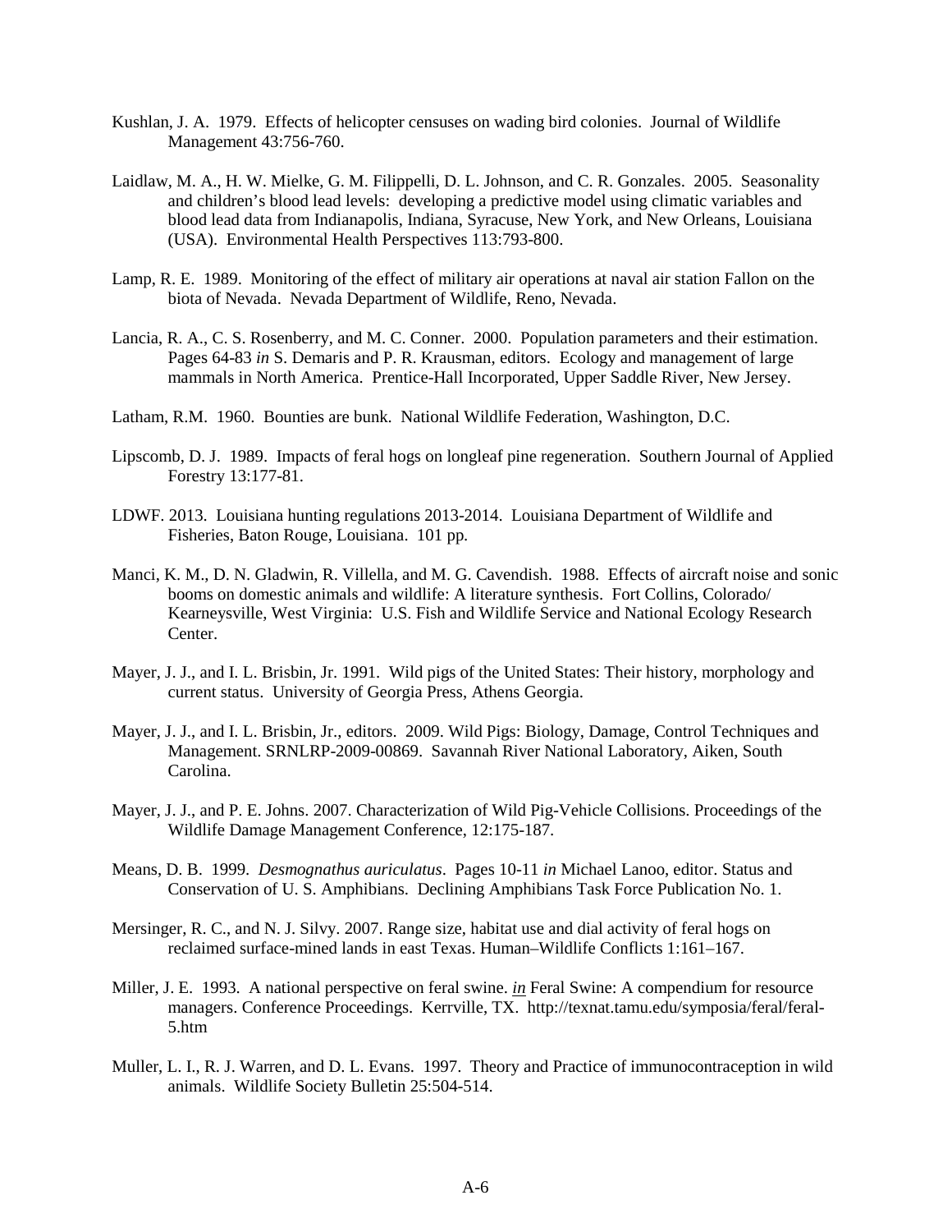Kushlan, J. A. 1979. Effects of helicopter censuses on wading bird colonies. Journal of Wildlife Management 43:756-760.

Laidlaw, M. A., H. W. Mielke, G. M. Filippelli, D. L. Johnson, and C. R. Gonzales. 2005. Seasonality and children's blood lead levels: developing a predictive model using climatic variables and blood lead data from Indianapolis, Indiana, Syracuse, New York, and New Orleans, Louisiana (USA). Environmental Health Perspectives 113:793-800.

Lamp, R. E. 1989. Monitoring of the effect of military air operations at naval air station Fallon on the biota of Nevada. Nevada Department of Wildlife, Reno, Nevada.

Lancia, R. A., C. S. Rosenberry, and M. C. Conner. 2000. Population parameters and their estimation. Pages 64-83 *in* S. Demaris and P. R. Krausman, editors. Ecology and management of large mammals in North America. Prentice-Hall Incorporated, Upper Saddle River, New Jersey.

Latham, R.M. 1960. Bounties are bunk. National Wildlife Federation, Washington, D.C.

Lipscomb, D. J. 1989. Impacts of feral hogs on longleaf pine regeneration. Southern Journal of Applied Forestry 13:177-81.

LDWF. 2013. Louisiana hunting regulations 2013-2014. Louisiana Department of Wildlife and Fisheries, Baton Rouge, Louisiana. 101 pp.

Manci, K. M., D. N. Gladwin, R. Villella, and M. G. Cavendish. 1988. Effects of aircraft noise and sonic booms on domestic animals and wildlife: A literature synthesis. Fort Collins, Colorado/ Kearneysville, West Virginia: U.S. Fish and Wildlife Service and National Ecology Research Center.

Mayer, J. J., and I. L. Brisbin, Jr. 1991. Wild pigs of the United States: Their history, morphology and current status. University of Georgia Press, Athens Georgia.

Mayer, J. J., and I. L. Brisbin, Jr., editors. 2009. Wild Pigs: Biology, Damage, Control Techniques and Management. SRNLRP-2009-00869. Savannah River National Laboratory, Aiken, South Carolina.

Mayer, J. J., and P. E. Johns. 2007. Characterization of Wild Pig-Vehicle Collisions. Proceedings of the Wildlife Damage Management Conference, 12:175-187.

Means, D. B. 1999. *Desmognathus auriculatus*. Pages 10-11 *in* Michael Lanoo, editor. Status and Conservation of U. S. Amphibians. Declining Amphibians Task Force Publication No. 1.

Mersinger, R. C., and N. J. Silvy. 2007. Range size, habitat use and dial activity of feral hogs on reclaimed surface-mined lands in east Texas. Human–Wildlife Conflicts 1:161–167.

Miller, J. E. 1993. A national perspective on feral swine. *in* Feral Swine: A compendium for resource managers. Conference Proceedings. Kerrville, TX. http://texnat.tamu.edu/symposia/feral/feral-5.htm

Muller, L. I., R. J. Warren, and D. L. Evans. 1997. Theory and Practice of immunocontraception in wild animals. Wildlife Society Bulletin 25:504-514.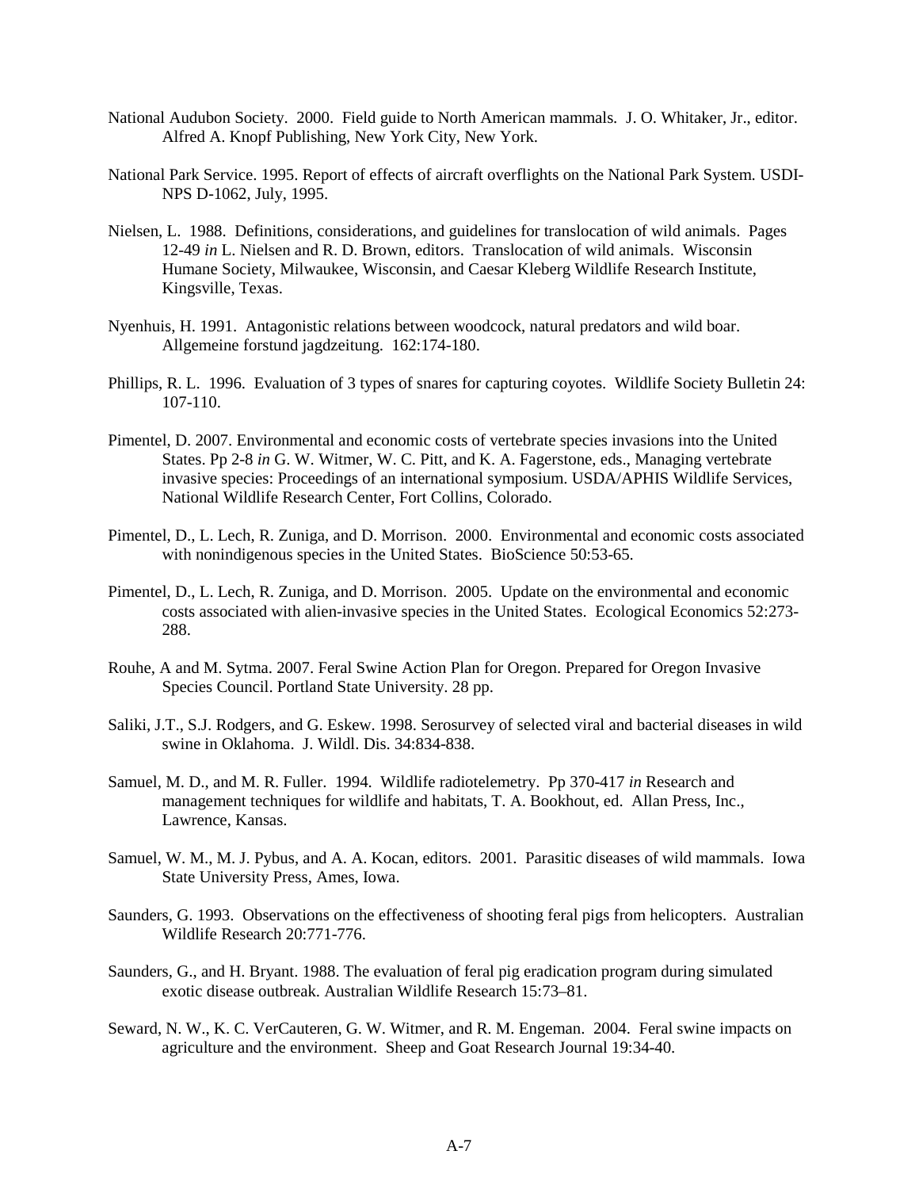National Audubon Society. 2000. Field guide to North American mammals. J. O. Whitaker, Jr., editor. Alfred A. Knopf Publishing, New York City, New York.

National Park Service. 1995. Report of effects of aircraft overflights on the National Park System. USDI-NPS D-1062, July, 1995.

Nielsen, L. 1988. Definitions, considerations, and guidelines for translocation of wild animals. Pages 12-49 *in* L. Nielsen and R. D. Brown, editors. Translocation of wild animals. Wisconsin Humane Society, Milwaukee, Wisconsin, and Caesar Kleberg Wildlife Research Institute, Kingsville, Texas.

Nyenhuis, H. 1991. Antagonistic relations between woodcock, natural predators and wild boar. Allgemeine forstund jagdzeitung. 162:174-180.

Phillips, R. L. 1996. Evaluation of 3 types of snares for capturing coyotes. Wildlife Society Bulletin 24: 107-110.

Pimentel, D. 2007. Environmental and economic costs of vertebrate species invasions into the United States. Pp 2-8 *in* G. W. Witmer, W. C. Pitt, and K. A. Fagerstone, eds., Managing vertebrate invasive species: Proceedings of an international symposium. USDA/APHIS Wildlife Services, National Wildlife Research Center, Fort Collins, Colorado.

Pimentel, D., L. Lech, R. Zuniga, and D. Morrison. 2000. Environmental and economic costs associated with nonindigenous species in the United States. BioScience 50:53-65.

Pimentel, D., L. Lech, R. Zuniga, and D. Morrison. 2005. Update on the environmental and economic costs associated with alien-invasive species in the United States. Ecological Economics 52:273-288.

Rouhe, A and M. Sytma. 2007. Feral Swine Action Plan for Oregon. Prepared for Oregon Invasive Species Council. Portland State University. 28 pp.

Saliki, J.T., S.J. Rodgers, and G. Eskew. 1998. Serosurvey of selected viral and bacterial diseases in wild swine in Oklahoma. J. Wildl. Dis. 34:834-838.

Samuel, M. D., and M. R. Fuller. 1994. Wildlife radiotelemetry. Pp 370-417 *in* Research and management techniques for wildlife and habitats, T. A. Bookhout, ed. Allan Press, Inc., Lawrence, Kansas.

Samuel, W. M., M. J. Pybus, and A. A. Kocan, editors. 2001. Parasitic diseases of wild mammals. Iowa State University Press, Ames, Iowa.

Saunders, G. 1993. Observations on the effectiveness of shooting feral pigs from helicopters. Australian Wildlife Research 20:771-776.

Saunders, G., and H. Bryant. 1988. The evaluation of feral pig eradication program during simulated exotic disease outbreak. Australian Wildlife Research 15:73–81.

Seward, N. W., K. C. VerCauteren, G. W. Witmer, and R. M. Engeman. 2004. Feral swine impacts on agriculture and the environment. Sheep and Goat Research Journal 19:34-40.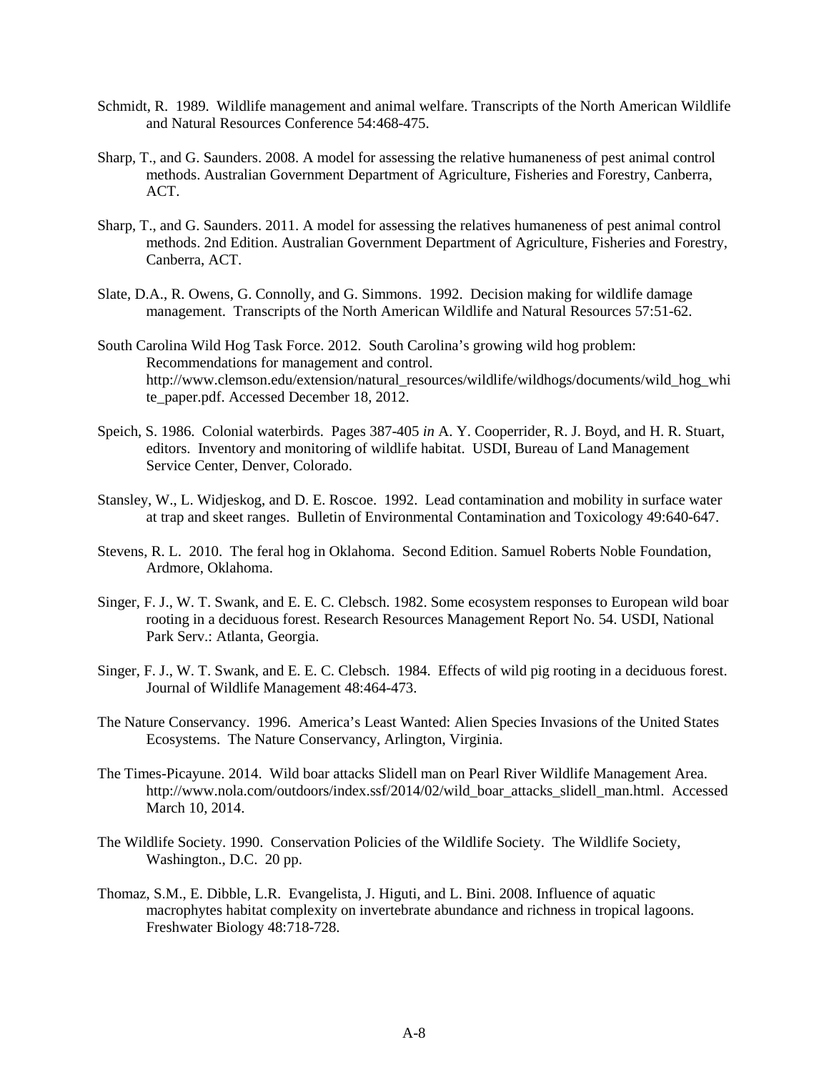Schmidt, R. 1989. Wildlife management and animal welfare. Transcripts of the North American Wildlife and Natural Resources Conference 54:468-475.

Sharp, T., and G. Saunders. 2008. A model for assessing the relative humaneness of pest animal control methods. Australian Government Department of Agriculture, Fisheries and Forestry, Canberra, ACT.

Sharp, T., and G. Saunders. 2011. A model for assessing the relatives humaneness of pest animal control methods. 2nd Edition. Australian Government Department of Agriculture, Fisheries and Forestry, Canberra, ACT.

Slate, D.A., R. Owens, G. Connolly, and G. Simmons. 1992. Decision making for wildlife damage management. Transcripts of the North American Wildlife and Natural Resources 57:51-62.

South Carolina Wild Hog Task Force. 2012. South Carolina's growing wild hog problem: Recommendations for management and control. http://www.clemson.edu/extension/natural_resources/wildlife/wildhogs/documents/wild_hog_white_paper.pdf. Accessed December 18, 2012.

Speich, S. 1986. Colonial waterbirds. Pages 387-405 *in* A. Y. Cooperrider, R. J. Boyd, and H. R. Stuart, editors. Inventory and monitoring of wildlife habitat. USDI, Bureau of Land Management Service Center, Denver, Colorado.

Stansley, W., L. Widjeskog, and D. E. Roscoe. 1992. Lead contamination and mobility in surface water at trap and skeet ranges. Bulletin of Environmental Contamination and Toxicology 49:640-647.

Stevens, R. L. 2010. The feral hog in Oklahoma. Second Edition. Samuel Roberts Noble Foundation, Ardmore, Oklahoma.

Singer, F. J., W. T. Swank, and E. E. C. Clebsch. 1982. Some ecosystem responses to European wild boar rooting in a deciduous forest. Research Resources Management Report No. 54. USDI, National Park Serv.: Atlanta, Georgia.

Singer, F. J., W. T. Swank, and E. E. C. Clebsch. 1984. Effects of wild pig rooting in a deciduous forest. Journal of Wildlife Management 48:464-473.

The Nature Conservancy. 1996. America's Least Wanted: Alien Species Invasions of the United States Ecosystems. The Nature Conservancy, Arlington, Virginia.

The Times-Picayune. 2014. Wild boar attacks Slidell man on Pearl River Wildlife Management Area. http://www.nola.com/outdoors/index.ssf/2014/02/wild_boar_attacks_slidell_man.html. Accessed March 10, 2014.

The Wildlife Society. 1990. Conservation Policies of the Wildlife Society. The Wildlife Society, Washington., D.C. 20 pp.

Thomaz, S.M., E. Dibble, L.R. Evangelista, J. Higuti, and L. Bini. 2008. Influence of aquatic macrophytes habitat complexity on invertebrate abundance and richness in tropical lagoons. Freshwater Biology 48:718-728.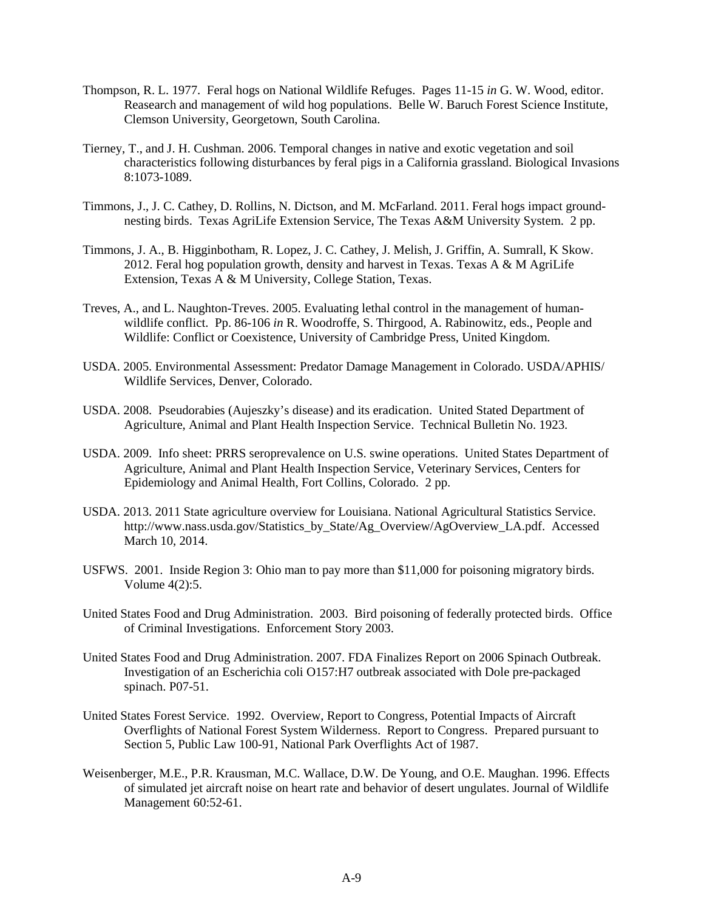Thompson, R. L. 1977. Feral hogs on National Wildlife Refuges. Pages 11-15 *in* G. W. Wood, editor. Reasearch and management of wild hog populations. Belle W. Baruch Forest Science Institute, Clemson University, Georgetown, South Carolina.

Tierney, T., and J. H. Cushman. 2006. Temporal changes in native and exotic vegetation and soil characteristics following disturbances by feral pigs in a California grassland. Biological Invasions 8:1073-1089.

Timmons, J., J. C. Cathey, D. Rollins, N. Dictson, and M. McFarland. 2011. Feral hogs impact ground-nesting birds. Texas AgriLife Extension Service, The Texas A&M University System. 2 pp.

Timmons, J. A., B. Higginbotham, R. Lopez, J. C. Cathey, J. Melish, J. Griffin, A. Sumrall, K Skow. 2012. Feral hog population growth, density and harvest in Texas. Texas A & M AgriLife Extension, Texas A & M University, College Station, Texas.

Treves, A., and L. Naughton-Treves. 2005. Evaluating lethal control in the management of human-wildlife conflict. Pp. 86-106 *in* R. Woodroffe, S. Thirgood, A. Rabinowitz, eds., People and Wildlife: Conflict or Coexistence, University of Cambridge Press, United Kingdom.

USDA. 2005. Environmental Assessment: Predator Damage Management in Colorado. USDA/APHIS/ Wildlife Services, Denver, Colorado.

USDA. 2008. Pseudorabies (Aujeszky's disease) and its eradication. United Stated Department of Agriculture, Animal and Plant Health Inspection Service. Technical Bulletin No. 1923.

USDA. 2009. Info sheet: PRRS seroprevalence on U.S. swine operations. United States Department of Agriculture, Animal and Plant Health Inspection Service, Veterinary Services, Centers for Epidemiology and Animal Health, Fort Collins, Colorado. 2 pp.

USDA. 2013. 2011 State agriculture overview for Louisiana. National Agricultural Statistics Service. http://www.nass.usda.gov/Statistics_by_State/Ag_Overview/AgOverview_LA.pdf. Accessed March 10, 2014.

USFWS. 2001. Inside Region 3: Ohio man to pay more than $11,000 for poisoning migratory birds. Volume 4(2):5.

United States Food and Drug Administration. 2003. Bird poisoning of federally protected birds. Office of Criminal Investigations. Enforcement Story 2003.

United States Food and Drug Administration. 2007. FDA Finalizes Report on 2006 Spinach Outbreak. Investigation of an Escherichia coli O157:H7 outbreak associated with Dole pre-packaged spinach. P07-51.

United States Forest Service. 1992. Overview, Report to Congress, Potential Impacts of Aircraft Overflights of National Forest System Wilderness. Report to Congress. Prepared pursuant to Section 5, Public Law 100-91, National Park Overflights Act of 1987.

Weisenberger, M.E., P.R. Krausman, M.C. Wallace, D.W. De Young, and O.E. Maughan. 1996. Effects of simulated jet aircraft noise on heart rate and behavior of desert ungulates. Journal of Wildlife Management 60:52-61.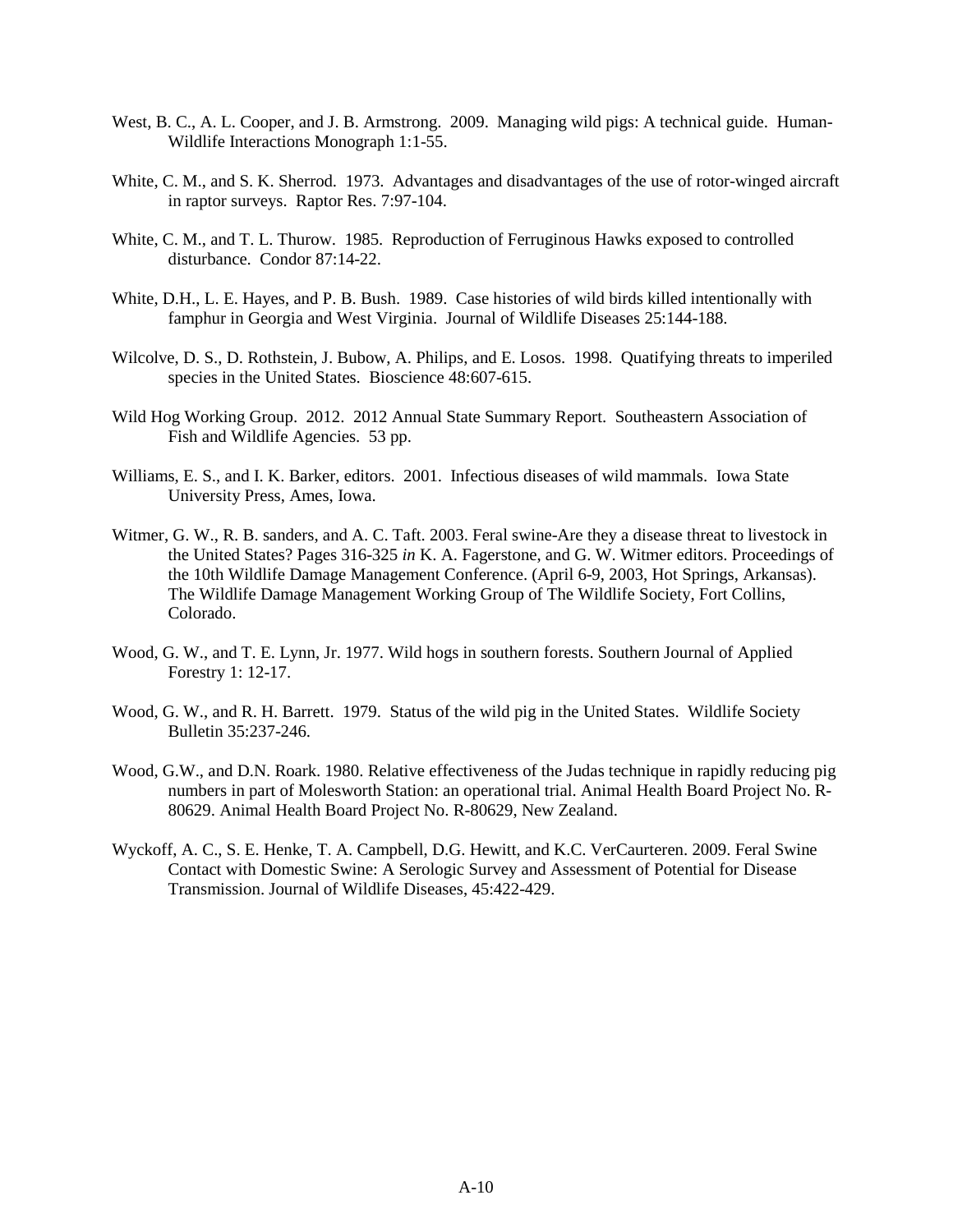West, B. C., A. L. Cooper, and J. B. Armstrong. 2009. Managing wild pigs: A technical guide. Human-Wildlife Interactions Monograph 1:1-55.

White, C. M., and S. K. Sherrod. 1973. Advantages and disadvantages of the use of rotor-winged aircraft in raptor surveys. Raptor Res. 7:97-104.

White, C. M., and T. L. Thurow. 1985. Reproduction of Ferruginous Hawks exposed to controlled disturbance. Condor 87:14-22.

White, D.H., L. E. Hayes, and P. B. Bush. 1989. Case histories of wild birds killed intentionally with famphur in Georgia and West Virginia. Journal of Wildlife Diseases 25:144-188.

Wilcolve, D. S., D. Rothstein, J. Bubow, A. Philips, and E. Losos. 1998. Quatifying threats to imperiled species in the United States. Bioscience 48:607-615.

Wild Hog Working Group. 2012. 2012 Annual State Summary Report. Southeastern Association of Fish and Wildlife Agencies. 53 pp.

Williams, E. S., and I. K. Barker, editors. 2001. Infectious diseases of wild mammals. Iowa State University Press, Ames, Iowa.

Witmer, G. W., R. B. sanders, and A. C. Taft. 2003. Feral swine-Are they a disease threat to livestock in the United States? Pages 316-325 *in* K. A. Fagerstone, and G. W. Witmer editors. Proceedings of the 10th Wildlife Damage Management Conference. (April 6-9, 2003, Hot Springs, Arkansas). The Wildlife Damage Management Working Group of The Wildlife Society, Fort Collins, Colorado.

Wood, G. W., and T. E. Lynn, Jr. 1977. Wild hogs in southern forests. Southern Journal of Applied Forestry 1: 12-17.

Wood, G. W., and R. H. Barrett. 1979. Status of the wild pig in the United States. Wildlife Society Bulletin 35:237-246.

Wood, G.W., and D.N. Roark. 1980. Relative effectiveness of the Judas technique in rapidly reducing pig numbers in part of Molesworth Station: an operational trial. Animal Health Board Project No. R-80629. Animal Health Board Project No. R-80629, New Zealand.

Wyckoff, A. C., S. E. Henke, T. A. Campbell, D.G. Hewitt, and K.C. VerCaurteren. 2009. Feral Swine Contact with Domestic Swine: A Serologic Survey and Assessment of Potential for Disease Transmission. Journal of Wildlife Diseases, 45:422-429.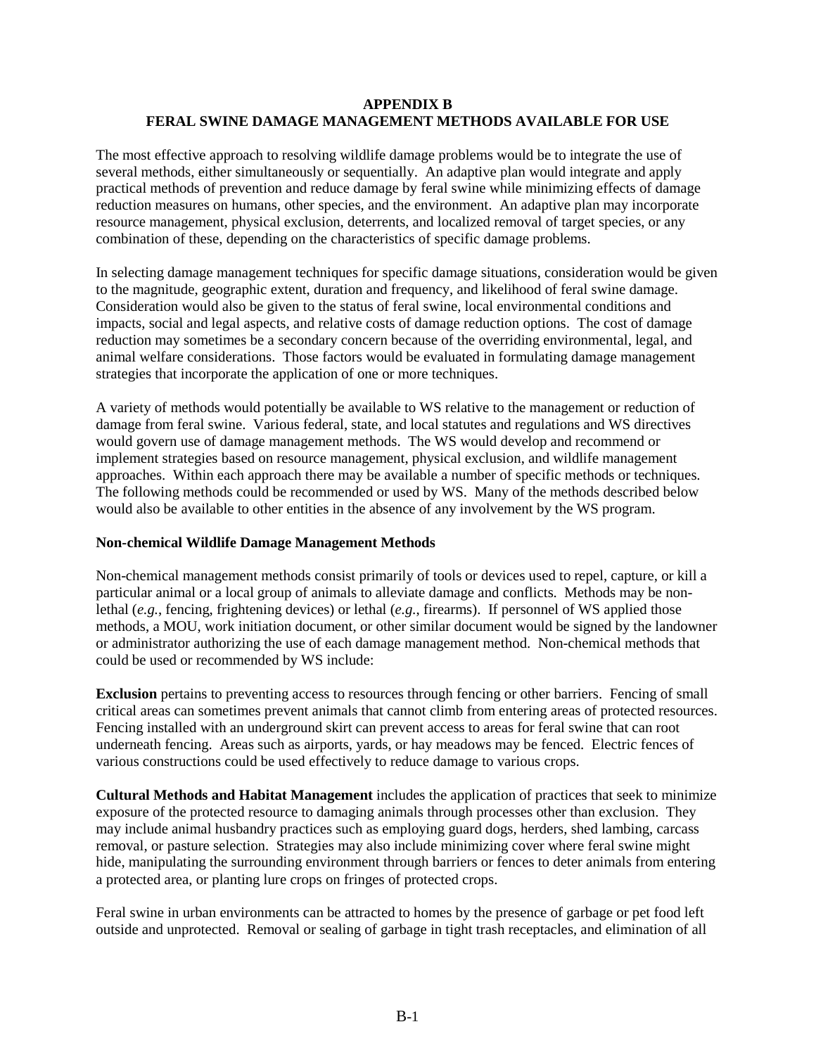# APPENDIX B
# FERAL SWINE DAMAGE MANAGEMENT METHODS AVAILABLE FOR USE

The most effective approach to resolving wildlife damage problems would be to integrate the use of several methods, either simultaneously or sequentially. An adaptive plan would integrate and apply practical methods of prevention and reduce damage by feral swine while minimizing effects of damage reduction measures on humans, other species, and the environment. An adaptive plan may incorporate resource management, physical exclusion, deterrents, and localized removal of target species, or any combination of these, depending on the characteristics of specific damage problems.

In selecting damage management techniques for specific damage situations, consideration would be given to the magnitude, geographic extent, duration and frequency, and likelihood of feral swine damage. Consideration would also be given to the status of feral swine, local environmental conditions and impacts, social and legal aspects, and relative costs of damage reduction options. The cost of damage reduction may sometimes be a secondary concern because of the overriding environmental, legal, and animal welfare considerations. Those factors would be evaluated in formulating damage management strategies that incorporate the application of one or more techniques.

A variety of methods would potentially be available to WS relative to the management or reduction of damage from feral swine. Various federal, state, and local statutes and regulations and WS directives would govern use of damage management methods. The WS would develop and recommend or implement strategies based on resource management, physical exclusion, and wildlife management approaches. Within each approach there may be available a number of specific methods or techniques. The following methods could be recommended or used by WS. Many of the methods described below would also be available to other entities in the absence of any involvement by the WS program.

**Non-chemical Wildlife Damage Management Methods**

Non-chemical management methods consist primarily of tools or devices used to repel, capture, or kill a particular animal or a local group of animals to alleviate damage and conflicts. Methods may be non-lethal (*e.g.*, fencing, frightening devices) or lethal (*e.g.*, firearms). If personnel of WS applied those methods, a MOU, work initiation document, or other similar document would be signed by the landowner or administrator authorizing the use of each damage management method. Non-chemical methods that could be used or recommended by WS include:

**Exclusion** pertains to preventing access to resources through fencing or other barriers. Fencing of small critical areas can sometimes prevent animals that cannot climb from entering areas of protected resources. Fencing installed with an underground skirt can prevent access to areas for feral swine that can root underneath fencing. Areas such as airports, yards, or hay meadows may be fenced. Electric fences of various constructions could be used effectively to reduce damage to various crops.

**Cultural Methods and Habitat Management** includes the application of practices that seek to minimize exposure of the protected resource to damaging animals through processes other than exclusion. They may include animal husbandry practices such as employing guard dogs, herders, shed lambing, carcass removal, or pasture selection. Strategies may also include minimizing cover where feral swine might hide, manipulating the surrounding environment through barriers or fences to deter animals from entering a protected area, or planting lure crops on fringes of protected crops.

Feral swine in urban environments can be attracted to homes by the presence of garbage or pet food left outside and unprotected. Removal or sealing of garbage in tight trash receptacles, and elimination of all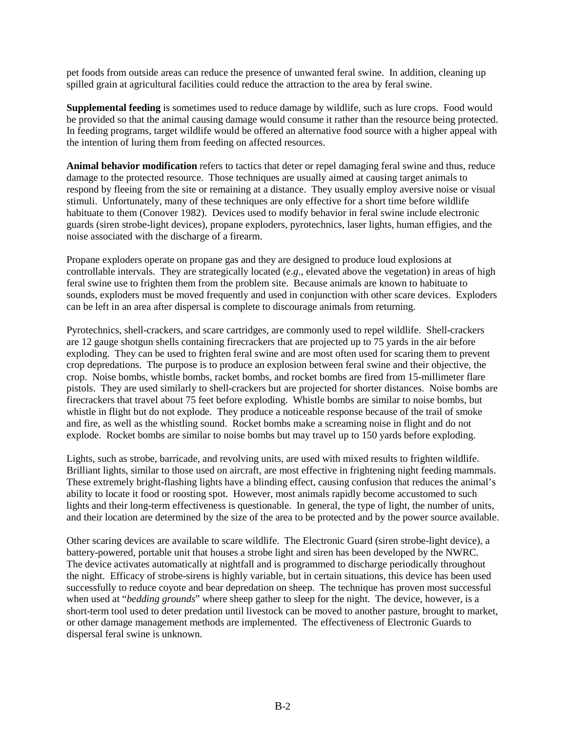pet foods from outside areas can reduce the presence of unwanted feral swine. In addition, cleaning up spilled grain at agricultural facilities could reduce the attraction to the area by feral swine.

**Supplemental feeding** is sometimes used to reduce damage by wildlife, such as lure crops. Food would be provided so that the animal causing damage would consume it rather than the resource being protected. In feeding programs, target wildlife would be offered an alternative food source with a higher appeal with the intention of luring them from feeding on affected resources.

**Animal behavior modification** refers to tactics that deter or repel damaging feral swine and thus, reduce damage to the protected resource. Those techniques are usually aimed at causing target animals to respond by fleeing from the site or remaining at a distance. They usually employ aversive noise or visual stimuli. Unfortunately, many of these techniques are only effective for a short time before wildlife habituate to them (Conover 1982). Devices used to modify behavior in feral swine include electronic guards (siren strobe-light devices), propane exploders, pyrotechnics, laser lights, human effigies, and the noise associated with the discharge of a firearm.

Propane exploders operate on propane gas and they are designed to produce loud explosions at controllable intervals. They are strategically located (*e.g*., elevated above the vegetation) in areas of high feral swine use to frighten them from the problem site. Because animals are known to habituate to sounds, exploders must be moved frequently and used in conjunction with other scare devices. Exploders can be left in an area after dispersal is complete to discourage animals from returning.

Pyrotechnics, shell-crackers, and scare cartridges, are commonly used to repel wildlife. Shell-crackers are 12 gauge shotgun shells containing firecrackers that are projected up to 75 yards in the air before exploding. They can be used to frighten feral swine and are most often used for scaring them to prevent crop depredations. The purpose is to produce an explosion between feral swine and their objective, the crop. Noise bombs, whistle bombs, racket bombs, and rocket bombs are fired from 15-millimeter flare pistols. They are used similarly to shell-crackers but are projected for shorter distances. Noise bombs are firecrackers that travel about 75 feet before exploding. Whistle bombs are similar to noise bombs, but whistle in flight but do not explode. They produce a noticeable response because of the trail of smoke and fire, as well as the whistling sound. Rocket bombs make a screaming noise in flight and do not explode. Rocket bombs are similar to noise bombs but may travel up to 150 yards before exploding.

Lights, such as strobe, barricade, and revolving units, are used with mixed results to frighten wildlife. Brilliant lights, similar to those used on aircraft, are most effective in frightening night feeding mammals. These extremely bright-flashing lights have a blinding effect, causing confusion that reduces the animal's ability to locate it food or roosting spot. However, most animals rapidly become accustomed to such lights and their long-term effectiveness is questionable. In general, the type of light, the number of units, and their location are determined by the size of the area to be protected and by the power source available.

Other scaring devices are available to scare wildlife. The Electronic Guard (siren strobe-light device), a battery-powered, portable unit that houses a strobe light and siren has been developed by the NWRC. The device activates automatically at nightfall and is programmed to discharge periodically throughout the night. Efficacy of strobe-sirens is highly variable, but in certain situations, this device has been used successfully to reduce coyote and bear depredation on sheep. The technique has proven most successful when used at "*bedding grounds*" where sheep gather to sleep for the night. The device, however, is a short-term tool used to deter predation until livestock can be moved to another pasture, brought to market, or other damage management methods are implemented. The effectiveness of Electronic Guards to dispersal feral swine is unknown.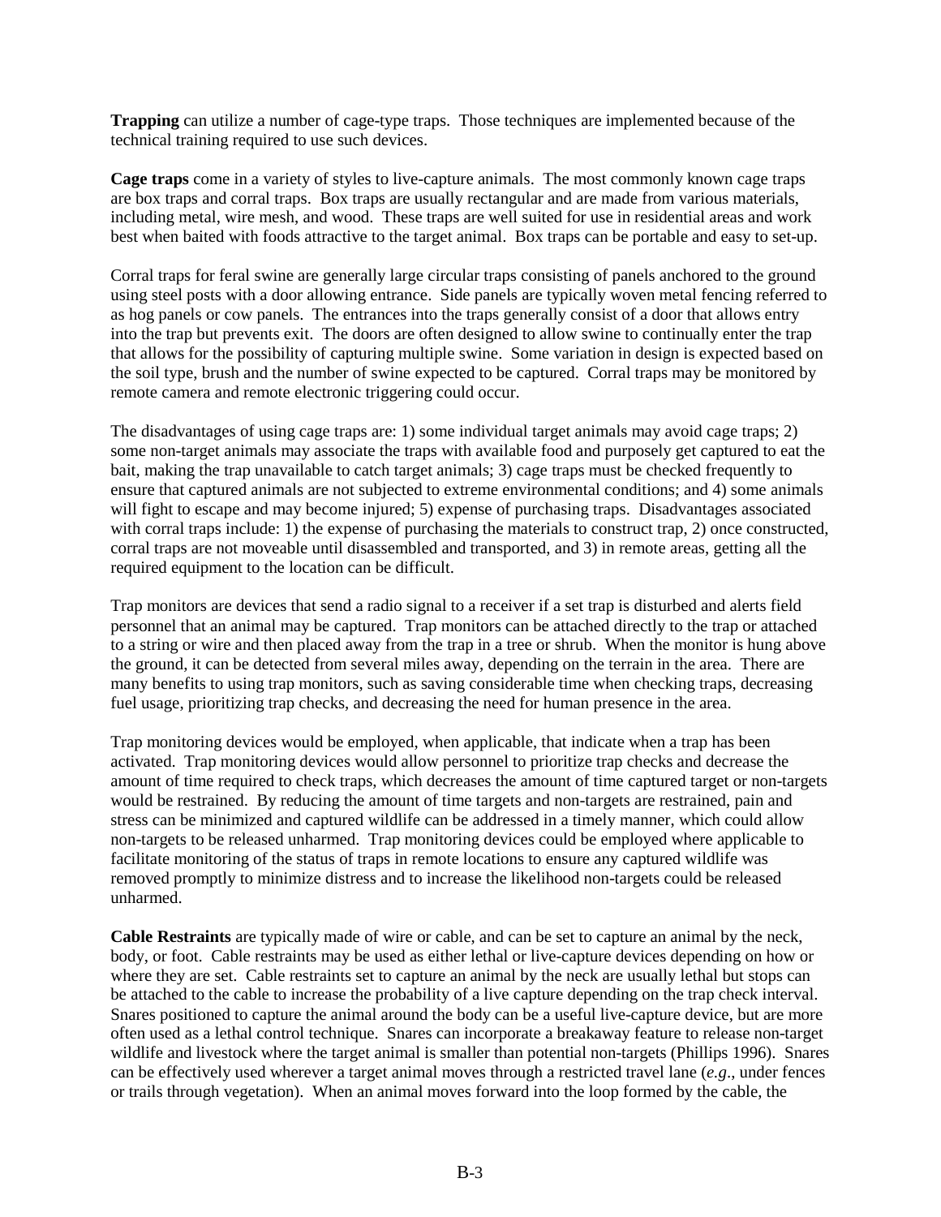**Trapping** can utilize a number of cage-type traps. Those techniques are implemented because of the technical training required to use such devices.

**Cage traps** come in a variety of styles to live-capture animals. The most commonly known cage traps are box traps and corral traps. Box traps are usually rectangular and are made from various materials, including metal, wire mesh, and wood. These traps are well suited for use in residential areas and work best when baited with foods attractive to the target animal. Box traps can be portable and easy to set-up.

Corral traps for feral swine are generally large circular traps consisting of panels anchored to the ground using steel posts with a door allowing entrance. Side panels are typically woven metal fencing referred to as hog panels or cow panels. The entrances into the traps generally consist of a door that allows entry into the trap but prevents exit. The doors are often designed to allow swine to continually enter the trap that allows for the possibility of capturing multiple swine. Some variation in design is expected based on the soil type, brush and the number of swine expected to be captured. Corral traps may be monitored by remote camera and remote electronic triggering could occur.

The disadvantages of using cage traps are: 1) some individual target animals may avoid cage traps; 2) some non-target animals may associate the traps with available food and purposely get captured to eat the bait, making the trap unavailable to catch target animals; 3) cage traps must be checked frequently to ensure that captured animals are not subjected to extreme environmental conditions; and 4) some animals will fight to escape and may become injured; 5) expense of purchasing traps. Disadvantages associated with corral traps include: 1) the expense of purchasing the materials to construct trap, 2) once constructed, corral traps are not moveable until disassembled and transported, and 3) in remote areas, getting all the required equipment to the location can be difficult.

Trap monitors are devices that send a radio signal to a receiver if a set trap is disturbed and alerts field personnel that an animal may be captured. Trap monitors can be attached directly to the trap or attached to a string or wire and then placed away from the trap in a tree or shrub. When the monitor is hung above the ground, it can be detected from several miles away, depending on the terrain in the area. There are many benefits to using trap monitors, such as saving considerable time when checking traps, decreasing fuel usage, prioritizing trap checks, and decreasing the need for human presence in the area.

Trap monitoring devices would be employed, when applicable, that indicate when a trap has been activated. Trap monitoring devices would allow personnel to prioritize trap checks and decrease the amount of time required to check traps, which decreases the amount of time captured target or non-targets would be restrained. By reducing the amount of time targets and non-targets are restrained, pain and stress can be minimized and captured wildlife can be addressed in a timely manner, which could allow non-targets to be released unharmed. Trap monitoring devices could be employed where applicable to facilitate monitoring of the status of traps in remote locations to ensure any captured wildlife was removed promptly to minimize distress and to increase the likelihood non-targets could be released unharmed.

**Cable Restraints** are typically made of wire or cable, and can be set to capture an animal by the neck, body, or foot. Cable restraints may be used as either lethal or live-capture devices depending on how or where they are set. Cable restraints set to capture an animal by the neck are usually lethal but stops can be attached to the cable to increase the probability of a live capture depending on the trap check interval. Snares positioned to capture the animal around the body can be a useful live-capture device, but are more often used as a lethal control technique. Snares can incorporate a breakaway feature to release non-target wildlife and livestock where the target animal is smaller than potential non-targets (Phillips 1996). Snares can be effectively used wherever a target animal moves through a restricted travel lane (*e.g*., under fences or trails through vegetation). When an animal moves forward into the loop formed by the cable, the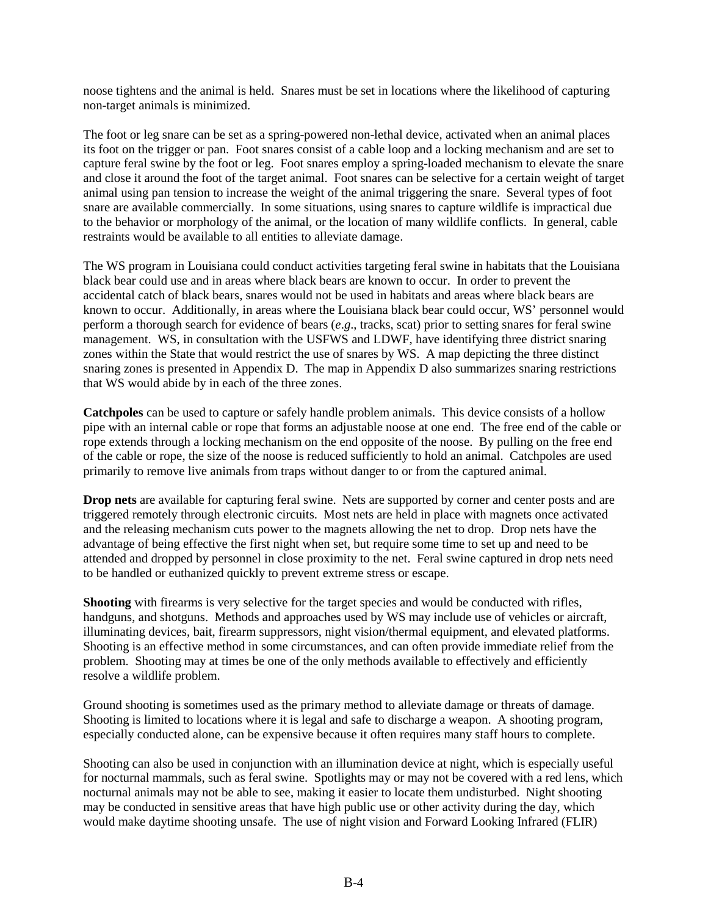noose tightens and the animal is held. Snares must be set in locations where the likelihood of capturing non-target animals is minimized.

The foot or leg snare can be set as a spring-powered non-lethal device, activated when an animal places its foot on the trigger or pan. Foot snares consist of a cable loop and a locking mechanism and are set to capture feral swine by the foot or leg. Foot snares employ a spring-loaded mechanism to elevate the snare and close it around the foot of the target animal. Foot snares can be selective for a certain weight of target animal using pan tension to increase the weight of the animal triggering the snare. Several types of foot snare are available commercially. In some situations, using snares to capture wildlife is impractical due to the behavior or morphology of the animal, or the location of many wildlife conflicts. In general, cable restraints would be available to all entities to alleviate damage.

The WS program in Louisiana could conduct activities targeting feral swine in habitats that the Louisiana black bear could use and in areas where black bears are known to occur. In order to prevent the accidental catch of black bears, snares would not be used in habitats and areas where black bears are known to occur. Additionally, in areas where the Louisiana black bear could occur, WS' personnel would perform a thorough search for evidence of bears (*e.g*., tracks, scat) prior to setting snares for feral swine management. WS, in consultation with the USFWS and LDWF, have identifying three district snaring zones within the State that would restrict the use of snares by WS. A map depicting the three distinct snaring zones is presented in Appendix D. The map in Appendix D also summarizes snaring restrictions that WS would abide by in each of the three zones.

**Catchpoles** can be used to capture or safely handle problem animals. This device consists of a hollow pipe with an internal cable or rope that forms an adjustable noose at one end. The free end of the cable or rope extends through a locking mechanism on the end opposite of the noose. By pulling on the free end of the cable or rope, the size of the noose is reduced sufficiently to hold an animal. Catchpoles are used primarily to remove live animals from traps without danger to or from the captured animal.

**Drop nets** are available for capturing feral swine. Nets are supported by corner and center posts and are triggered remotely through electronic circuits. Most nets are held in place with magnets once activated and the releasing mechanism cuts power to the magnets allowing the net to drop. Drop nets have the advantage of being effective the first night when set, but require some time to set up and need to be attended and dropped by personnel in close proximity to the net. Feral swine captured in drop nets need to be handled or euthanized quickly to prevent extreme stress or escape.

**Shooting** with firearms is very selective for the target species and would be conducted with rifles, handguns, and shotguns. Methods and approaches used by WS may include use of vehicles or aircraft, illuminating devices, bait, firearm suppressors, night vision/thermal equipment, and elevated platforms. Shooting is an effective method in some circumstances, and can often provide immediate relief from the problem. Shooting may at times be one of the only methods available to effectively and efficiently resolve a wildlife problem.

Ground shooting is sometimes used as the primary method to alleviate damage or threats of damage. Shooting is limited to locations where it is legal and safe to discharge a weapon. A shooting program, especially conducted alone, can be expensive because it often requires many staff hours to complete.

Shooting can also be used in conjunction with an illumination device at night, which is especially useful for nocturnal mammals, such as feral swine. Spotlights may or may not be covered with a red lens, which nocturnal animals may not be able to see, making it easier to locate them undisturbed. Night shooting may be conducted in sensitive areas that have high public use or other activity during the day, which would make daytime shooting unsafe. The use of night vision and Forward Looking Infrared (FLIR)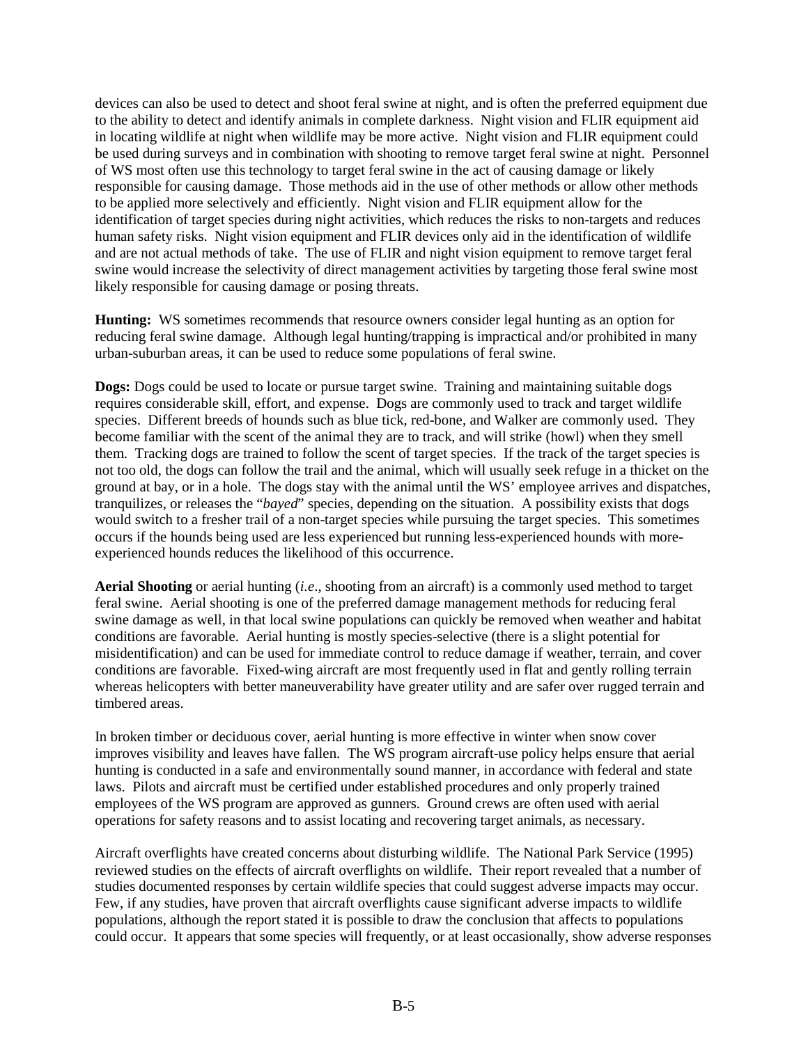devices can also be used to detect and shoot feral swine at night, and is often the preferred equipment due to the ability to detect and identify animals in complete darkness. Night vision and FLIR equipment aid in locating wildlife at night when wildlife may be more active. Night vision and FLIR equipment could be used during surveys and in combination with shooting to remove target feral swine at night. Personnel of WS most often use this technology to target feral swine in the act of causing damage or likely responsible for causing damage. Those methods aid in the use of other methods or allow other methods to be applied more selectively and efficiently. Night vision and FLIR equipment allow for the identification of target species during night activities, which reduces the risks to non-targets and reduces human safety risks. Night vision equipment and FLIR devices only aid in the identification of wildlife and are not actual methods of take. The use of FLIR and night vision equipment to remove target feral swine would increase the selectivity of direct management activities by targeting those feral swine most likely responsible for causing damage or posing threats.

**Hunting:** WS sometimes recommends that resource owners consider legal hunting as an option for reducing feral swine damage. Although legal hunting/trapping is impractical and/or prohibited in many urban-suburban areas, it can be used to reduce some populations of feral swine.

**Dogs:** Dogs could be used to locate or pursue target swine. Training and maintaining suitable dogs requires considerable skill, effort, and expense. Dogs are commonly used to track and target wildlife species. Different breeds of hounds such as blue tick, red-bone, and Walker are commonly used. They become familiar with the scent of the animal they are to track, and will strike (howl) when they smell them. Tracking dogs are trained to follow the scent of target species. If the track of the target species is not too old, the dogs can follow the trail and the animal, which will usually seek refuge in a thicket on the ground at bay, or in a hole. The dogs stay with the animal until the WS' employee arrives and dispatches, tranquilizes, or releases the "*bayed*" species, depending on the situation. A possibility exists that dogs would switch to a fresher trail of a non-target species while pursuing the target species. This sometimes occurs if the hounds being used are less experienced but running less-experienced hounds with more-experienced hounds reduces the likelihood of this occurrence.

**Aerial Shooting** or aerial hunting (*i.e*., shooting from an aircraft) is a commonly used method to target feral swine. Aerial shooting is one of the preferred damage management methods for reducing feral swine damage as well, in that local swine populations can quickly be removed when weather and habitat conditions are favorable. Aerial hunting is mostly species-selective (there is a slight potential for misidentification) and can be used for immediate control to reduce damage if weather, terrain, and cover conditions are favorable. Fixed-wing aircraft are most frequently used in flat and gently rolling terrain whereas helicopters with better maneuverability have greater utility and are safer over rugged terrain and timbered areas.

In broken timber or deciduous cover, aerial hunting is more effective in winter when snow cover improves visibility and leaves have fallen. The WS program aircraft-use policy helps ensure that aerial hunting is conducted in a safe and environmentally sound manner, in accordance with federal and state laws. Pilots and aircraft must be certified under established procedures and only properly trained employees of the WS program are approved as gunners. Ground crews are often used with aerial operations for safety reasons and to assist locating and recovering target animals, as necessary.

Aircraft overflights have created concerns about disturbing wildlife. The National Park Service (1995) reviewed studies on the effects of aircraft overflights on wildlife. Their report revealed that a number of studies documented responses by certain wildlife species that could suggest adverse impacts may occur. Few, if any studies, have proven that aircraft overflights cause significant adverse impacts to wildlife populations, although the report stated it is possible to draw the conclusion that affects to populations could occur. It appears that some species will frequently, or at least occasionally, show adverse responses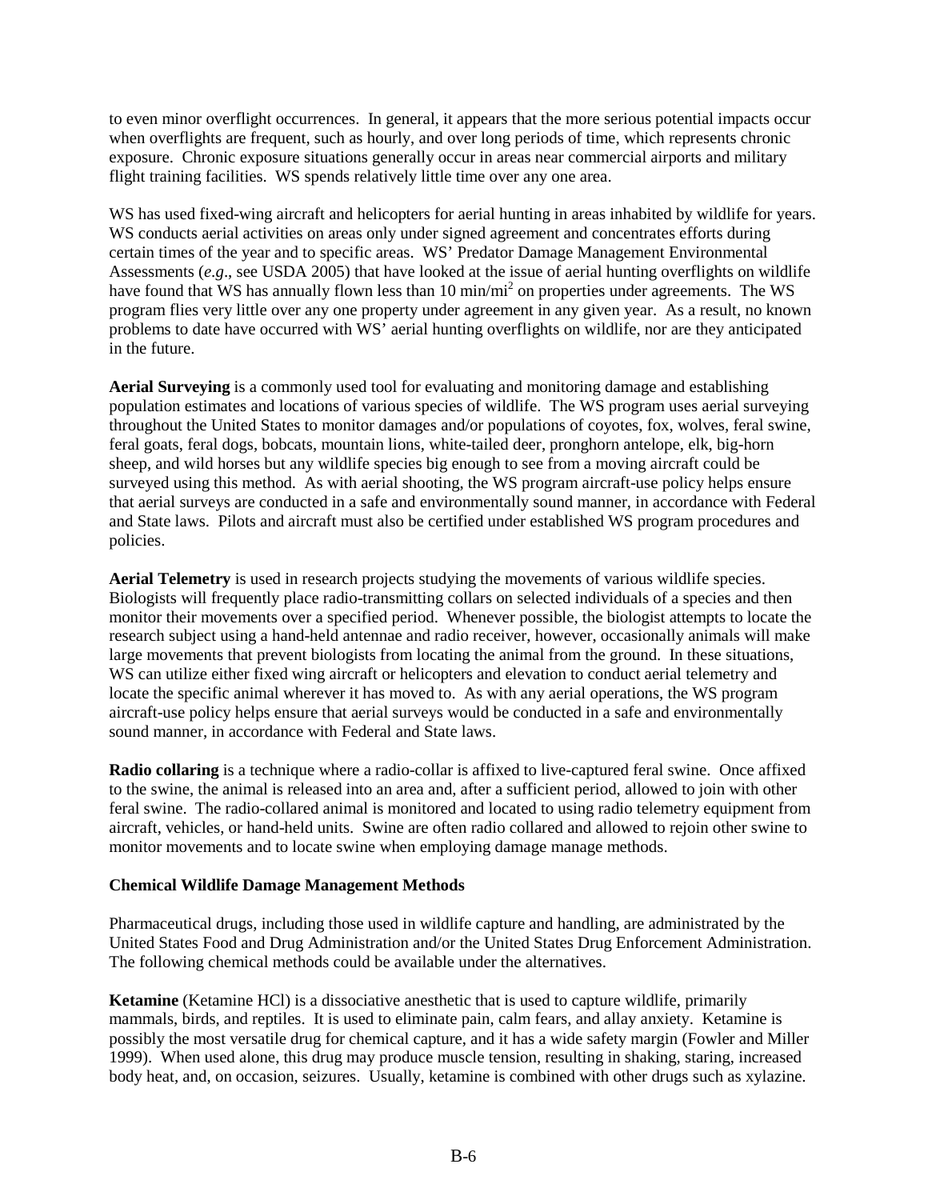to even minor overflight occurrences. In general, it appears that the more serious potential impacts occur when overflights are frequent, such as hourly, and over long periods of time, which represents chronic exposure. Chronic exposure situations generally occur in areas near commercial airports and military flight training facilities. WS spends relatively little time over any one area.

WS has used fixed-wing aircraft and helicopters for aerial hunting in areas inhabited by wildlife for years. WS conducts aerial activities on areas only under signed agreement and concentrates efforts during certain times of the year and to specific areas. WS' Predator Damage Management Environmental Assessments (*e.g*., see USDA 2005) that have looked at the issue of aerial hunting overflights on wildlife have found that WS has annually flown less than 10 $min/mi^2$ on properties under agreements. The WS program flies very little over any one property under agreement in any given year. As a result, no known problems to date have occurred with WS' aerial hunting overflights on wildlife, nor are they anticipated in the future.

**Aerial Surveying** is a commonly used tool for evaluating and monitoring damage and establishing population estimates and locations of various species of wildlife. The WS program uses aerial surveying throughout the United States to monitor damages and/or populations of coyotes, fox, wolves, feral swine, feral goats, feral dogs, bobcats, mountain lions, white-tailed deer, pronghorn antelope, elk, big-horn sheep, and wild horses but any wildlife species big enough to see from a moving aircraft could be surveyed using this method. As with aerial shooting, the WS program aircraft-use policy helps ensure that aerial surveys are conducted in a safe and environmentally sound manner, in accordance with Federal and State laws. Pilots and aircraft must also be certified under established WS program procedures and policies.

**Aerial Telemetry** is used in research projects studying the movements of various wildlife species. Biologists will frequently place radio-transmitting collars on selected individuals of a species and then monitor their movements over a specified period. Whenever possible, the biologist attempts to locate the research subject using a hand-held antennae and radio receiver, however, occasionally animals will make large movements that prevent biologists from locating the animal from the ground. In these situations, WS can utilize either fixed wing aircraft or helicopters and elevation to conduct aerial telemetry and locate the specific animal wherever it has moved to. As with any aerial operations, the WS program aircraft-use policy helps ensure that aerial surveys would be conducted in a safe and environmentally sound manner, in accordance with Federal and State laws.

**Radio collaring** is a technique where a radio-collar is affixed to live-captured feral swine. Once affixed to the swine, the animal is released into an area and, after a sufficient period, allowed to join with other feral swine. The radio-collared animal is monitored and located to using radio telemetry equipment from aircraft, vehicles, or hand-held units. Swine are often radio collared and allowed to rejoin other swine to monitor movements and to locate swine when employing damage manage methods.

**Chemical Wildlife Damage Management Methods**

Pharmaceutical drugs, including those used in wildlife capture and handling, are administrated by the United States Food and Drug Administration and/or the United States Drug Enforcement Administration. The following chemical methods could be available under the alternatives.

**Ketamine** (Ketamine HCl) is a dissociative anesthetic that is used to capture wildlife, primarily mammals, birds, and reptiles. It is used to eliminate pain, calm fears, and allay anxiety. Ketamine is possibly the most versatile drug for chemical capture, and it has a wide safety margin (Fowler and Miller 1999). When used alone, this drug may produce muscle tension, resulting in shaking, staring, increased body heat, and, on occasion, seizures. Usually, ketamine is combined with other drugs such as xylazine.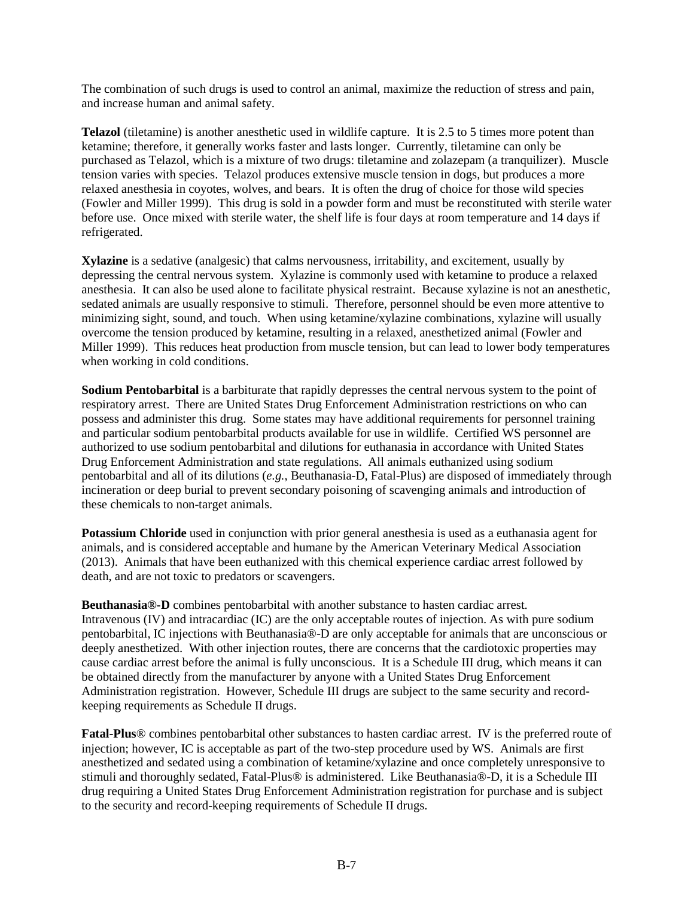The combination of such drugs is used to control an animal, maximize the reduction of stress and pain, and increase human and animal safety.

**Telazol** (tiletamine) is another anesthetic used in wildlife capture. It is 2.5 to 5 times more potent than ketamine; therefore, it generally works faster and lasts longer. Currently, tiletamine can only be purchased as Telazol, which is a mixture of two drugs: tiletamine and zolazepam (a tranquilizer). Muscle tension varies with species. Telazol produces extensive muscle tension in dogs, but produces a more relaxed anesthesia in coyotes, wolves, and bears. It is often the drug of choice for those wild species (Fowler and Miller 1999). This drug is sold in a powder form and must be reconstituted with sterile water before use. Once mixed with sterile water, the shelf life is four days at room temperature and 14 days if refrigerated.

**Xylazine** is a sedative (analgesic) that calms nervousness, irritability, and excitement, usually by depressing the central nervous system. Xylazine is commonly used with ketamine to produce a relaxed anesthesia. It can also be used alone to facilitate physical restraint. Because xylazine is not an anesthetic, sedated animals are usually responsive to stimuli. Therefore, personnel should be even more attentive to minimizing sight, sound, and touch. When using ketamine/xylazine combinations, xylazine will usually overcome the tension produced by ketamine, resulting in a relaxed, anesthetized animal (Fowler and Miller 1999). This reduces heat production from muscle tension, but can lead to lower body temperatures when working in cold conditions.

**Sodium Pentobarbital** is a barbiturate that rapidly depresses the central nervous system to the point of respiratory arrest. There are United States Drug Enforcement Administration restrictions on who can possess and administer this drug. Some states may have additional requirements for personnel training and particular sodium pentobarbital products available for use in wildlife. Certified WS personnel are authorized to use sodium pentobarbital and dilutions for euthanasia in accordance with United States Drug Enforcement Administration and state regulations. All animals euthanized using sodium pentobarbital and all of its dilutions (*e.g.*, Beuthanasia-D, Fatal-Plus) are disposed of immediately through incineration or deep burial to prevent secondary poisoning of scavenging animals and introduction of these chemicals to non-target animals.

**Potassium Chloride** used in conjunction with prior general anesthesia is used as a euthanasia agent for animals, and is considered acceptable and humane by the American Veterinary Medical Association (2013). Animals that have been euthanized with this chemical experience cardiac arrest followed by death, and are not toxic to predators or scavengers.

**Beuthanasia®-D** combines pentobarbital with another substance to hasten cardiac arrest. Intravenous (IV) and intracardiac (IC) are the only acceptable routes of injection. As with pure sodium pentobarbital, IC injections with Beuthanasia®-D are only acceptable for animals that are unconscious or deeply anesthetized. With other injection routes, there are concerns that the cardiotoxic properties may cause cardiac arrest before the animal is fully unconscious. It is a Schedule III drug, which means it can be obtained directly from the manufacturer by anyone with a United States Drug Enforcement Administration registration. However, Schedule III drugs are subject to the same security and record-keeping requirements as Schedule II drugs.

**Fatal-Plus**® combines pentobarbital other substances to hasten cardiac arrest. IV is the preferred route of injection; however, IC is acceptable as part of the two-step procedure used by WS. Animals are first anesthetized and sedated using a combination of ketamine/xylazine and once completely unresponsive to stimuli and thoroughly sedated, Fatal-Plus® is administered. Like Beuthanasia®-D, it is a Schedule III drug requiring a United States Drug Enforcement Administration registration for purchase and is subject to the security and record-keeping requirements of Schedule II drugs.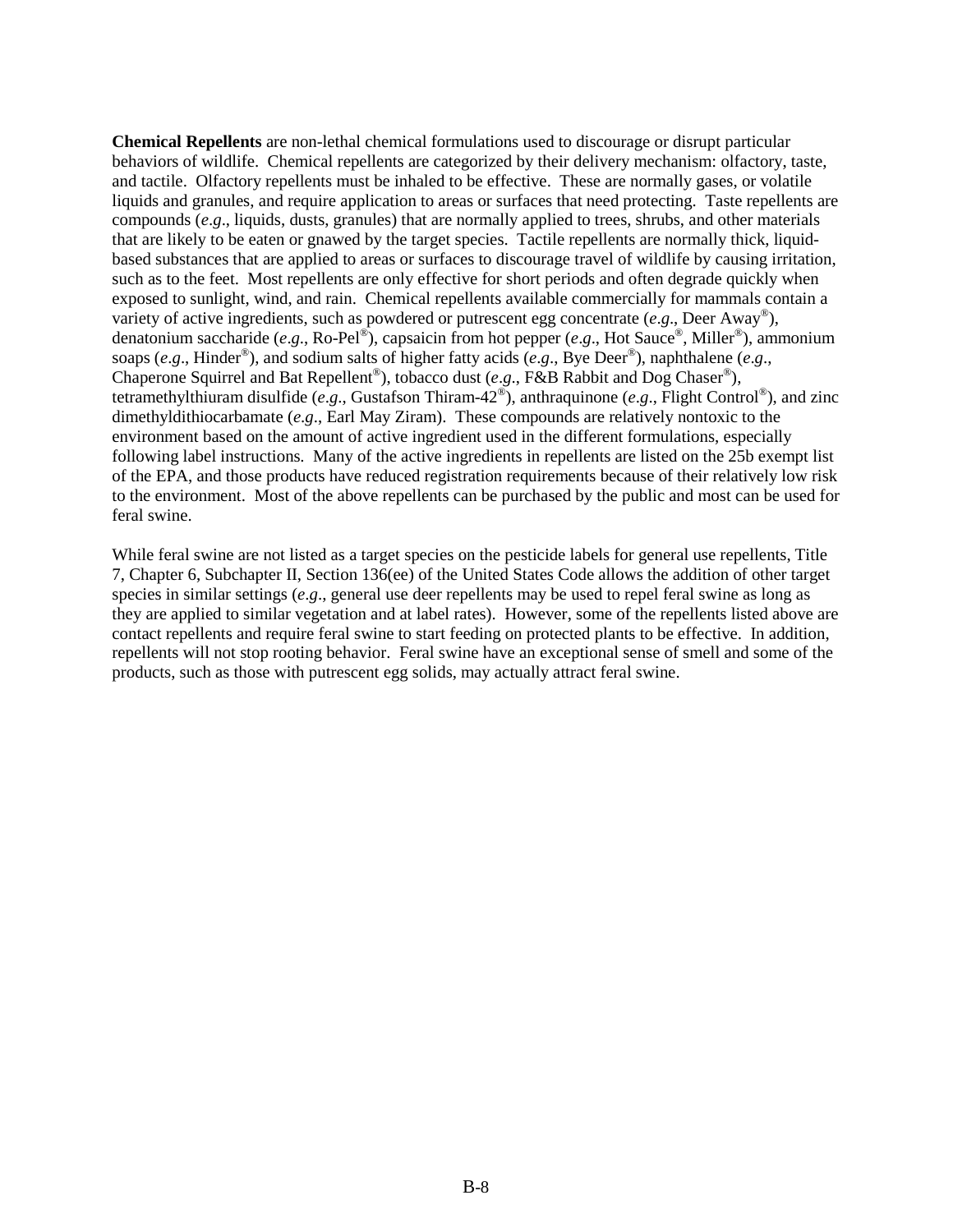**Chemical Repellents** are non-lethal chemical formulations used to discourage or disrupt particular behaviors of wildlife. Chemical repellents are categorized by their delivery mechanism: olfactory, taste, and tactile. Olfactory repellents must be inhaled to be effective. These are normally gases, or volatile liquids and granules, and require application to areas or surfaces that need protecting. Taste repellents are compounds (*e.g*., liquids, dusts, granules) that are normally applied to trees, shrubs, and other materials that are likely to be eaten or gnawed by the target species. Tactile repellents are normally thick, liquid-based substances that are applied to areas or surfaces to discourage travel of wildlife by causing irritation, such as to the feet. Most repellents are only effective for short periods and often degrade quickly when exposed to sunlight, wind, and rain. Chemical repellents available commercially for mammals contain a variety of active ingredients, such as powdered or putrescent egg concentrate (*e.g*., Deer Away®), denatonium saccharide (*e.g*., Ro-Pel®), capsaicin from hot pepper (*e.g*., Hot Sauce®, Miller®), ammonium soaps (*e.g*., Hinder®), and sodium salts of higher fatty acids (*e.g*., Bye Deer®), naphthalene (*e.g*., Chaperone Squirrel and Bat Repellent®), tobacco dust (*e.g*., F&B Rabbit and Dog Chaser®), tetramethylthiuram disulfide (*e.g*., Gustafson Thiram-42®), anthraquinone (*e.g*., Flight Control®), and zinc dimethyldithiocarbamate (*e.g*., Earl May Ziram). These compounds are relatively nontoxic to the environment based on the amount of active ingredient used in the different formulations, especially following label instructions. Many of the active ingredients in repellents are listed on the 25b exempt list of the EPA, and those products have reduced registration requirements because of their relatively low risk to the environment. Most of the above repellents can be purchased by the public and most can be used for feral swine.

While feral swine are not listed as a target species on the pesticide labels for general use repellents, Title 7, Chapter 6, Subchapter II, Section 136(ee) of the United States Code allows the addition of other target species in similar settings (*e.g*., general use deer repellents may be used to repel feral swine as long as they are applied to similar vegetation and at label rates). However, some of the repellents listed above are contact repellents and require feral swine to start feeding on protected plants to be effective. In addition, repellents will not stop rooting behavior. Feral swine have an exceptional sense of smell and some of the products, such as those with putrescent egg solids, may actually attract feral swine.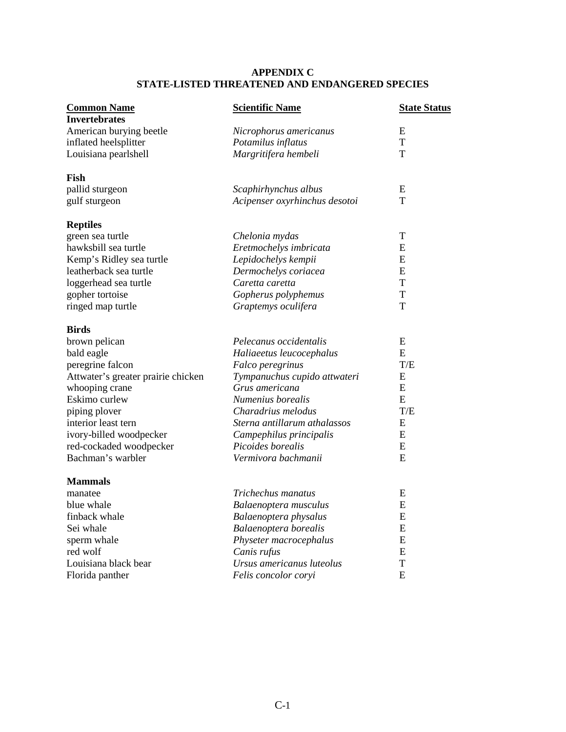# APPENDIX C
## STATE-LISTED THREATENED AND ENDANGERED SPECIES

| Common Name | Scientific Name | State Status |
|---|---|---|
| **Invertebrates** | | |
| American burying beetle | *Nicrophorus americanus* | E |
| inflated heelsplitter | *Potamilus inflatus* | T |
| Louisiana pearlshell | *Margritifera hembeli* | T |
| **Fish** | | |
| pallid sturgeon | *Scaphirhynchus albus* | E |
| gulf sturgeon | *Acipenser oxyrhinchus desotoi* | T |
| **Reptiles** | | |
| green sea turtle | *Chelonia mydas* | T |
| hawksbill sea turtle | *Eretmochelys imbricata* | E |
| Kemp's Ridley sea turtle | *Lepidochelys kempii* | E |
| leatherback sea turtle | *Dermochelys coriacea* | E |
| loggerhead sea turtle | *Caretta caretta* | T |
| gopher tortoise | *Gopherus polyphemus* | T |
| ringed map turtle | *Graptemys oculifera* | T |
| **Birds** | | |
| brown pelican | *Pelecanus occidentalis* | E |
| bald eagle | *Haliaeetus leucocephalus* | E |
| peregrine falcon | *Falco peregrinus* | T/E |
| Attwater's greater prairie chicken | *Tympanuchus cupido attwateri* | E |
| whooping crane | *Grus americana* | E |
| Eskimo curlew | *Numenius borealis* | E |
| piping plover | *Charadrius melodus* | T/E |
| interior least tern | *Sterna antillarum athalassos* | E |
| ivory-billed woodpecker | *Campephilus principalis* | E |
| red-cockaded woodpecker | *Picoides borealis* | E |
| Bachman's warbler | *Vermivora bachmanii* | E |
| **Mammals** | | |
| manatee | *Trichechus manatus* | E |
| blue whale | *Balaenoptera musculus* | E |
| finback whale | *Balaenoptera physalus* | E |
| Sei whale | *Balaenoptera borealis* | E |
| sperm whale | *Physeter macrocephalus* | E |
| red wolf | *Canis rufus* | E |
| Louisiana black bear | *Ursus americanus luteolus* | T |
| Florida panther | *Felis concolor coryi* | E |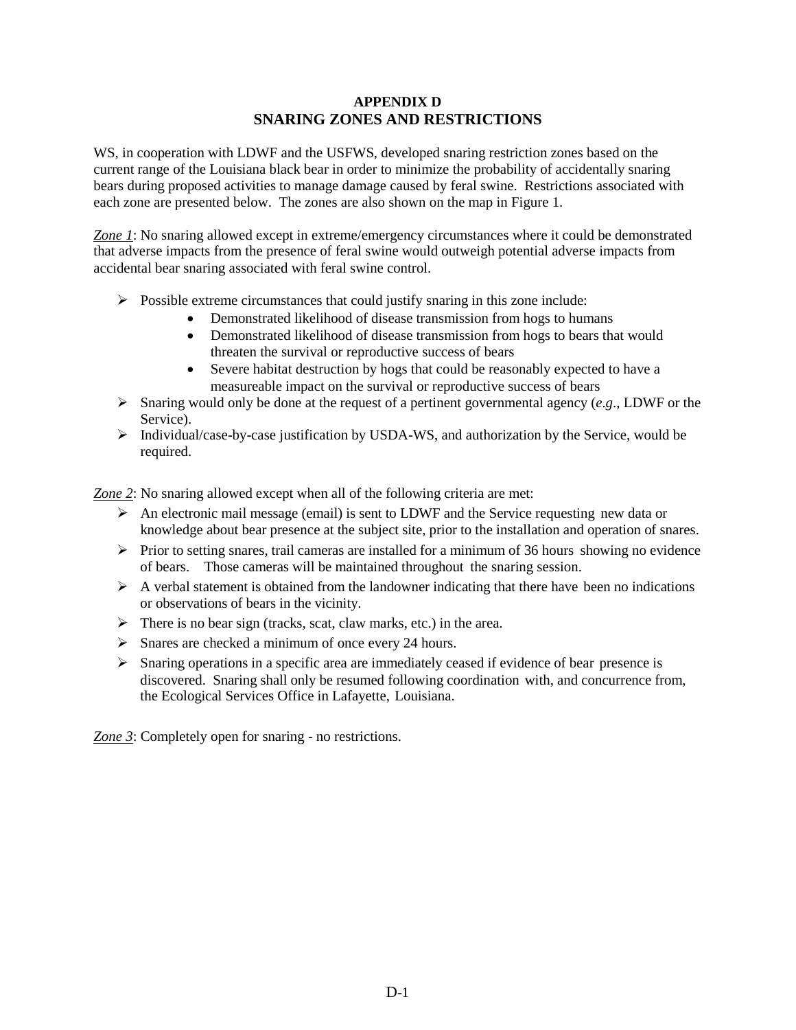# APPENDIX D
## SNARING ZONES AND RESTRICTIONS

WS, in cooperation with LDWF and the USFWS, developed snaring restriction zones based on the current range of the Louisiana black bear in order to minimize the probability of accidentally snaring bears during proposed activities to manage damage caused by feral swine. Restrictions associated with each zone are presented below. The zones are also shown on the map in Figure 1.

***Zone 1***: No snaring allowed except in extreme/emergency circumstances where it could be demonstrated that adverse impacts from the presence of feral swine would outweigh potential adverse impacts from accidental bear snaring associated with feral swine control.

- Possible extreme circumstances that could justify snaring in this zone include:
  - Demonstrated likelihood of disease transmission from hogs to humans
  - Demonstrated likelihood of disease transmission from hogs to bears that would threaten the survival or reproductive success of bears
  - Severe habitat destruction by hogs that could be reasonably expected to have a measureable impact on the survival or reproductive success of bears
- Snaring would only be done at the request of a pertinent governmental agency (*e.g*., LDWF or the Service).
- Individual/case-by-case justification by USDA-WS, and authorization by the Service, would be required.

***Zone 2***: No snaring allowed except when all of the following criteria are met:

- An electronic mail message (email) is sent to LDWF and the Service requesting new data or knowledge about bear presence at the subject site, prior to the installation and operation of snares.
- Prior to setting snares, trail cameras are installed for a minimum of 36 hours showing no evidence of bears. Those cameras will be maintained throughout the snaring session.
- A verbal statement is obtained from the landowner indicating that there have been no indications or observations of bears in the vicinity.
- There is no bear sign (tracks, scat, claw marks, etc.) in the area.
- Snares are checked a minimum of once every 24 hours.
- Snaring operations in a specific area are immediately ceased if evidence of bear presence is discovered. Snaring shall only be resumed following coordination with, and concurrence from, the Ecological Services Office in Lafayette, Louisiana.

***Zone 3***: Completely open for snaring - no restrictions.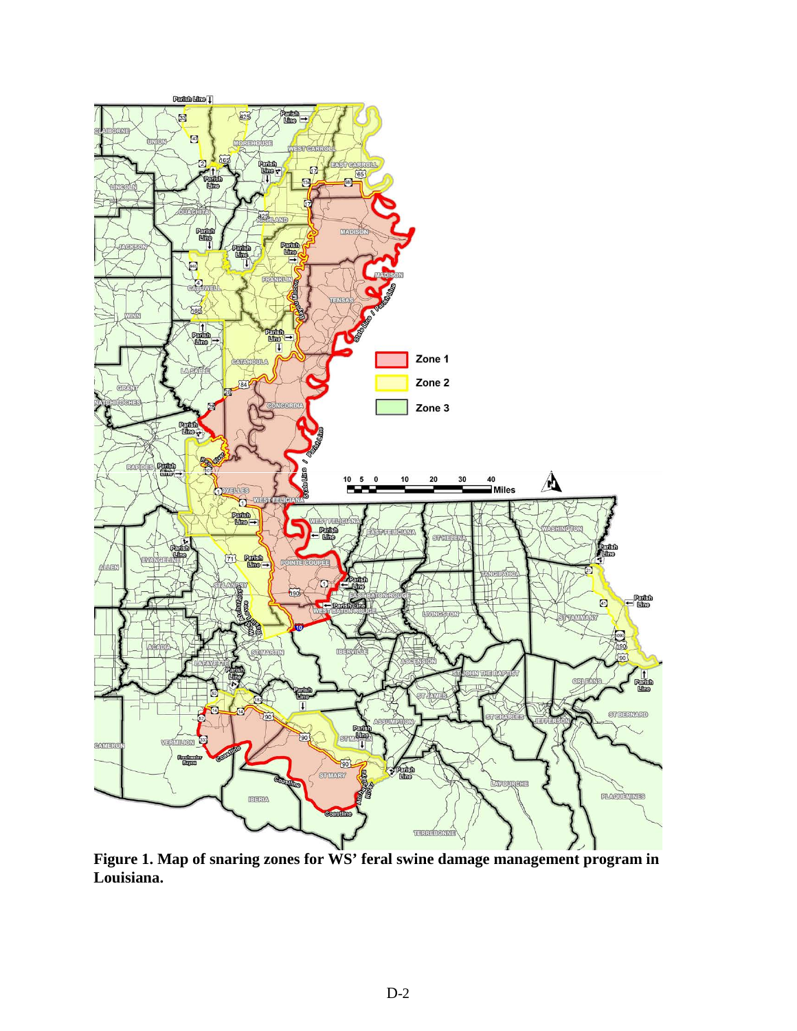Zone 1

Zone 2

Zone 3

10 5 0 10 20 30 40 Miles

**Figure 1. Map of snaring zones for WS' feral swine damage management program in Louisiana.**